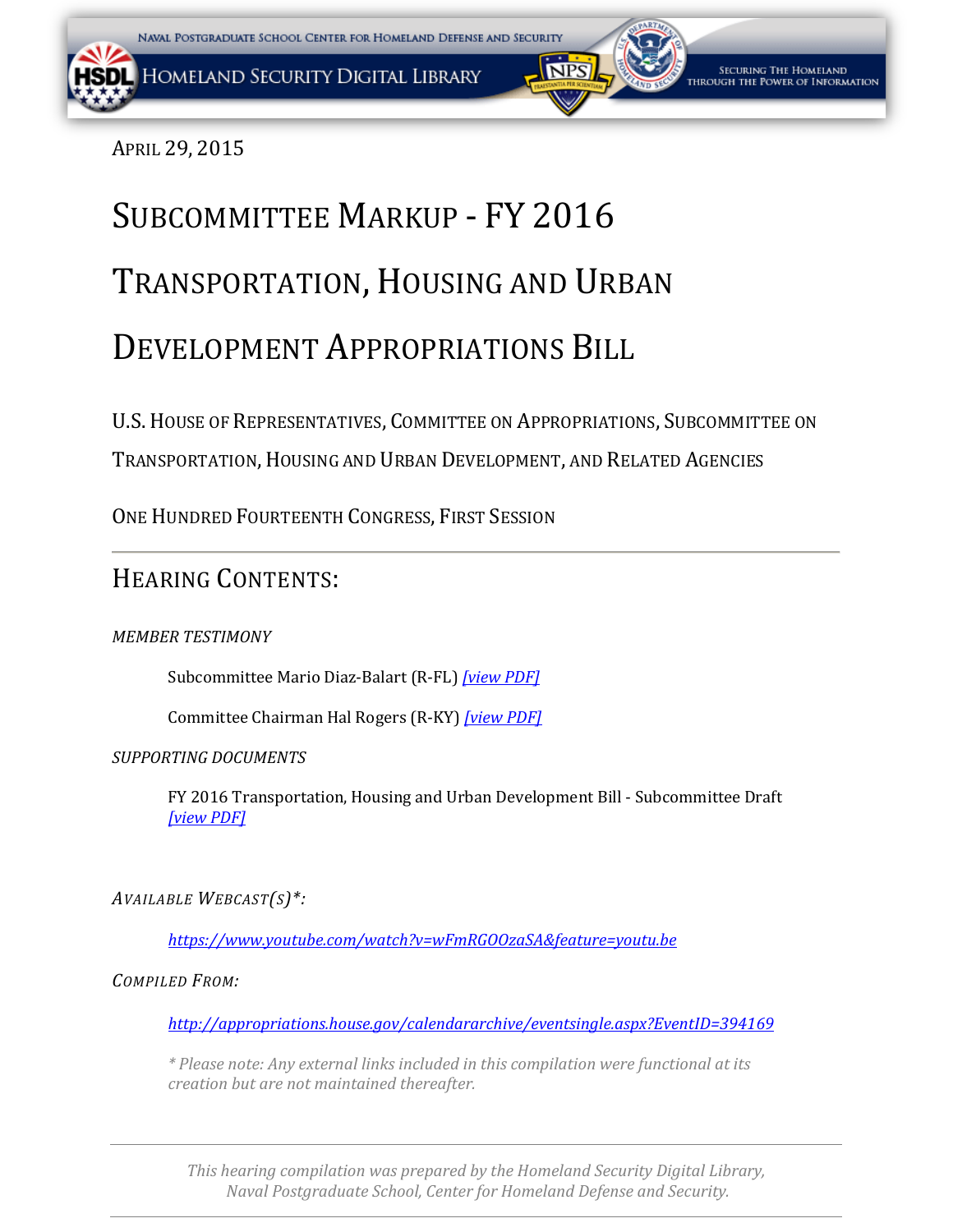April 29, 2015

# Subcommittee Markup - FY 2016 Transportation, Housing and Urban Development Appropriations Bill

U.S. House of Representatives, Committee on Appropriations, Subcommittee on Transportation, Housing and Urban Development, and Related Agencies

One Hundred Fourteenth Congress, First Session

---

## Hearing Contents:

*MEMBER TESTIMONY*

Subcommittee Mario Diaz-Balart (R-FL) *[view PDF]*

Committee Chairman Hal Rogers (R-KY) *[view PDF]*

*SUPPORTING DOCUMENTS*

FY 2016 Transportation, Housing and Urban Development Bill - Subcommittee Draft *[view PDF]*

*Available Webcast(s)\*:*

*https://www.youtube.com/watch?v=wFmRGOOzaSA&feature=youtu.be*

*Compiled From:*

*http://appropriations.house.gov/calendararchive/eventsingle.aspx?EventID=394169*

*\* Please note: Any external links included in this compilation were functional at its creation but are not maintained thereafter.*

---

*This hearing compilation was prepared by the Homeland Security Digital Library, Naval Postgraduate School, Center for Homeland Defense and Security.*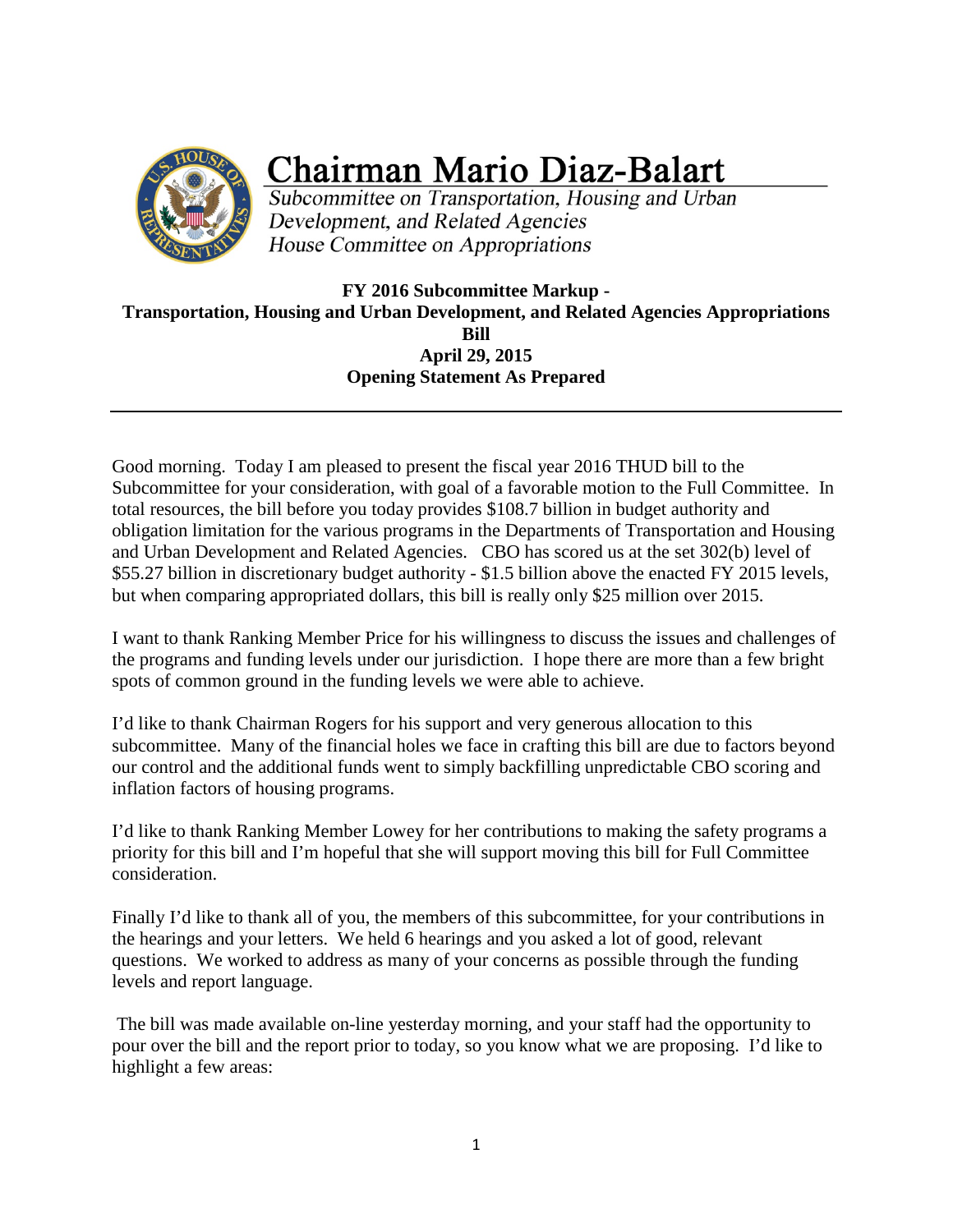# Chairman Mario Diaz-Balart

*Subcommittee on Transportation, Housing and Urban Development, and Related Agencies*
*House Committee on Appropriations*

**FY 2016 Subcommittee Markup -**
**Transportation, Housing and Urban Development, and Related Agencies Appropriations Bill**
**April 29, 2015**
**Opening Statement As Prepared**

---

Good morning. Today I am pleased to present the fiscal year 2016 THUD bill to the Subcommittee for your consideration, with goal of a favorable motion to the Full Committee. In total resources, the bill before you today provides $108.7 billion in budget authority and obligation limitation for the various programs in the Departments of Transportation and Housing and Urban Development and Related Agencies. CBO has scored us at the set 302(b) level of $55.27 billion in discretionary budget authority - $1.5 billion above the enacted FY 2015 levels, but when comparing appropriated dollars, this bill is really only $25 million over 2015.

I want to thank Ranking Member Price for his willingness to discuss the issues and challenges of the programs and funding levels under our jurisdiction. I hope there are more than a few bright spots of common ground in the funding levels we were able to achieve.

I'd like to thank Chairman Rogers for his support and very generous allocation to this subcommittee. Many of the financial holes we face in crafting this bill are due to factors beyond our control and the additional funds went to simply backfilling unpredictable CBO scoring and inflation factors of housing programs.

I'd like to thank Ranking Member Lowey for her contributions to making the safety programs a priority for this bill and I'm hopeful that she will support moving this bill for Full Committee consideration.

Finally I'd like to thank all of you, the members of this subcommittee, for your contributions in the hearings and your letters. We held 6 hearings and you asked a lot of good, relevant questions. We worked to address as many of your concerns as possible through the funding levels and report language.

The bill was made available on-line yesterday morning, and your staff had the opportunity to pour over the bill and the report prior to today, so you know what we are proposing. I'd like to highlight a few areas: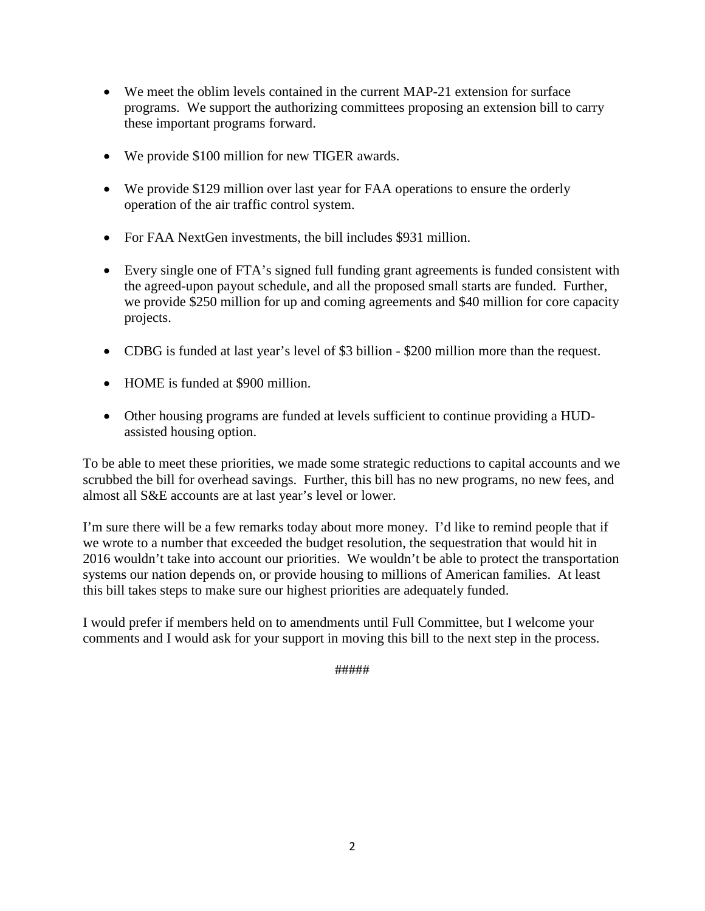- We meet the oblim levels contained in the current MAP-21 extension for surface programs. We support the authorizing committees proposing an extension bill to carry these important programs forward.

- We provide $100 million for new TIGER awards.

- We provide $129 million over last year for FAA operations to ensure the orderly operation of the air traffic control system.

- For FAA NextGen investments, the bill includes $931 million.

- Every single one of FTA's signed full funding grant agreements is funded consistent with the agreed-upon payout schedule, and all the proposed small starts are funded. Further, we provide $250 million for up and coming agreements and $40 million for core capacity projects.

- CDBG is funded at last year's level of $3 billion - $200 million more than the request.

- HOME is funded at $900 million.

- Other housing programs are funded at levels sufficient to continue providing a HUD-assisted housing option.

To be able to meet these priorities, we made some strategic reductions to capital accounts and we scrubbed the bill for overhead savings. Further, this bill has no new programs, no new fees, and almost all S&E accounts are at last year's level or lower.

I'm sure there will be a few remarks today about more money. I'd like to remind people that if we wrote to a number that exceeded the budget resolution, the sequestration that would hit in 2016 wouldn't take into account our priorities. We wouldn't be able to protect the transportation systems our nation depends on, or provide housing to millions of American families. At least this bill takes steps to make sure our highest priorities are adequately funded.

I would prefer if members held on to amendments until Full Committee, but I welcome your comments and I would ask for your support in moving this bill to the next step in the process.

#####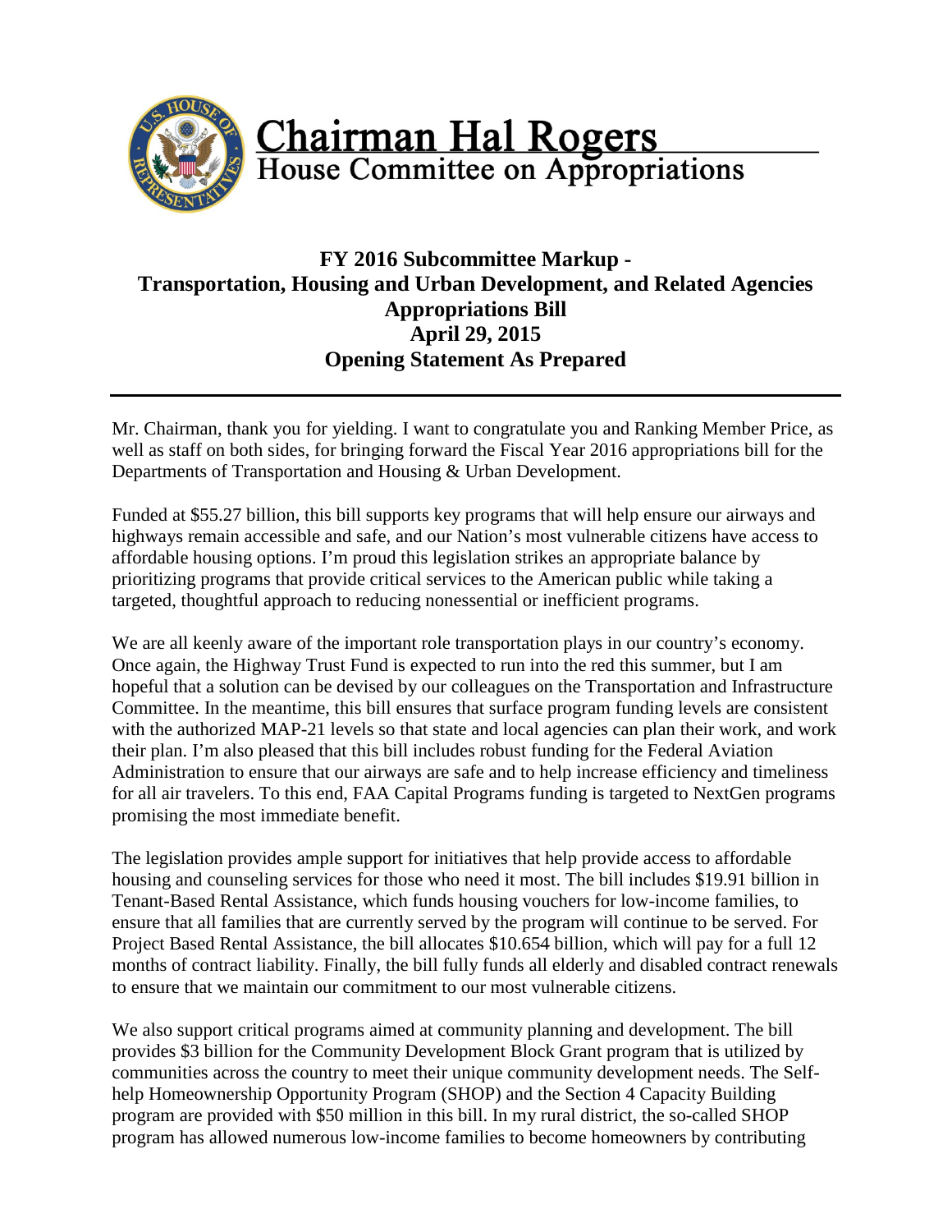# Chairman Hal Rogers
## House Committee on Appropriations

### FY 2016 Subcommittee Markup - Transportation, Housing and Urban Development, and Related Agencies Appropriations Bill
### April 29, 2015
### Opening Statement As Prepared

---

Mr. Chairman, thank you for yielding. I want to congratulate you and Ranking Member Price, as well as staff on both sides, for bringing forward the Fiscal Year 2016 appropriations bill for the Departments of Transportation and Housing & Urban Development.

Funded at $55.27 billion, this bill supports key programs that will help ensure our airways and highways remain accessible and safe, and our Nation's most vulnerable citizens have access to affordable housing options. I'm proud this legislation strikes an appropriate balance by prioritizing programs that provide critical services to the American public while taking a targeted, thoughtful approach to reducing nonessential or inefficient programs.

We are all keenly aware of the important role transportation plays in our country's economy. Once again, the Highway Trust Fund is expected to run into the red this summer, but I am hopeful that a solution can be devised by our colleagues on the Transportation and Infrastructure Committee. In the meantime, this bill ensures that surface program funding levels are consistent with the authorized MAP-21 levels so that state and local agencies can plan their work, and work their plan. I'm also pleased that this bill includes robust funding for the Federal Aviation Administration to ensure that our airways are safe and to help increase efficiency and timeliness for all air travelers. To this end, FAA Capital Programs funding is targeted to NextGen programs promising the most immediate benefit.

The legislation provides ample support for initiatives that help provide access to affordable housing and counseling services for those who need it most. The bill includes $19.91 billion in Tenant-Based Rental Assistance, which funds housing vouchers for low-income families, to ensure that all families that are currently served by the program will continue to be served. For Project Based Rental Assistance, the bill allocates $10.654 billion, which will pay for a full 12 months of contract liability. Finally, the bill fully funds all elderly and disabled contract renewals to ensure that we maintain our commitment to our most vulnerable citizens.

We also support critical programs aimed at community planning and development. The bill provides $3 billion for the Community Development Block Grant program that is utilized by communities across the country to meet their unique community development needs. The Self-help Homeownership Opportunity Program (SHOP) and the Section 4 Capacity Building program are provided with $50 million in this bill. In my rural district, the so-called SHOP program has allowed numerous low-income families to become homeowners by contributing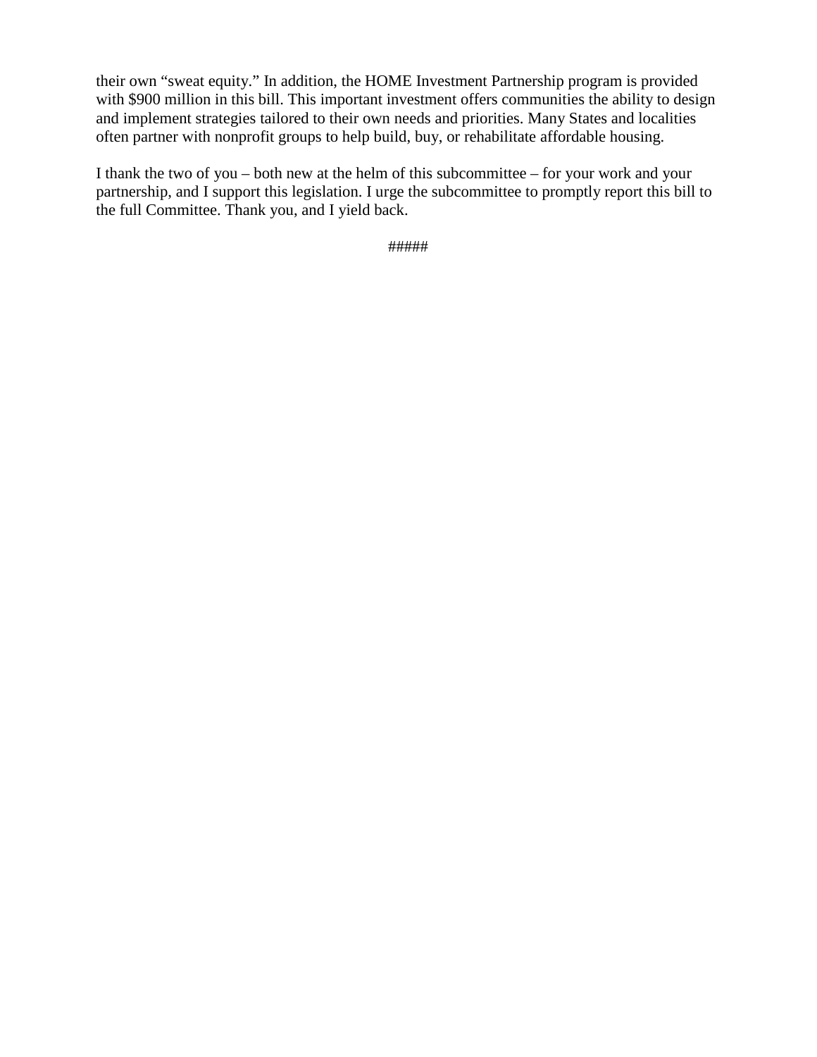their own “sweat equity.” In addition, the HOME Investment Partnership program is provided with $900 million in this bill. This important investment offers communities the ability to design and implement strategies tailored to their own needs and priorities. Many States and localities often partner with nonprofit groups to help build, buy, or rehabilitate affordable housing.

I thank the two of you – both new at the helm of this subcommittee – for your work and your partnership, and I support this legislation. I urge the subcommittee to promptly report this bill to the full Committee. Thank you, and I yield back.

#####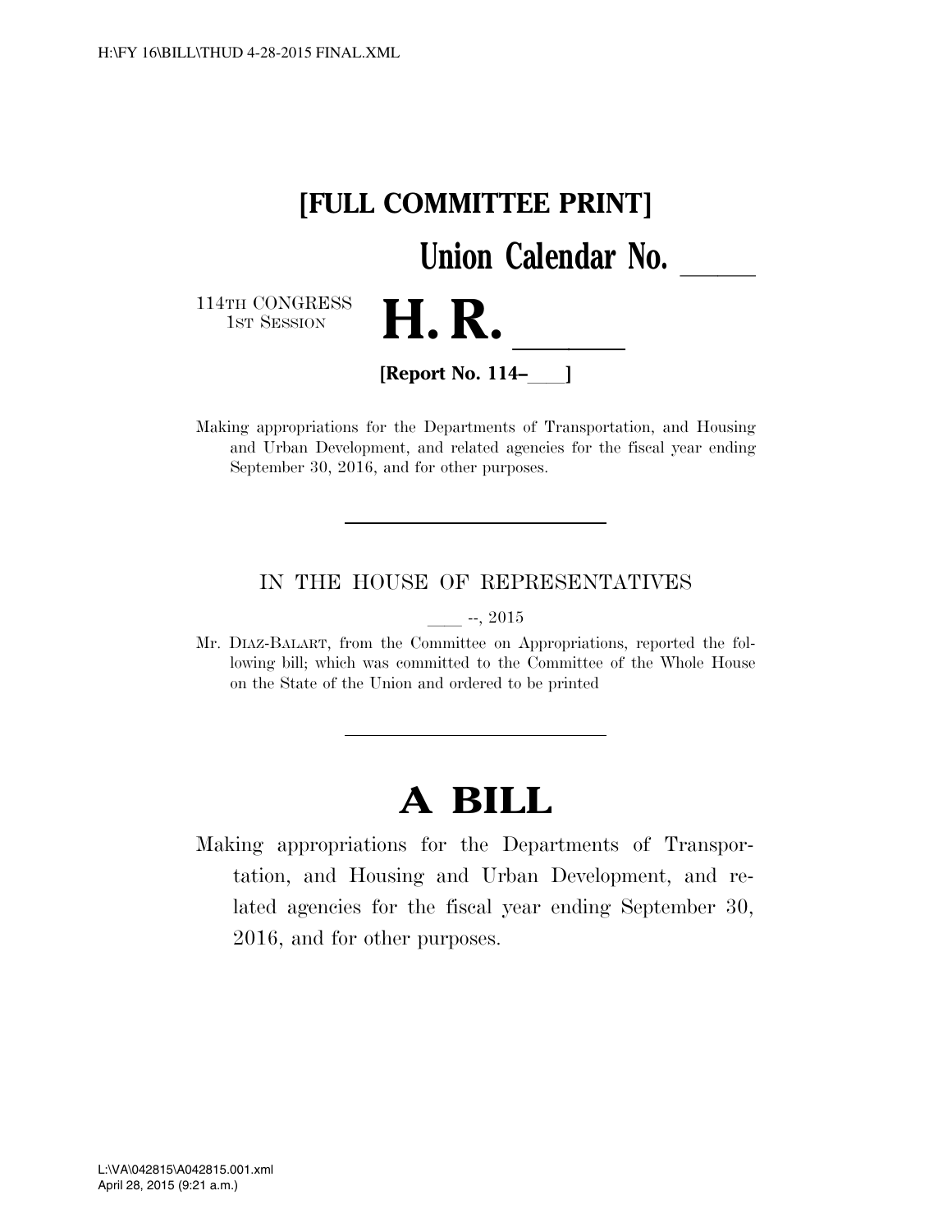**[FULL COMMITTEE PRINT]**

**Union Calendar No. \_\_\_\_\_**

114TH CONGRESS
1ST SESSION

# H. R. \_\_\_\_\_\_

**[Report No. 114–\_\_\_\_]**

Making appropriations for the Departments of Transportation, and Housing and Urban Development, and related agencies for the fiscal year ending September 30, 2016, and for other purposes.

---

IN THE HOUSE OF REPRESENTATIVES

\_\_\_\_ --, 2015

Mr. DIAZ-BALART, from the Committee on Appropriations, reported the following bill; which was committed to the Committee of the Whole House on the State of the Union and ordered to be printed

---

# A BILL

Making appropriations for the Departments of Transportation, and Housing and Urban Development, and related agencies for the fiscal year ending September 30, 2016, and for other purposes.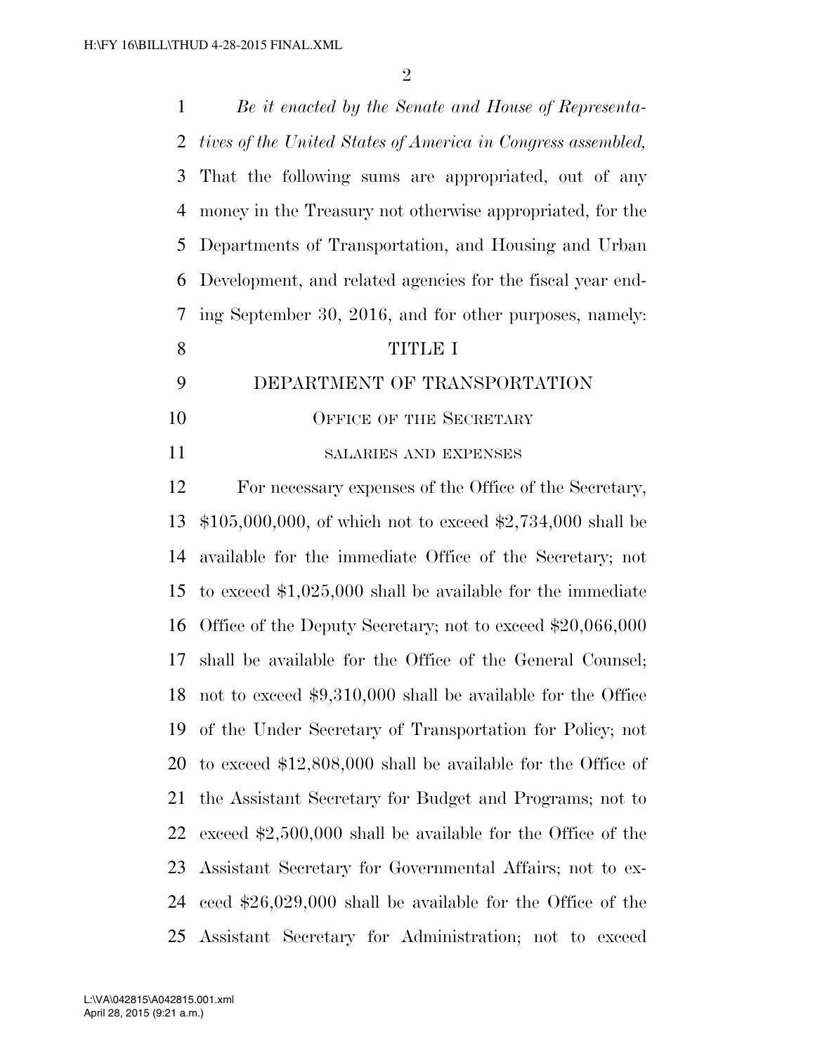*Be it enacted by the Senate and House of Representatives of the United States of America in Congress assembled,* That the following sums are appropriated, out of any money in the Treasury not otherwise appropriated, for the Departments of Transportation, and Housing and Urban Development, and related agencies for the fiscal year ending September 30, 2016, and for other purposes, namely:

# TITLE I

# DEPARTMENT OF TRANSPORTATION

## Office of the Secretary

### salaries and expenses

For necessary expenses of the Office of the Secretary, $105,000,000, of which not to exceed $2,734,000 shall be available for the immediate Office of the Secretary; not to exceed $1,025,000 shall be available for the immediate Office of the Deputy Secretary; not to exceed $20,066,000 shall be available for the Office of the General Counsel; not to exceed $9,310,000 shall be available for the Office of the Under Secretary of Transportation for Policy; not to exceed $12,808,000 shall be available for the Office of the Assistant Secretary for Budget and Programs; not to exceed $2,500,000 shall be available for the Office of the Assistant Secretary for Governmental Affairs; not to exceed $26,029,000 shall be available for the Office of the Assistant Secretary for Administration; not to exceed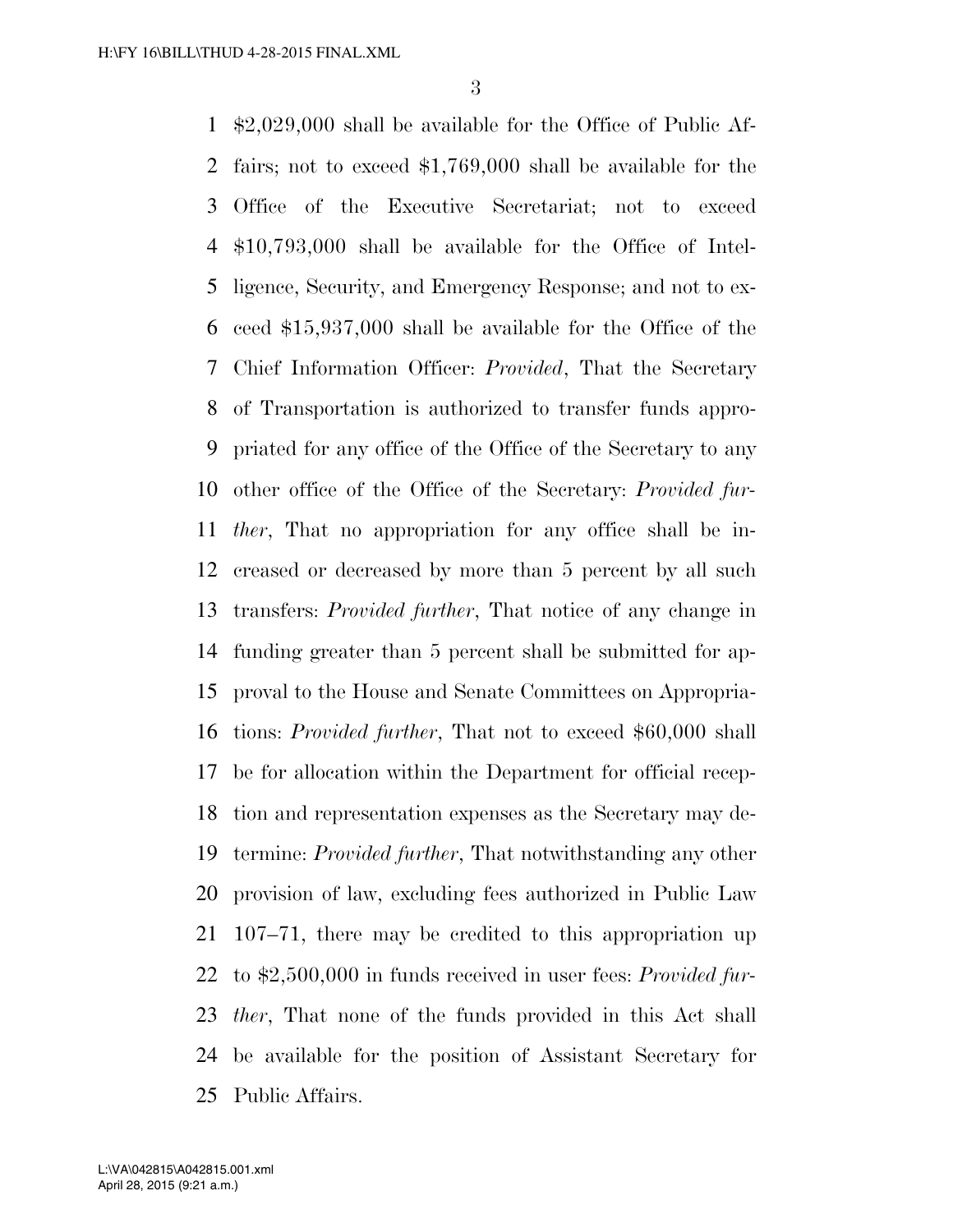$2,029,000 shall be available for the Office of Public Affairs; not to exceed $1,769,000 shall be available for the Office of the Executive Secretariat; not to exceed $10,793,000 shall be available for the Office of Intelligence, Security, and Emergency Response; and not to exceed $15,937,000 shall be available for the Office of the Chief Information Officer: *Provided*, That the Secretary of Transportation is authorized to transfer funds appropriated for any office of the Office of the Secretary to any other office of the Office of the Secretary: *Provided further*, That no appropriation for any office shall be increased or decreased by more than 5 percent by all such transfers: *Provided further*, That notice of any change in funding greater than 5 percent shall be submitted for approval to the House and Senate Committees on Appropriations: *Provided further*, That not to exceed $60,000 shall be for allocation within the Department for official reception and representation expenses as the Secretary may determine: *Provided further*, That notwithstanding any other provision of law, excluding fees authorized in Public Law 107–71, there may be credited to this appropriation up to $2,500,000 in funds received in user fees: *Provided further*, That none of the funds provided in this Act shall be available for the position of Assistant Secretary for Public Affairs.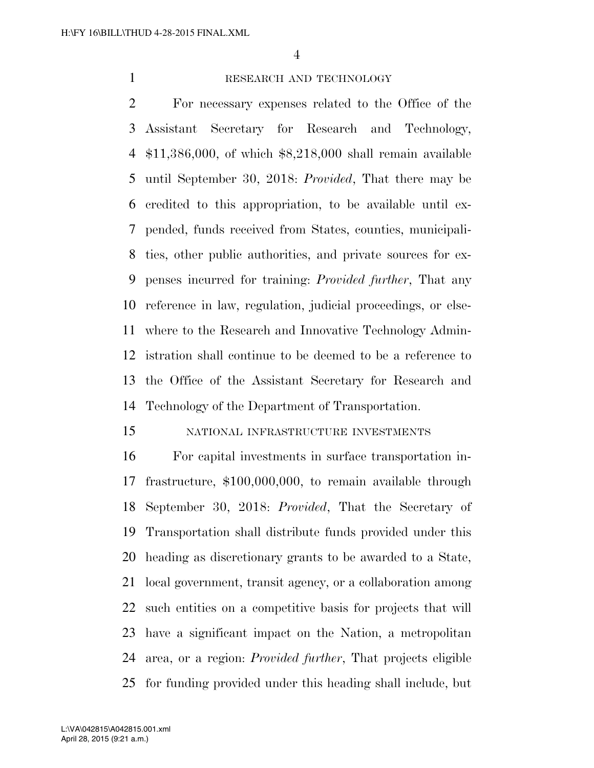## RESEARCH AND TECHNOLOGY

For necessary expenses related to the Office of the Assistant Secretary for Research and Technology, $11,386,000, of which $8,218,000 shall remain available until September 30, 2018: *Provided*, That there may be credited to this appropriation, to be available until expended, funds received from States, counties, municipalities, other public authorities, and private sources for expenses incurred for training: *Provided further*, That any reference in law, regulation, judicial proceedings, or elsewhere to the Research and Innovative Technology Administration shall continue to be deemed to be a reference to the Office of the Assistant Secretary for Research and Technology of the Department of Transportation.

## NATIONAL INFRASTRUCTURE INVESTMENTS

For capital investments in surface transportation infrastructure, $100,000,000, to remain available through September 30, 2018: *Provided*, That the Secretary of Transportation shall distribute funds provided under this heading as discretionary grants to be awarded to a State, local government, transit agency, or a collaboration among such entities on a competitive basis for projects that will have a significant impact on the Nation, a metropolitan area, or a region: *Provided further*, That projects eligible for funding provided under this heading shall include, but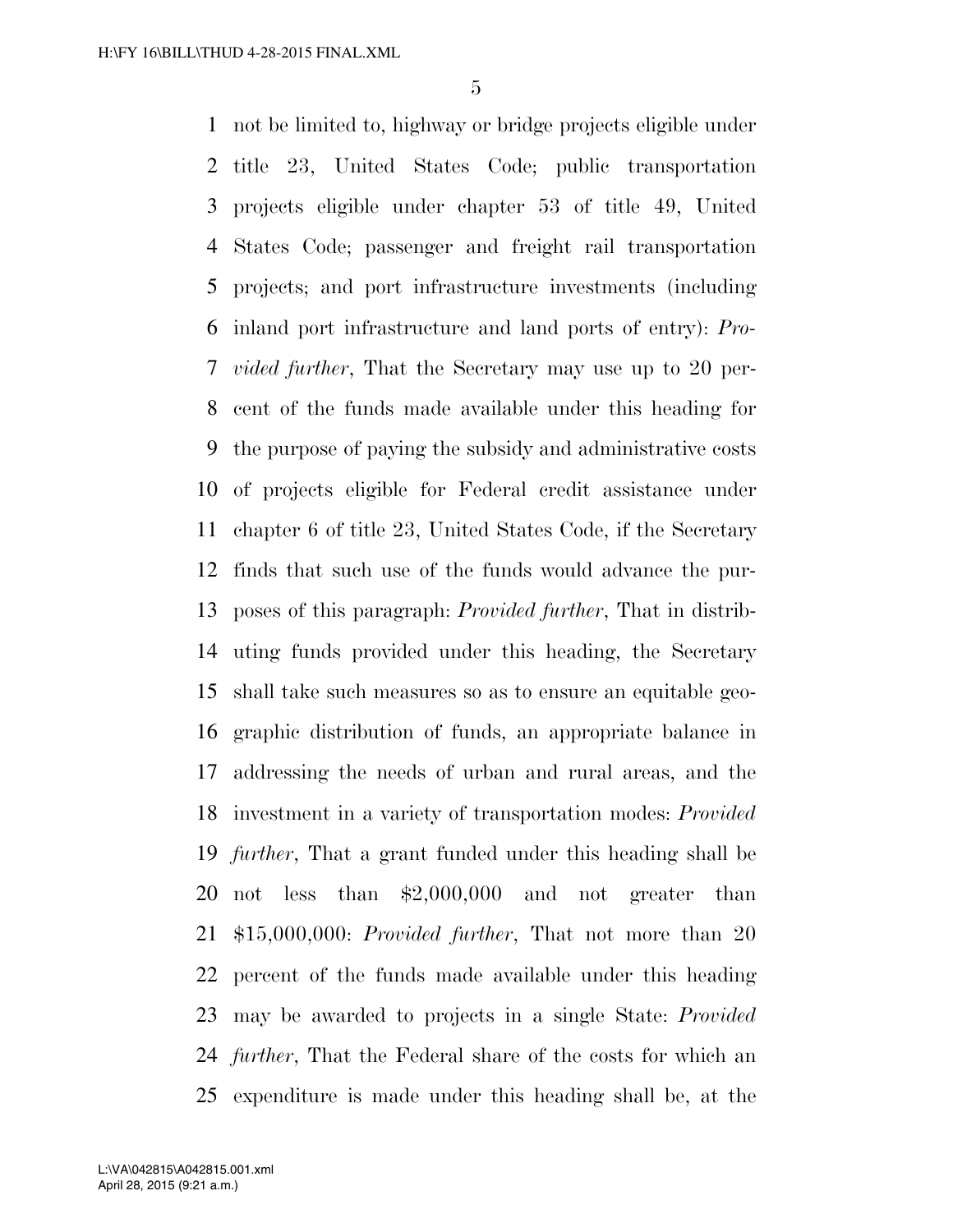not be limited to, highway or bridge projects eligible under title 23, United States Code; public transportation projects eligible under chapter 53 of title 49, United States Code; passenger and freight rail transportation projects; and port infrastructure investments (including inland port infrastructure and land ports of entry): *Provided further*, That the Secretary may use up to 20 percent of the funds made available under this heading for the purpose of paying the subsidy and administrative costs of projects eligible for Federal credit assistance under chapter 6 of title 23, United States Code, if the Secretary finds that such use of the funds would advance the purposes of this paragraph: *Provided further*, That in distributing funds provided under this heading, the Secretary shall take such measures so as to ensure an equitable geographic distribution of funds, an appropriate balance in addressing the needs of urban and rural areas, and the investment in a variety of transportation modes: *Provided further*, That a grant funded under this heading shall be not less than $2,000,000 and not greater than $15,000,000: *Provided further*, That not more than 20 percent of the funds made available under this heading may be awarded to projects in a single State: *Provided further*, That the Federal share of the costs for which an expenditure is made under this heading shall be, at the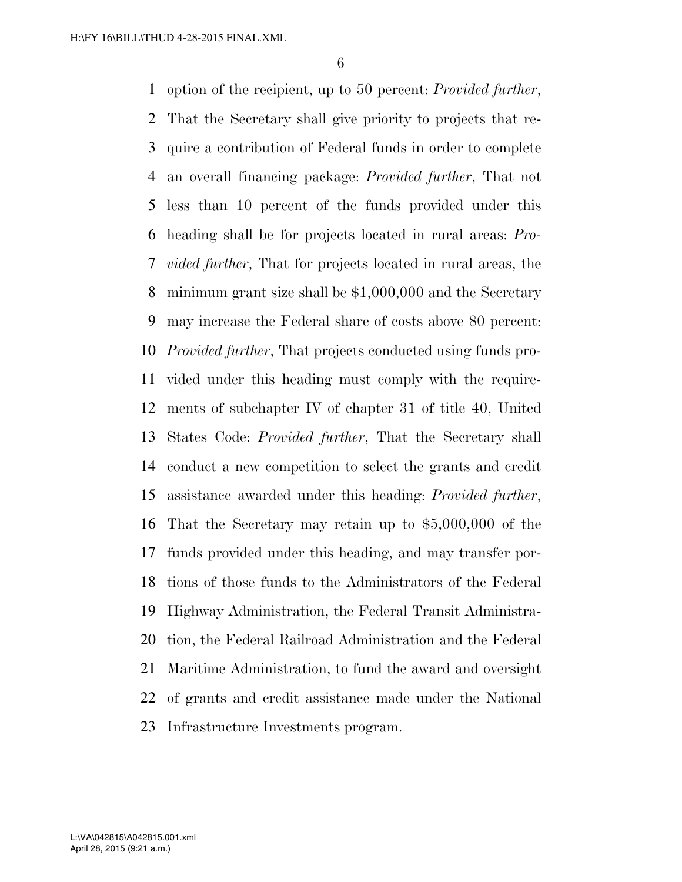option of the recipient, up to 50 percent: *Provided further*, That the Secretary shall give priority to projects that require a contribution of Federal funds in order to complete an overall financing package: *Provided further*, That not less than 10 percent of the funds provided under this heading shall be for projects located in rural areas: *Provided further*, That for projects located in rural areas, the minimum grant size shall be $1,000,000 and the Secretary may increase the Federal share of costs above 80 percent: *Provided further*, That projects conducted using funds provided under this heading must comply with the requirements of subchapter IV of chapter 31 of title 40, United States Code: *Provided further*, That the Secretary shall conduct a new competition to select the grants and credit assistance awarded under this heading: *Provided further*, That the Secretary may retain up to $5,000,000 of the funds provided under this heading, and may transfer portions of those funds to the Administrators of the Federal Highway Administration, the Federal Transit Administration, the Federal Railroad Administration and the Federal Maritime Administration, to fund the award and oversight of grants and credit assistance made under the National Infrastructure Investments program.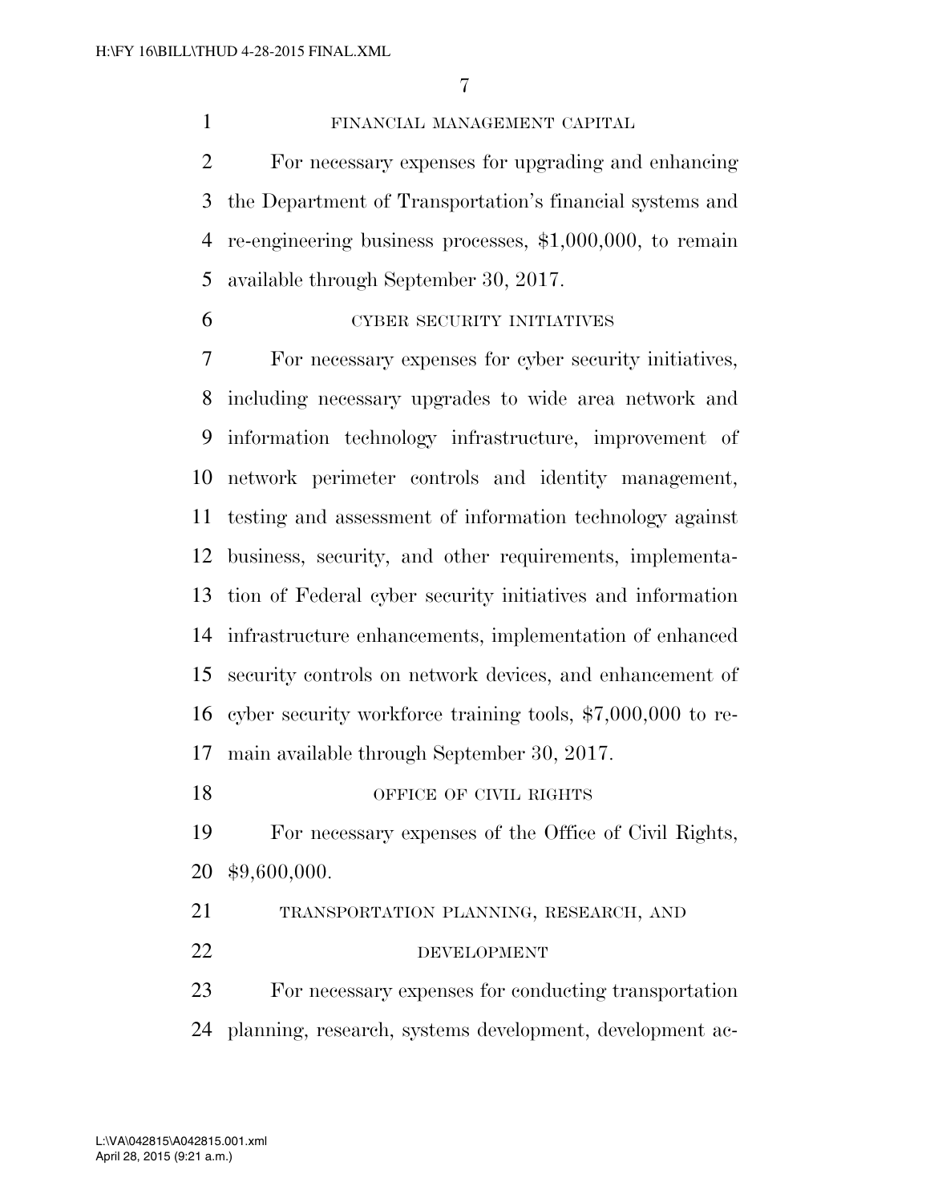FINANCIAL MANAGEMENT CAPITAL

For necessary expenses for upgrading and enhancing the Department of Transportation's financial systems and re-engineering business processes, $1,000,000, to remain available through September 30, 2017.

CYBER SECURITY INITIATIVES

For necessary expenses for cyber security initiatives, including necessary upgrades to wide area network and information technology infrastructure, improvement of network perimeter controls and identity management, testing and assessment of information technology against business, security, and other requirements, implementation of Federal cyber security initiatives and information infrastructure enhancements, implementation of enhanced security controls on network devices, and enhancement of cyber security workforce training tools, $7,000,000 to remain available through September 30, 2017.

OFFICE OF CIVIL RIGHTS

For necessary expenses of the Office of Civil Rights, $9,600,000.

TRANSPORTATION PLANNING, RESEARCH, AND DEVELOPMENT

For necessary expenses for conducting transportation planning, research, systems development, development ac-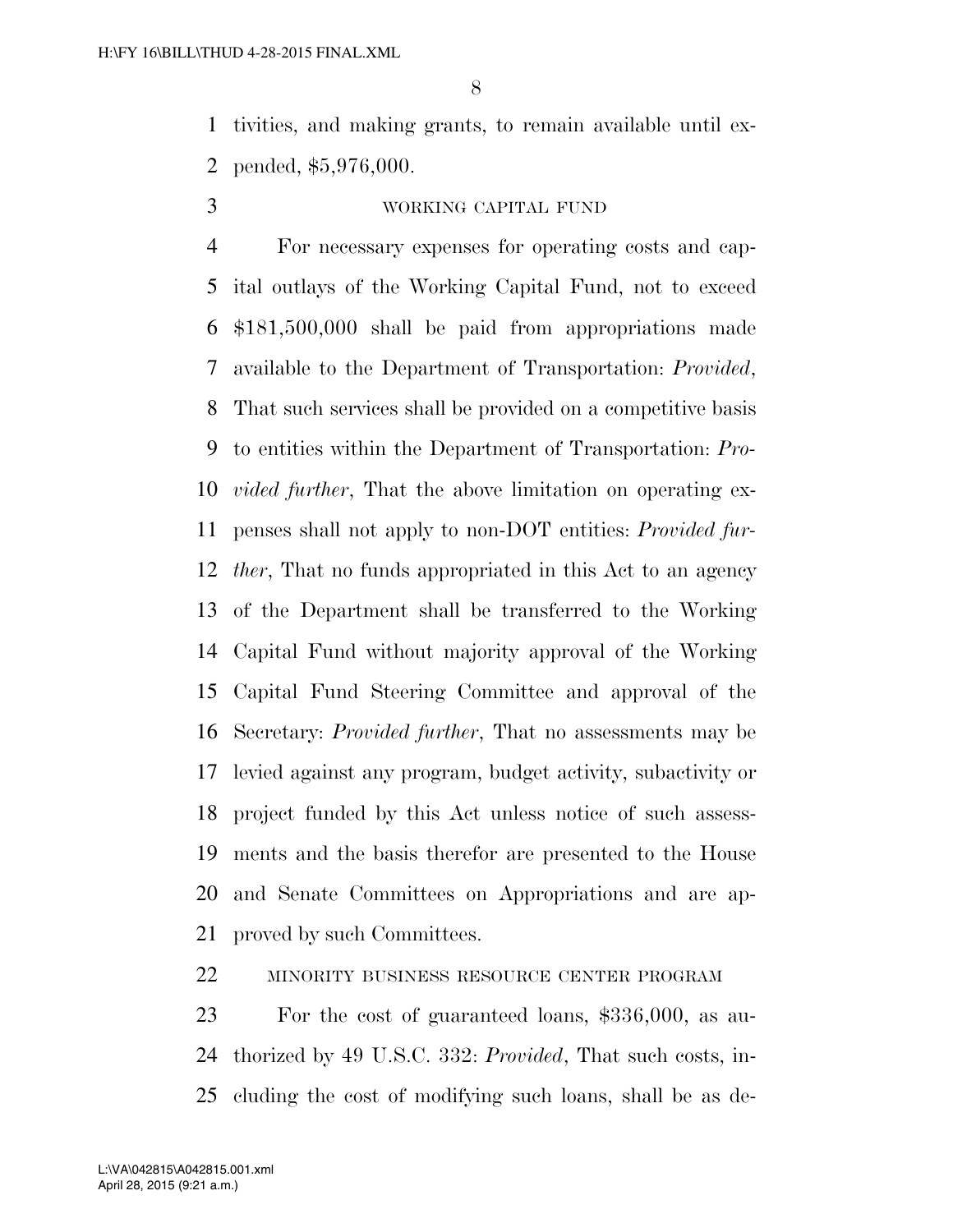tivities, and making grants, to remain available until expended, $5,976,000.

WORKING CAPITAL FUND

For necessary expenses for operating costs and capital outlays of the Working Capital Fund, not to exceed $181,500,000 shall be paid from appropriations made available to the Department of Transportation: *Provided*, That such services shall be provided on a competitive basis to entities within the Department of Transportation: *Provided further*, That the above limitation on operating expenses shall not apply to non-DOT entities: *Provided further*, That no funds appropriated in this Act to an agency of the Department shall be transferred to the Working Capital Fund without majority approval of the Working Capital Fund Steering Committee and approval of the Secretary: *Provided further*, That no assessments may be levied against any program, budget activity, subactivity or project funded by this Act unless notice of such assessments and the basis therefor are presented to the House and Senate Committees on Appropriations and are approved by such Committees.

MINORITY BUSINESS RESOURCE CENTER PROGRAM

For the cost of guaranteed loans, $336,000, as authorized by 49 U.S.C. 332: *Provided*, That such costs, including the cost of modifying such loans, shall be as de-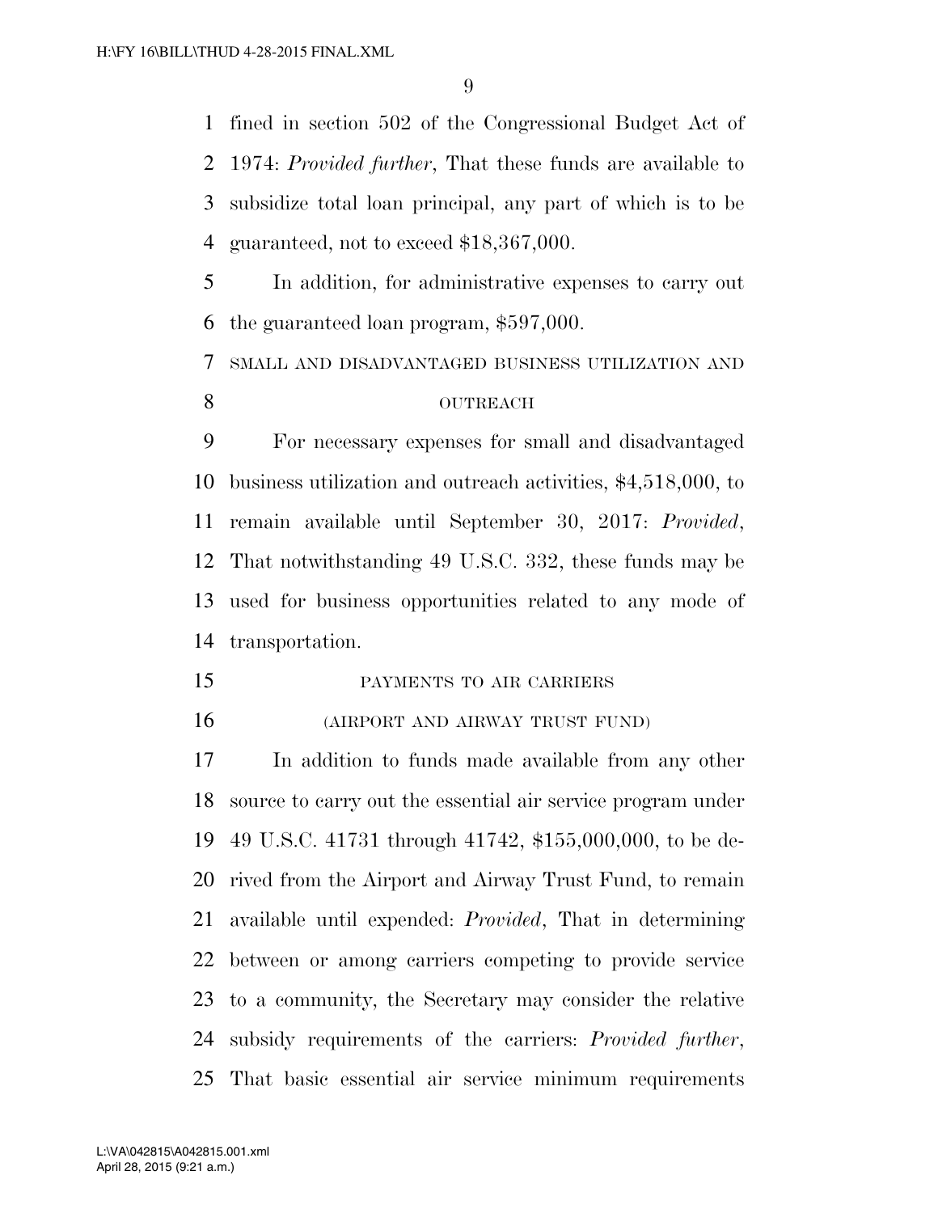fined in section 502 of the Congressional Budget Act of 1974: *Provided further*, That these funds are available to subsidize total loan principal, any part of which is to be guaranteed, not to exceed $18,367,000.

In addition, for administrative expenses to carry out the guaranteed loan program, $597,000.

SMALL AND DISADVANTAGED BUSINESS UTILIZATION AND OUTREACH

For necessary expenses for small and disadvantaged business utilization and outreach activities, $4,518,000, to remain available until September 30, 2017: *Provided*, That notwithstanding 49 U.S.C. 332, these funds may be used for business opportunities related to any mode of transportation.

PAYMENTS TO AIR CARRIERS

(AIRPORT AND AIRWAY TRUST FUND)

In addition to funds made available from any other source to carry out the essential air service program under 49 U.S.C. 41731 through 41742, $155,000,000, to be derived from the Airport and Airway Trust Fund, to remain available until expended: *Provided*, That in determining between or among carriers competing to provide service to a community, the Secretary may consider the relative subsidy requirements of the carriers: *Provided further*, That basic essential air service minimum requirements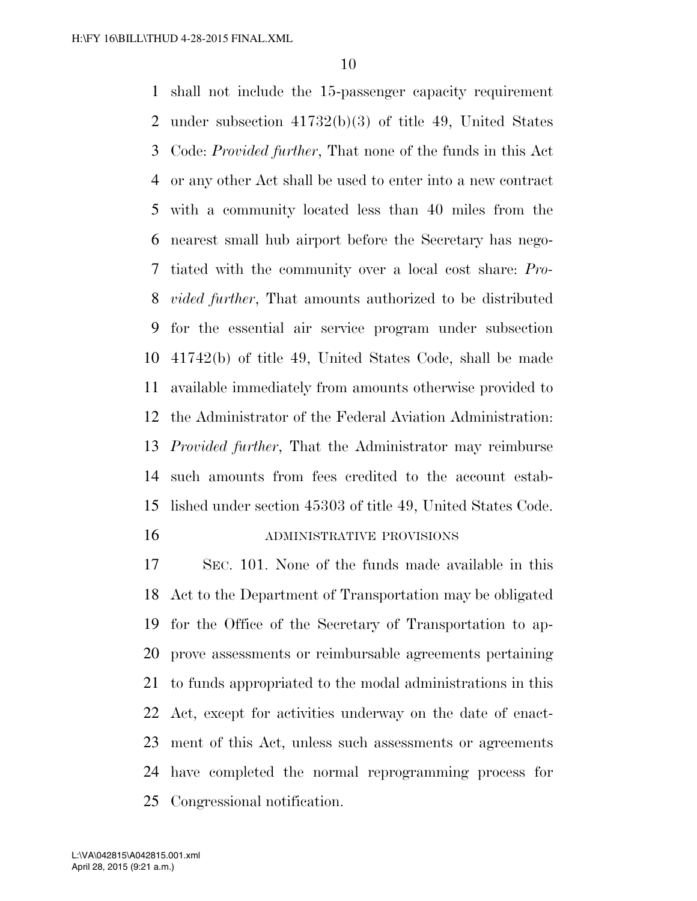shall not include the 15-passenger capacity requirement under subsection 41732(b)(3) of title 49, United States Code: *Provided further*, That none of the funds in this Act or any other Act shall be used to enter into a new contract with a community located less than 40 miles from the nearest small hub airport before the Secretary has negotiated with the community over a local cost share: *Provided further*, That amounts authorized to be distributed for the essential air service program under subsection 41742(b) of title 49, United States Code, shall be made available immediately from amounts otherwise provided to the Administrator of the Federal Aviation Administration: *Provided further*, That the Administrator may reimburse such amounts from fees credited to the account established under section 45303 of title 49, United States Code.

ADMINISTRATIVE PROVISIONS

SEC. 101. None of the funds made available in this Act to the Department of Transportation may be obligated for the Office of the Secretary of Transportation to approve assessments or reimbursable agreements pertaining to funds appropriated to the modal administrations in this Act, except for activities underway on the date of enactment of this Act, unless such assessments or agreements have completed the normal reprogramming process for Congressional notification.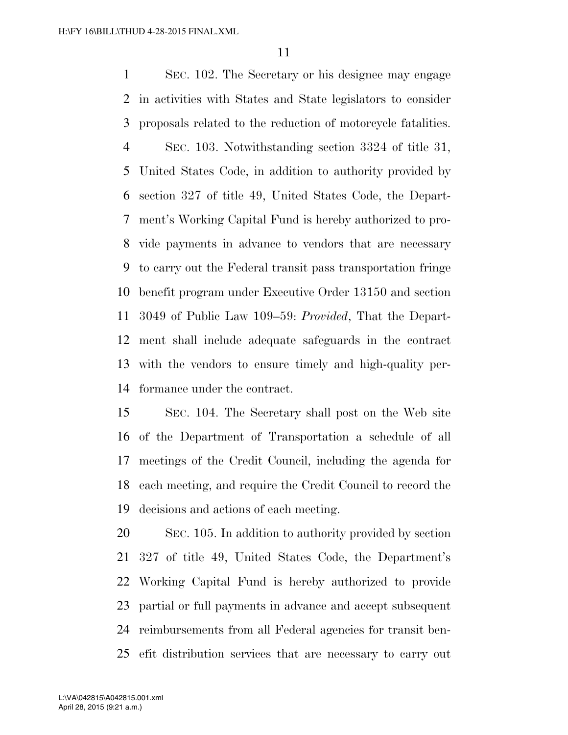SEC. 102. The Secretary or his designee may engage in activities with States and State legislators to consider proposals related to the reduction of motorcycle fatalities.

SEC. 103. Notwithstanding section 3324 of title 31, United States Code, in addition to authority provided by section 327 of title 49, United States Code, the Department's Working Capital Fund is hereby authorized to provide payments in advance to vendors that are necessary to carry out the Federal transit pass transportation fringe benefit program under Executive Order 13150 and section 3049 of Public Law 109–59: *Provided*, That the Department shall include adequate safeguards in the contract with the vendors to ensure timely and high-quality performance under the contract.

SEC. 104. The Secretary shall post on the Web site of the Department of Transportation a schedule of all meetings of the Credit Council, including the agenda for each meeting, and require the Credit Council to record the decisions and actions of each meeting.

SEC. 105. In addition to authority provided by section 327 of title 49, United States Code, the Department's Working Capital Fund is hereby authorized to provide partial or full payments in advance and accept subsequent reimbursements from all Federal agencies for transit benefit distribution services that are necessary to carry out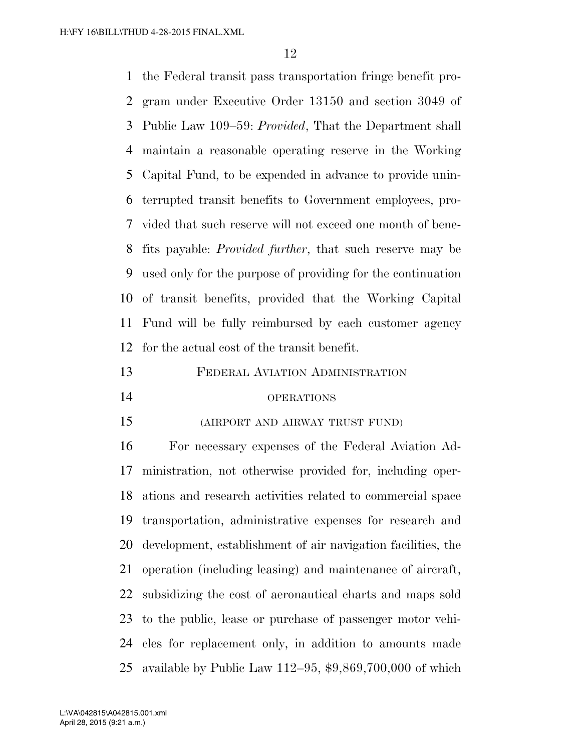the Federal transit pass transportation fringe benefit program under Executive Order 13150 and section 3049 of Public Law 109–59: *Provided*, That the Department shall maintain a reasonable operating reserve in the Working Capital Fund, to be expended in advance to provide uninterrupted transit benefits to Government employees, provided that such reserve will not exceed one month of benefits payable: *Provided further*, that such reserve may be used only for the purpose of providing for the continuation of transit benefits, provided that the Working Capital Fund will be fully reimbursed by each customer agency for the actual cost of the transit benefit.

## FEDERAL AVIATION ADMINISTRATION

### OPERATIONS

### (AIRPORT AND AIRWAY TRUST FUND)

For necessary expenses of the Federal Aviation Administration, not otherwise provided for, including operations and research activities related to commercial space transportation, administrative expenses for research and development, establishment of air navigation facilities, the operation (including leasing) and maintenance of aircraft, subsidizing the cost of aeronautical charts and maps sold to the public, lease or purchase of passenger motor vehicles for replacement only, in addition to amounts made available by Public Law 112–95, $9,869,700,000 of which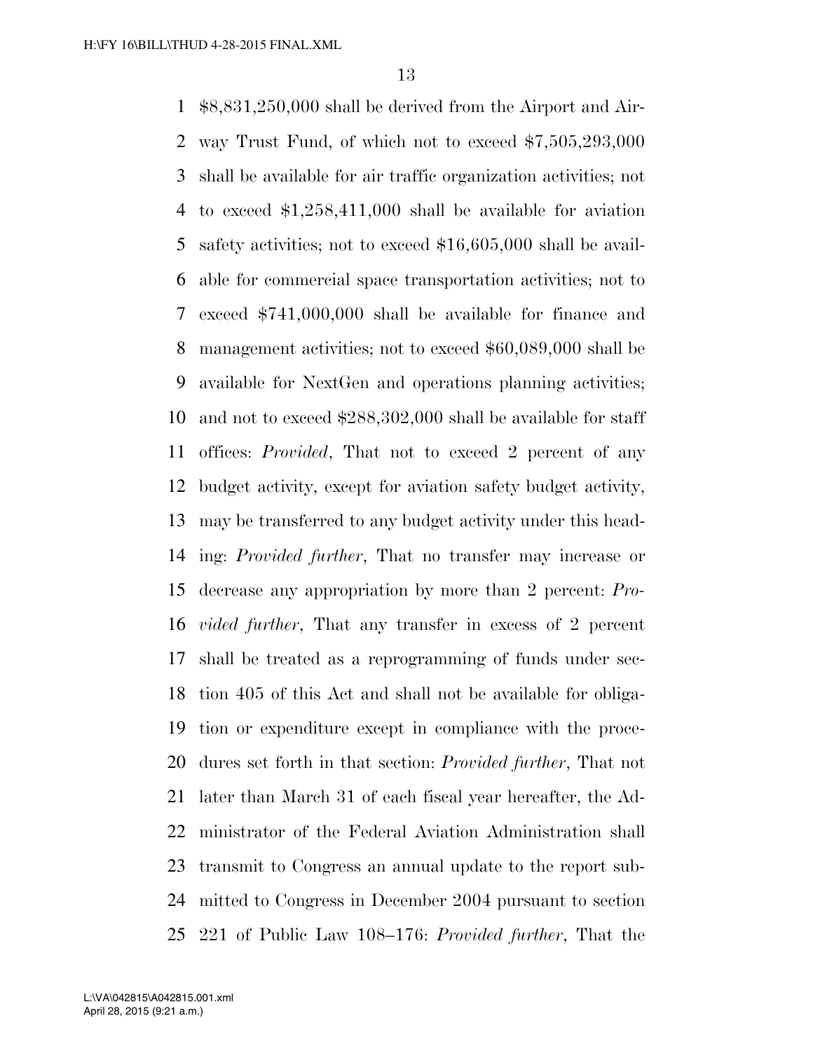$8,831,250,000 shall be derived from the Airport and Airway Trust Fund, of which not to exceed $7,505,293,000 shall be available for air traffic organization activities; not to exceed $1,258,411,000 shall be available for aviation safety activities; not to exceed $16,605,000 shall be available for commercial space transportation activities; not to exceed $741,000,000 shall be available for finance and management activities; not to exceed $60,089,000 shall be available for NextGen and operations planning activities; and not to exceed $288,302,000 shall be available for staff offices: *Provided*, That not to exceed 2 percent of any budget activity, except for aviation safety budget activity, may be transferred to any budget activity under this heading: *Provided further*, That no transfer may increase or decrease any appropriation by more than 2 percent: *Provided further*, That any transfer in excess of 2 percent shall be treated as a reprogramming of funds under section 405 of this Act and shall not be available for obligation or expenditure except in compliance with the procedures set forth in that section: *Provided further*, That not later than March 31 of each fiscal year hereafter, the Administrator of the Federal Aviation Administration shall transmit to Congress an annual update to the report submitted to Congress in December 2004 pursuant to section 221 of Public Law 108–176: *Provided further*, That the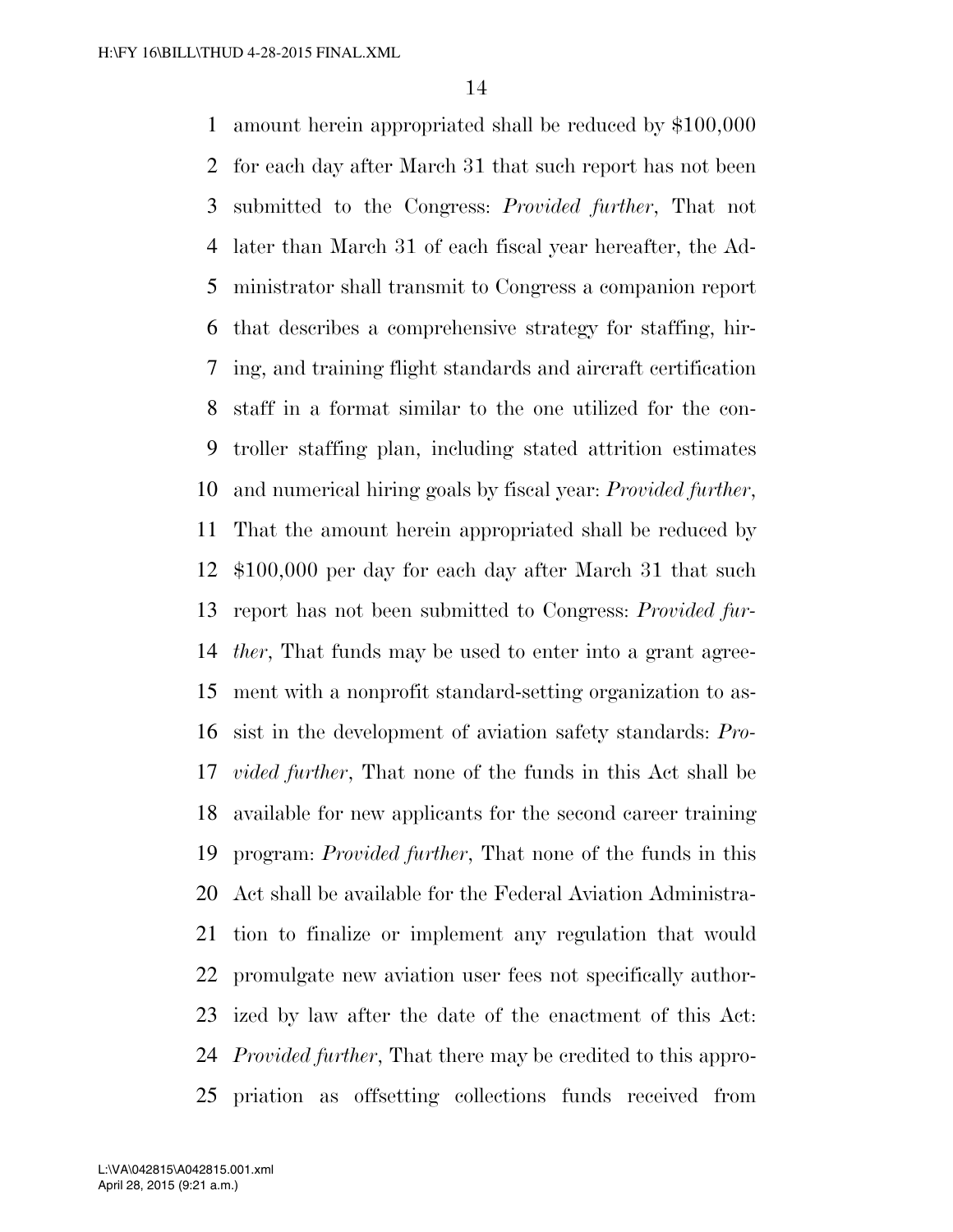amount herein appropriated shall be reduced by $100,000 for each day after March 31 that such report has not been submitted to the Congress: *Provided further*, That not later than March 31 of each fiscal year hereafter, the Administrator shall transmit to Congress a companion report that describes a comprehensive strategy for staffing, hiring, and training flight standards and aircraft certification staff in a format similar to the one utilized for the controller staffing plan, including stated attrition estimates and numerical hiring goals by fiscal year: *Provided further*, That the amount herein appropriated shall be reduced by $100,000 per day for each day after March 31 that such report has not been submitted to Congress: *Provided further*, That funds may be used to enter into a grant agreement with a nonprofit standard-setting organization to assist in the development of aviation safety standards: *Provided further*, That none of the funds in this Act shall be available for new applicants for the second career training program: *Provided further*, That none of the funds in this Act shall be available for the Federal Aviation Administration to finalize or implement any regulation that would promulgate new aviation user fees not specifically authorized by law after the date of the enactment of this Act: *Provided further*, That there may be credited to this appropriation as offsetting collections funds received from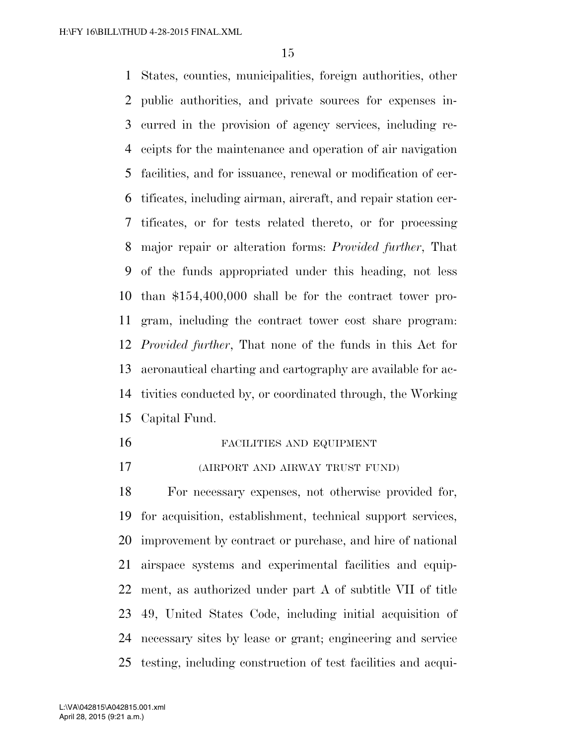States, counties, municipalities, foreign authorities, other public authorities, and private sources for expenses incurred in the provision of agency services, including receipts for the maintenance and operation of air navigation facilities, and for issuance, renewal or modification of certificates, including airman, aircraft, and repair station certificates, or for tests related thereto, or for processing major repair or alteration forms: *Provided further*, That of the funds appropriated under this heading, not less than $154,400,000 shall be for the contract tower program, including the contract tower cost share program: *Provided further*, That none of the funds in this Act for aeronautical charting and cartography are available for activities conducted by, or coordinated through, the Working Capital Fund.

FACILITIES AND EQUIPMENT

(AIRPORT AND AIRWAY TRUST FUND)

For necessary expenses, not otherwise provided for, for acquisition, establishment, technical support services, improvement by contract or purchase, and hire of national airspace systems and experimental facilities and equipment, as authorized under part A of subtitle VII of title 49, United States Code, including initial acquisition of necessary sites by lease or grant; engineering and service testing, including construction of test facilities and acqui-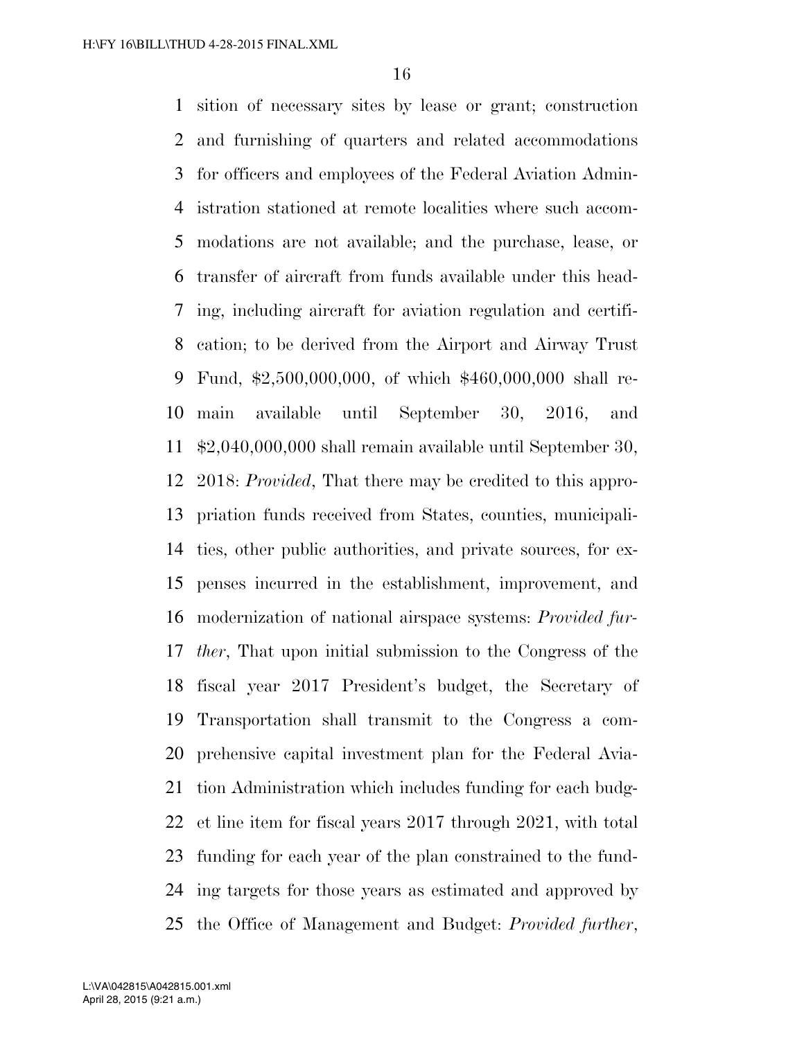sition of necessary sites by lease or grant; construction and furnishing of quarters and related accommodations for officers and employees of the Federal Aviation Administration stationed at remote localities where such accommodations are not available; and the purchase, lease, or transfer of aircraft from funds available under this heading, including aircraft for aviation regulation and certification; to be derived from the Airport and Airway Trust Fund, $2,500,000,000, of which $460,000,000 shall remain available until September 30, 2016, and $2,040,000,000 shall remain available until September 30, 2018: *Provided*, That there may be credited to this appropriation funds received from States, counties, municipalities, other public authorities, and private sources, for expenses incurred in the establishment, improvement, and modernization of national airspace systems: *Provided further*, That upon initial submission to the Congress of the fiscal year 2017 President's budget, the Secretary of Transportation shall transmit to the Congress a comprehensive capital investment plan for the Federal Aviation Administration which includes funding for each budget line item for fiscal years 2017 through 2021, with total funding for each year of the plan constrained to the funding targets for those years as estimated and approved by the Office of Management and Budget: *Provided further*,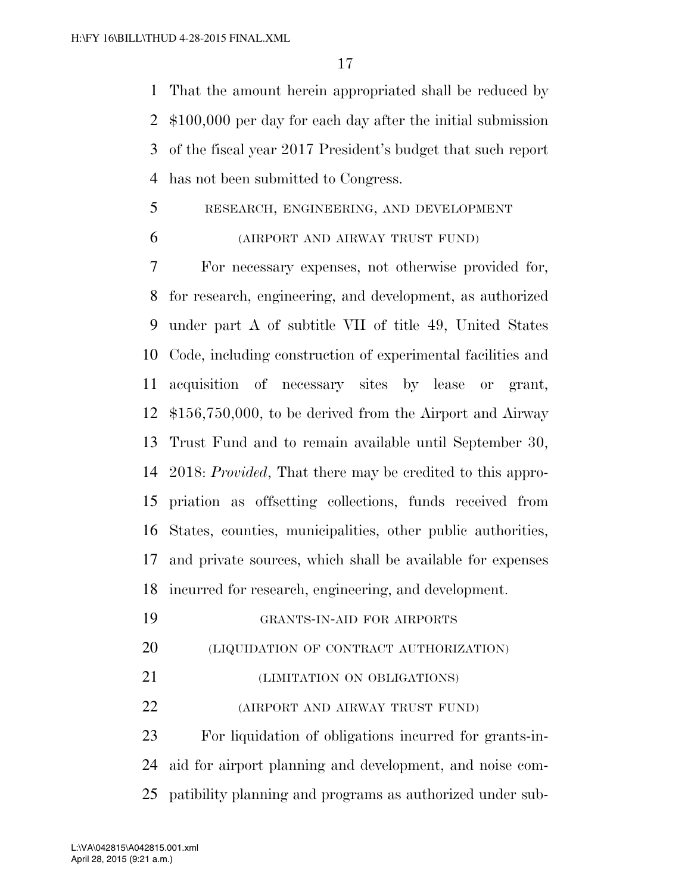That the amount herein appropriated shall be reduced by $100,000 per day for each day after the initial submission of the fiscal year 2017 President's budget that such report has not been submitted to Congress.

RESEARCH, ENGINEERING, AND DEVELOPMENT

(AIRPORT AND AIRWAY TRUST FUND)

For necessary expenses, not otherwise provided for, for research, engineering, and development, as authorized under part A of subtitle VII of title 49, United States Code, including construction of experimental facilities and acquisition of necessary sites by lease or grant, $156,750,000, to be derived from the Airport and Airway Trust Fund and to remain available until September 30, 2018: *Provided*, That there may be credited to this appropriation as offsetting collections, funds received from States, counties, municipalities, other public authorities, and private sources, which shall be available for expenses incurred for research, engineering, and development.

GRANTS-IN-AID FOR AIRPORTS

(LIQUIDATION OF CONTRACT AUTHORIZATION)

(LIMITATION ON OBLIGATIONS)

(AIRPORT AND AIRWAY TRUST FUND)

For liquidation of obligations incurred for grants-in-aid for airport planning and development, and noise compatibility planning and programs as authorized under sub-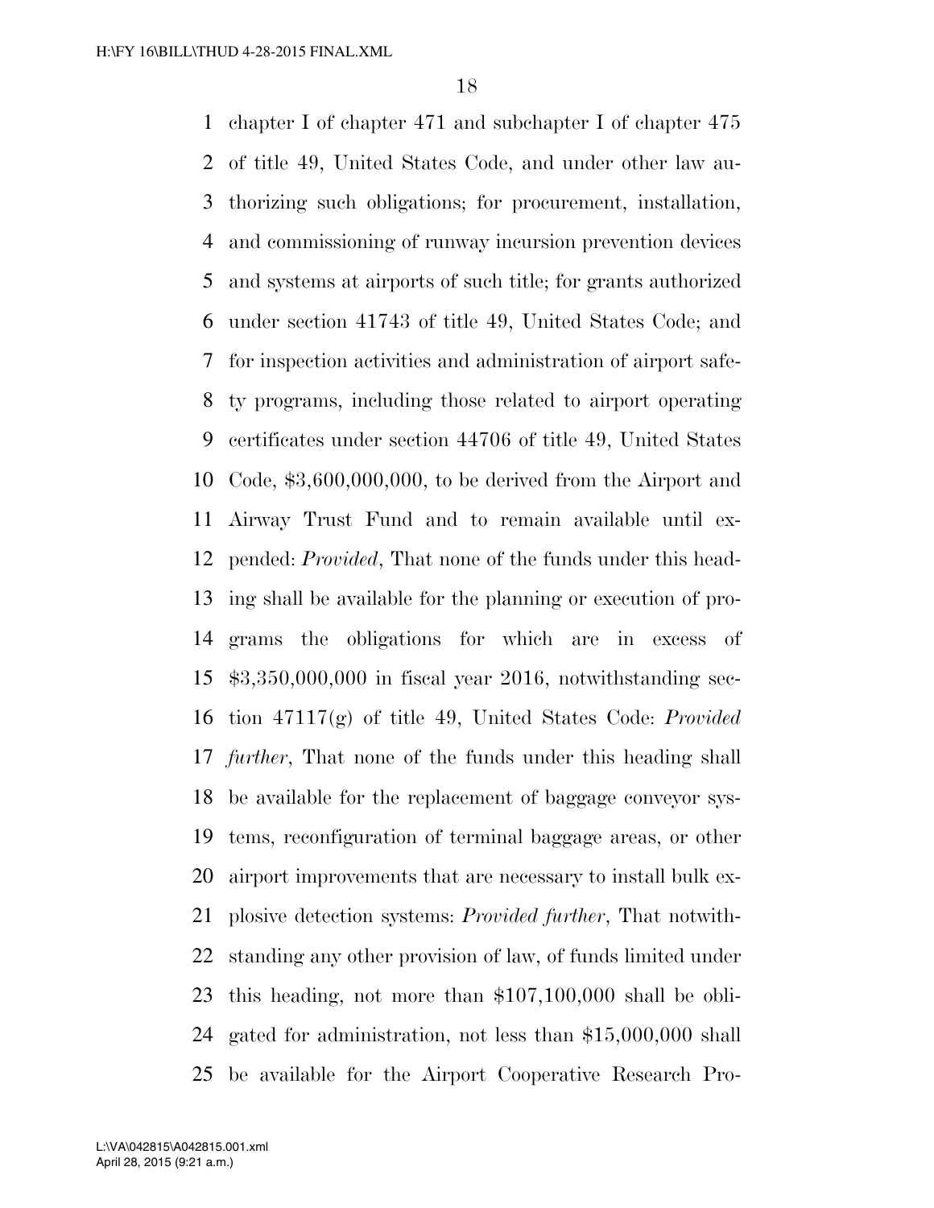chapter I of chapter 471 and subchapter I of chapter 475 of title 49, United States Code, and under other law authorizing such obligations; for procurement, installation, and commissioning of runway incursion prevention devices and systems at airports of such title; for grants authorized under section 41743 of title 49, United States Code; and for inspection activities and administration of airport safety programs, including those related to airport operating certificates under section 44706 of title 49, United States Code, $3,600,000,000, to be derived from the Airport and Airway Trust Fund and to remain available until expended: *Provided*, That none of the funds under this heading shall be available for the planning or execution of programs the obligations for which are in excess of $3,350,000,000 in fiscal year 2016, notwithstanding section 47117(g) of title 49, United States Code: *Provided further*, That none of the funds under this heading shall be available for the replacement of baggage conveyor systems, reconfiguration of terminal baggage areas, or other airport improvements that are necessary to install bulk explosive detection systems: *Provided further*, That notwithstanding any other provision of law, of funds limited under this heading, not more than $107,100,000 shall be obligated for administration, not less than $15,000,000 shall be available for the Airport Cooperative Research Pro-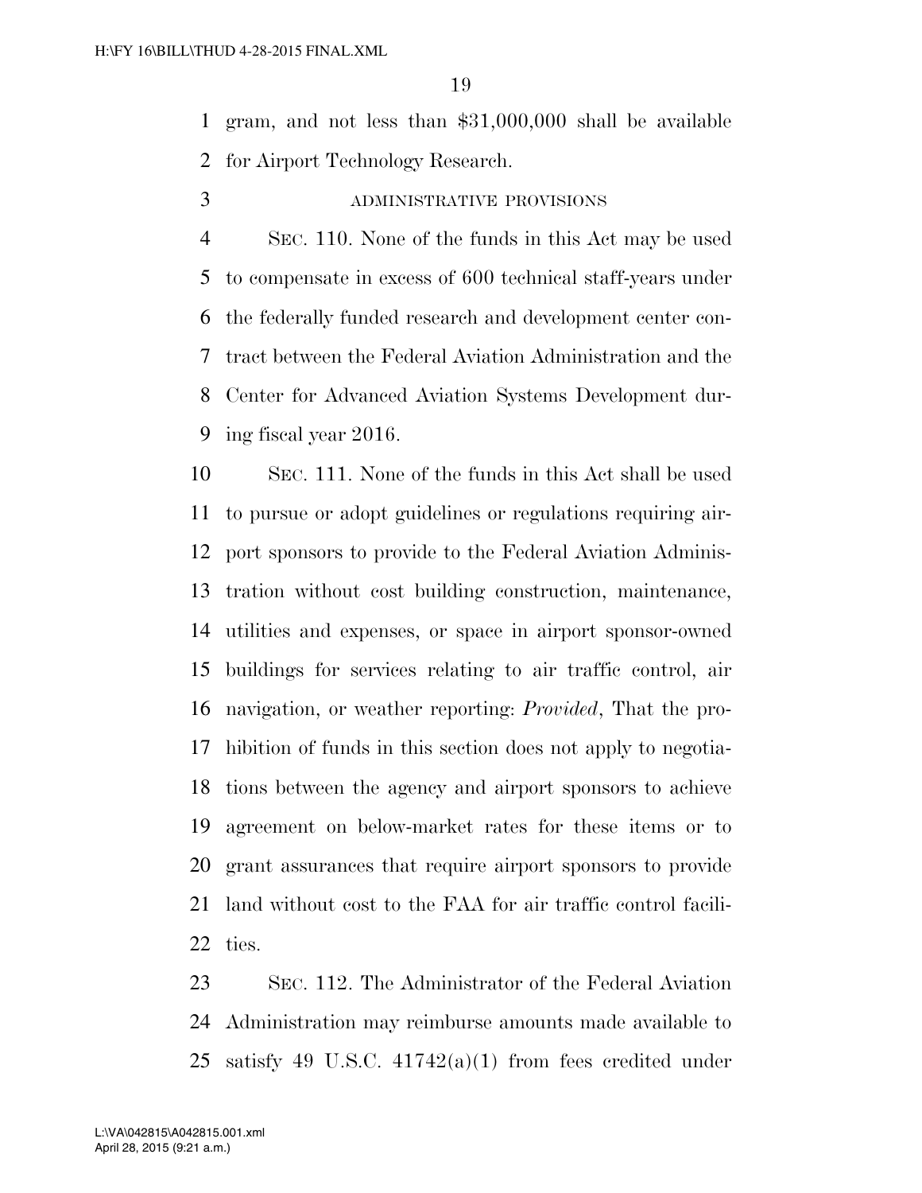gram, and not less than $31,000,000 shall be available for Airport Technology Research.

ADMINISTRATIVE PROVISIONS

SEC. 110. None of the funds in this Act may be used to compensate in excess of 600 technical staff-years under the federally funded research and development center contract between the Federal Aviation Administration and the Center for Advanced Aviation Systems Development during fiscal year 2016.

SEC. 111. None of the funds in this Act shall be used to pursue or adopt guidelines or regulations requiring airport sponsors to provide to the Federal Aviation Administration without cost building construction, maintenance, utilities and expenses, or space in airport sponsor-owned buildings for services relating to air traffic control, air navigation, or weather reporting: *Provided*, That the prohibition of funds in this section does not apply to negotiations between the agency and airport sponsors to achieve agreement on below-market rates for these items or to grant assurances that require airport sponsors to provide land without cost to the FAA for air traffic control facilities.

SEC. 112. The Administrator of the Federal Aviation Administration may reimburse amounts made available to satisfy 49 U.S.C. 41742(a)(1) from fees credited under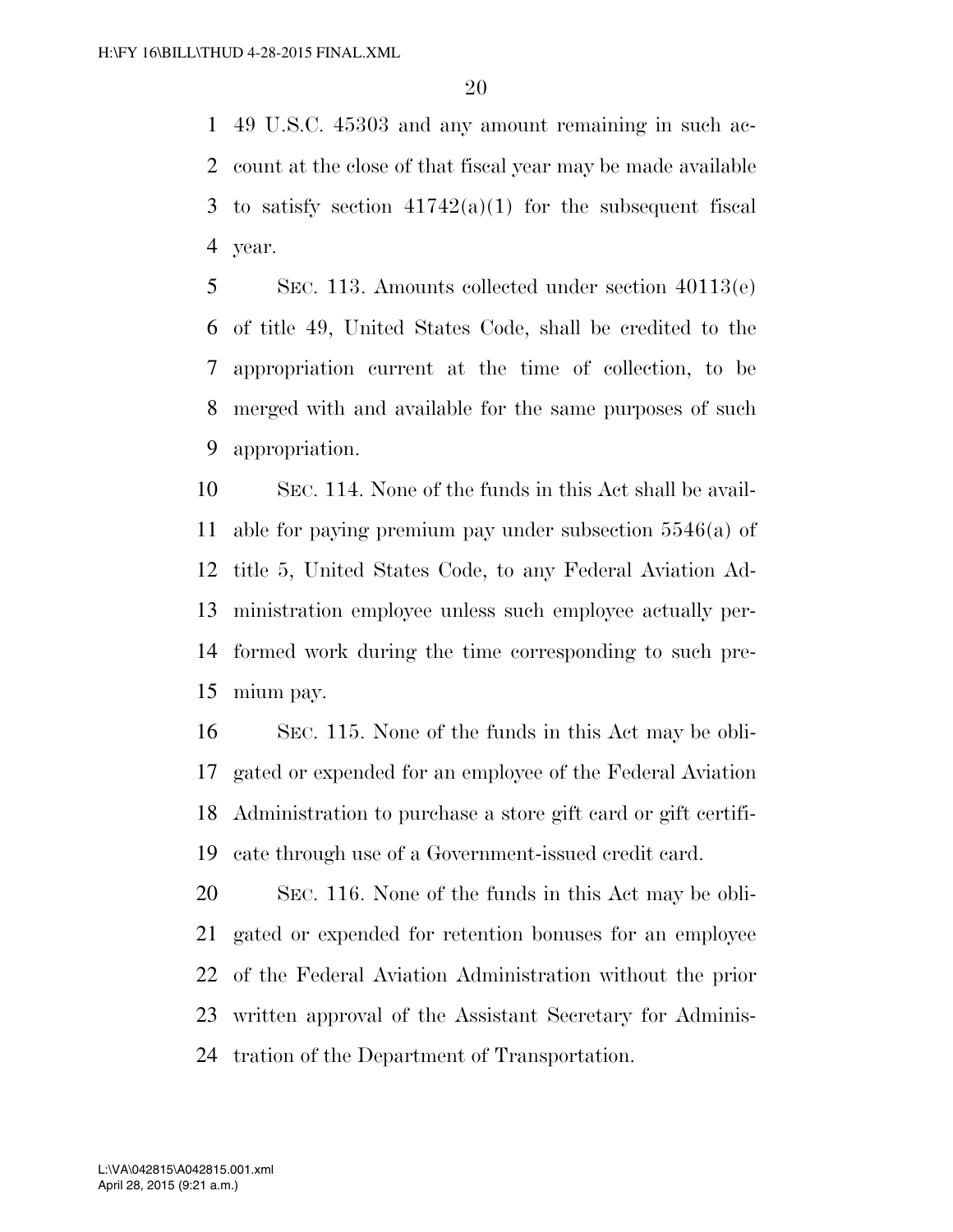49 U.S.C. 45303 and any amount remaining in such account at the close of that fiscal year may be made available to satisfy section 41742(a)(1) for the subsequent fiscal year.

SEC. 113. Amounts collected under section 40113(e) of title 49, United States Code, shall be credited to the appropriation current at the time of collection, to be merged with and available for the same purposes of such appropriation.

SEC. 114. None of the funds in this Act shall be available for paying premium pay under subsection 5546(a) of title 5, United States Code, to any Federal Aviation Administration employee unless such employee actually performed work during the time corresponding to such premium pay.

SEC. 115. None of the funds in this Act may be obligated or expended for an employee of the Federal Aviation Administration to purchase a store gift card or gift certificate through use of a Government-issued credit card.

SEC. 116. None of the funds in this Act may be obligated or expended for retention bonuses for an employee of the Federal Aviation Administration without the prior written approval of the Assistant Secretary for Administration of the Department of Transportation.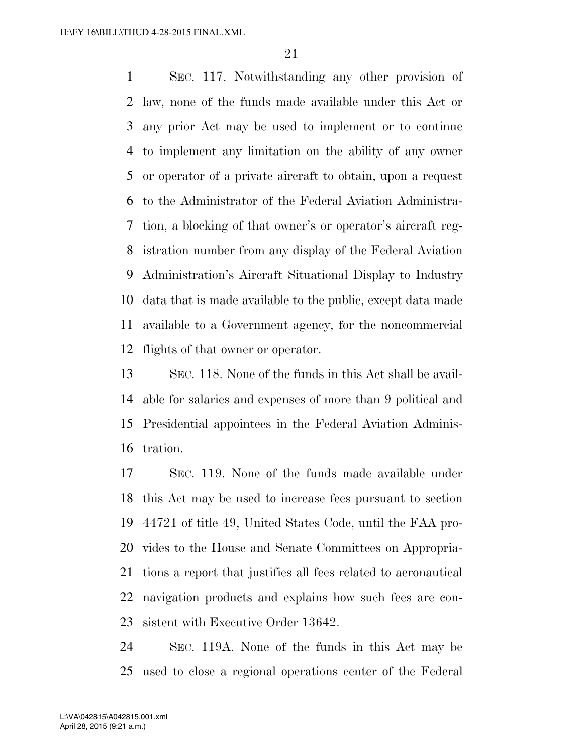SEC. 117. Notwithstanding any other provision of law, none of the funds made available under this Act or any prior Act may be used to implement or to continue to implement any limitation on the ability of any owner or operator of a private aircraft to obtain, upon a request to the Administrator of the Federal Aviation Administration, a blocking of that owner's or operator's aircraft registration number from any display of the Federal Aviation Administration's Aircraft Situational Display to Industry data that is made available to the public, except data made available to a Government agency, for the noncommercial flights of that owner or operator.

SEC. 118. None of the funds in this Act shall be available for salaries and expenses of more than 9 political and Presidential appointees in the Federal Aviation Administration.

SEC. 119. None of the funds made available under this Act may be used to increase fees pursuant to section 44721 of title 49, United States Code, until the FAA provides to the House and Senate Committees on Appropriations a report that justifies all fees related to aeronautical navigation products and explains how such fees are consistent with Executive Order 13642.

SEC. 119A. None of the funds in this Act may be used to close a regional operations center of the Federal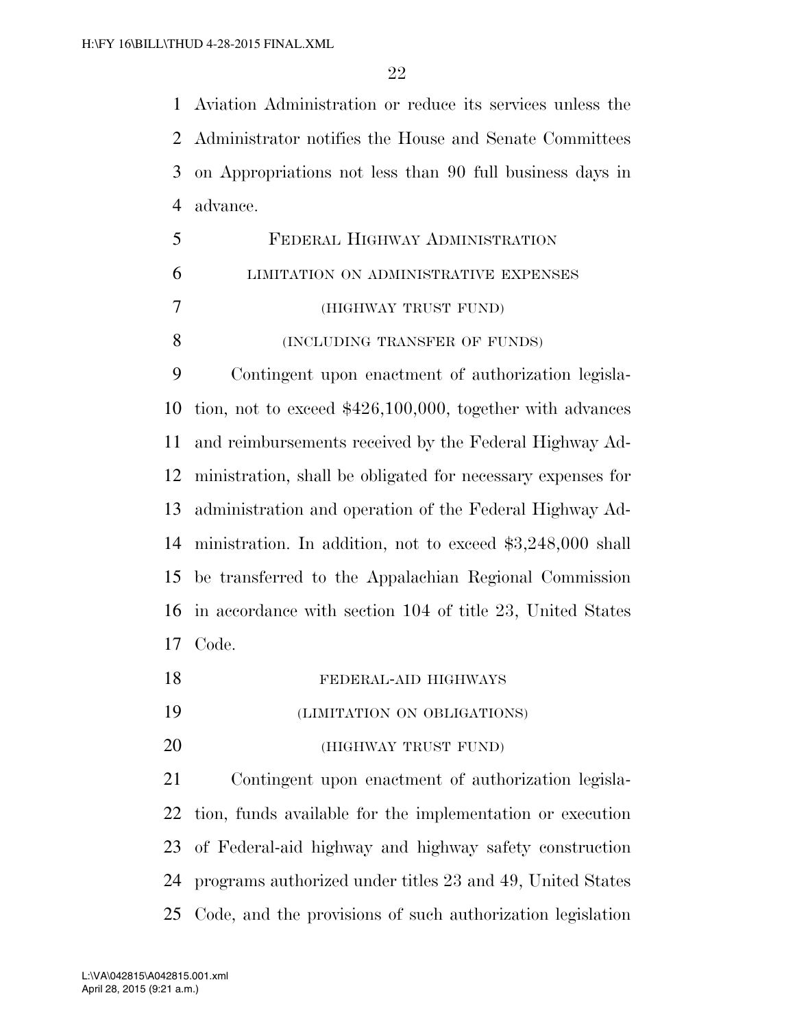Aviation Administration or reduce its services unless the Administrator notifies the House and Senate Committees on Appropriations not less than 90 full business days in advance.

## FEDERAL HIGHWAY ADMINISTRATION

### LIMITATION ON ADMINISTRATIVE EXPENSES

### (HIGHWAY TRUST FUND)

### (INCLUDING TRANSFER OF FUNDS)

Contingent upon enactment of authorization legislation, not to exceed $426,100,000, together with advances and reimbursements received by the Federal Highway Administration, shall be obligated for necessary expenses for administration and operation of the Federal Highway Administration. In addition, not to exceed $3,248,000 shall be transferred to the Appalachian Regional Commission in accordance with section 104 of title 23, United States Code.

### FEDERAL-AID HIGHWAYS

### (LIMITATION ON OBLIGATIONS)

### (HIGHWAY TRUST FUND)

Contingent upon enactment of authorization legislation, funds available for the implementation or execution of Federal-aid highway and highway safety construction programs authorized under titles 23 and 49, United States Code, and the provisions of such authorization legislation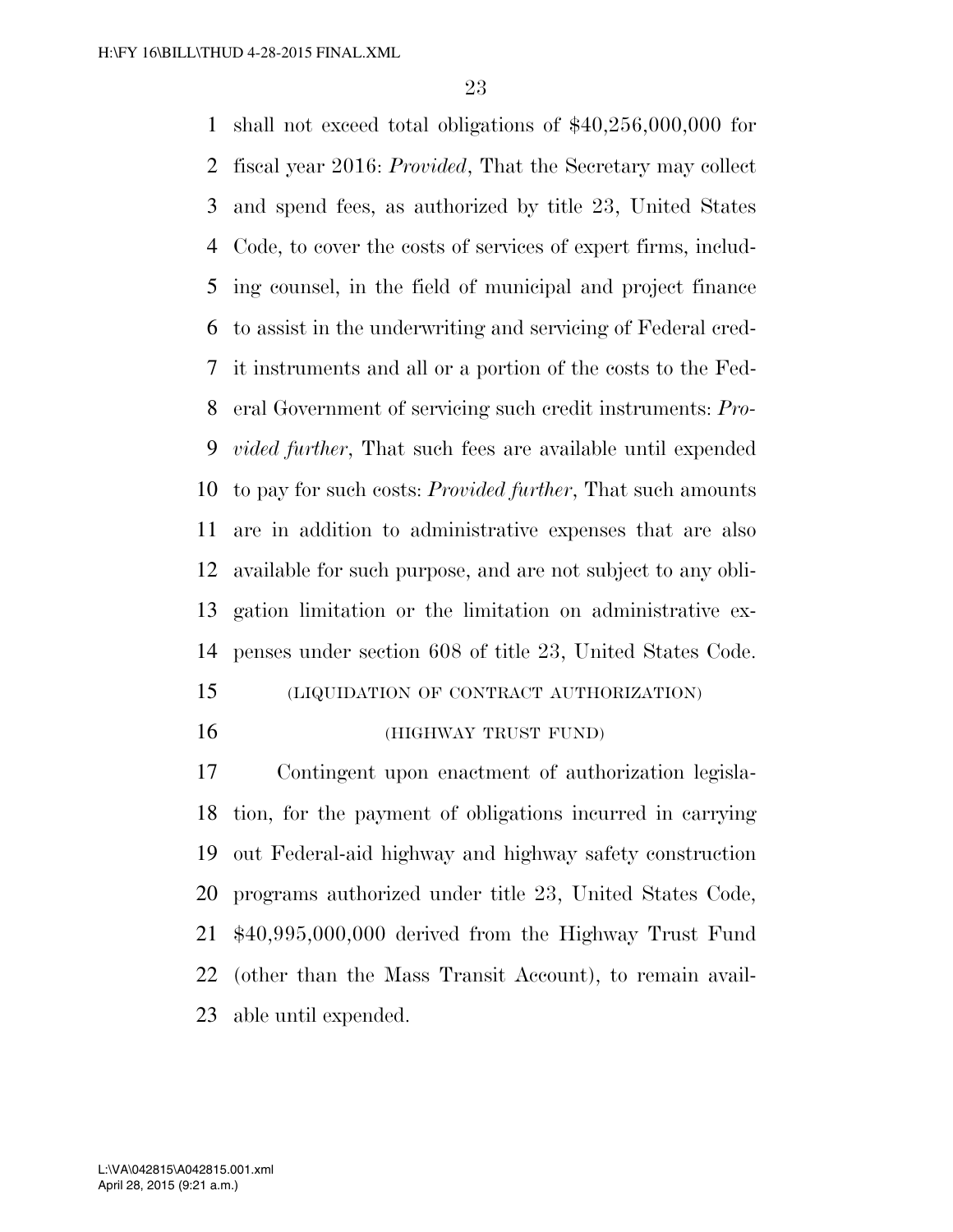shall not exceed total obligations of $40,256,000,000 for fiscal year 2016: *Provided*, That the Secretary may collect and spend fees, as authorized by title 23, United States Code, to cover the costs of services of expert firms, including counsel, in the field of municipal and project finance to assist in the underwriting and servicing of Federal credit instruments and all or a portion of the costs to the Federal Government of servicing such credit instruments: *Provided further*, That such fees are available until expended to pay for such costs: *Provided further*, That such amounts are in addition to administrative expenses that are also available for such purpose, and are not subject to any obligation limitation or the limitation on administrative expenses under section 608 of title 23, United States Code.

(LIQUIDATION OF CONTRACT AUTHORIZATION)

(HIGHWAY TRUST FUND)

Contingent upon enactment of authorization legislation, for the payment of obligations incurred in carrying out Federal-aid highway and highway safety construction programs authorized under title 23, United States Code, $40,995,000,000 derived from the Highway Trust Fund (other than the Mass Transit Account), to remain available until expended.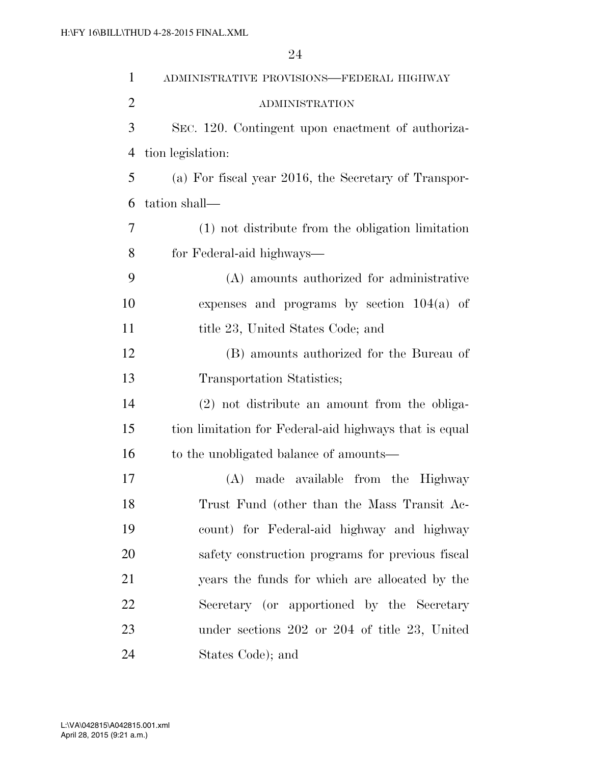## ADMINISTRATIVE PROVISIONS—FEDERAL HIGHWAY ADMINISTRATION

SEC. 120. Contingent upon enactment of authorization legislation:

(a) For fiscal year 2016, the Secretary of Transportation shall—

(1) not distribute from the obligation limitation for Federal-aid highways—

(A) amounts authorized for administrative expenses and programs by section 104(a) of title 23, United States Code; and

(B) amounts authorized for the Bureau of Transportation Statistics;

(2) not distribute an amount from the obligation limitation for Federal-aid highways that is equal to the unobligated balance of amounts—

(A) made available from the Highway Trust Fund (other than the Mass Transit Account) for Federal-aid highway and highway safety construction programs for previous fiscal years the funds for which are allocated by the Secretary (or apportioned by the Secretary under sections 202 or 204 of title 23, United States Code); and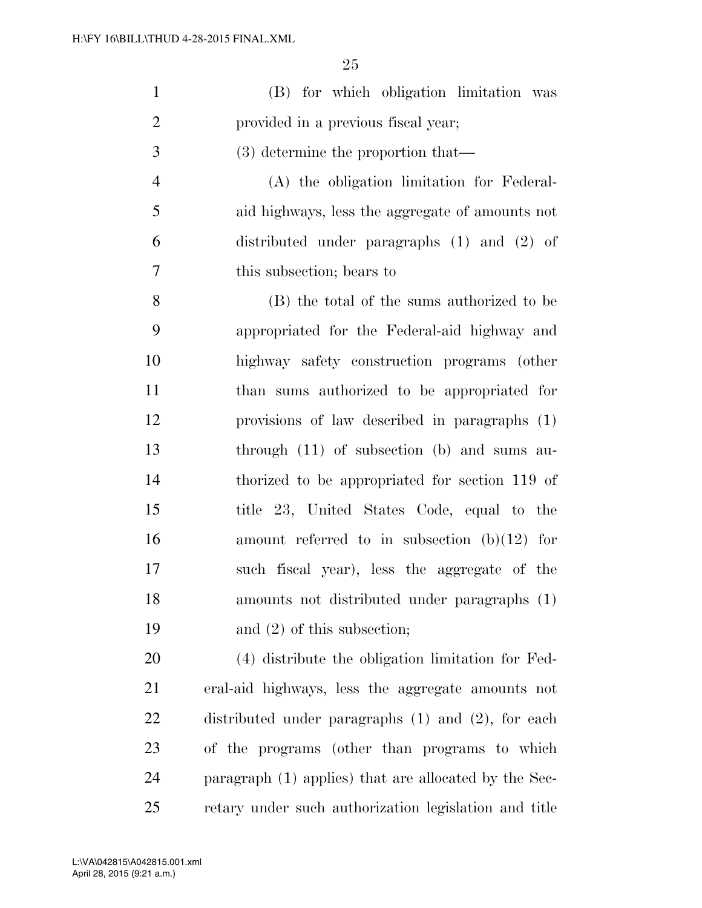(B) for which obligation limitation was provided in a previous fiscal year;

(3) determine the proportion that—

(A) the obligation limitation for Federal-aid highways, less the aggregate of amounts not distributed under paragraphs (1) and (2) of this subsection; bears to

(B) the total of the sums authorized to be appropriated for the Federal-aid highway and highway safety construction programs (other than sums authorized to be appropriated for provisions of law described in paragraphs (1) through (11) of subsection (b) and sums authorized to be appropriated for section 119 of title 23, United States Code, equal to the amount referred to in subsection (b)(12) for such fiscal year), less the aggregate of the amounts not distributed under paragraphs (1) and (2) of this subsection;

(4) distribute the obligation limitation for Federal-aid highways, less the aggregate amounts not distributed under paragraphs (1) and (2), for each of the programs (other than programs to which paragraph (1) applies) that are allocated by the Secretary under such authorization legislation and title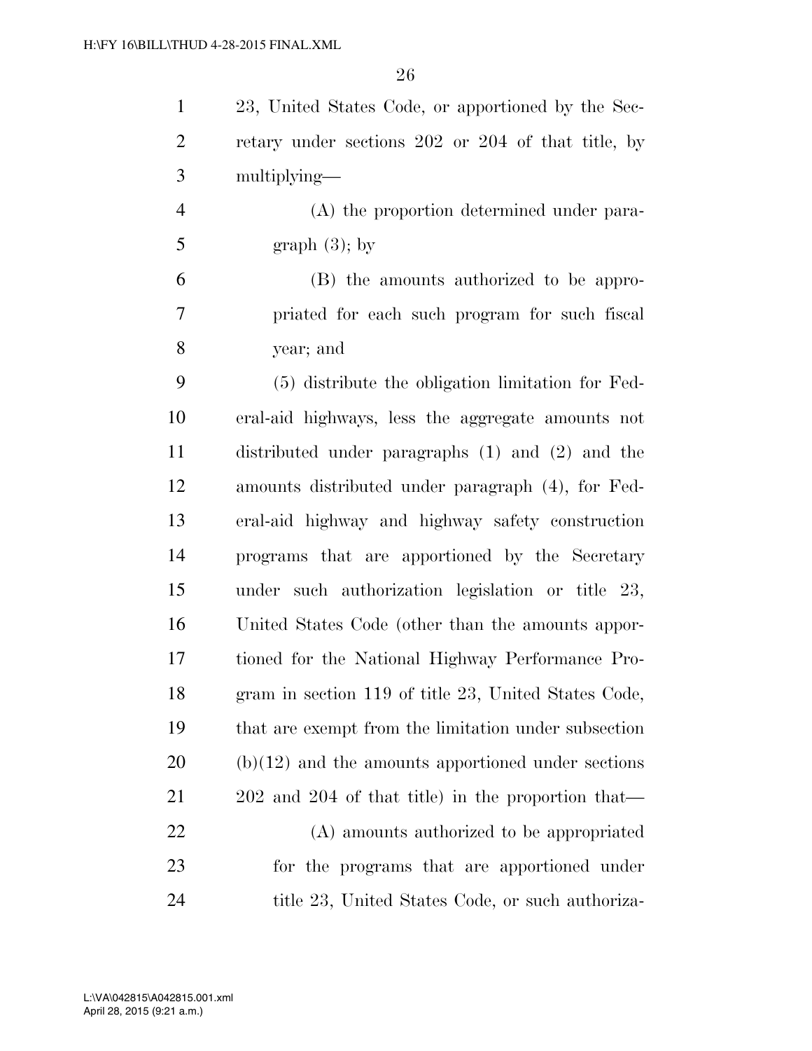23, United States Code, or apportioned by the Secretary under sections 202 or 204 of that title, by multiplying—

(A) the proportion determined under paragraph (3); by

(B) the amounts authorized to be appropriated for each such program for such fiscal year; and

(5) distribute the obligation limitation for Federal-aid highways, less the aggregate amounts not distributed under paragraphs (1) and (2) and the amounts distributed under paragraph (4), for Federal-aid highway and highway safety construction programs that are apportioned by the Secretary under such authorization legislation or title 23, United States Code (other than the amounts apportioned for the National Highway Performance Program in section 119 of title 23, United States Code, that are exempt from the limitation under subsection (b)(12) and the amounts apportioned under sections 202 and 204 of that title) in the proportion that—

(A) amounts authorized to be appropriated for the programs that are apportioned under title 23, United States Code, or such authoriza-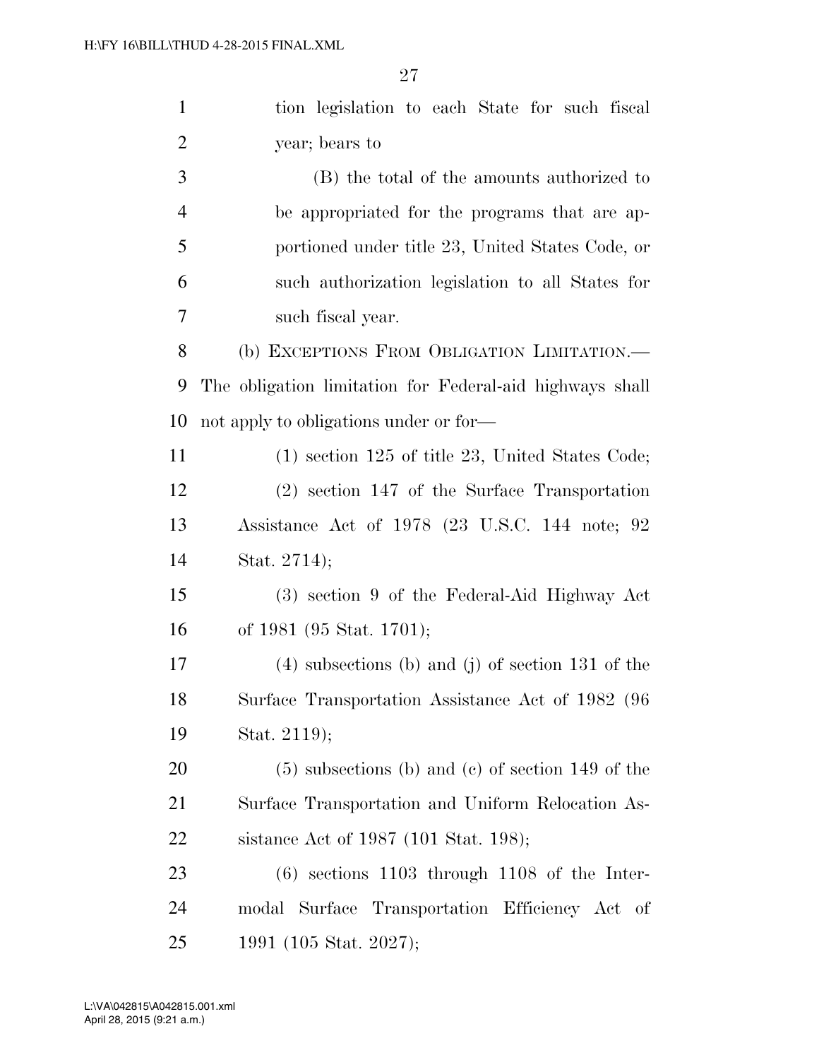tion legislation to each State for such fiscal year; bears to

(B) the total of the amounts authorized to be appropriated for the programs that are apportioned under title 23, United States Code, or such authorization legislation to all States for such fiscal year.

(b) EXCEPTIONS FROM OBLIGATION LIMITATION.—The obligation limitation for Federal-aid highways shall not apply to obligations under or for—

(1) section 125 of title 23, United States Code;

(2) section 147 of the Surface Transportation Assistance Act of 1978 (23 U.S.C. 144 note; 92 Stat. 2714);

(3) section 9 of the Federal-Aid Highway Act of 1981 (95 Stat. 1701);

(4) subsections (b) and (j) of section 131 of the Surface Transportation Assistance Act of 1982 (96 Stat. 2119);

(5) subsections (b) and (c) of section 149 of the Surface Transportation and Uniform Relocation Assistance Act of 1987 (101 Stat. 198);

(6) sections 1103 through 1108 of the Intermodal Surface Transportation Efficiency Act of 1991 (105 Stat. 2027);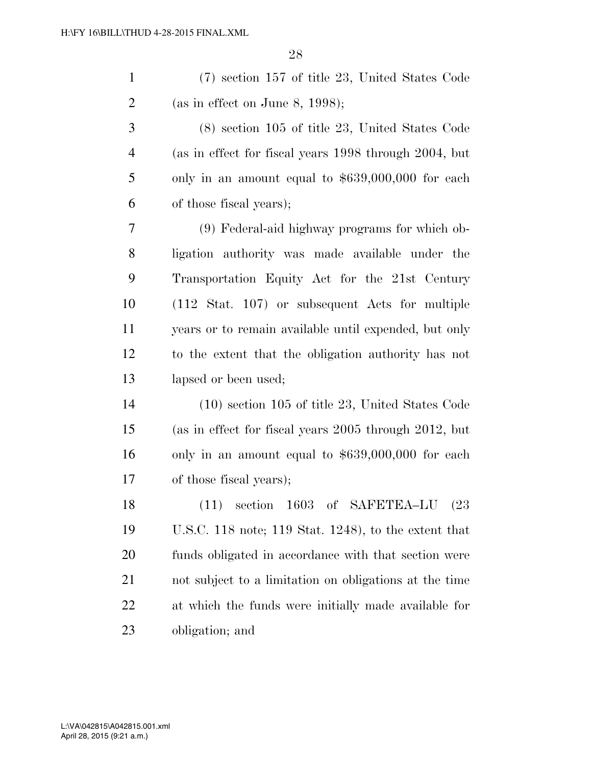(7) section 157 of title 23, United States Code (as in effect on June 8, 1998);

(8) section 105 of title 23, United States Code (as in effect for fiscal years 1998 through 2004, but only in an amount equal to $639,000,000 for each of those fiscal years);

(9) Federal-aid highway programs for which obligation authority was made available under the Transportation Equity Act for the 21st Century (112 Stat. 107) or subsequent Acts for multiple years or to remain available until expended, but only to the extent that the obligation authority has not lapsed or been used;

(10) section 105 of title 23, United States Code (as in effect for fiscal years 2005 through 2012, but only in an amount equal to $639,000,000 for each of those fiscal years);

(11) section 1603 of SAFETEA–LU (23 U.S.C. 118 note; 119 Stat. 1248), to the extent that funds obligated in accordance with that section were not subject to a limitation on obligations at the time at which the funds were initially made available for obligation; and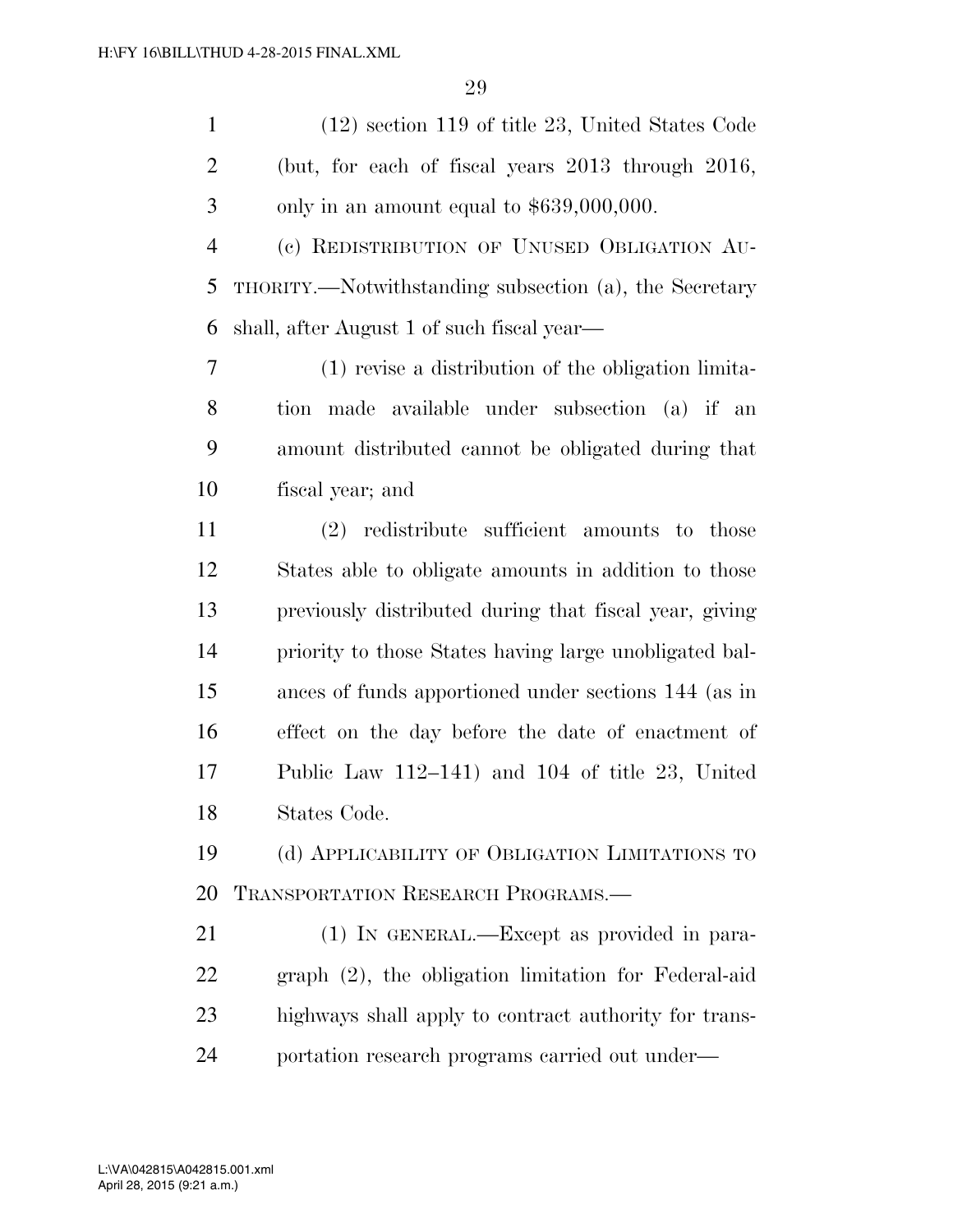(12) section 119 of title 23, United States Code (but, for each of fiscal years 2013 through 2016, only in an amount equal to $639,000,000.

(c) REDISTRIBUTION OF UNUSED OBLIGATION AUTHORITY.—Notwithstanding subsection (a), the Secretary shall, after August 1 of such fiscal year—

(1) revise a distribution of the obligation limitation made available under subsection (a) if an amount distributed cannot be obligated during that fiscal year; and

(2) redistribute sufficient amounts to those States able to obligate amounts in addition to those previously distributed during that fiscal year, giving priority to those States having large unobligated balances of funds apportioned under sections 144 (as in effect on the day before the date of enactment of Public Law 112–141) and 104 of title 23, United States Code.

(d) APPLICABILITY OF OBLIGATION LIMITATIONS TO TRANSPORTATION RESEARCH PROGRAMS.—

(1) IN GENERAL.—Except as provided in paragraph (2), the obligation limitation for Federal-aid highways shall apply to contract authority for transportation research programs carried out under—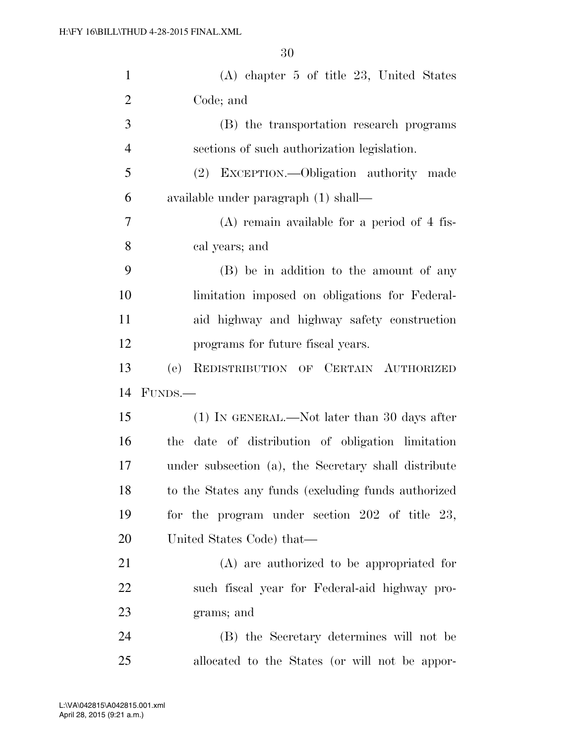(A) chapter 5 of title 23, United States Code; and

(B) the transportation research programs sections of such authorization legislation.

(2) EXCEPTION.—Obligation authority made available under paragraph (1) shall—

(A) remain available for a period of 4 fiscal years; and

(B) be in addition to the amount of any limitation imposed on obligations for Federal-aid highway and highway safety construction programs for future fiscal years.

(e) REDISTRIBUTION OF CERTAIN AUTHORIZED FUNDS.—

(1) IN GENERAL.—Not later than 30 days after the date of distribution of obligation limitation under subsection (a), the Secretary shall distribute to the States any funds (excluding funds authorized for the program under section 202 of title 23, United States Code) that—

(A) are authorized to be appropriated for such fiscal year for Federal-aid highway programs; and

(B) the Secretary determines will not be allocated to the States (or will not be appor-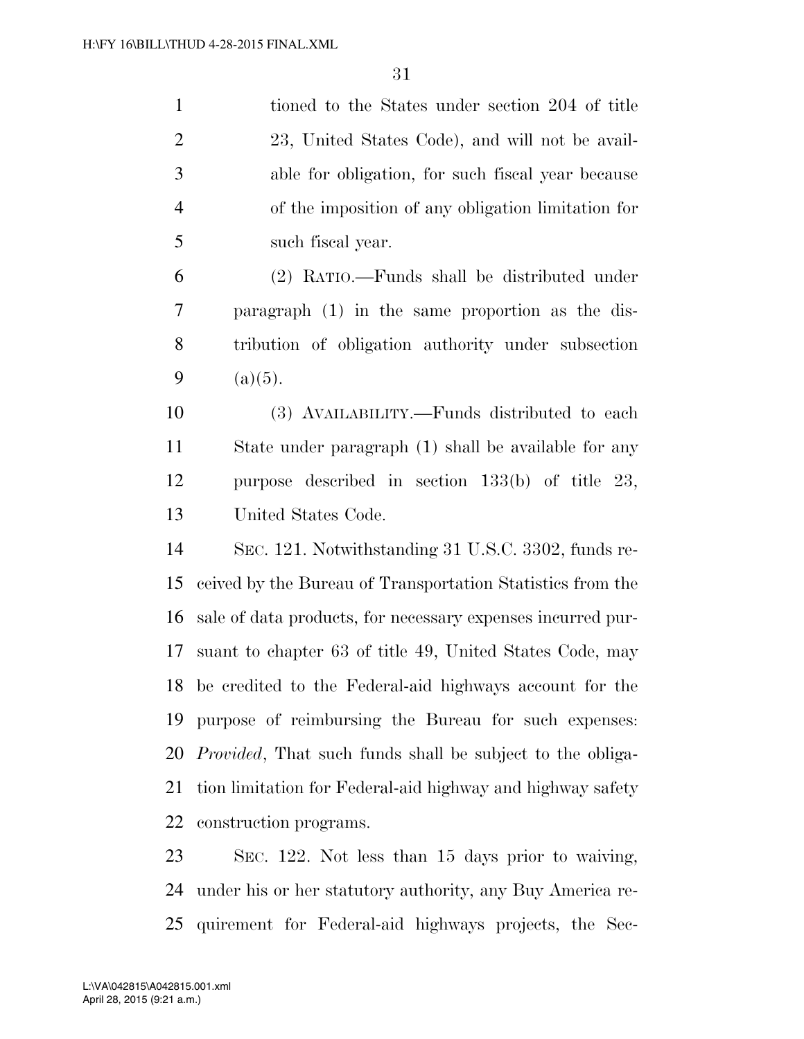tioned to the States under section 204 of title 23, United States Code), and will not be available for obligation, for such fiscal year because of the imposition of any obligation limitation for such fiscal year.

(2) RATIO.—Funds shall be distributed under paragraph (1) in the same proportion as the distribution of obligation authority under subsection (a)(5).

(3) AVAILABILITY.—Funds distributed to each State under paragraph (1) shall be available for any purpose described in section 133(b) of title 23, United States Code.

SEC. 121. Notwithstanding 31 U.S.C. 3302, funds received by the Bureau of Transportation Statistics from the sale of data products, for necessary expenses incurred pursuant to chapter 63 of title 49, United States Code, may be credited to the Federal-aid highways account for the purpose of reimbursing the Bureau for such expenses: *Provided*, That such funds shall be subject to the obligation limitation for Federal-aid highway and highway safety construction programs.

SEC. 122. Not less than 15 days prior to waiving, under his or her statutory authority, any Buy America requirement for Federal-aid highways projects, the Sec-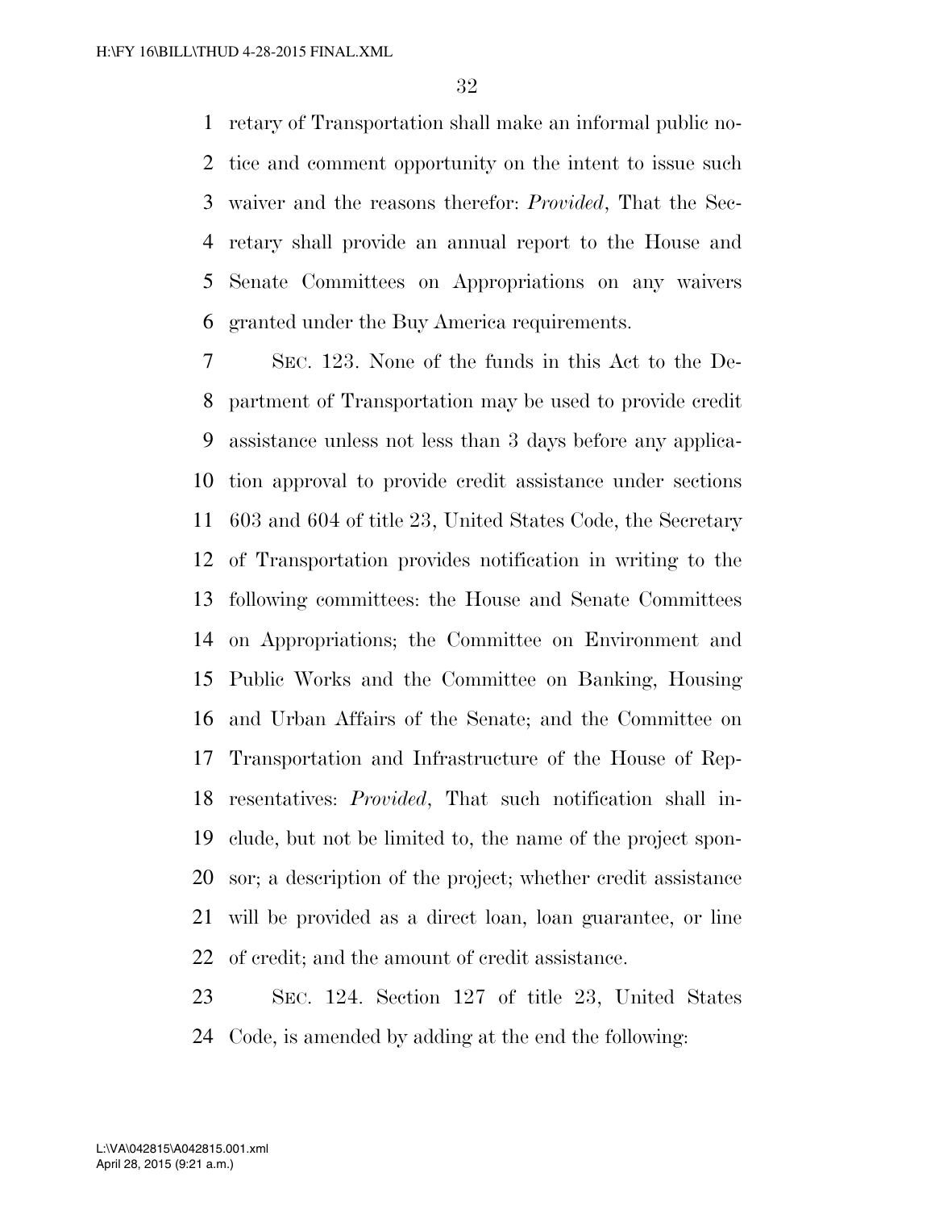retary of Transportation shall make an informal public notice and comment opportunity on the intent to issue such waiver and the reasons therefor: *Provided*, That the Secretary shall provide an annual report to the House and Senate Committees on Appropriations on any waivers granted under the Buy America requirements.

SEC. 123. None of the funds in this Act to the Department of Transportation may be used to provide credit assistance unless not less than 3 days before any application approval to provide credit assistance under sections 603 and 604 of title 23, United States Code, the Secretary of Transportation provides notification in writing to the following committees: the House and Senate Committees on Appropriations; the Committee on Environment and Public Works and the Committee on Banking, Housing and Urban Affairs of the Senate; and the Committee on Transportation and Infrastructure of the House of Representatives: *Provided*, That such notification shall include, but not be limited to, the name of the project sponsor; a description of the project; whether credit assistance will be provided as a direct loan, loan guarantee, or line of credit; and the amount of credit assistance.

SEC. 124. Section 127 of title 23, United States Code, is amended by adding at the end the following: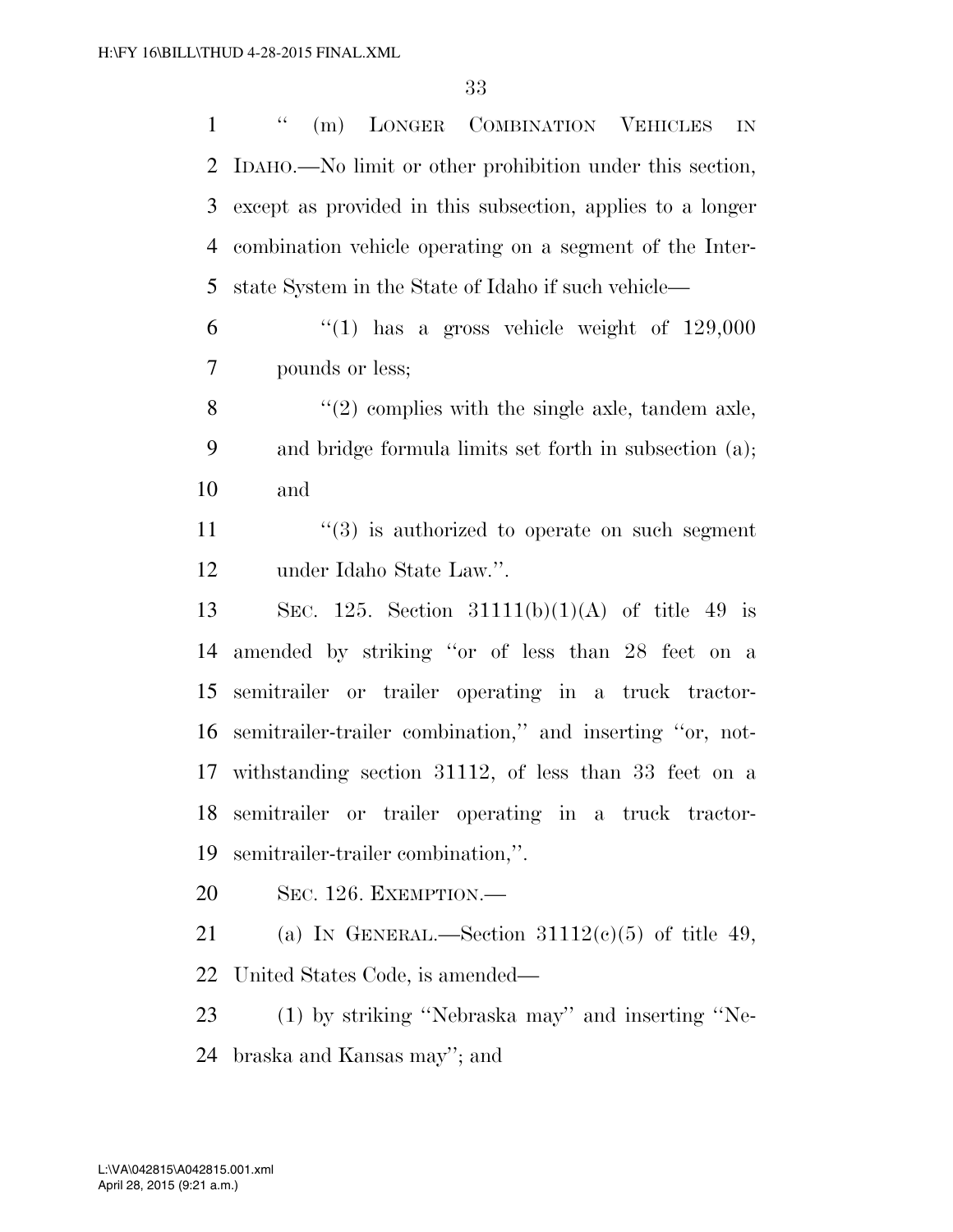"(m) LONGER COMBINATION VEHICLES IN IDAHO.—No limit or other prohibition under this section, except as provided in this subsection, applies to a longer combination vehicle operating on a segment of the Interstate System in the State of Idaho if such vehicle—

"(1) has a gross vehicle weight of 129,000 pounds or less;

"(2) complies with the single axle, tandem axle, and bridge formula limits set forth in subsection (a); and

"(3) is authorized to operate on such segment under Idaho State Law.".

SEC. 125. Section 31111(b)(1)(A) of title 49 is amended by striking "or of less than 28 feet on a semitrailer or trailer operating in a truck tractor-semitrailer-trailer combination," and inserting "or, notwithstanding section 31112, of less than 33 feet on a semitrailer or trailer operating in a truck tractor-semitrailer-trailer combination,".

SEC. 126. EXEMPTION.—

(a) IN GENERAL.—Section 31112(c)(5) of title 49, United States Code, is amended—

(1) by striking "Nebraska may" and inserting "Nebraska and Kansas may"; and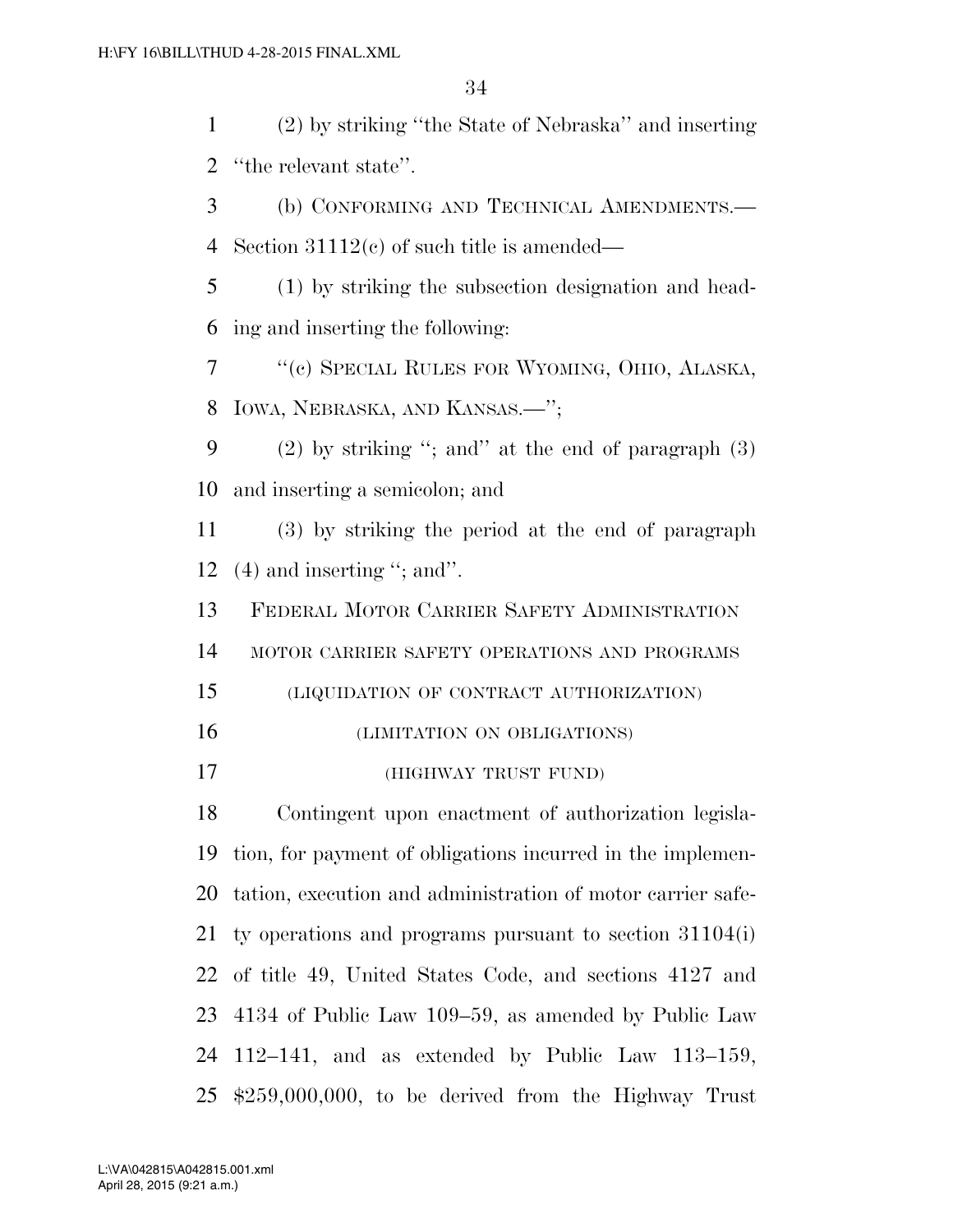(2) by striking "the State of Nebraska" and inserting "the relevant state".

(b) CONFORMING AND TECHNICAL AMENDMENTS.—Section 31112(c) of such title is amended—

(1) by striking the subsection designation and heading and inserting the following:

"(c) SPECIAL RULES FOR WYOMING, OHIO, ALASKA, IOWA, NEBRASKA, AND KANSAS.—";

(2) by striking "; and" at the end of paragraph (3) and inserting a semicolon; and

(3) by striking the period at the end of paragraph (4) and inserting "; and".

FEDERAL MOTOR CARRIER SAFETY ADMINISTRATION

MOTOR CARRIER SAFETY OPERATIONS AND PROGRAMS

(LIQUIDATION OF CONTRACT AUTHORIZATION)

(LIMITATION ON OBLIGATIONS)

(HIGHWAY TRUST FUND)

Contingent upon enactment of authorization legislation, for payment of obligations incurred in the implementation, execution and administration of motor carrier safety operations and programs pursuant to section 31104(i) of title 49, United States Code, and sections 4127 and 4134 of Public Law 109–59, as amended by Public Law 112–141, and as extended by Public Law 113–159, $259,000,000, to be derived from the Highway Trust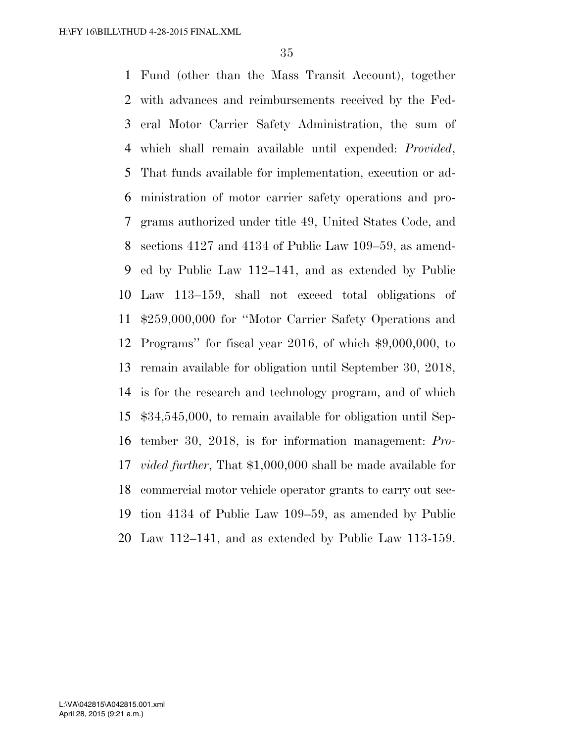Fund (other than the Mass Transit Account), together with advances and reimbursements received by the Federal Motor Carrier Safety Administration, the sum of which shall remain available until expended: *Provided*, That funds available for implementation, execution or administration of motor carrier safety operations and programs authorized under title 49, United States Code, and sections 4127 and 4134 of Public Law 109–59, as amended by Public Law 112–141, and as extended by Public Law 113–159, shall not exceed total obligations of $259,000,000 for ''Motor Carrier Safety Operations and Programs'' for fiscal year 2016, of which $9,000,000, to remain available for obligation until September 30, 2018, is for the research and technology program, and of which $34,545,000, to remain available for obligation until September 30, 2018, is for information management: *Provided further*, That $1,000,000 shall be made available for commercial motor vehicle operator grants to carry out section 4134 of Public Law 109–59, as amended by Public Law 112–141, and as extended by Public Law 113-159.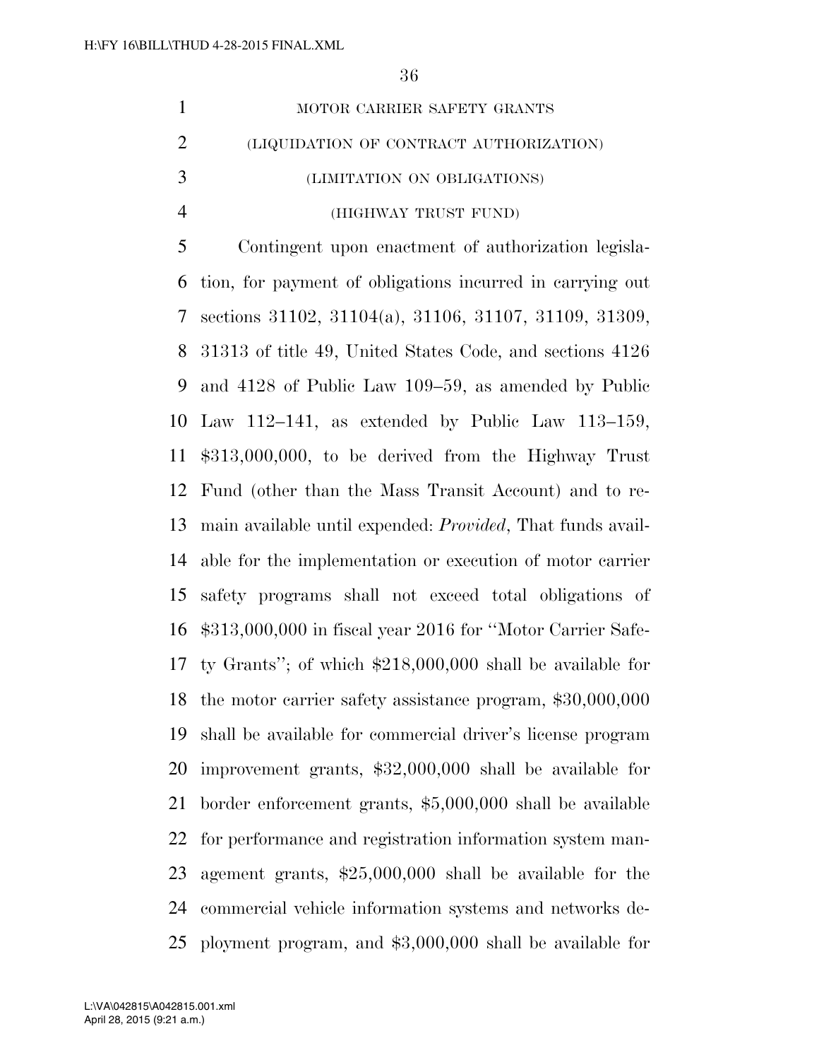MOTOR CARRIER SAFETY GRANTS

(LIQUIDATION OF CONTRACT AUTHORIZATION)

(LIMITATION ON OBLIGATIONS)

(HIGHWAY TRUST FUND)

Contingent upon enactment of authorization legislation, for payment of obligations incurred in carrying out sections 31102, 31104(a), 31106, 31107, 31109, 31309, 31313 of title 49, United States Code, and sections 4126 and 4128 of Public Law 109–59, as amended by Public Law 112–141, as extended by Public Law 113–159, $313,000,000, to be derived from the Highway Trust Fund (other than the Mass Transit Account) and to remain available until expended: *Provided*, That funds available for the implementation or execution of motor carrier safety programs shall not exceed total obligations of $313,000,000 in fiscal year 2016 for ''Motor Carrier Safety Grants''; of which $218,000,000 shall be available for the motor carrier safety assistance program, $30,000,000 shall be available for commercial driver's license program improvement grants, $32,000,000 shall be available for border enforcement grants, $5,000,000 shall be available for performance and registration information system management grants, $25,000,000 shall be available for the commercial vehicle information systems and networks deployment program, and $3,000,000 shall be available for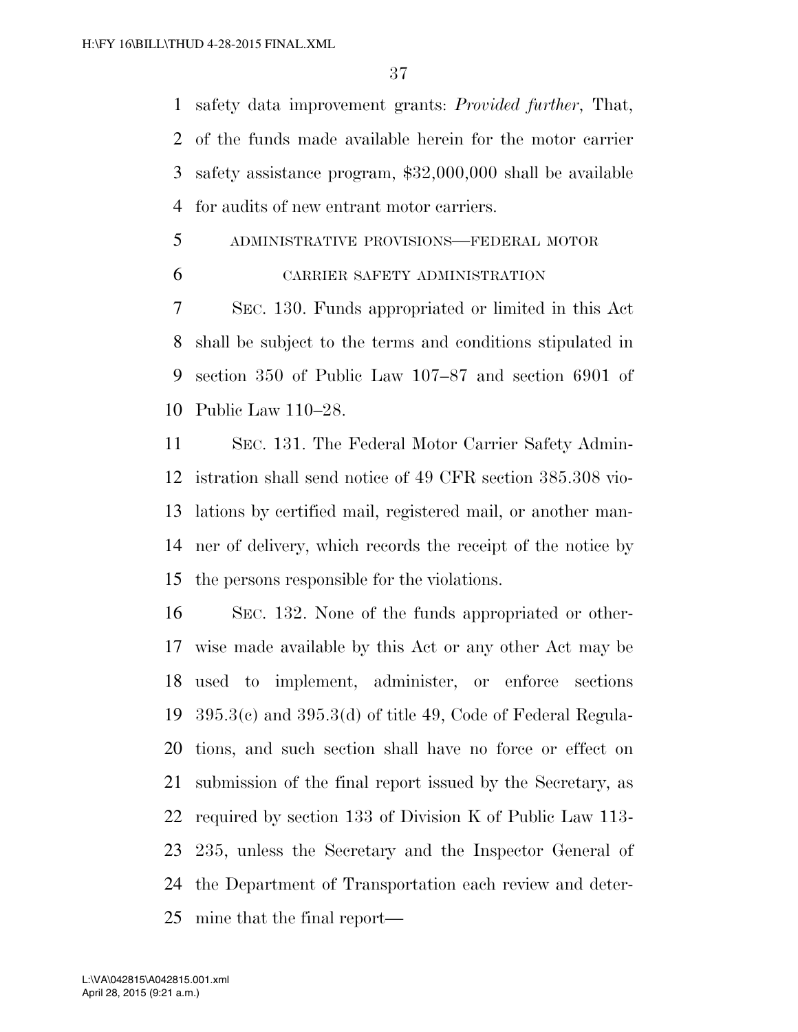safety data improvement grants: *Provided further*, That, of the funds made available herein for the motor carrier safety assistance program, $32,000,000 shall be available for audits of new entrant motor carriers.

ADMINISTRATIVE PROVISIONS—FEDERAL MOTOR CARRIER SAFETY ADMINISTRATION

SEC. 130. Funds appropriated or limited in this Act shall be subject to the terms and conditions stipulated in section 350 of Public Law 107–87 and section 6901 of Public Law 110–28.

SEC. 131. The Federal Motor Carrier Safety Administration shall send notice of 49 CFR section 385.308 violations by certified mail, registered mail, or another manner of delivery, which records the receipt of the notice by the persons responsible for the violations.

SEC. 132. None of the funds appropriated or otherwise made available by this Act or any other Act may be used to implement, administer, or enforce sections 395.3(c) and 395.3(d) of title 49, Code of Federal Regulations, and such section shall have no force or effect on submission of the final report issued by the Secretary, as required by section 133 of Division K of Public Law 113-235, unless the Secretary and the Inspector General of the Department of Transportation each review and determine that the final report—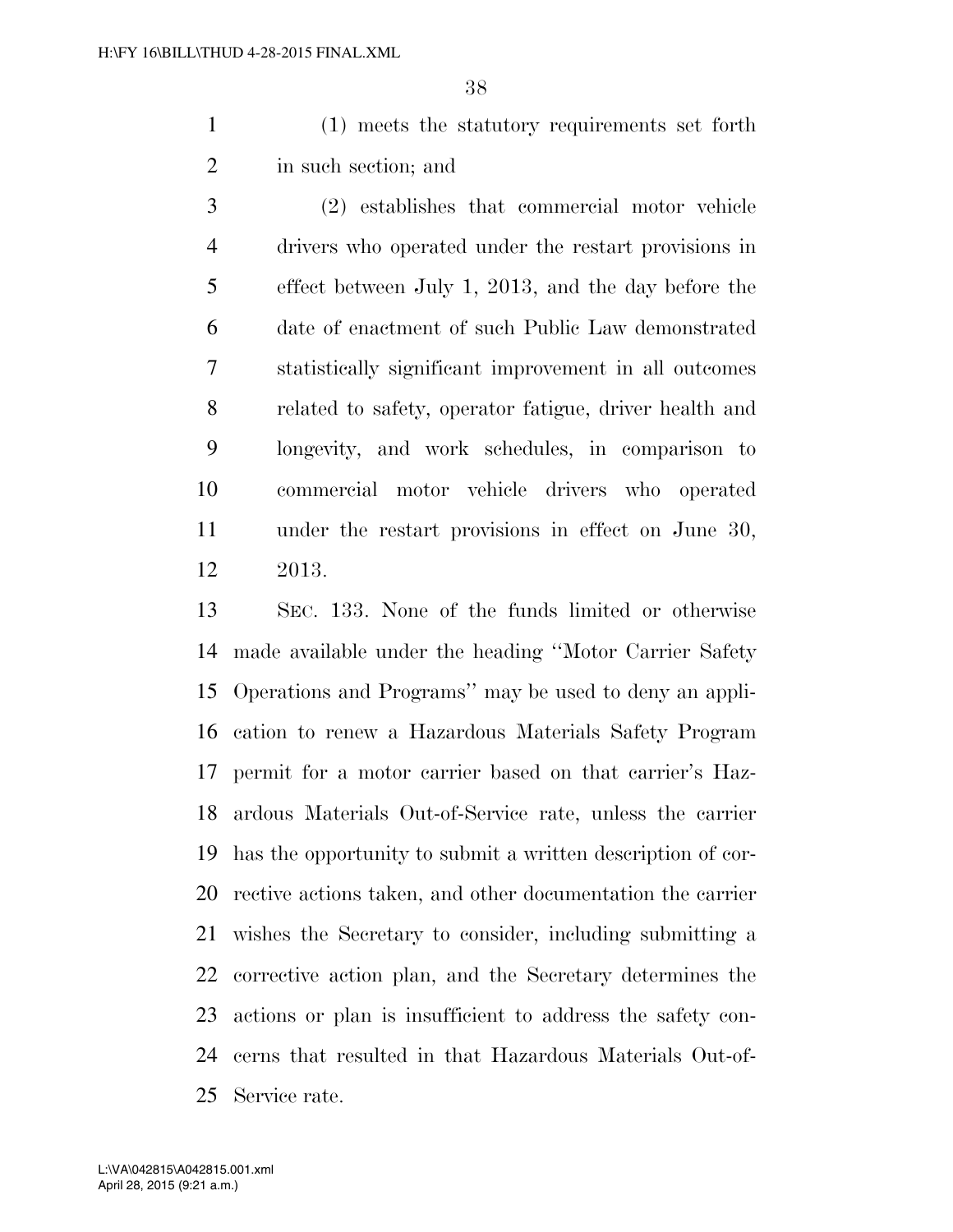(1) meets the statutory requirements set forth in such section; and

(2) establishes that commercial motor vehicle drivers who operated under the restart provisions in effect between July 1, 2013, and the day before the date of enactment of such Public Law demonstrated statistically significant improvement in all outcomes related to safety, operator fatigue, driver health and longevity, and work schedules, in comparison to commercial motor vehicle drivers who operated under the restart provisions in effect on June 30, 2013.

SEC. 133. None of the funds limited or otherwise made available under the heading ''Motor Carrier Safety Operations and Programs'' may be used to deny an application to renew a Hazardous Materials Safety Program permit for a motor carrier based on that carrier's Hazardous Materials Out-of-Service rate, unless the carrier has the opportunity to submit a written description of corrective actions taken, and other documentation the carrier wishes the Secretary to consider, including submitting a corrective action plan, and the Secretary determines the actions or plan is insufficient to address the safety concerns that resulted in that Hazardous Materials Out-of-Service rate.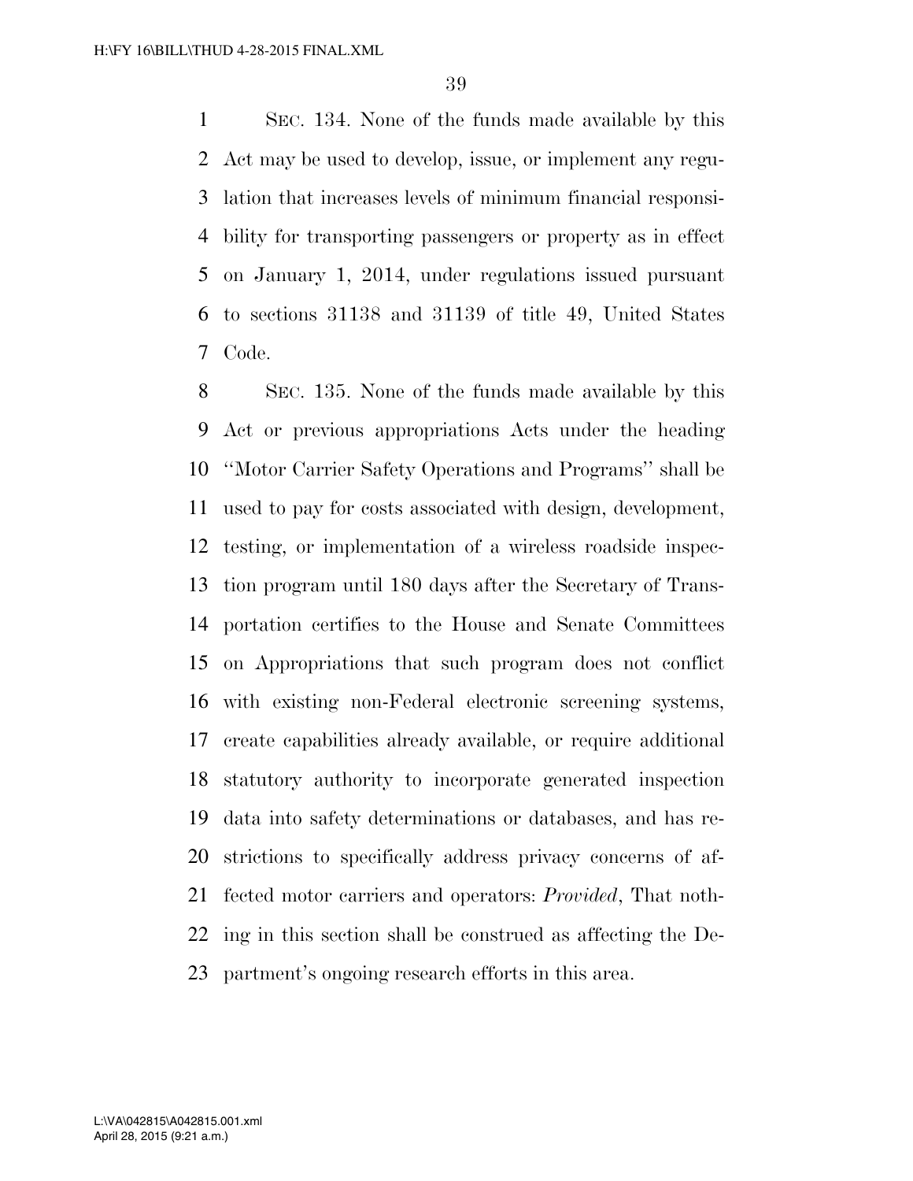SEC. 134. None of the funds made available by this Act may be used to develop, issue, or implement any regulation that increases levels of minimum financial responsibility for transporting passengers or property as in effect on January 1, 2014, under regulations issued pursuant to sections 31138 and 31139 of title 49, United States Code.

SEC. 135. None of the funds made available by this Act or previous appropriations Acts under the heading ''Motor Carrier Safety Operations and Programs'' shall be used to pay for costs associated with design, development, testing, or implementation of a wireless roadside inspection program until 180 days after the Secretary of Transportation certifies to the House and Senate Committees on Appropriations that such program does not conflict with existing non-Federal electronic screening systems, create capabilities already available, or require additional statutory authority to incorporate generated inspection data into safety determinations or databases, and has restrictions to specifically address privacy concerns of affected motor carriers and operators: *Provided*, That nothing in this section shall be construed as affecting the Department's ongoing research efforts in this area.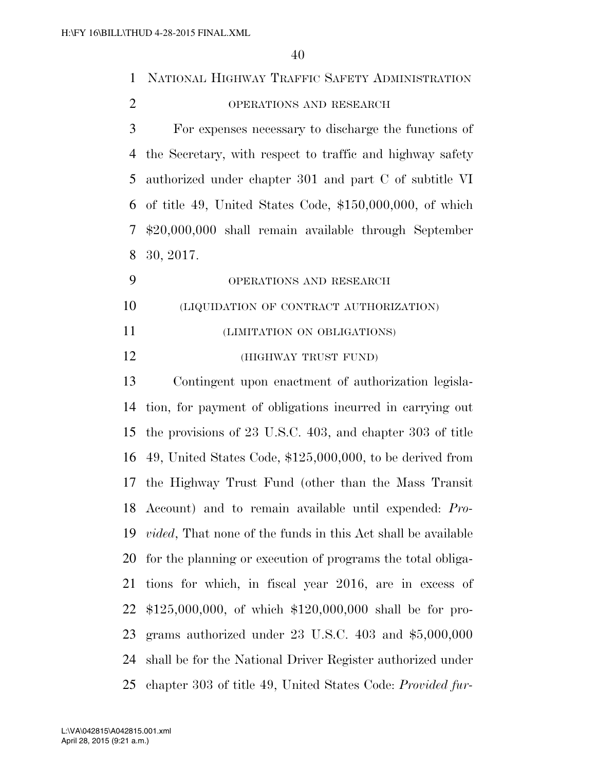NATIONAL HIGHWAY TRAFFIC SAFETY ADMINISTRATION

OPERATIONS AND RESEARCH

For expenses necessary to discharge the functions of the Secretary, with respect to traffic and highway safety authorized under chapter 301 and part C of subtitle VI of title 49, United States Code, $150,000,000, of which $20,000,000 shall remain available through September 30, 2017.

OPERATIONS AND RESEARCH

(LIQUIDATION OF CONTRACT AUTHORIZATION)

(LIMITATION ON OBLIGATIONS)

(HIGHWAY TRUST FUND)

Contingent upon enactment of authorization legislation, for payment of obligations incurred in carrying out the provisions of 23 U.S.C. 403, and chapter 303 of title 49, United States Code, $125,000,000, to be derived from the Highway Trust Fund (other than the Mass Transit Account) and to remain available until expended: *Provided*, That none of the funds in this Act shall be available for the planning or execution of programs the total obligations for which, in fiscal year 2016, are in excess of $125,000,000, of which $120,000,000 shall be for programs authorized under 23 U.S.C. 403 and $5,000,000 shall be for the National Driver Register authorized under chapter 303 of title 49, United States Code: *Provided fur-*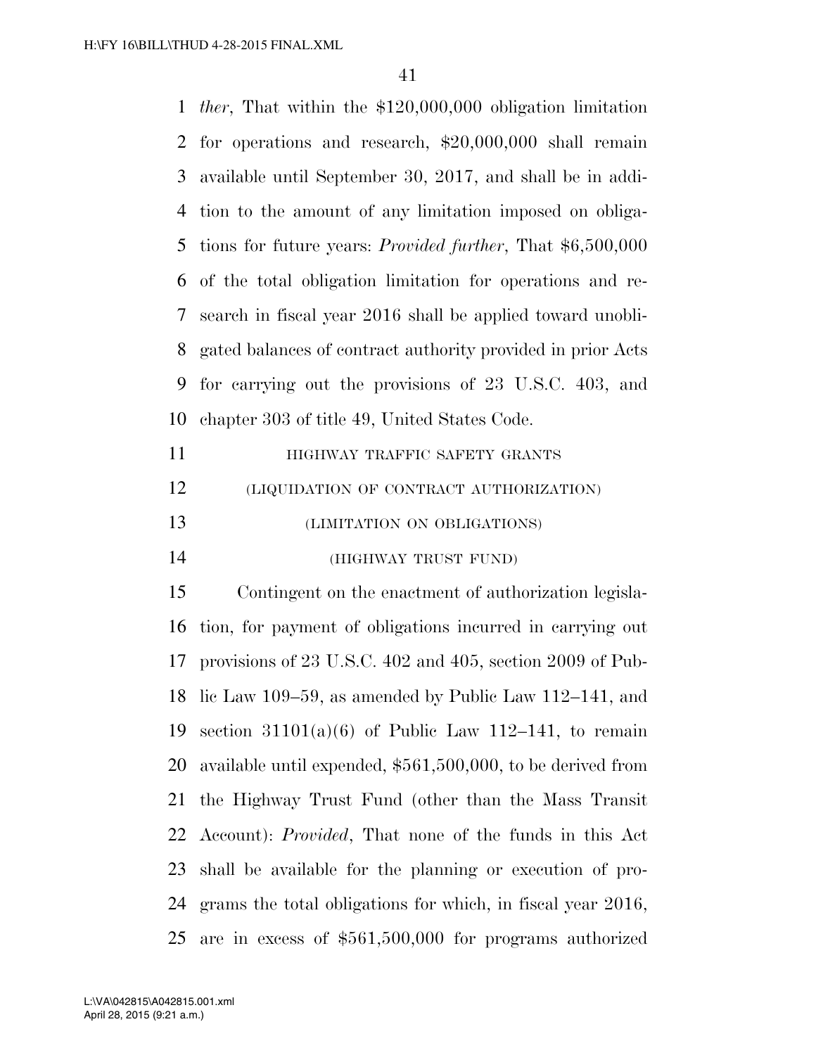*ther*, That within the $120,000,000 obligation limitation for operations and research, $20,000,000 shall remain available until September 30, 2017, and shall be in addition to the amount of any limitation imposed on obligations for future years: *Provided further*, That $6,500,000 of the total obligation limitation for operations and research in fiscal year 2016 shall be applied toward unobligated balances of contract authority provided in prior Acts for carrying out the provisions of 23 U.S.C. 403, and chapter 303 of title 49, United States Code.

HIGHWAY TRAFFIC SAFETY GRANTS

(LIQUIDATION OF CONTRACT AUTHORIZATION)

(LIMITATION ON OBLIGATIONS)

(HIGHWAY TRUST FUND)

Contingent on the enactment of authorization legislation, for payment of obligations incurred in carrying out provisions of 23 U.S.C. 402 and 405, section 2009 of Public Law 109–59, as amended by Public Law 112–141, and section 31101(a)(6) of Public Law 112–141, to remain available until expended, $561,500,000, to be derived from the Highway Trust Fund (other than the Mass Transit Account): *Provided*, That none of the funds in this Act shall be available for the planning or execution of programs the total obligations for which, in fiscal year 2016, are in excess of $561,500,000 for programs authorized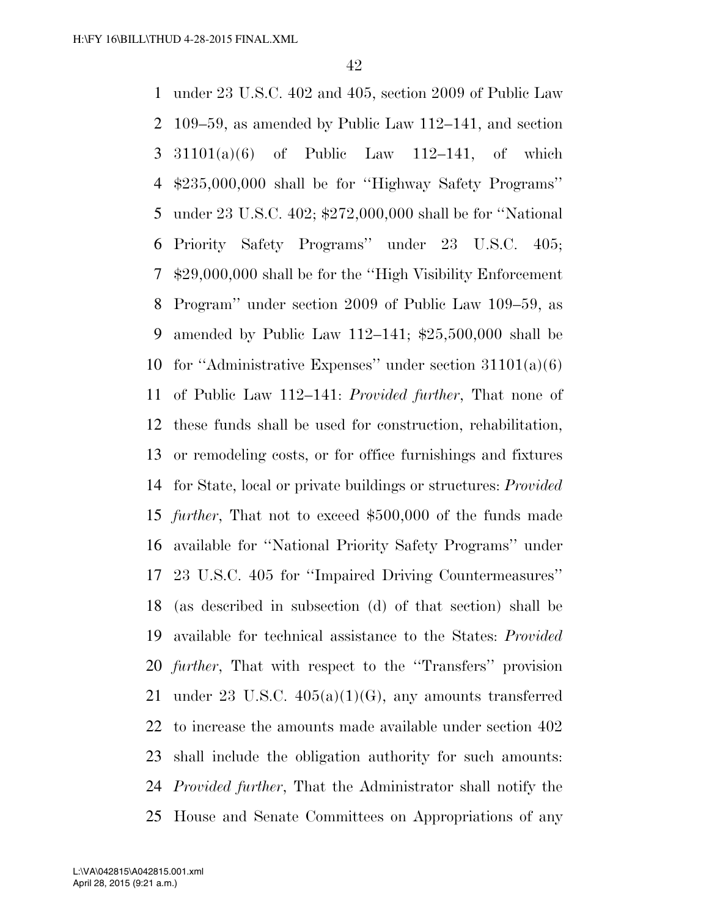under 23 U.S.C. 402 and 405, section 2009 of Public Law 109–59, as amended by Public Law 112–141, and section 31101(a)(6) of Public Law 112–141, of which $235,000,000 shall be for ''Highway Safety Programs'' under 23 U.S.C. 402; $272,000,000 shall be for ''National Priority Safety Programs'' under 23 U.S.C. 405; $29,000,000 shall be for the ''High Visibility Enforcement Program'' under section 2009 of Public Law 109–59, as amended by Public Law 112–141; $25,500,000 shall be for ''Administrative Expenses'' under section 31101(a)(6) of Public Law 112–141: *Provided further*, That none of these funds shall be used for construction, rehabilitation, or remodeling costs, or for office furnishings and fixtures for State, local or private buildings or structures: *Provided further*, That not to exceed $500,000 of the funds made available for ''National Priority Safety Programs'' under 23 U.S.C. 405 for ''Impaired Driving Countermeasures'' (as described in subsection (d) of that section) shall be available for technical assistance to the States: *Provided further*, That with respect to the ''Transfers'' provision under 23 U.S.C. 405(a)(1)(G), any amounts transferred to increase the amounts made available under section 402 shall include the obligation authority for such amounts: *Provided further*, That the Administrator shall notify the House and Senate Committees on Appropriations of any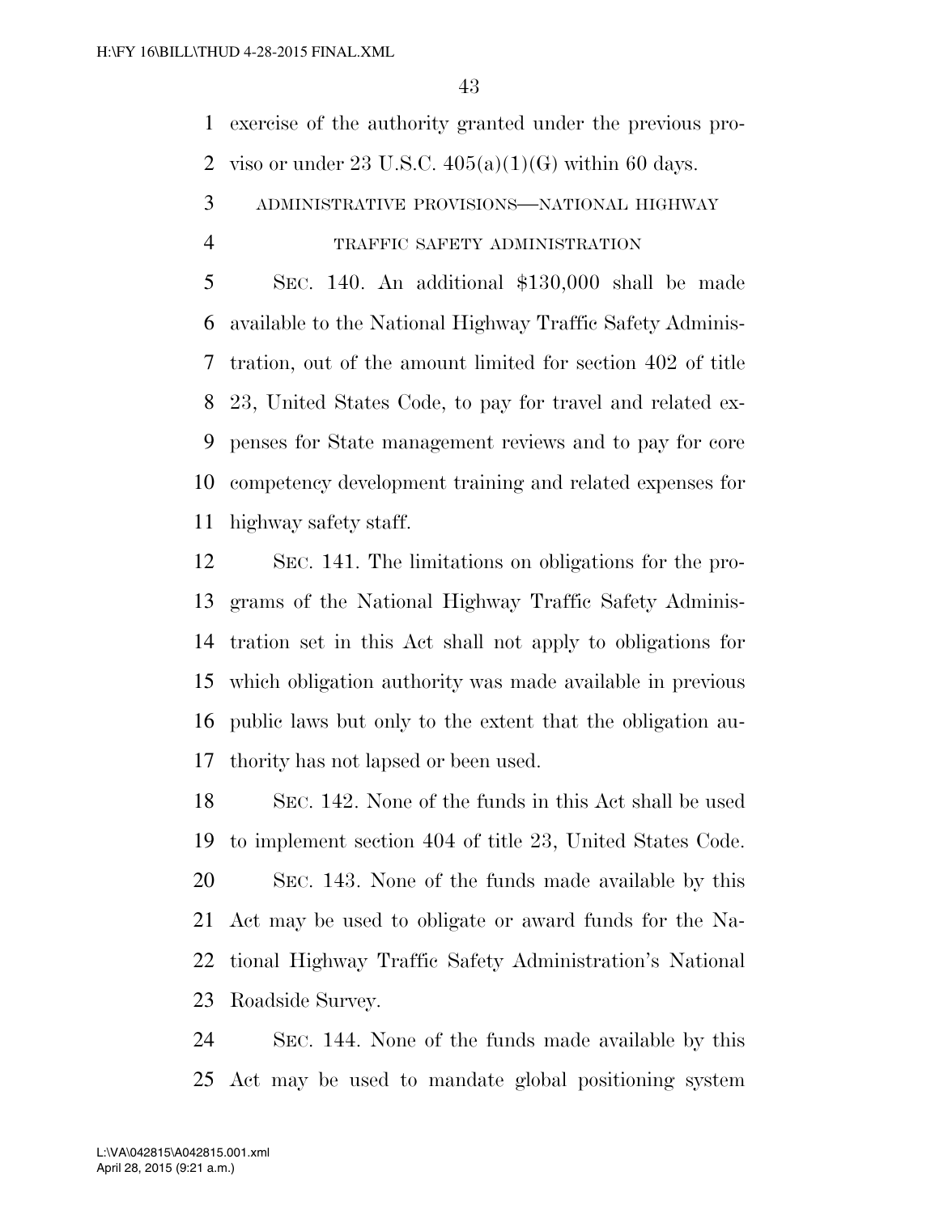exercise of the authority granted under the previous proviso or under 23 U.S.C. 405(a)(1)(G) within 60 days.

### ADMINISTRATIVE PROVISIONS—NATIONAL HIGHWAY TRAFFIC SAFETY ADMINISTRATION

SEC. 140. An additional $130,000 shall be made available to the National Highway Traffic Safety Administration, out of the amount limited for section 402 of title 23, United States Code, to pay for travel and related expenses for State management reviews and to pay for core competency development training and related expenses for highway safety staff.

SEC. 141. The limitations on obligations for the programs of the National Highway Traffic Safety Administration set in this Act shall not apply to obligations for which obligation authority was made available in previous public laws but only to the extent that the obligation authority has not lapsed or been used.

SEC. 142. None of the funds in this Act shall be used to implement section 404 of title 23, United States Code.

SEC. 143. None of the funds made available by this Act may be used to obligate or award funds for the National Highway Traffic Safety Administration's National Roadside Survey.

SEC. 144. None of the funds made available by this Act may be used to mandate global positioning system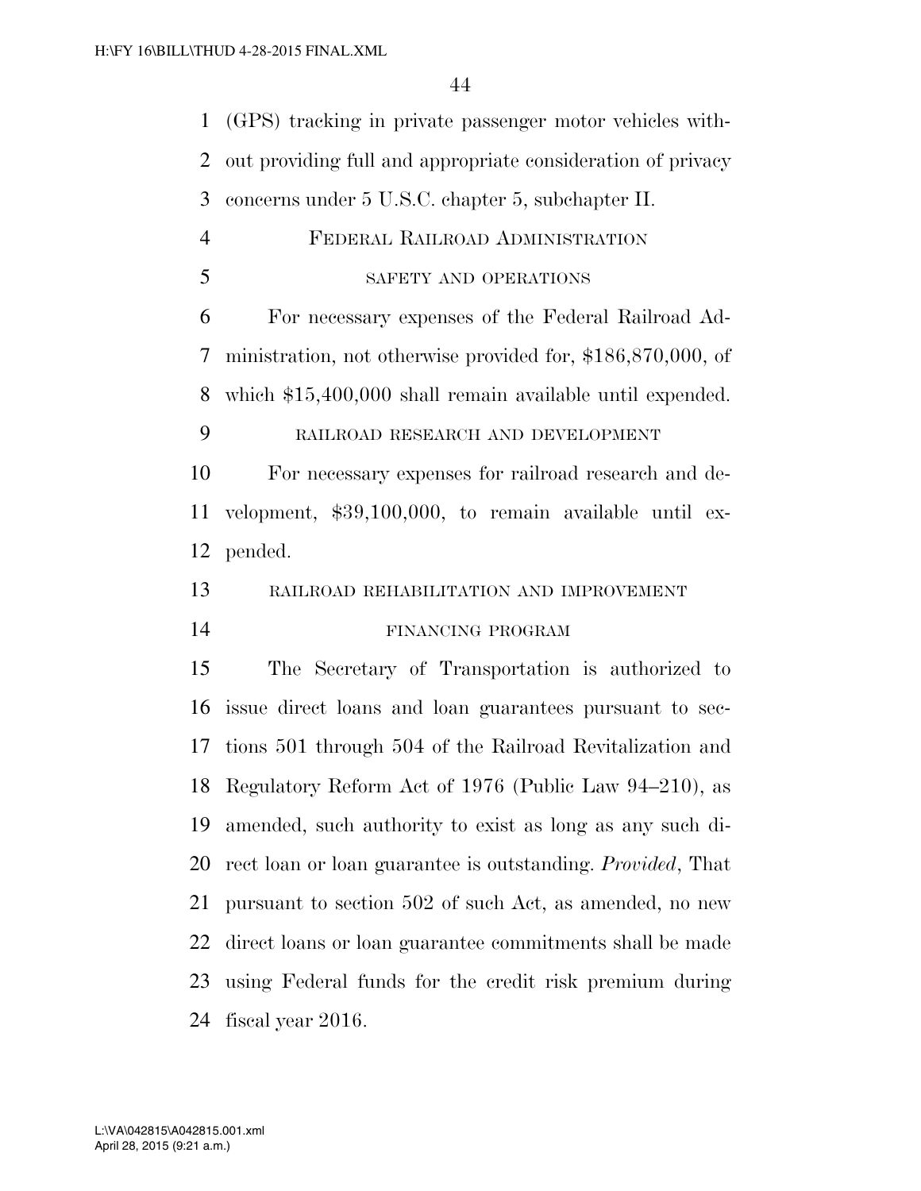(GPS) tracking in private passenger motor vehicles without providing full and appropriate consideration of privacy concerns under 5 U.S.C. chapter 5, subchapter II.

## FEDERAL RAILROAD ADMINISTRATION

### SAFETY AND OPERATIONS

For necessary expenses of the Federal Railroad Administration, not otherwise provided for, $186,870,000, of which $15,400,000 shall remain available until expended.

### RAILROAD RESEARCH AND DEVELOPMENT

For necessary expenses for railroad research and development, $39,100,000, to remain available until expended.

### RAILROAD REHABILITATION AND IMPROVEMENT FINANCING PROGRAM

The Secretary of Transportation is authorized to issue direct loans and loan guarantees pursuant to sections 501 through 504 of the Railroad Revitalization and Regulatory Reform Act of 1976 (Public Law 94–210), as amended, such authority to exist as long as any such direct loan or loan guarantee is outstanding. *Provided*, That pursuant to section 502 of such Act, as amended, no new direct loans or loan guarantee commitments shall be made using Federal funds for the credit risk premium during fiscal year 2016.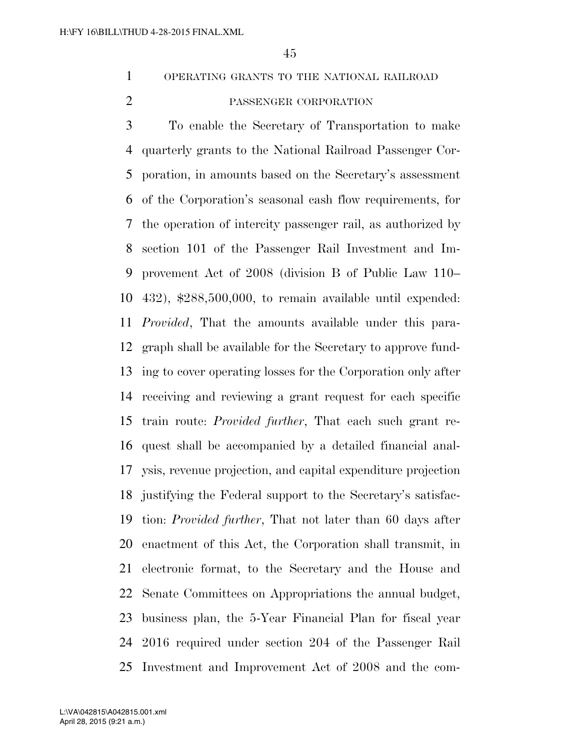OPERATING GRANTS TO THE NATIONAL RAILROAD PASSENGER CORPORATION

To enable the Secretary of Transportation to make quarterly grants to the National Railroad Passenger Corporation, in amounts based on the Secretary's assessment of the Corporation's seasonal cash flow requirements, for the operation of intercity passenger rail, as authorized by section 101 of the Passenger Rail Investment and Improvement Act of 2008 (division B of Public Law 110–432), $288,500,000, to remain available until expended: *Provided*, That the amounts available under this paragraph shall be available for the Secretary to approve funding to cover operating losses for the Corporation only after receiving and reviewing a grant request for each specific train route: *Provided further*, That each such grant request shall be accompanied by a detailed financial analysis, revenue projection, and capital expenditure projection justifying the Federal support to the Secretary's satisfaction: *Provided further*, That not later than 60 days after enactment of this Act, the Corporation shall transmit, in electronic format, to the Secretary and the House and Senate Committees on Appropriations the annual budget, business plan, the 5-Year Financial Plan for fiscal year 2016 required under section 204 of the Passenger Rail Investment and Improvement Act of 2008 and the com-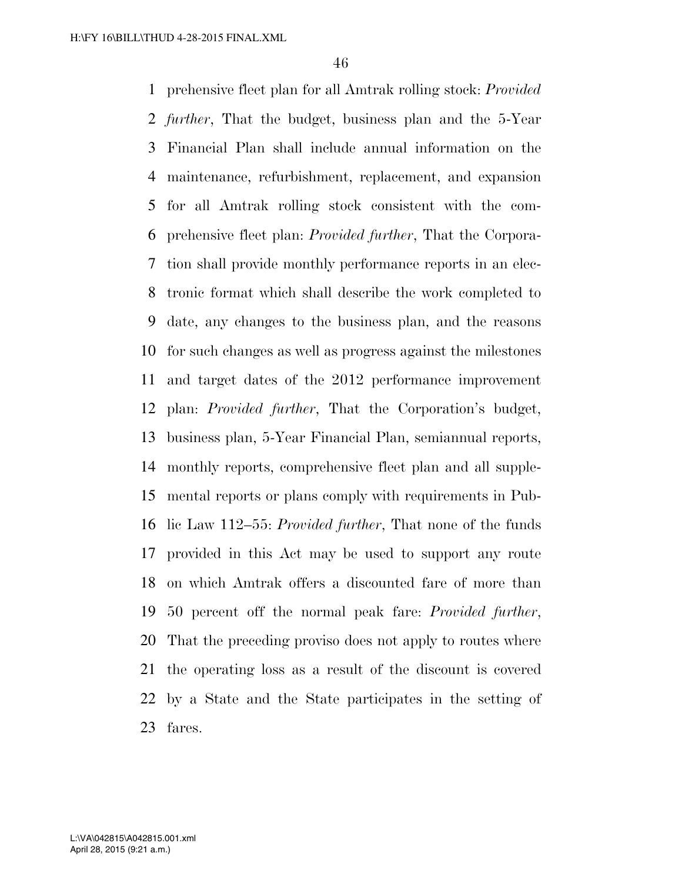prehensive fleet plan for all Amtrak rolling stock: *Provided further*, That the budget, business plan and the 5-Year Financial Plan shall include annual information on the maintenance, refurbishment, replacement, and expansion for all Amtrak rolling stock consistent with the comprehensive fleet plan: *Provided further*, That the Corporation shall provide monthly performance reports in an electronic format which shall describe the work completed to date, any changes to the business plan, and the reasons for such changes as well as progress against the milestones and target dates of the 2012 performance improvement plan: *Provided further*, That the Corporation's budget, business plan, 5-Year Financial Plan, semiannual reports, monthly reports, comprehensive fleet plan and all supplemental reports or plans comply with requirements in Public Law 112–55: *Provided further*, That none of the funds provided in this Act may be used to support any route on which Amtrak offers a discounted fare of more than 50 percent off the normal peak fare: *Provided further*, That the preceding proviso does not apply to routes where the operating loss as a result of the discount is covered by a State and the State participates in the setting of fares.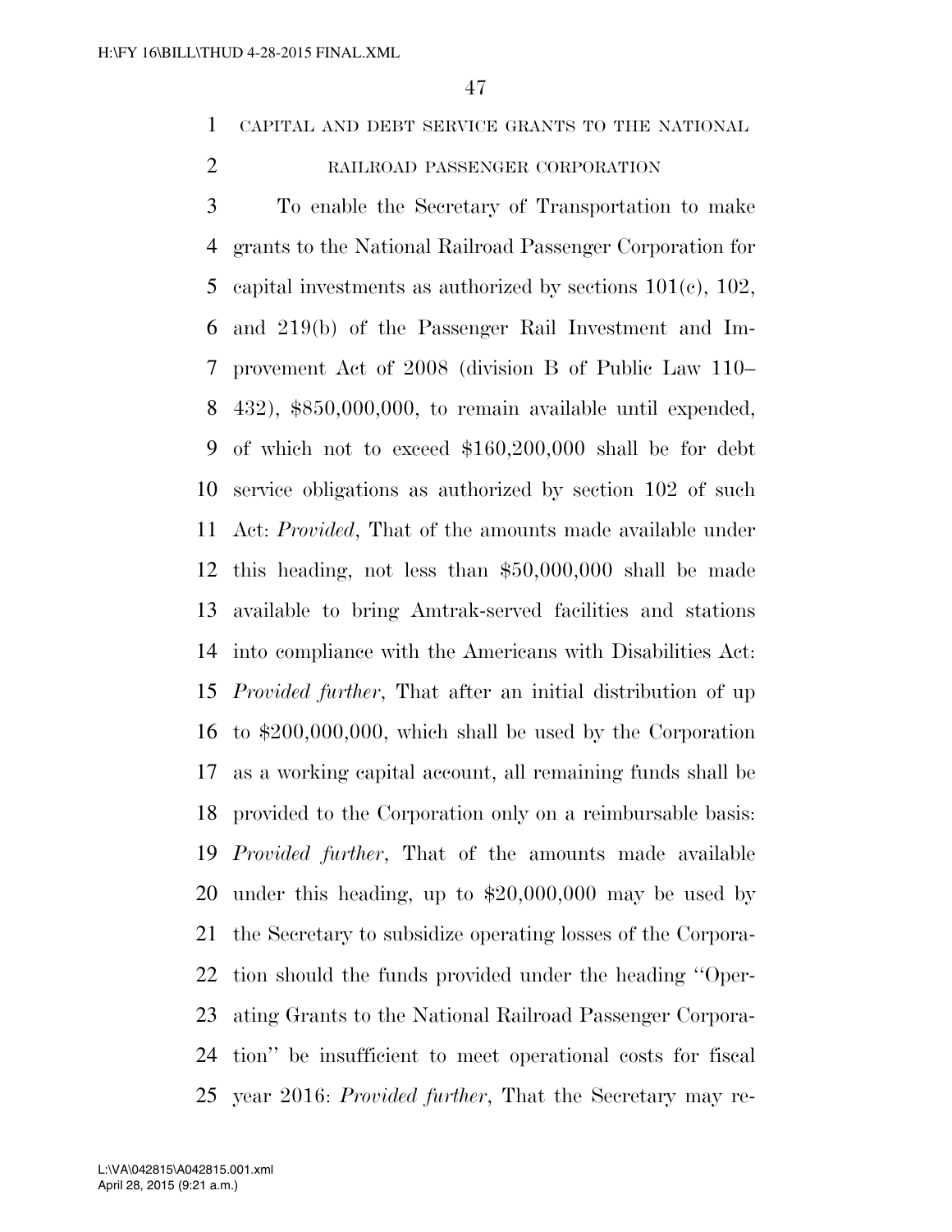CAPITAL AND DEBT SERVICE GRANTS TO THE NATIONAL RAILROAD PASSENGER CORPORATION

To enable the Secretary of Transportation to make grants to the National Railroad Passenger Corporation for capital investments as authorized by sections 101(c), 102, and 219(b) of the Passenger Rail Investment and Improvement Act of 2008 (division B of Public Law 110–432), $850,000,000, to remain available until expended, of which not to exceed $160,200,000 shall be for debt service obligations as authorized by section 102 of such Act: *Provided*, That of the amounts made available under this heading, not less than $50,000,000 shall be made available to bring Amtrak-served facilities and stations into compliance with the Americans with Disabilities Act: *Provided further*, That after an initial distribution of up to $200,000,000, which shall be used by the Corporation as a working capital account, all remaining funds shall be provided to the Corporation only on a reimbursable basis: *Provided further*, That of the amounts made available under this heading, up to $20,000,000 may be used by the Secretary to subsidize operating losses of the Corporation should the funds provided under the heading ''Operating Grants to the National Railroad Passenger Corporation'' be insufficient to meet operational costs for fiscal year 2016: *Provided further*, That the Secretary may re-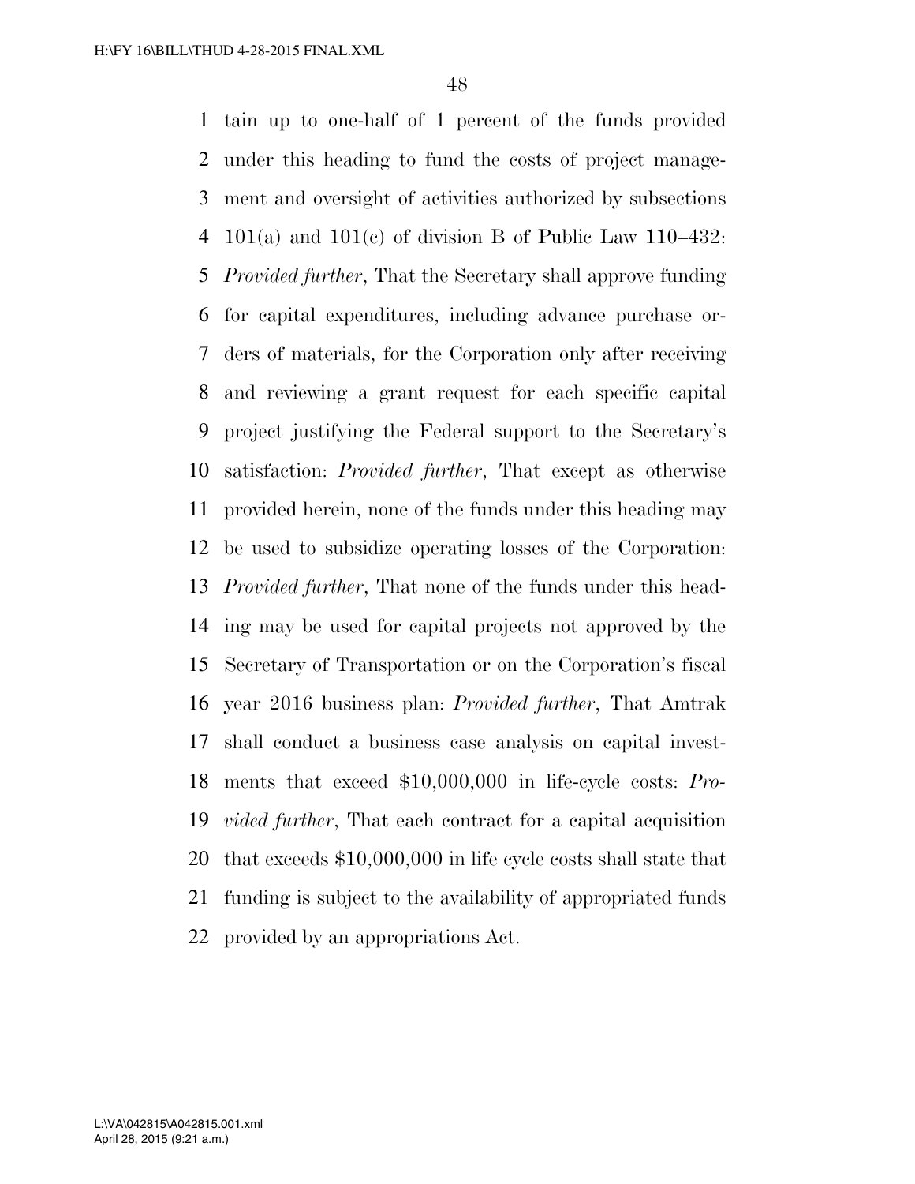tain up to one-half of 1 percent of the funds provided under this heading to fund the costs of project management and oversight of activities authorized by subsections 101(a) and 101(c) of division B of Public Law 110–432: *Provided further*, That the Secretary shall approve funding for capital expenditures, including advance purchase orders of materials, for the Corporation only after receiving and reviewing a grant request for each specific capital project justifying the Federal support to the Secretary's satisfaction: *Provided further*, That except as otherwise provided herein, none of the funds under this heading may be used to subsidize operating losses of the Corporation: *Provided further*, That none of the funds under this heading may be used for capital projects not approved by the Secretary of Transportation or on the Corporation's fiscal year 2016 business plan: *Provided further*, That Amtrak shall conduct a business case analysis on capital investments that exceed $10,000,000 in life-cycle costs: *Provided further*, That each contract for a capital acquisition that exceeds $10,000,000 in life cycle costs shall state that funding is subject to the availability of appropriated funds provided by an appropriations Act.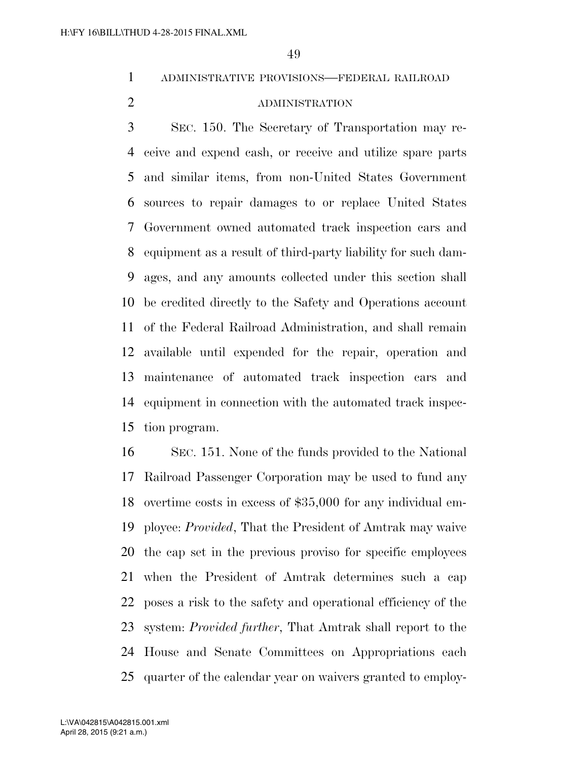ADMINISTRATIVE PROVISIONS—FEDERAL RAILROAD ADMINISTRATION

SEC. 150. The Secretary of Transportation may receive and expend cash, or receive and utilize spare parts and similar items, from non-United States Government sources to repair damages to or replace United States Government owned automated track inspection cars and equipment as a result of third-party liability for such damages, and any amounts collected under this section shall be credited directly to the Safety and Operations account of the Federal Railroad Administration, and shall remain available until expended for the repair, operation and maintenance of automated track inspection cars and equipment in connection with the automated track inspection program.

SEC. 151. None of the funds provided to the National Railroad Passenger Corporation may be used to fund any overtime costs in excess of $35,000 for any individual employee: *Provided*, That the President of Amtrak may waive the cap set in the previous proviso for specific employees when the President of Amtrak determines such a cap poses a risk to the safety and operational efficiency of the system: *Provided further*, That Amtrak shall report to the House and Senate Committees on Appropriations each quarter of the calendar year on waivers granted to employ-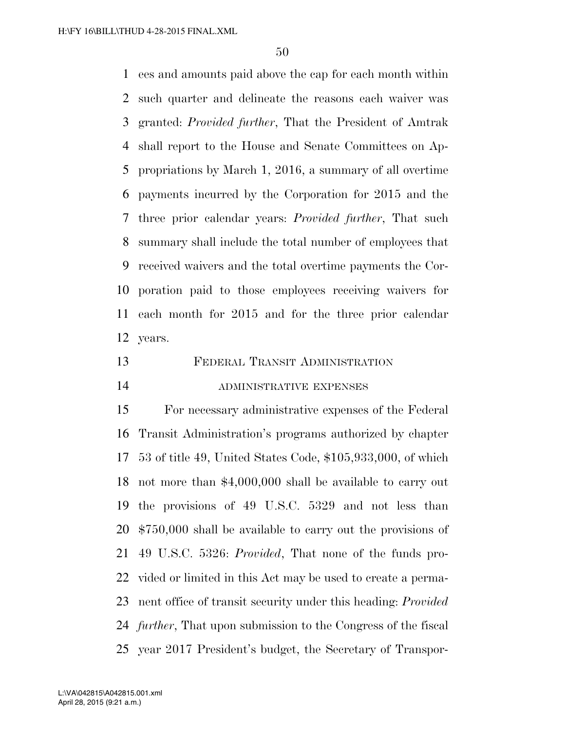ees and amounts paid above the cap for each month within such quarter and delineate the reasons each waiver was granted: *Provided further*, That the President of Amtrak shall report to the House and Senate Committees on Appropriations by March 1, 2016, a summary of all overtime payments incurred by the Corporation for 2015 and the three prior calendar years: *Provided further*, That such summary shall include the total number of employees that received waivers and the total overtime payments the Corporation paid to those employees receiving waivers for each month for 2015 and for the three prior calendar years.

## FEDERAL TRANSIT ADMINISTRATION

### ADMINISTRATIVE EXPENSES

For necessary administrative expenses of the Federal Transit Administration's programs authorized by chapter 53 of title 49, United States Code, $105,933,000, of which not more than $4,000,000 shall be available to carry out the provisions of 49 U.S.C. 5329 and not less than $750,000 shall be available to carry out the provisions of 49 U.S.C. 5326: *Provided*, That none of the funds provided or limited in this Act may be used to create a permanent office of transit security under this heading: *Provided further*, That upon submission to the Congress of the fiscal year 2017 President's budget, the Secretary of Transpor-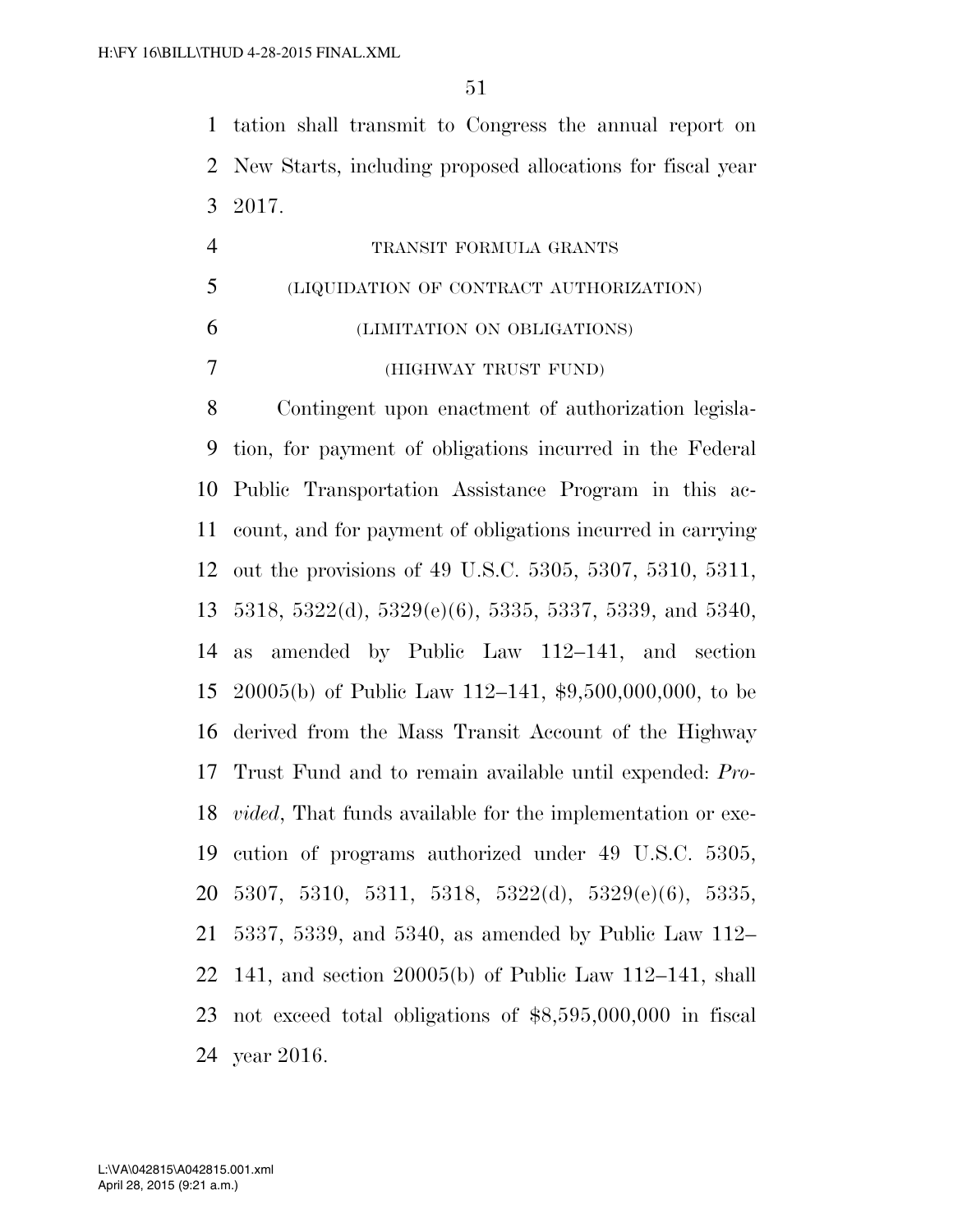tation shall transmit to Congress the annual report on New Starts, including proposed allocations for fiscal year 2017.

TRANSIT FORMULA GRANTS

(LIQUIDATION OF CONTRACT AUTHORIZATION)

(LIMITATION ON OBLIGATIONS)

(HIGHWAY TRUST FUND)

Contingent upon enactment of authorization legislation, for payment of obligations incurred in the Federal Public Transportation Assistance Program in this account, and for payment of obligations incurred in carrying out the provisions of 49 U.S.C. 5305, 5307, 5310, 5311, 5318, 5322(d), 5329(e)(6), 5335, 5337, 5339, and 5340, as amended by Public Law 112–141, and section 20005(b) of Public Law 112–141, $9,500,000,000, to be derived from the Mass Transit Account of the Highway Trust Fund and to remain available until expended: *Provided*, That funds available for the implementation or execution of programs authorized under 49 U.S.C. 5305, 5307, 5310, 5311, 5318, 5322(d), 5329(e)(6), 5335, 5337, 5339, and 5340, as amended by Public Law 112–141, and section 20005(b) of Public Law 112–141, shall not exceed total obligations of $8,595,000,000 in fiscal year 2016.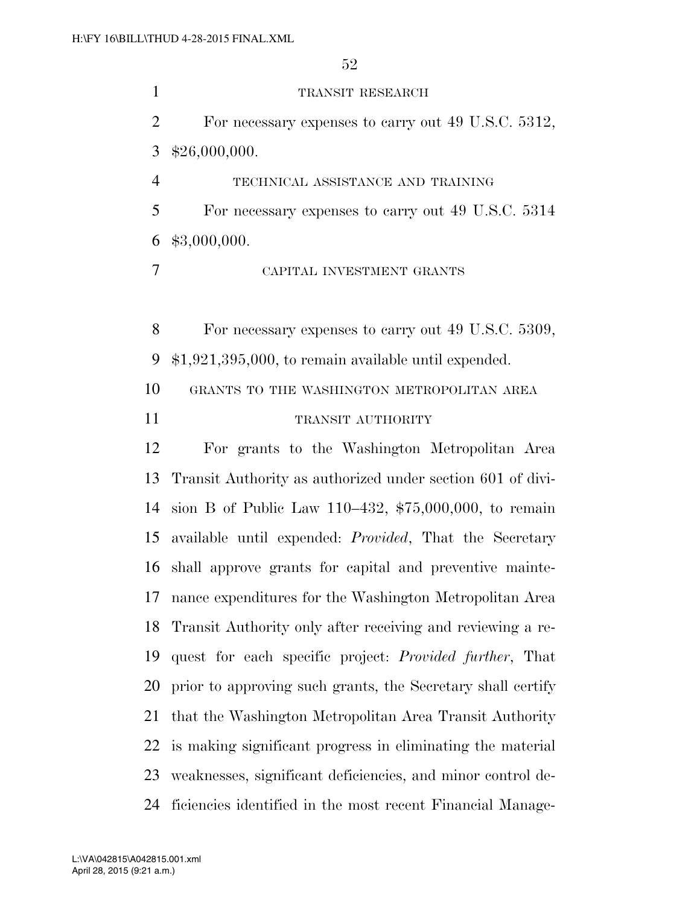TRANSIT RESEARCH

For necessary expenses to carry out 49 U.S.C. 5312, $26,000,000.

TECHNICAL ASSISTANCE AND TRAINING

For necessary expenses to carry out 49 U.S.C. 5314 $3,000,000.

CAPITAL INVESTMENT GRANTS

For necessary expenses to carry out 49 U.S.C. 5309, $1,921,395,000, to remain available until expended.

GRANTS TO THE WASHINGTON METROPOLITAN AREA TRANSIT AUTHORITY

For grants to the Washington Metropolitan Area Transit Authority as authorized under section 601 of division B of Public Law 110–432, $75,000,000, to remain available until expended: *Provided*, That the Secretary shall approve grants for capital and preventive maintenance expenditures for the Washington Metropolitan Area Transit Authority only after receiving and reviewing a request for each specific project: *Provided further*, That prior to approving such grants, the Secretary shall certify that the Washington Metropolitan Area Transit Authority is making significant progress in eliminating the material weaknesses, significant deficiencies, and minor control deficiencies identified in the most recent Financial Manage-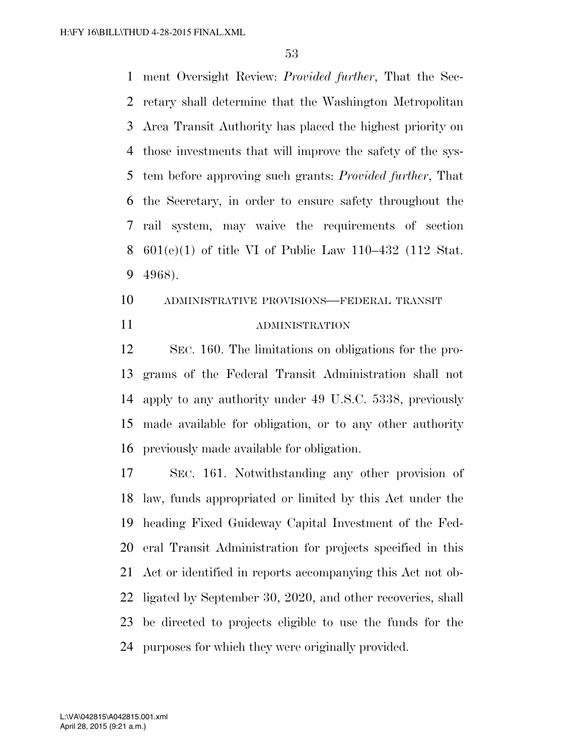ment Oversight Review: *Provided further*, That the Secretary shall determine that the Washington Metropolitan Area Transit Authority has placed the highest priority on those investments that will improve the safety of the system before approving such grants: *Provided further*, That the Secretary, in order to ensure safety throughout the rail system, may waive the requirements of section 601(e)(1) of title VI of Public Law 110–432 (112 Stat. 4968).

## ADMINISTRATIVE PROVISIONS—FEDERAL TRANSIT ADMINISTRATION

SEC. 160. The limitations on obligations for the programs of the Federal Transit Administration shall not apply to any authority under 49 U.S.C. 5338, previously made available for obligation, or to any other authority previously made available for obligation.

SEC. 161. Notwithstanding any other provision of law, funds appropriated or limited by this Act under the heading Fixed Guideway Capital Investment of the Federal Transit Administration for projects specified in this Act or identified in reports accompanying this Act not obligated by September 30, 2020, and other recoveries, shall be directed to projects eligible to use the funds for the purposes for which they were originally provided.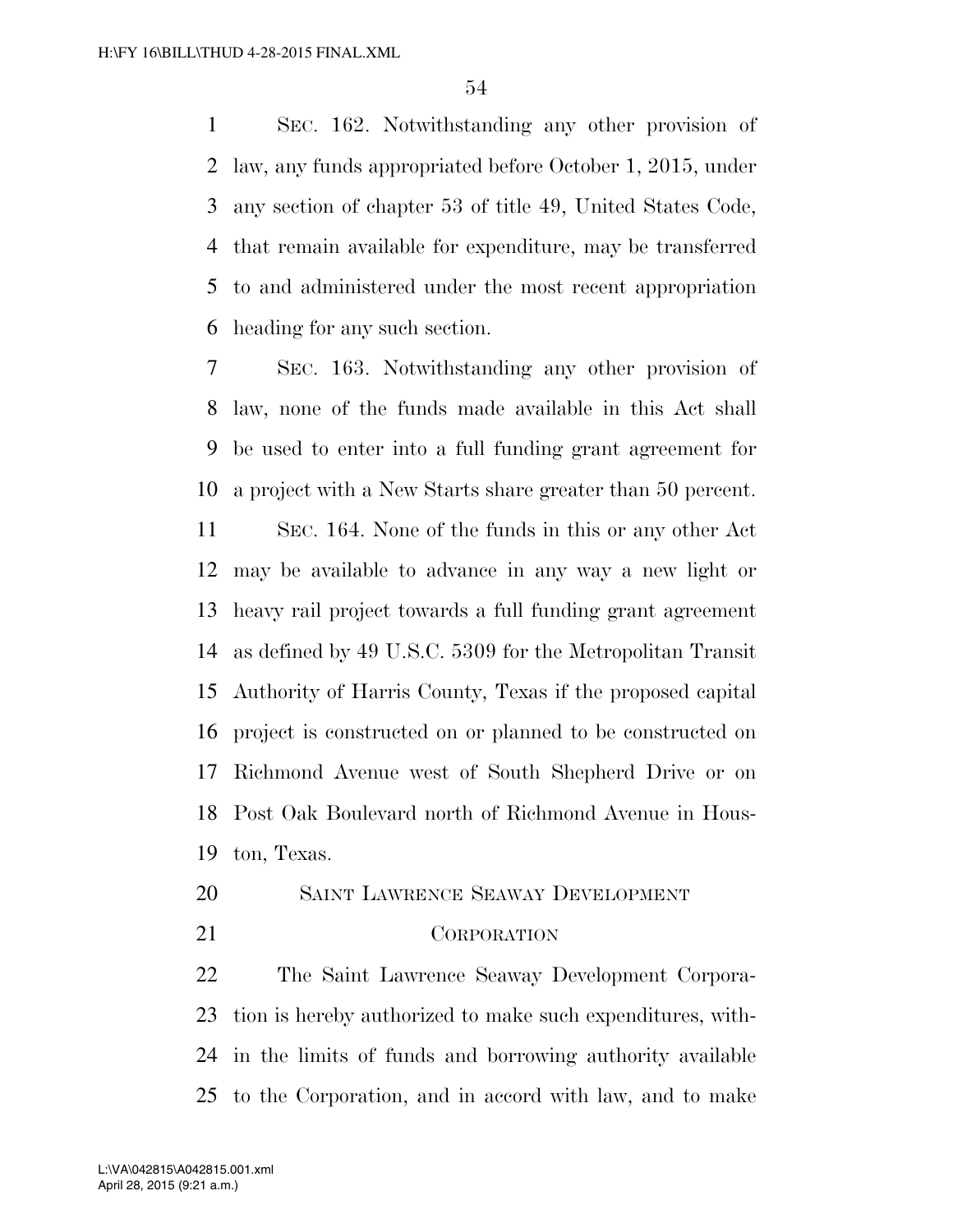SEC. 162. Notwithstanding any other provision of law, any funds appropriated before October 1, 2015, under any section of chapter 53 of title 49, United States Code, that remain available for expenditure, may be transferred to and administered under the most recent appropriation heading for any such section.

SEC. 163. Notwithstanding any other provision of law, none of the funds made available in this Act shall be used to enter into a full funding grant agreement for a project with a New Starts share greater than 50 percent.

SEC. 164. None of the funds in this or any other Act may be available to advance in any way a new light or heavy rail project towards a full funding grant agreement as defined by 49 U.S.C. 5309 for the Metropolitan Transit Authority of Harris County, Texas if the proposed capital project is constructed on or planned to be constructed on Richmond Avenue west of South Shepherd Drive or on Post Oak Boulevard north of Richmond Avenue in Houston, Texas.

## SAINT LAWRENCE SEAWAY DEVELOPMENT CORPORATION

The Saint Lawrence Seaway Development Corporation is hereby authorized to make such expenditures, within the limits of funds and borrowing authority available to the Corporation, and in accord with law, and to make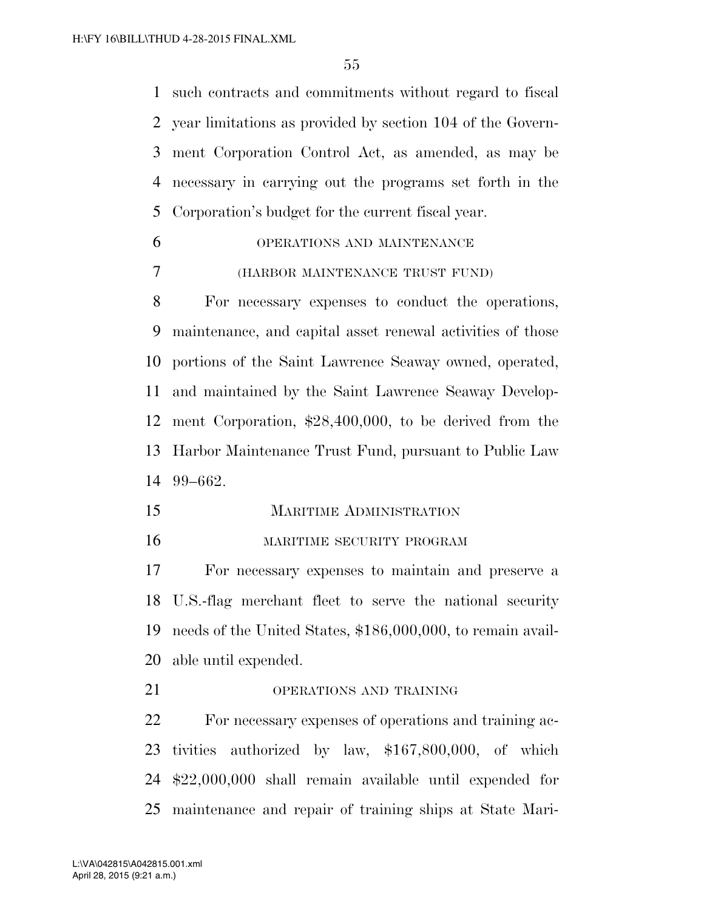such contracts and commitments without regard to fiscal year limitations as provided by section 104 of the Government Corporation Control Act, as amended, as may be necessary in carrying out the programs set forth in the Corporation's budget for the current fiscal year.

OPERATIONS AND MAINTENANCE

(HARBOR MAINTENANCE TRUST FUND)

For necessary expenses to conduct the operations, maintenance, and capital asset renewal activities of those portions of the Saint Lawrence Seaway owned, operated, and maintained by the Saint Lawrence Seaway Development Corporation, $28,400,000, to be derived from the Harbor Maintenance Trust Fund, pursuant to Public Law 99–662.

MARITIME ADMINISTRATION

MARITIME SECURITY PROGRAM

For necessary expenses to maintain and preserve a U.S.-flag merchant fleet to serve the national security needs of the United States, $186,000,000, to remain available until expended.

OPERATIONS AND TRAINING

For necessary expenses of operations and training activities authorized by law, $167,800,000, of which $22,000,000 shall remain available until expended for maintenance and repair of training ships at State Mari-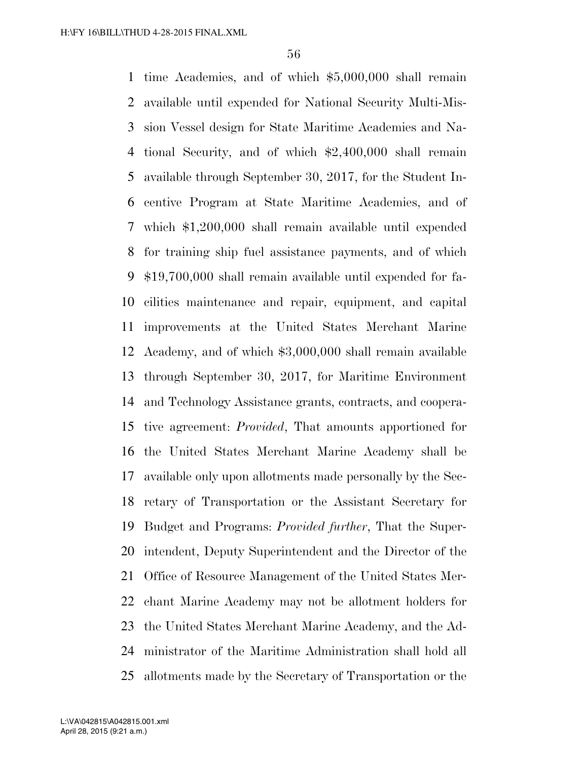time Academies, and of which $5,000,000 shall remain available until expended for National Security Multi-Mission Vessel design for State Maritime Academies and National Security, and of which $2,400,000 shall remain available through September 30, 2017, for the Student Incentive Program at State Maritime Academies, and of which $1,200,000 shall remain available until expended for training ship fuel assistance payments, and of which $19,700,000 shall remain available until expended for facilities maintenance and repair, equipment, and capital improvements at the United States Merchant Marine Academy, and of which $3,000,000 shall remain available through September 30, 2017, for Maritime Environment and Technology Assistance grants, contracts, and cooperative agreement: *Provided*, That amounts apportioned for the United States Merchant Marine Academy shall be available only upon allotments made personally by the Secretary of Transportation or the Assistant Secretary for Budget and Programs: *Provided further*, That the Superintendent, Deputy Superintendent and the Director of the Office of Resource Management of the United States Merchant Marine Academy may not be allotment holders for the United States Merchant Marine Academy, and the Administrator of the Maritime Administration shall hold all allotments made by the Secretary of Transportation or the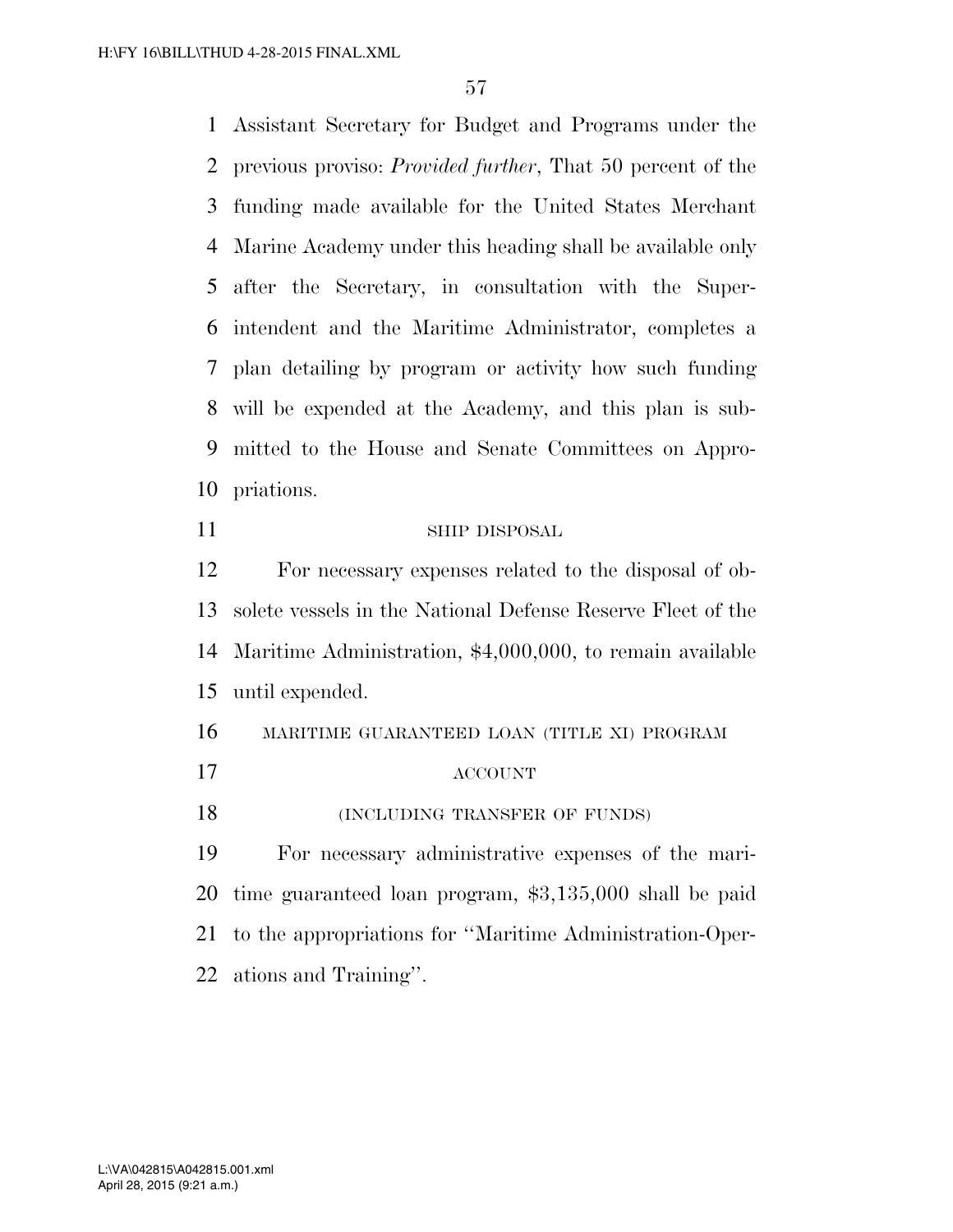Assistant Secretary for Budget and Programs under the previous proviso: *Provided further*, That 50 percent of the funding made available for the United States Merchant Marine Academy under this heading shall be available only after the Secretary, in consultation with the Superintendent and the Maritime Administrator, completes a plan detailing by program or activity how such funding will be expended at the Academy, and this plan is submitted to the House and Senate Committees on Appropriations.

SHIP DISPOSAL

For necessary expenses related to the disposal of obsolete vessels in the National Defense Reserve Fleet of the Maritime Administration, $4,000,000, to remain available until expended.

MARITIME GUARANTEED LOAN (TITLE XI) PROGRAM ACCOUNT

(INCLUDING TRANSFER OF FUNDS)

For necessary administrative expenses of the maritime guaranteed loan program, $3,135,000 shall be paid to the appropriations for ''Maritime Administration-Operations and Training''.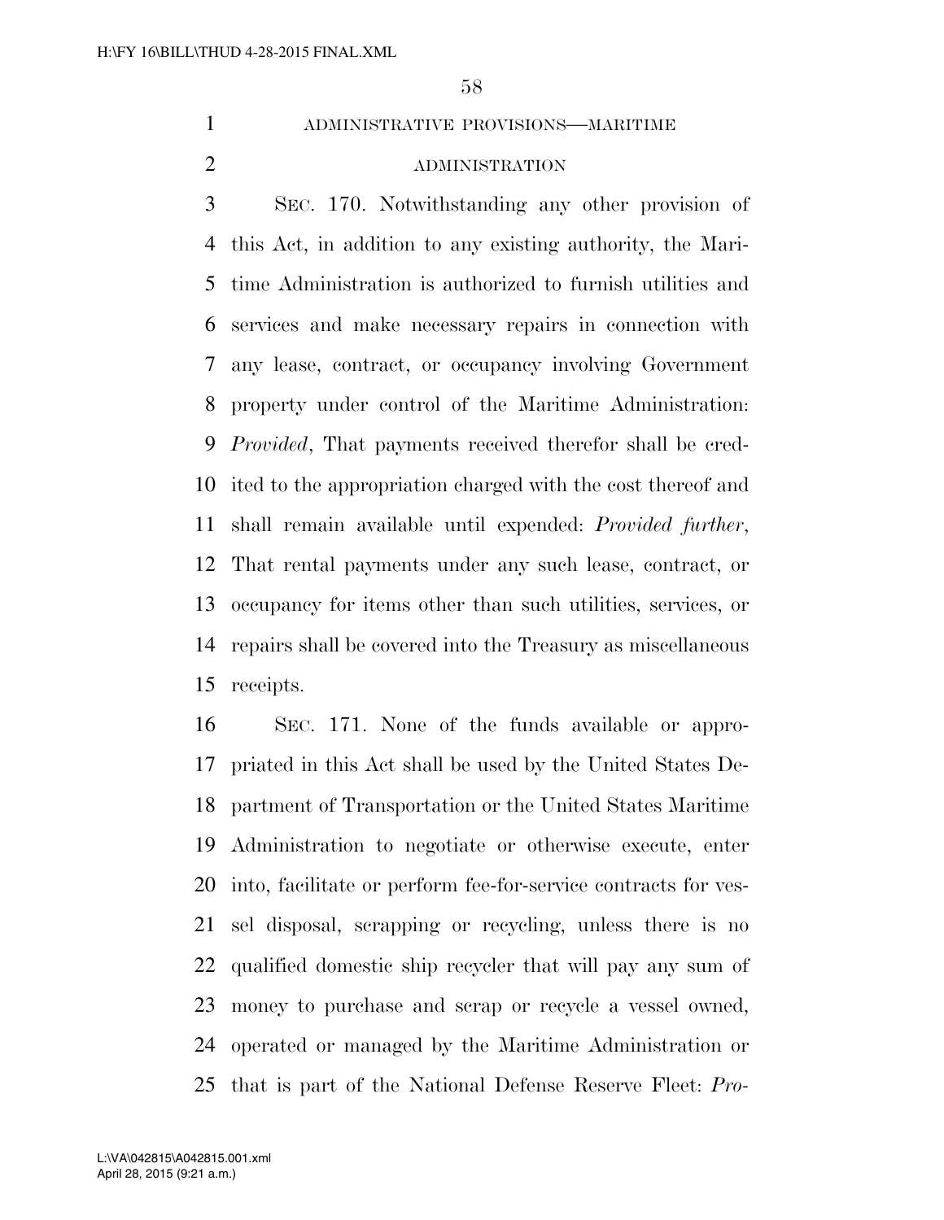## ADMINISTRATIVE PROVISIONS—MARITIME ADMINISTRATION

SEC. 170. Notwithstanding any other provision of this Act, in addition to any existing authority, the Maritime Administration is authorized to furnish utilities and services and make necessary repairs in connection with any lease, contract, or occupancy involving Government property under control of the Maritime Administration: *Provided*, That payments received therefor shall be credited to the appropriation charged with the cost thereof and shall remain available until expended: *Provided further*, That rental payments under any such lease, contract, or occupancy for items other than such utilities, services, or repairs shall be covered into the Treasury as miscellaneous receipts.

SEC. 171. None of the funds available or appropriated in this Act shall be used by the United States Department of Transportation or the United States Maritime Administration to negotiate or otherwise execute, enter into, facilitate or perform fee-for-service contracts for vessel disposal, scrapping or recycling, unless there is no qualified domestic ship recycler that will pay any sum of money to purchase and scrap or recycle a vessel owned, operated or managed by the Maritime Administration or that is part of the National Defense Reserve Fleet: *Pro-*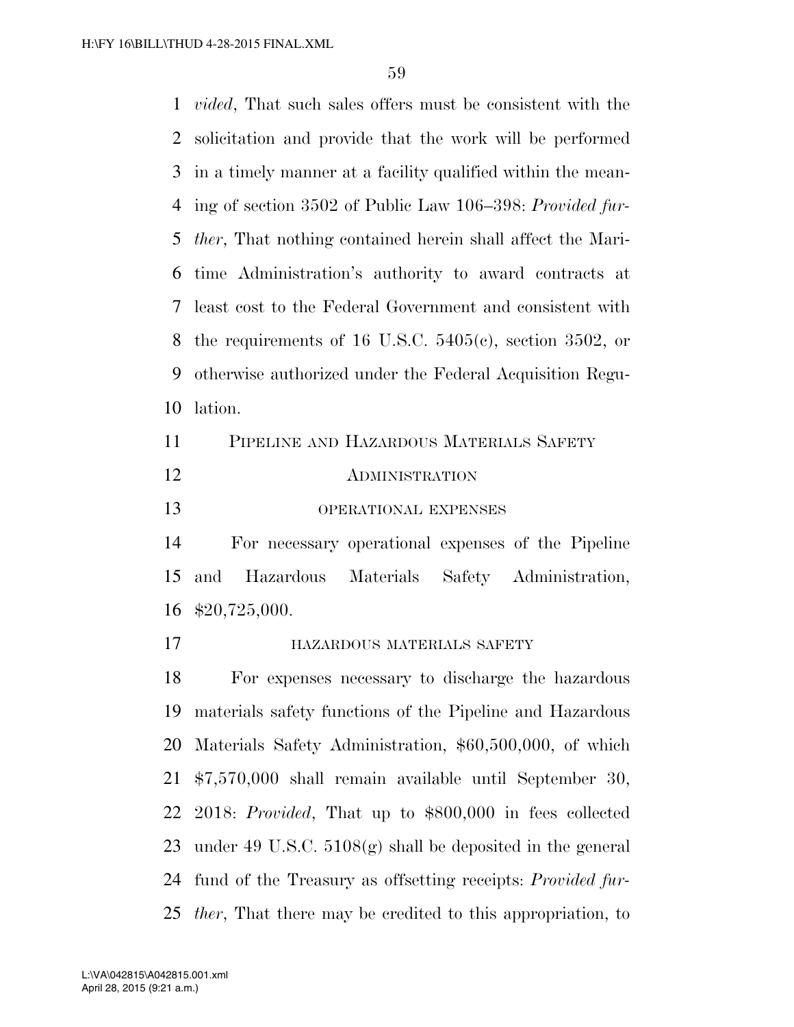*vided*, That such sales offers must be consistent with the solicitation and provide that the work will be performed in a timely manner at a facility qualified within the meaning of section 3502 of Public Law 106–398: *Provided further*, That nothing contained herein shall affect the Maritime Administration's authority to award contracts at least cost to the Federal Government and consistent with the requirements of 16 U.S.C. 5405(c), section 3502, or otherwise authorized under the Federal Acquisition Regulation.

## PIPELINE AND HAZARDOUS MATERIALS SAFETY ADMINISTRATION

### OPERATIONAL EXPENSES

For necessary operational expenses of the Pipeline and Hazardous Materials Safety Administration, $20,725,000.

### HAZARDOUS MATERIALS SAFETY

For expenses necessary to discharge the hazardous materials safety functions of the Pipeline and Hazardous Materials Safety Administration, $60,500,000, of which $7,570,000 shall remain available until September 30, 2018: *Provided*, That up to $800,000 in fees collected under 49 U.S.C. 5108(g) shall be deposited in the general fund of the Treasury as offsetting receipts: *Provided further*, That there may be credited to this appropriation, to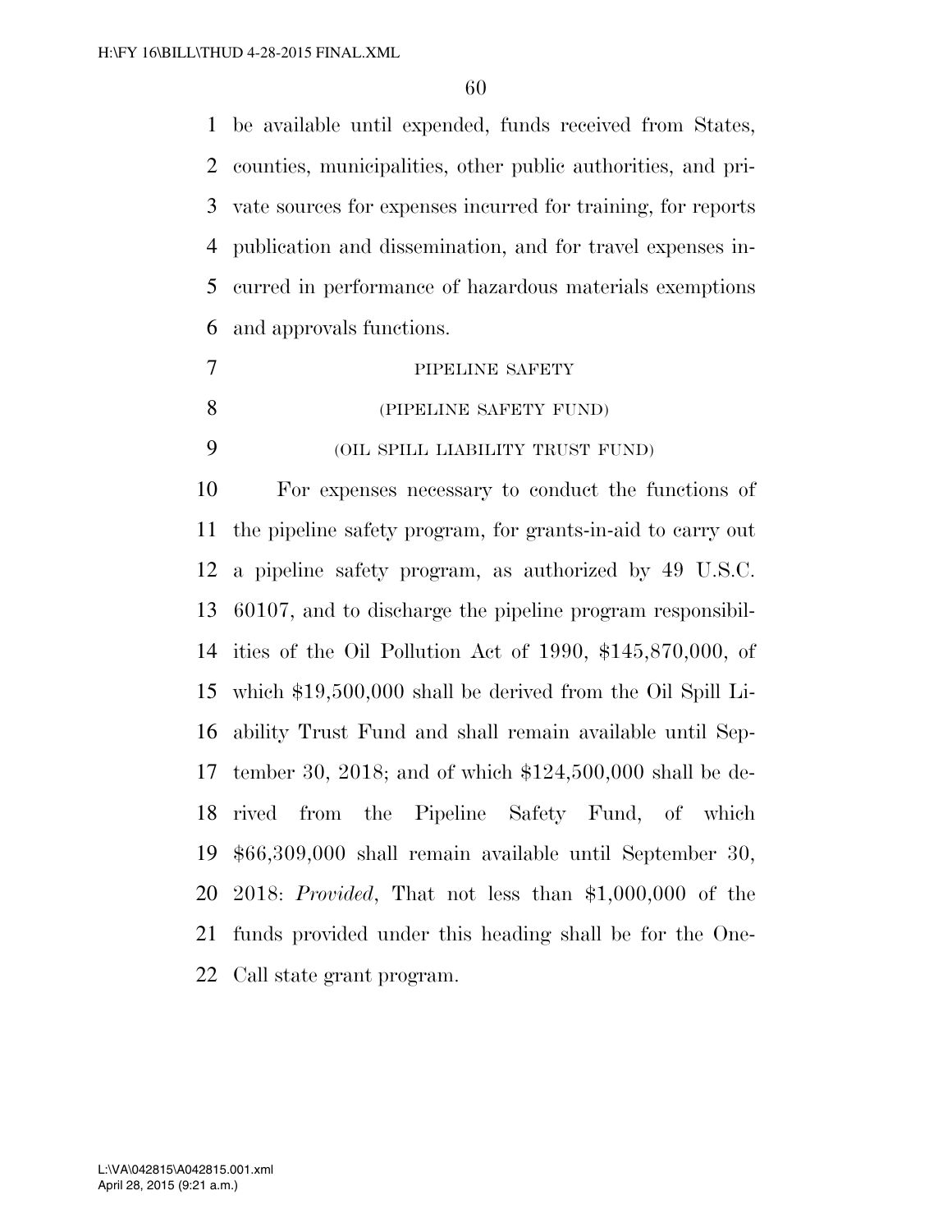be available until expended, funds received from States, counties, municipalities, other public authorities, and private sources for expenses incurred for training, for reports publication and dissemination, and for travel expenses incurred in performance of hazardous materials exemptions and approvals functions.

PIPELINE SAFETY

(PIPELINE SAFETY FUND)

(OIL SPILL LIABILITY TRUST FUND)

For expenses necessary to conduct the functions of the pipeline safety program, for grants-in-aid to carry out a pipeline safety program, as authorized by 49 U.S.C. 60107, and to discharge the pipeline program responsibilities of the Oil Pollution Act of 1990, $145,870,000, of which $19,500,000 shall be derived from the Oil Spill Liability Trust Fund and shall remain available until September 30, 2018; and of which $124,500,000 shall be derived from the Pipeline Safety Fund, of which $66,309,000 shall remain available until September 30, 2018: *Provided*, That not less than $1,000,000 of the funds provided under this heading shall be for the One-Call state grant program.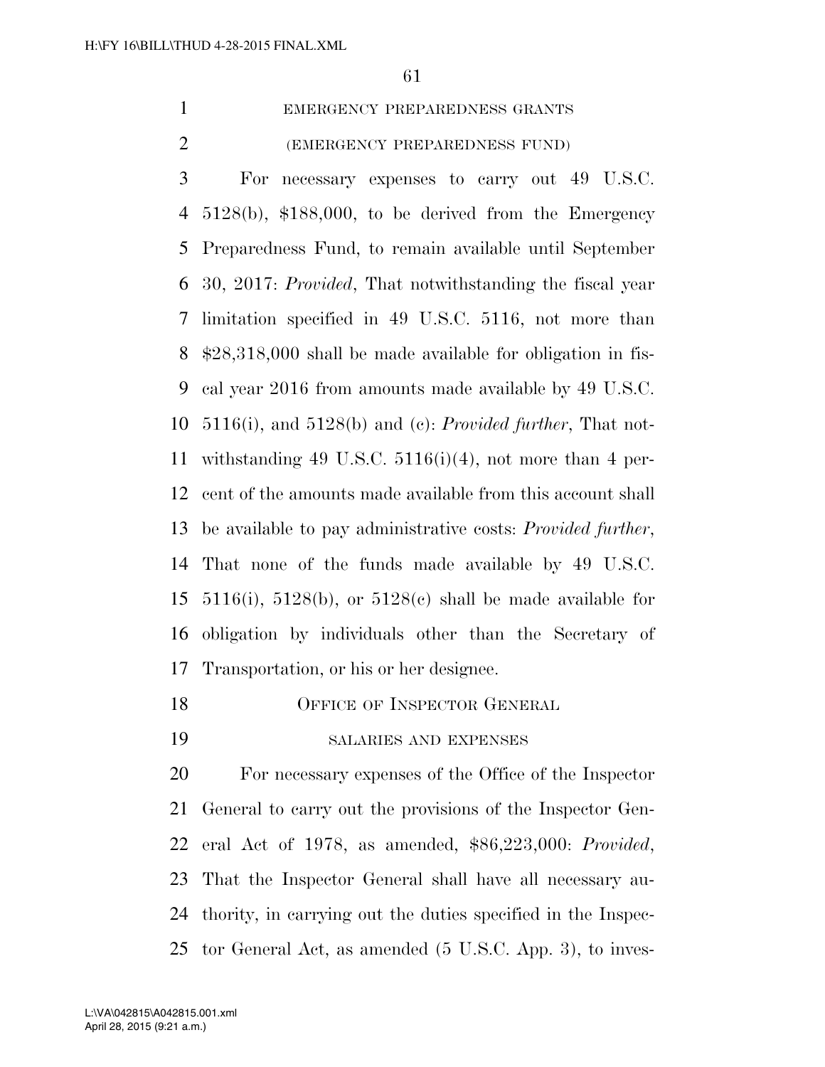EMERGENCY PREPAREDNESS GRANTS

(EMERGENCY PREPAREDNESS FUND)

For necessary expenses to carry out 49 U.S.C. 5128(b), $188,000, to be derived from the Emergency Preparedness Fund, to remain available until September 30, 2017: *Provided*, That notwithstanding the fiscal year limitation specified in 49 U.S.C. 5116, not more than $28,318,000 shall be made available for obligation in fiscal year 2016 from amounts made available by 49 U.S.C. 5116(i), and 5128(b) and (c): *Provided further*, That notwithstanding 49 U.S.C. 5116(i)(4), not more than 4 percent of the amounts made available from this account shall be available to pay administrative costs: *Provided further*, That none of the funds made available by 49 U.S.C. 5116(i), 5128(b), or 5128(c) shall be made available for obligation by individuals other than the Secretary of Transportation, or his or her designee.

OFFICE OF INSPECTOR GENERAL

SALARIES AND EXPENSES

For necessary expenses of the Office of the Inspector General to carry out the provisions of the Inspector General Act of 1978, as amended, $86,223,000: *Provided*, That the Inspector General shall have all necessary authority, in carrying out the duties specified in the Inspector General Act, as amended (5 U.S.C. App. 3), to inves-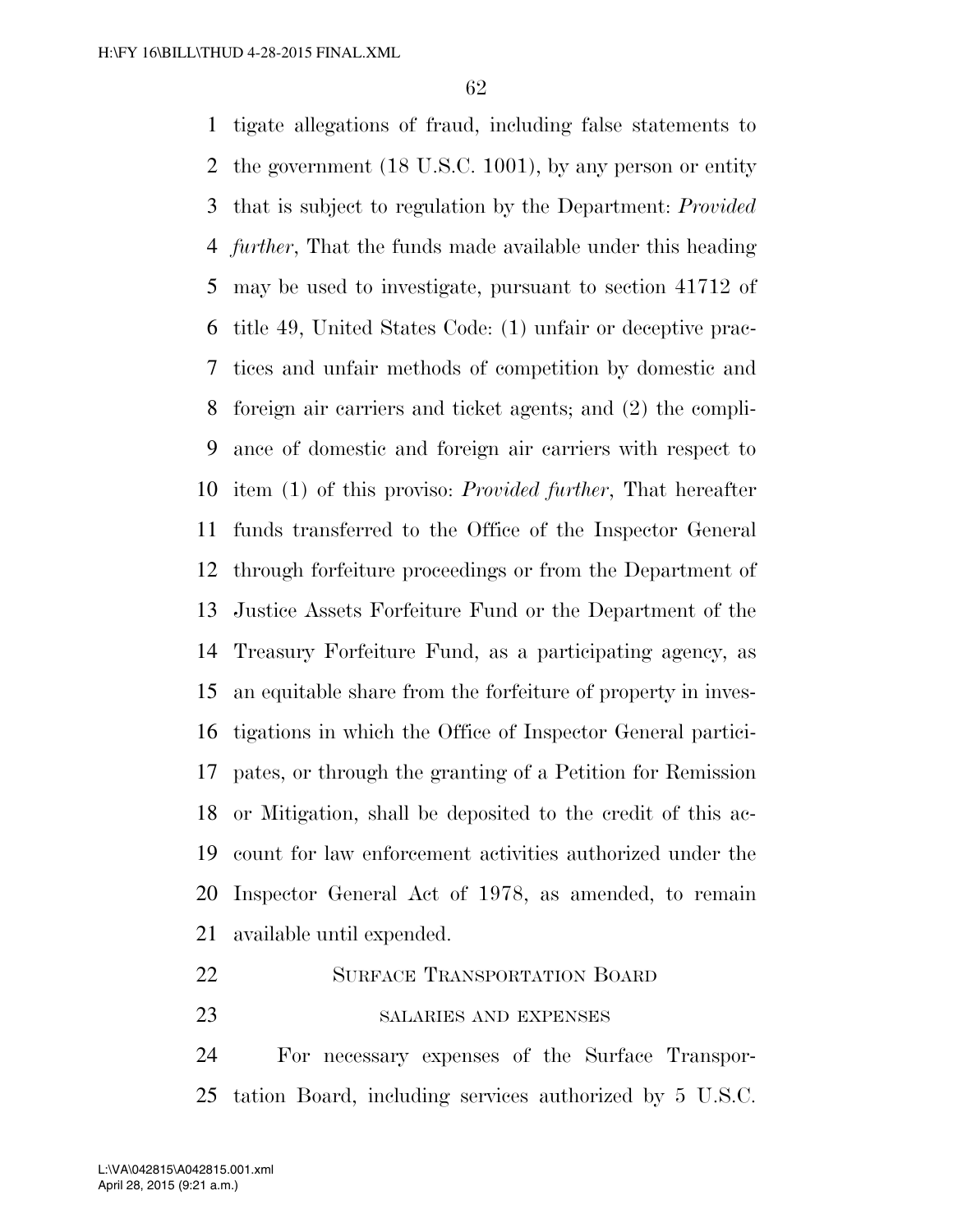tigate allegations of fraud, including false statements to the government (18 U.S.C. 1001), by any person or entity that is subject to regulation by the Department: *Provided further*, That the funds made available under this heading may be used to investigate, pursuant to section 41712 of title 49, United States Code: (1) unfair or deceptive practices and unfair methods of competition by domestic and foreign air carriers and ticket agents; and (2) the compliance of domestic and foreign air carriers with respect to item (1) of this proviso: *Provided further*, That hereafter funds transferred to the Office of the Inspector General through forfeiture proceedings or from the Department of Justice Assets Forfeiture Fund or the Department of the Treasury Forfeiture Fund, as a participating agency, as an equitable share from the forfeiture of property in investigations in which the Office of Inspector General participates, or through the granting of a Petition for Remission or Mitigation, shall be deposited to the credit of this account for law enforcement activities authorized under the Inspector General Act of 1978, as amended, to remain available until expended.

## SURFACE TRANSPORTATION BOARD

### SALARIES AND EXPENSES

For necessary expenses of the Surface Transportation Board, including services authorized by 5 U.S.C.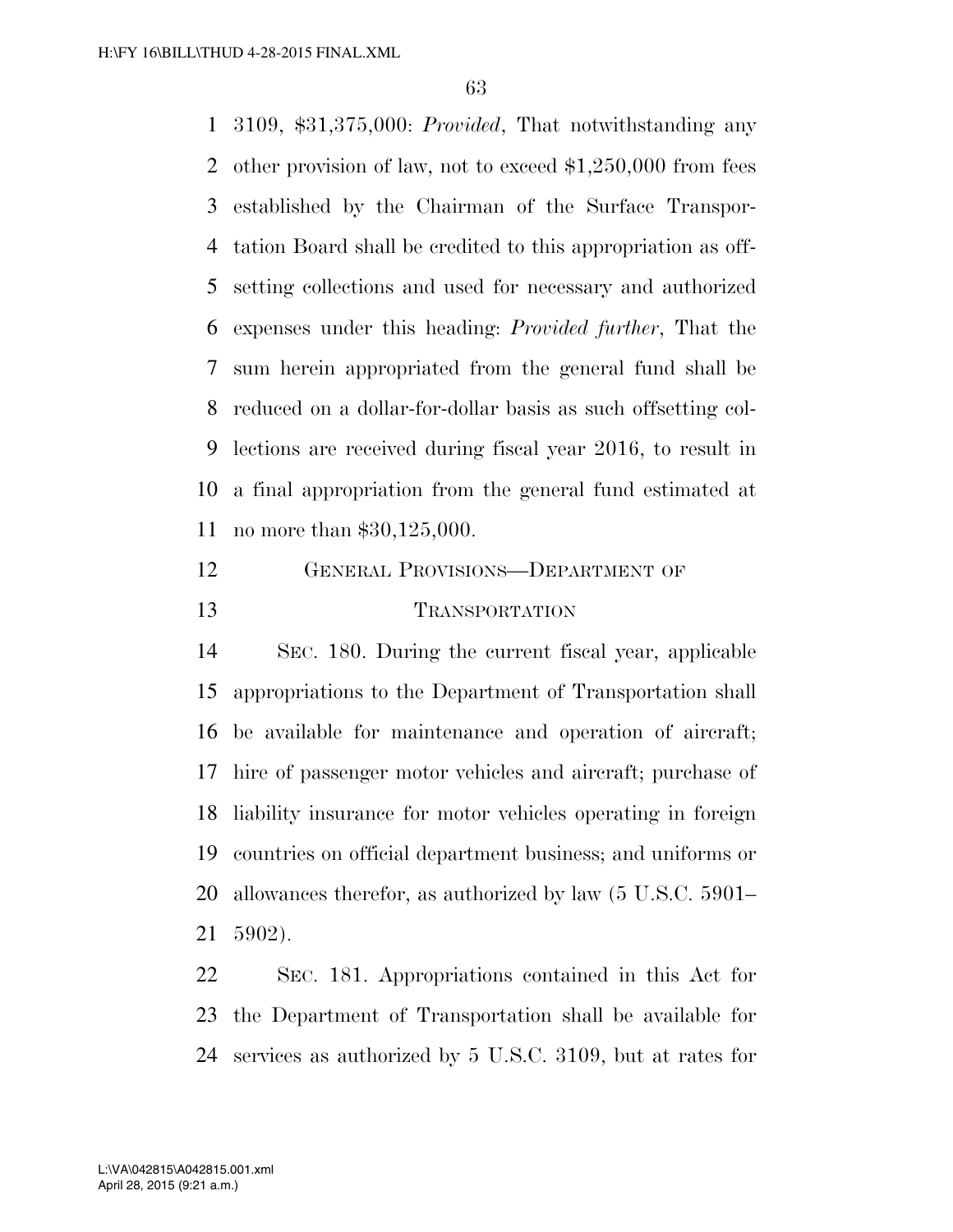3109, $31,375,000: *Provided*, That notwithstanding any other provision of law, not to exceed $1,250,000 from fees established by the Chairman of the Surface Transportation Board shall be credited to this appropriation as offsetting collections and used for necessary and authorized expenses under this heading: *Provided further*, That the sum herein appropriated from the general fund shall be reduced on a dollar-for-dollar basis as such offsetting collections are received during fiscal year 2016, to result in a final appropriation from the general fund estimated at no more than $30,125,000.

## GENERAL PROVISIONS—DEPARTMENT OF TRANSPORTATION

SEC. 180. During the current fiscal year, applicable appropriations to the Department of Transportation shall be available for maintenance and operation of aircraft; hire of passenger motor vehicles and aircraft; purchase of liability insurance for motor vehicles operating in foreign countries on official department business; and uniforms or allowances therefor, as authorized by law (5 U.S.C. 5901–5902).

SEC. 181. Appropriations contained in this Act for the Department of Transportation shall be available for services as authorized by 5 U.S.C. 3109, but at rates for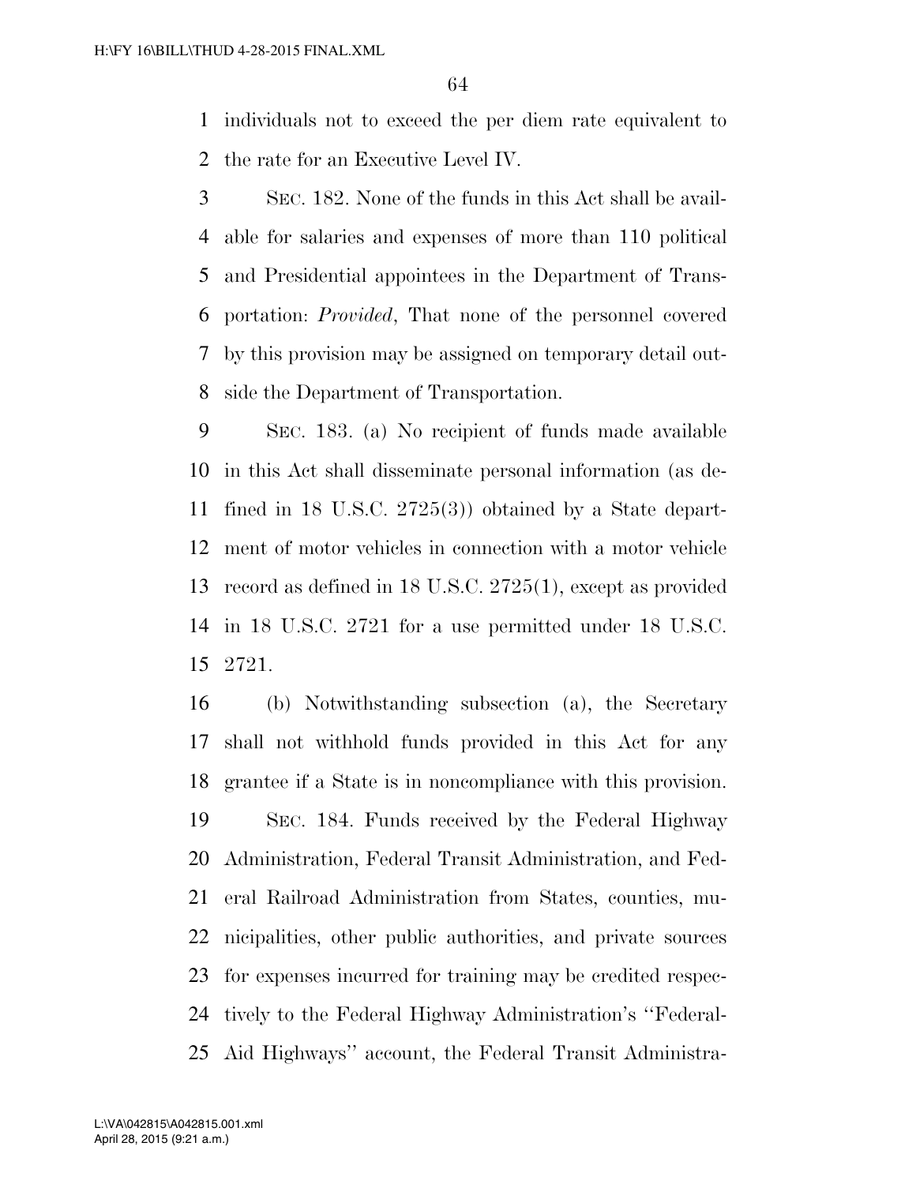individuals not to exceed the per diem rate equivalent to the rate for an Executive Level IV.

SEC. 182. None of the funds in this Act shall be available for salaries and expenses of more than 110 political and Presidential appointees in the Department of Transportation: *Provided*, That none of the personnel covered by this provision may be assigned on temporary detail outside the Department of Transportation.

SEC. 183. (a) No recipient of funds made available in this Act shall disseminate personal information (as defined in 18 U.S.C. 2725(3)) obtained by a State department of motor vehicles in connection with a motor vehicle record as defined in 18 U.S.C. 2725(1), except as provided in 18 U.S.C. 2721 for a use permitted under 18 U.S.C. 2721.

(b) Notwithstanding subsection (a), the Secretary shall not withhold funds provided in this Act for any grantee if a State is in noncompliance with this provision.

SEC. 184. Funds received by the Federal Highway Administration, Federal Transit Administration, and Federal Railroad Administration from States, counties, municipalities, other public authorities, and private sources for expenses incurred for training may be credited respectively to the Federal Highway Administration's ''Federal-Aid Highways'' account, the Federal Transit Administra-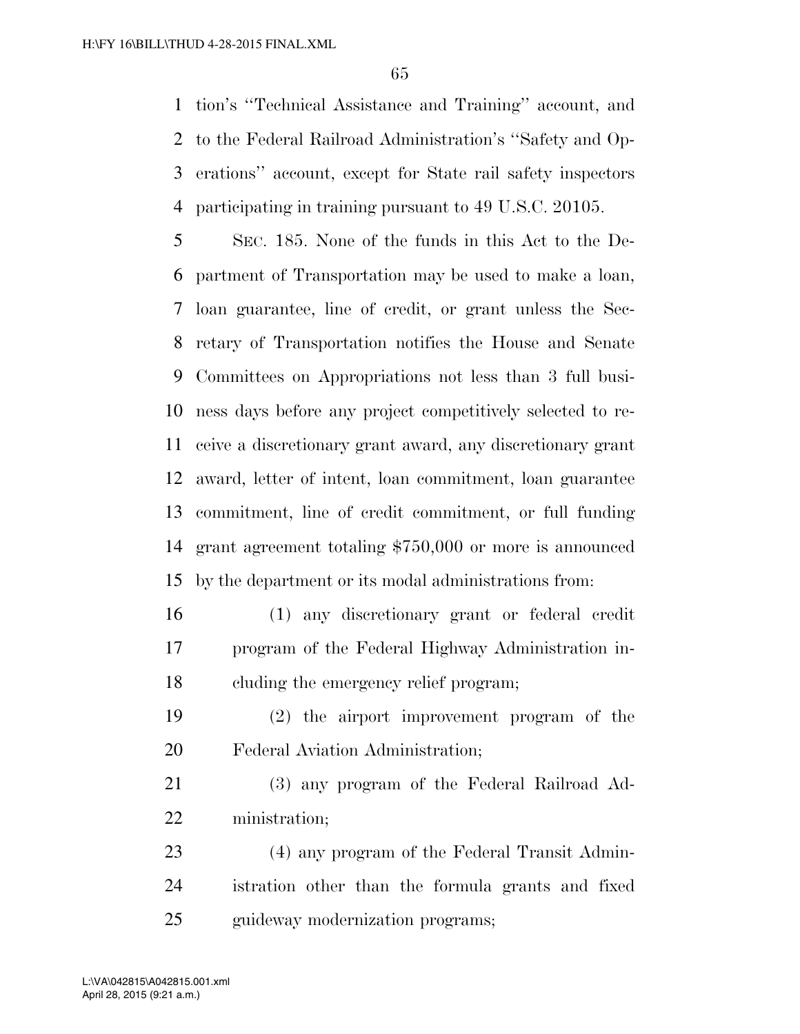tion's ''Technical Assistance and Training'' account, and to the Federal Railroad Administration's ''Safety and Operations'' account, except for State rail safety inspectors participating in training pursuant to 49 U.S.C. 20105.

SEC. 185. None of the funds in this Act to the Department of Transportation may be used to make a loan, loan guarantee, line of credit, or grant unless the Secretary of Transportation notifies the House and Senate Committees on Appropriations not less than 3 full business days before any project competitively selected to receive a discretionary grant award, any discretionary grant award, letter of intent, loan commitment, loan guarantee commitment, line of credit commitment, or full funding grant agreement totaling $750,000 or more is announced by the department or its modal administrations from:

(1) any discretionary grant or federal credit program of the Federal Highway Administration including the emergency relief program;

(2) the airport improvement program of the Federal Aviation Administration;

(3) any program of the Federal Railroad Administration;

(4) any program of the Federal Transit Administration other than the formula grants and fixed guideway modernization programs;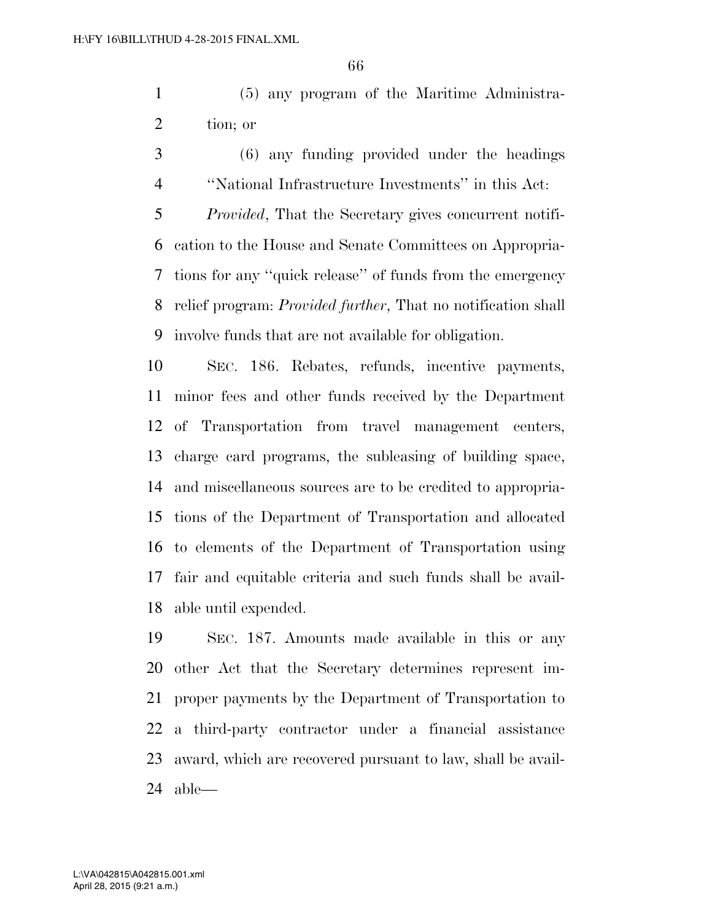(5) any program of the Maritime Administration; or

(6) any funding provided under the headings "National Infrastructure Investments" in this Act:

*Provided*, That the Secretary gives concurrent notification to the House and Senate Committees on Appropriations for any "quick release" of funds from the emergency relief program: *Provided further*, That no notification shall involve funds that are not available for obligation.

SEC. 186. Rebates, refunds, incentive payments, minor fees and other funds received by the Department of Transportation from travel management centers, charge card programs, the subleasing of building space, and miscellaneous sources are to be credited to appropriations of the Department of Transportation and allocated to elements of the Department of Transportation using fair and equitable criteria and such funds shall be available until expended.

SEC. 187. Amounts made available in this or any other Act that the Secretary determines represent improper payments by the Department of Transportation to a third-party contractor under a financial assistance award, which are recovered pursuant to law, shall be available—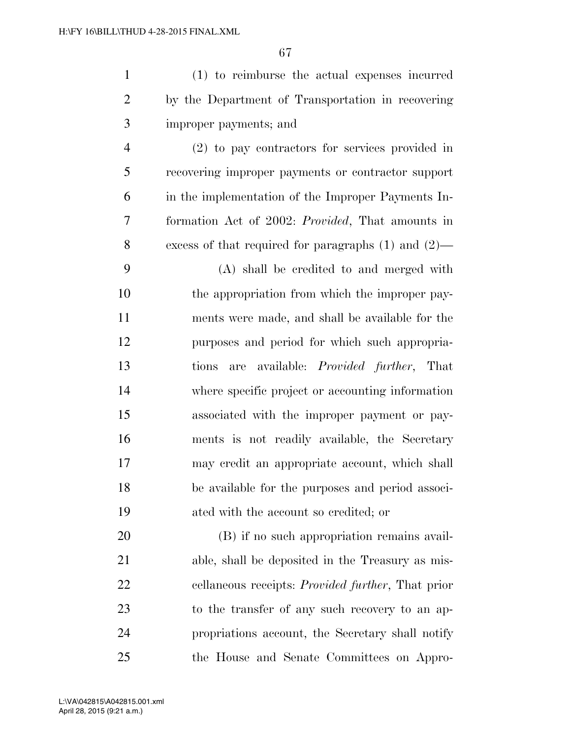(1) to reimburse the actual expenses incurred by the Department of Transportation in recovering improper payments; and

(2) to pay contractors for services provided in recovering improper payments or contractor support in the implementation of the Improper Payments Information Act of 2002: *Provided*, That amounts in excess of that required for paragraphs (1) and (2)—

(A) shall be credited to and merged with the appropriation from which the improper payments were made, and shall be available for the purposes and period for which such appropriations are available: *Provided further*, That where specific project or accounting information associated with the improper payment or payments is not readily available, the Secretary may credit an appropriate account, which shall be available for the purposes and period associated with the account so credited; or

(B) if no such appropriation remains available, shall be deposited in the Treasury as miscellaneous receipts: *Provided further*, That prior to the transfer of any such recovery to an appropriations account, the Secretary shall notify the House and Senate Committees on Appro-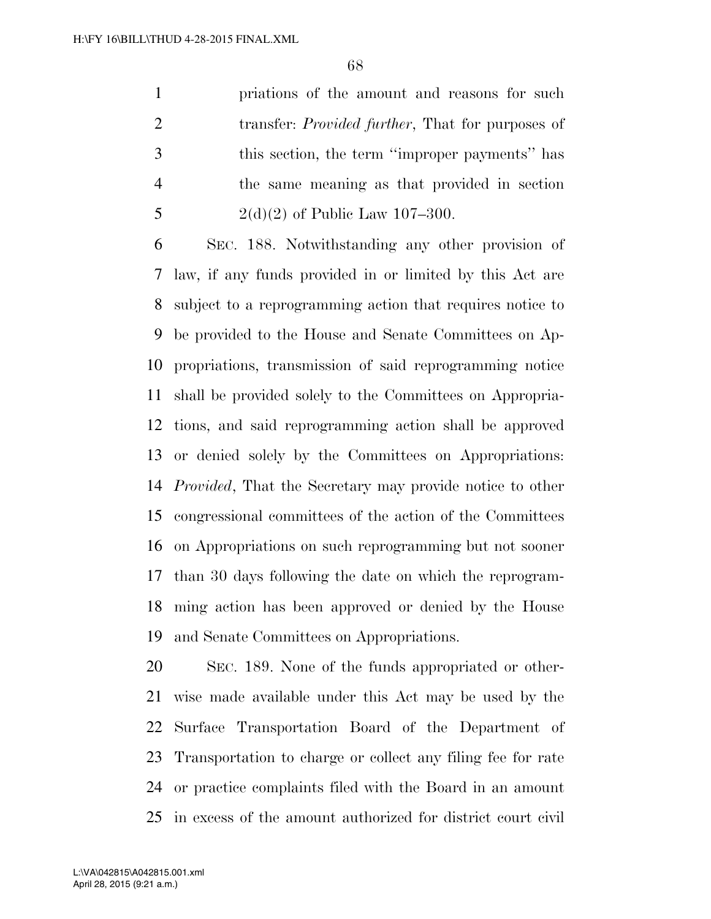priations of the amount and reasons for such transfer: *Provided further*, That for purposes of this section, the term ''improper payments'' has the same meaning as that provided in section 2(d)(2) of Public Law 107–300.

SEC. 188. Notwithstanding any other provision of law, if any funds provided in or limited by this Act are subject to a reprogramming action that requires notice to be provided to the House and Senate Committees on Appropriations, transmission of said reprogramming notice shall be provided solely to the Committees on Appropriations, and said reprogramming action shall be approved or denied solely by the Committees on Appropriations: *Provided*, That the Secretary may provide notice to other congressional committees of the action of the Committees on Appropriations on such reprogramming but not sooner than 30 days following the date on which the reprogramming action has been approved or denied by the House and Senate Committees on Appropriations.

SEC. 189. None of the funds appropriated or otherwise made available under this Act may be used by the Surface Transportation Board of the Department of Transportation to charge or collect any filing fee for rate or practice complaints filed with the Board in an amount in excess of the amount authorized for district court civil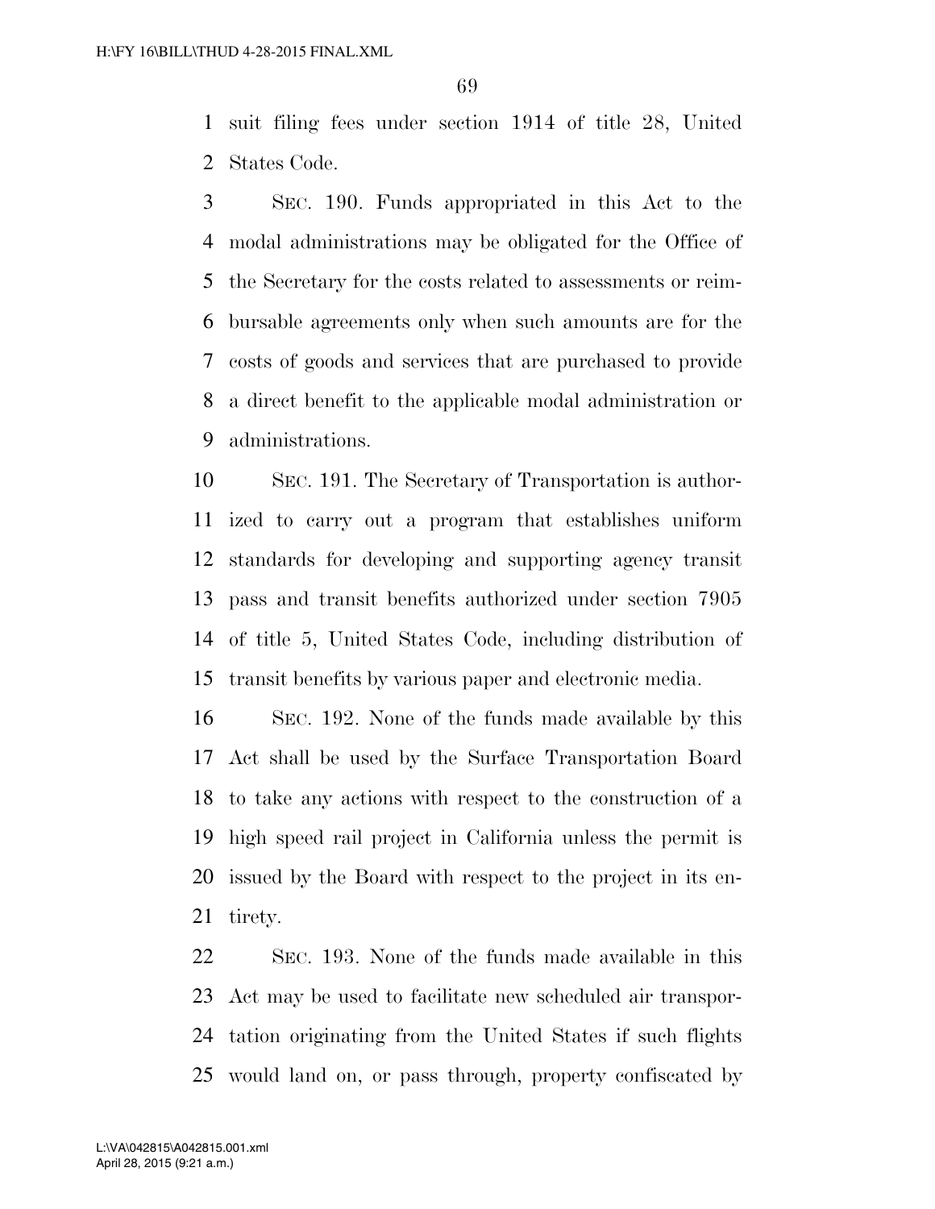suit filing fees under section 1914 of title 28, United States Code.

SEC. 190. Funds appropriated in this Act to the modal administrations may be obligated for the Office of the Secretary for the costs related to assessments or reimbursable agreements only when such amounts are for the costs of goods and services that are purchased to provide a direct benefit to the applicable modal administration or administrations.

SEC. 191. The Secretary of Transportation is authorized to carry out a program that establishes uniform standards for developing and supporting agency transit pass and transit benefits authorized under section 7905 of title 5, United States Code, including distribution of transit benefits by various paper and electronic media.

SEC. 192. None of the funds made available by this Act shall be used by the Surface Transportation Board to take any actions with respect to the construction of a high speed rail project in California unless the permit is issued by the Board with respect to the project in its entirety.

SEC. 193. None of the funds made available in this Act may be used to facilitate new scheduled air transportation originating from the United States if such flights would land on, or pass through, property confiscated by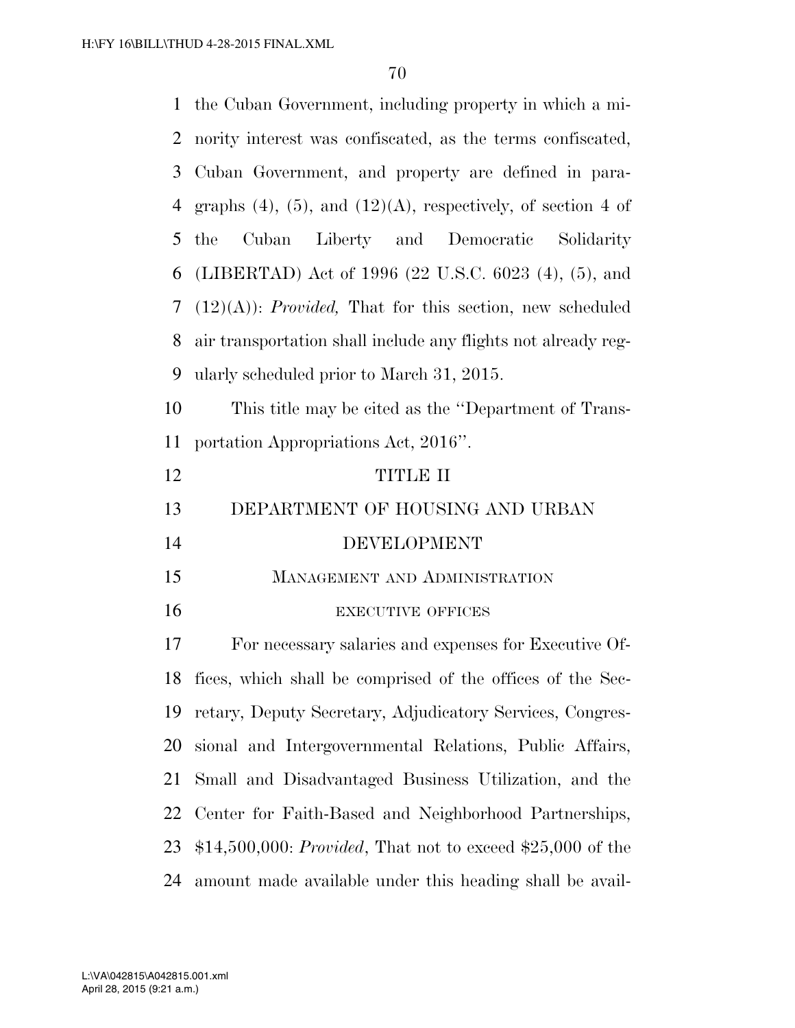the Cuban Government, including property in which a minority interest was confiscated, as the terms confiscated, Cuban Government, and property are defined in paragraphs (4), (5), and (12)(A), respectively, of section 4 of the Cuban Liberty and Democratic Solidarity (LIBERTAD) Act of 1996 (22 U.S.C. 6023 (4), (5), and (12)(A)): *Provided,* That for this section, new scheduled air transportation shall include any flights not already regularly scheduled prior to March 31, 2015.

This title may be cited as the ''Department of Transportation Appropriations Act, 2016''.

# TITLE II

# DEPARTMENT OF HOUSING AND URBAN DEVELOPMENT

## MANAGEMENT AND ADMINISTRATION

### EXECUTIVE OFFICES

For necessary salaries and expenses for Executive Offices, which shall be comprised of the offices of the Secretary, Deputy Secretary, Adjudicatory Services, Congressional and Intergovernmental Relations, Public Affairs, Small and Disadvantaged Business Utilization, and the Center for Faith-Based and Neighborhood Partnerships, $14,500,000: *Provided*, That not to exceed $25,000 of the amount made available under this heading shall be avail-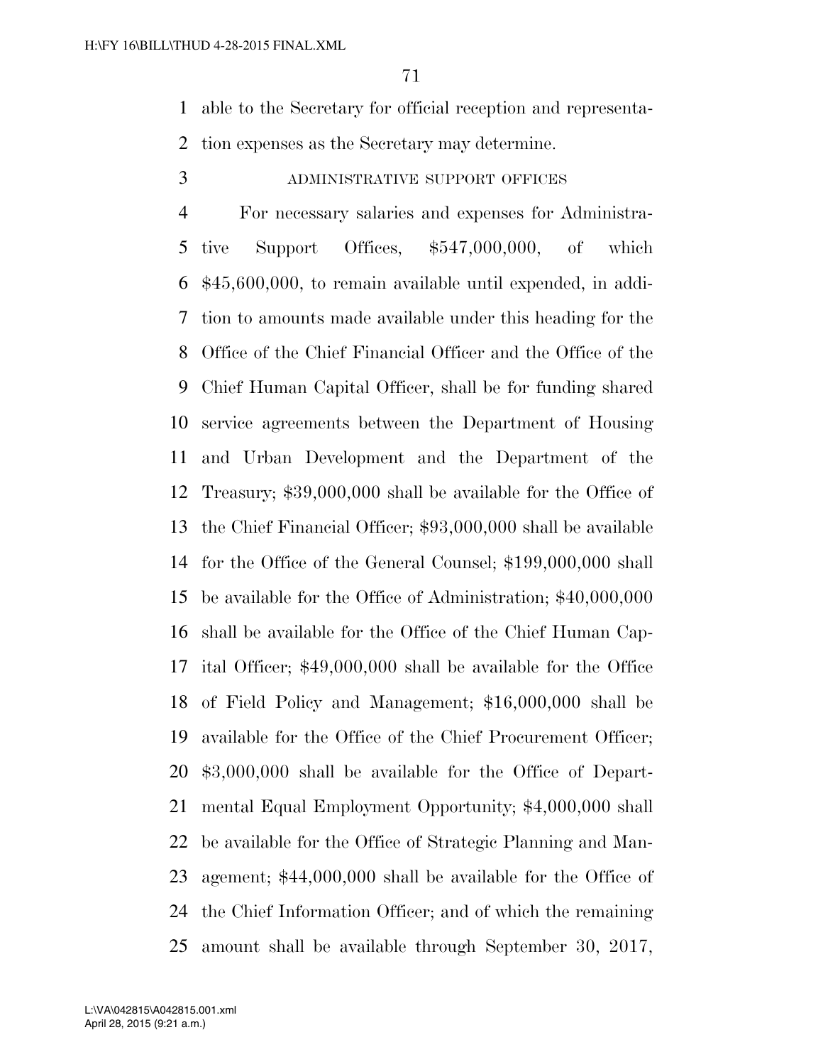able to the Secretary for official reception and representation expenses as the Secretary may determine.

### ADMINISTRATIVE SUPPORT OFFICES

For necessary salaries and expenses for Administrative Support Offices, $547,000,000, of which $45,600,000, to remain available until expended, in addition to amounts made available under this heading for the Office of the Chief Financial Officer and the Office of the Chief Human Capital Officer, shall be for funding shared service agreements between the Department of Housing and Urban Development and the Department of the Treasury; $39,000,000 shall be available for the Office of the Chief Financial Officer; $93,000,000 shall be available for the Office of the General Counsel; $199,000,000 shall be available for the Office of Administration; $40,000,000 shall be available for the Office of the Chief Human Capital Officer; $49,000,000 shall be available for the Office of Field Policy and Management; $16,000,000 shall be available for the Office of the Chief Procurement Officer; $3,000,000 shall be available for the Office of Departmental Equal Employment Opportunity; $4,000,000 shall be available for the Office of Strategic Planning and Management; $44,000,000 shall be available for the Office of the Chief Information Officer; and of which the remaining amount shall be available through September 30, 2017,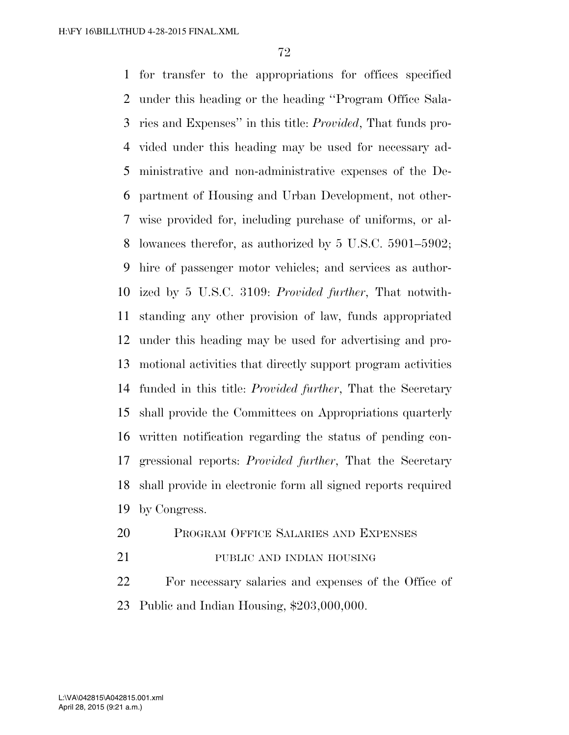for transfer to the appropriations for offices specified under this heading or the heading ''Program Office Salaries and Expenses'' in this title: *Provided*, That funds provided under this heading may be used for necessary administrative and non-administrative expenses of the Department of Housing and Urban Development, not otherwise provided for, including purchase of uniforms, or allowances therefor, as authorized by 5 U.S.C. 5901–5902; hire of passenger motor vehicles; and services as authorized by 5 U.S.C. 3109: *Provided further*, That notwithstanding any other provision of law, funds appropriated under this heading may be used for advertising and promotional activities that directly support program activities funded in this title: *Provided further*, That the Secretary shall provide the Committees on Appropriations quarterly written notification regarding the status of pending congressional reports: *Provided further*, That the Secretary shall provide in electronic form all signed reports required by Congress.

PROGRAM OFFICE SALARIES AND EXPENSES

PUBLIC AND INDIAN HOUSING

For necessary salaries and expenses of the Office of Public and Indian Housing, $203,000,000.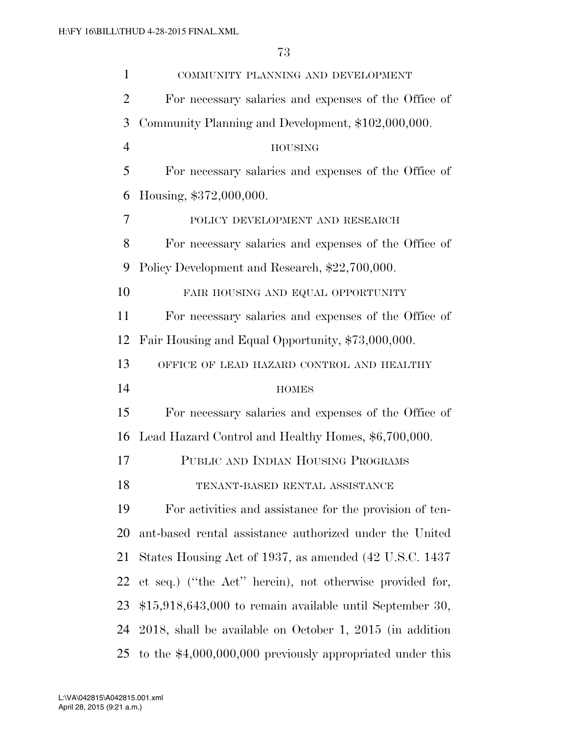COMMUNITY PLANNING AND DEVELOPMENT

For necessary salaries and expenses of the Office of Community Planning and Development, $102,000,000.

HOUSING

For necessary salaries and expenses of the Office of Housing, $372,000,000.

POLICY DEVELOPMENT AND RESEARCH

For necessary salaries and expenses of the Office of Policy Development and Research, $22,700,000.

FAIR HOUSING AND EQUAL OPPORTUNITY

For necessary salaries and expenses of the Office of Fair Housing and Equal Opportunity, $73,000,000.

OFFICE OF LEAD HAZARD CONTROL AND HEALTHY HOMES

For necessary salaries and expenses of the Office of Lead Hazard Control and Healthy Homes, $6,700,000.

## PUBLIC AND INDIAN HOUSING PROGRAMS

TENANT-BASED RENTAL ASSISTANCE

For activities and assistance for the provision of tenant-based rental assistance authorized under the United States Housing Act of 1937, as amended (42 U.S.C. 1437 et seq.) (''the Act'' herein), not otherwise provided for, $15,918,643,000 to remain available until September 30, 2018, shall be available on October 1, 2015 (in addition to the $4,000,000,000 previously appropriated under this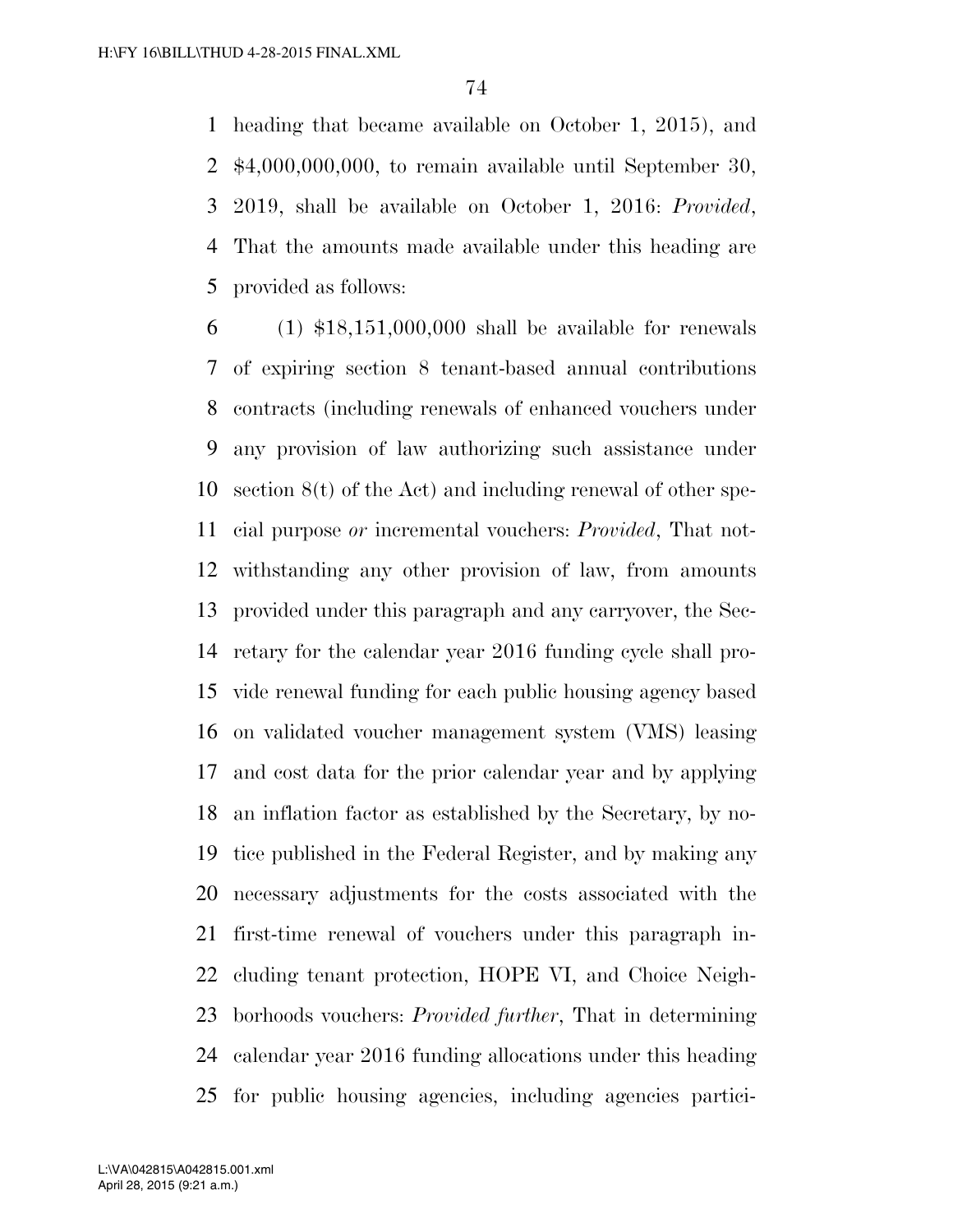heading that became available on October 1, 2015), and $4,000,000,000, to remain available until September 30, 2019, shall be available on October 1, 2016: *Provided*, That the amounts made available under this heading are provided as follows:

(1) $18,151,000,000 shall be available for renewals of expiring section 8 tenant-based annual contributions contracts (including renewals of enhanced vouchers under any provision of law authorizing such assistance under section 8(t) of the Act) and including renewal of other special purpose *or* incremental vouchers: *Provided*, That notwithstanding any other provision of law, from amounts provided under this paragraph and any carryover, the Secretary for the calendar year 2016 funding cycle shall provide renewal funding for each public housing agency based on validated voucher management system (VMS) leasing and cost data for the prior calendar year and by applying an inflation factor as established by the Secretary, by notice published in the Federal Register, and by making any necessary adjustments for the costs associated with the first-time renewal of vouchers under this paragraph including tenant protection, HOPE VI, and Choice Neighborhoods vouchers: *Provided further*, That in determining calendar year 2016 funding allocations under this heading for public housing agencies, including agencies partici-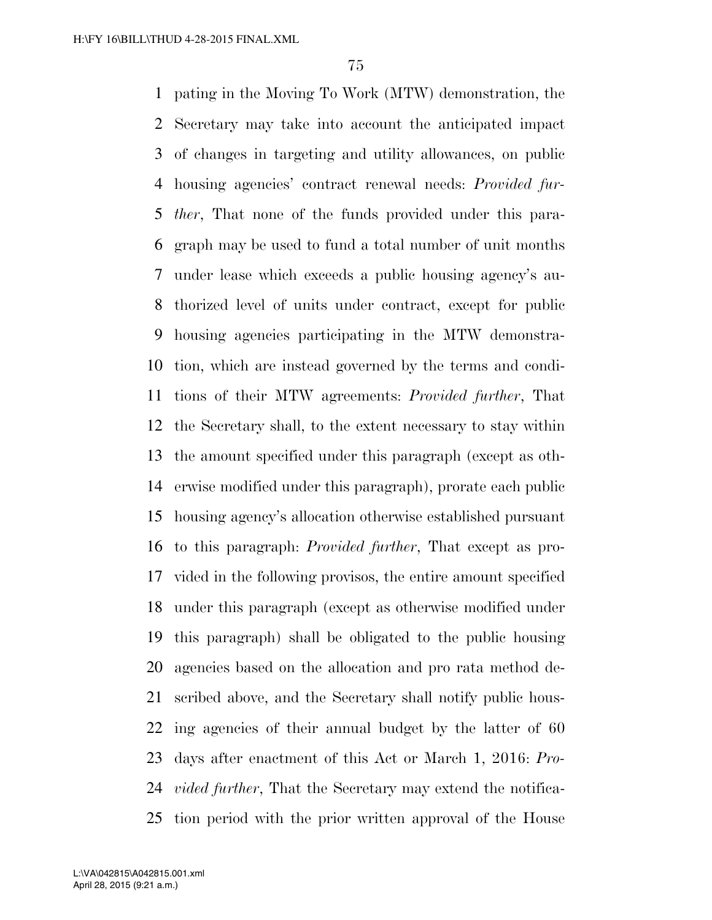pating in the Moving To Work (MTW) demonstration, the Secretary may take into account the anticipated impact of changes in targeting and utility allowances, on public housing agencies' contract renewal needs: *Provided further*, That none of the funds provided under this paragraph may be used to fund a total number of unit months under lease which exceeds a public housing agency's authorized level of units under contract, except for public housing agencies participating in the MTW demonstration, which are instead governed by the terms and conditions of their MTW agreements: *Provided further*, That the Secretary shall, to the extent necessary to stay within the amount specified under this paragraph (except as otherwise modified under this paragraph), prorate each public housing agency's allocation otherwise established pursuant to this paragraph: *Provided further*, That except as provided in the following provisos, the entire amount specified under this paragraph (except as otherwise modified under this paragraph) shall be obligated to the public housing agencies based on the allocation and pro rata method described above, and the Secretary shall notify public housing agencies of their annual budget by the latter of 60 days after enactment of this Act or March 1, 2016: *Provided further*, That the Secretary may extend the notification period with the prior written approval of the House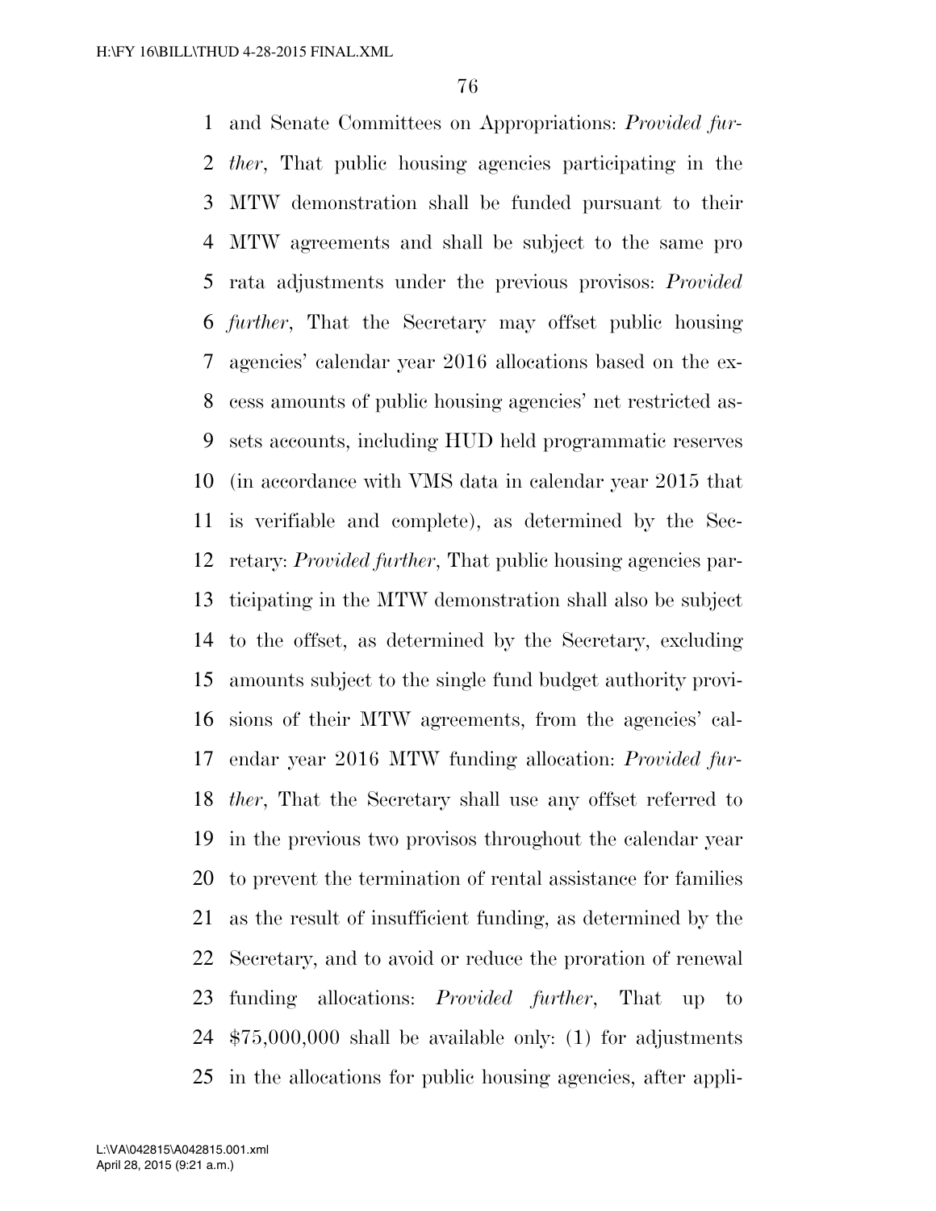and Senate Committees on Appropriations: *Provided further*, That public housing agencies participating in the MTW demonstration shall be funded pursuant to their MTW agreements and shall be subject to the same pro rata adjustments under the previous provisos: *Provided further*, That the Secretary may offset public housing agencies' calendar year 2016 allocations based on the excess amounts of public housing agencies' net restricted assets accounts, including HUD held programmatic reserves (in accordance with VMS data in calendar year 2015 that is verifiable and complete), as determined by the Secretary: *Provided further*, That public housing agencies participating in the MTW demonstration shall also be subject to the offset, as determined by the Secretary, excluding amounts subject to the single fund budget authority provisions of their MTW agreements, from the agencies' calendar year 2016 MTW funding allocation: *Provided further*, That the Secretary shall use any offset referred to in the previous two provisos throughout the calendar year to prevent the termination of rental assistance for families as the result of insufficient funding, as determined by the Secretary, and to avoid or reduce the proration of renewal funding allocations: *Provided further*, That up to $75,000,000 shall be available only: (1) for adjustments in the allocations for public housing agencies, after appli-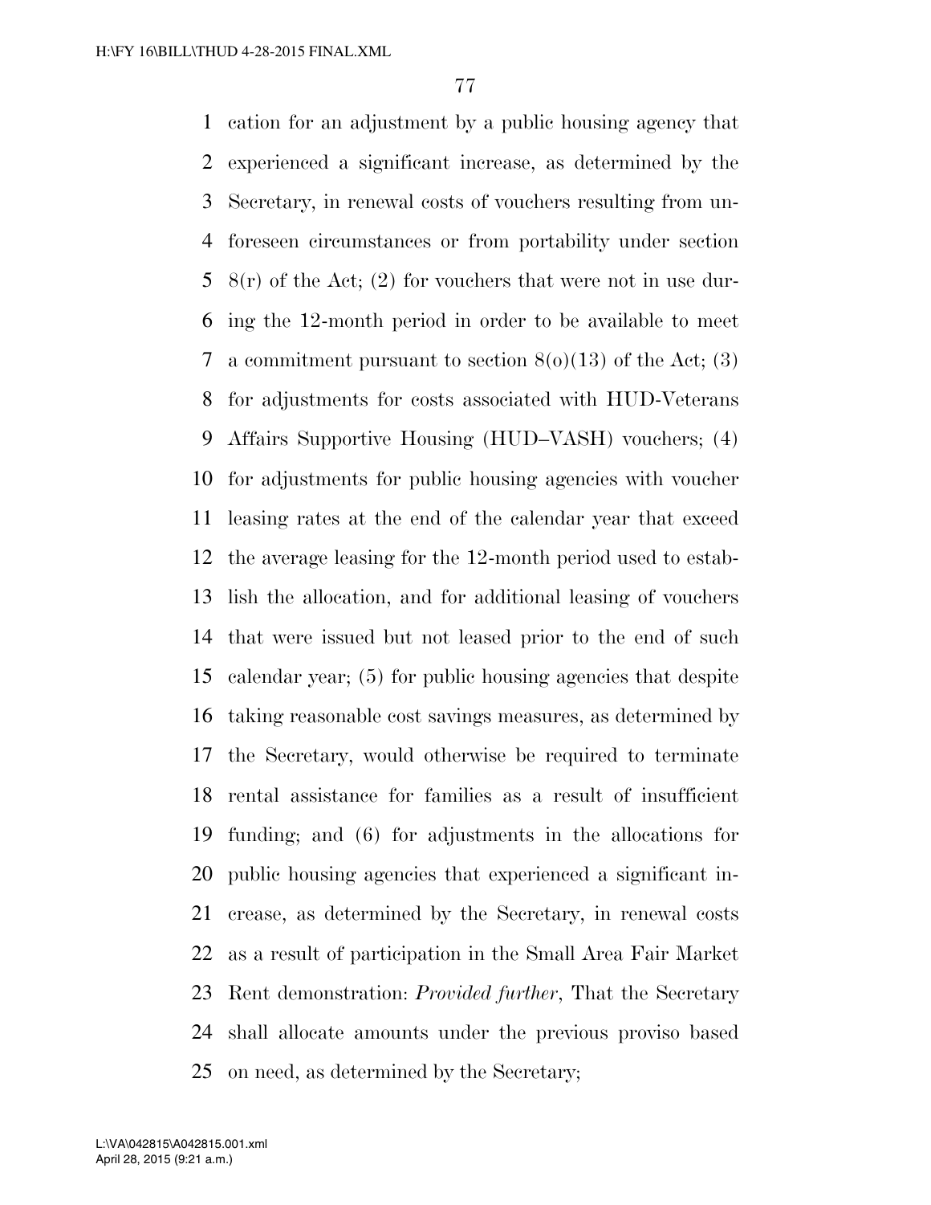cation for an adjustment by a public housing agency that experienced a significant increase, as determined by the Secretary, in renewal costs of vouchers resulting from unforeseen circumstances or from portability under section 8(r) of the Act; (2) for vouchers that were not in use during the 12-month period in order to be available to meet a commitment pursuant to section 8(o)(13) of the Act; (3) for adjustments for costs associated with HUD-Veterans Affairs Supportive Housing (HUD–VASH) vouchers; (4) for adjustments for public housing agencies with voucher leasing rates at the end of the calendar year that exceed the average leasing for the 12-month period used to establish the allocation, and for additional leasing of vouchers that were issued but not leased prior to the end of such calendar year; (5) for public housing agencies that despite taking reasonable cost savings measures, as determined by the Secretary, would otherwise be required to terminate rental assistance for families as a result of insufficient funding; and (6) for adjustments in the allocations for public housing agencies that experienced a significant increase, as determined by the Secretary, in renewal costs as a result of participation in the Small Area Fair Market Rent demonstration: *Provided further*, That the Secretary shall allocate amounts under the previous proviso based on need, as determined by the Secretary;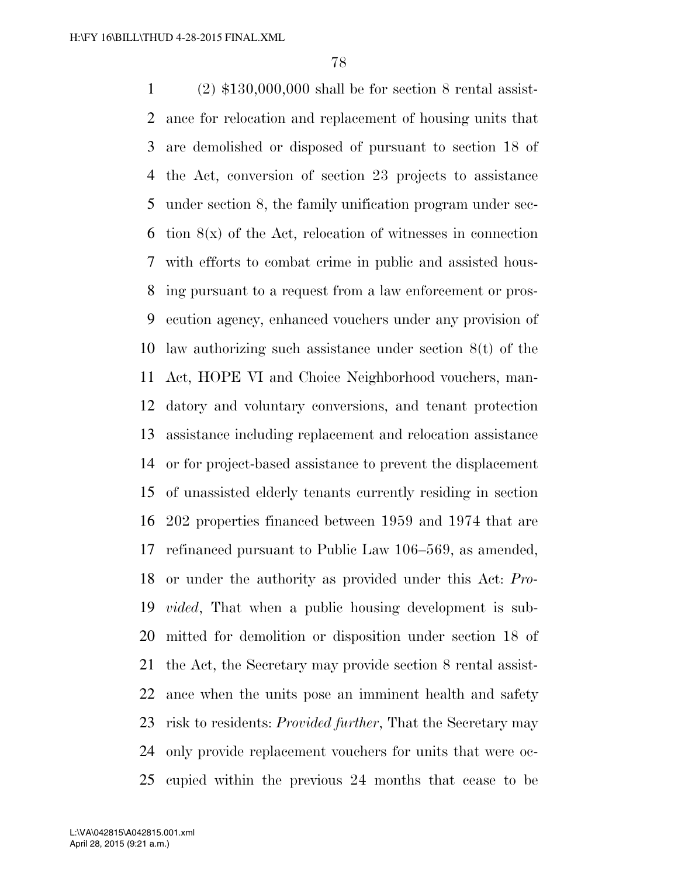(2) $130,000,000 shall be for section 8 rental assistance for relocation and replacement of housing units that are demolished or disposed of pursuant to section 18 of the Act, conversion of section 23 projects to assistance under section 8, the family unification program under section 8(x) of the Act, relocation of witnesses in connection with efforts to combat crime in public and assisted housing pursuant to a request from a law enforcement or prosecution agency, enhanced vouchers under any provision of law authorizing such assistance under section 8(t) of the Act, HOPE VI and Choice Neighborhood vouchers, mandatory and voluntary conversions, and tenant protection assistance including replacement and relocation assistance or for project-based assistance to prevent the displacement of unassisted elderly tenants currently residing in section 202 properties financed between 1959 and 1974 that are refinanced pursuant to Public Law 106–569, as amended, or under the authority as provided under this Act: *Provided*, That when a public housing development is submitted for demolition or disposition under section 18 of the Act, the Secretary may provide section 8 rental assistance when the units pose an imminent health and safety risk to residents: *Provided further*, That the Secretary may only provide replacement vouchers for units that were occupied within the previous 24 months that cease to be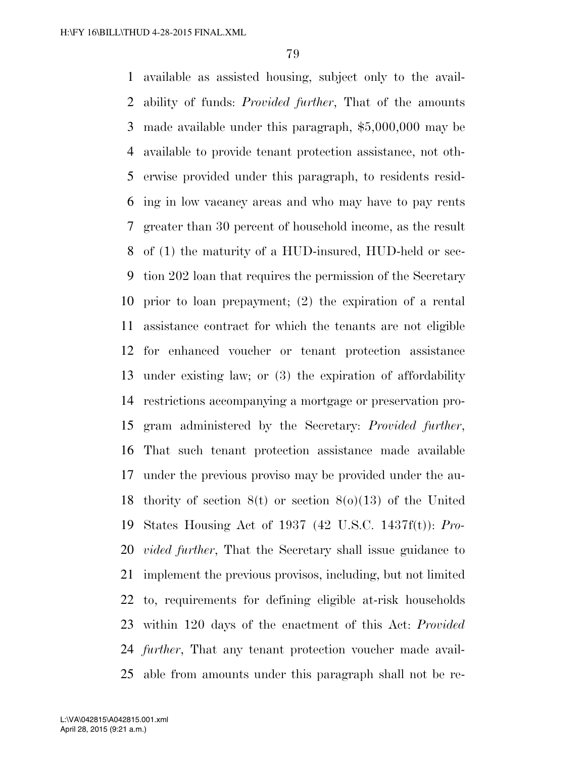available as assisted housing, subject only to the availability of funds: *Provided further*, That of the amounts made available under this paragraph, $5,000,000 may be available to provide tenant protection assistance, not otherwise provided under this paragraph, to residents residing in low vacancy areas and who may have to pay rents greater than 30 percent of household income, as the result of (1) the maturity of a HUD-insured, HUD-held or section 202 loan that requires the permission of the Secretary prior to loan prepayment; (2) the expiration of a rental assistance contract for which the tenants are not eligible for enhanced voucher or tenant protection assistance under existing law; or (3) the expiration of affordability restrictions accompanying a mortgage or preservation program administered by the Secretary: *Provided further*, That such tenant protection assistance made available under the previous proviso may be provided under the authority of section 8(t) or section 8(o)(13) of the United States Housing Act of 1937 (42 U.S.C. 1437f(t)): *Provided further*, That the Secretary shall issue guidance to implement the previous provisos, including, but not limited to, requirements for defining eligible at-risk households within 120 days of the enactment of this Act: *Provided further*, That any tenant protection voucher made available from amounts under this paragraph shall not be re-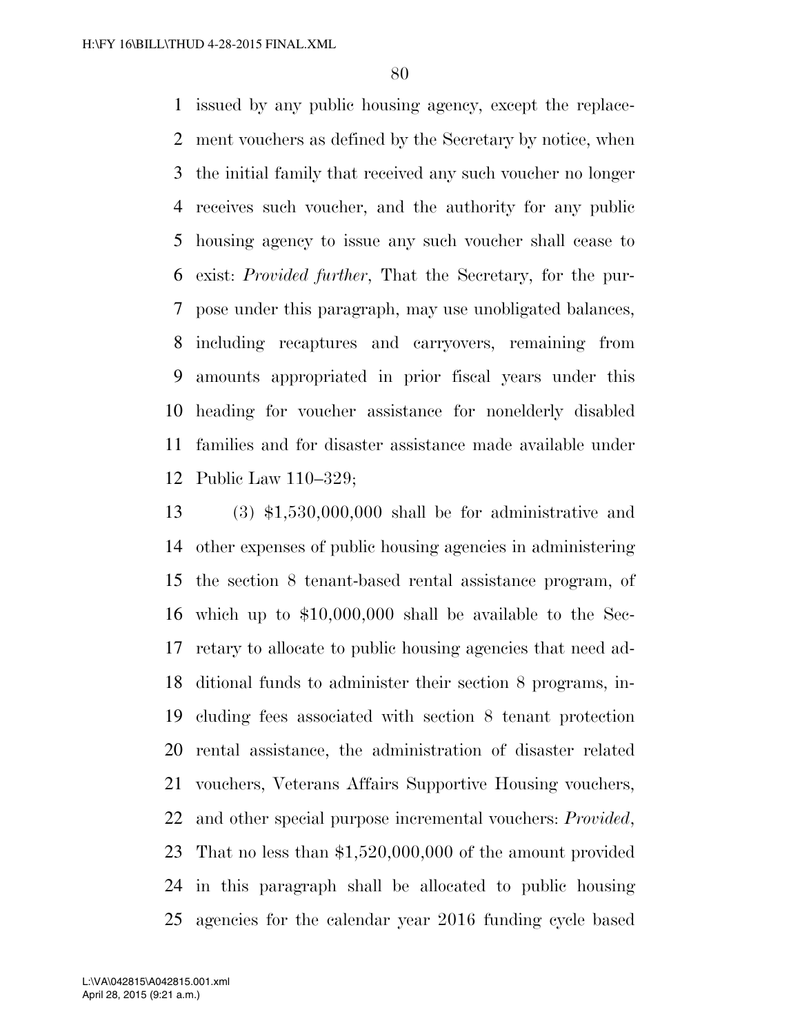issued by any public housing agency, except the replacement vouchers as defined by the Secretary by notice, when the initial family that received any such voucher no longer receives such voucher, and the authority for any public housing agency to issue any such voucher shall cease to exist: *Provided further*, That the Secretary, for the purpose under this paragraph, may use unobligated balances, including recaptures and carryovers, remaining from amounts appropriated in prior fiscal years under this heading for voucher assistance for nonelderly disabled families and for disaster assistance made available under Public Law 110–329;

(3) $1,530,000,000 shall be for administrative and other expenses of public housing agencies in administering the section 8 tenant-based rental assistance program, of which up to $10,000,000 shall be available to the Secretary to allocate to public housing agencies that need additional funds to administer their section 8 programs, including fees associated with section 8 tenant protection rental assistance, the administration of disaster related vouchers, Veterans Affairs Supportive Housing vouchers, and other special purpose incremental vouchers: *Provided*, That no less than $1,520,000,000 of the amount provided in this paragraph shall be allocated to public housing agencies for the calendar year 2016 funding cycle based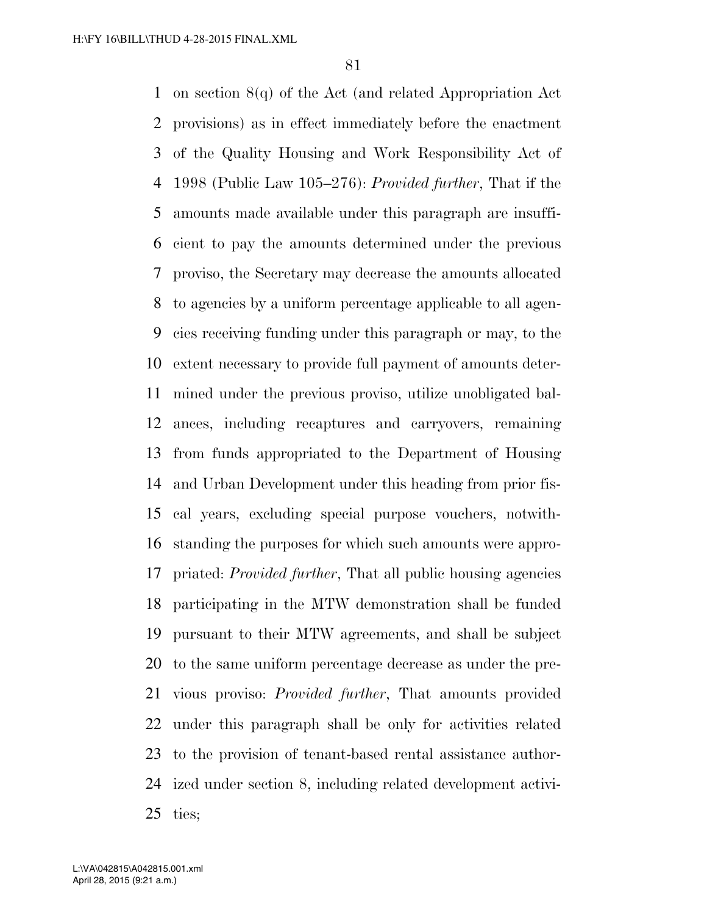on section 8(q) of the Act (and related Appropriation Act provisions) as in effect immediately before the enactment of the Quality Housing and Work Responsibility Act of 1998 (Public Law 105–276): *Provided further*, That if the amounts made available under this paragraph are insufficient to pay the amounts determined under the previous proviso, the Secretary may decrease the amounts allocated to agencies by a uniform percentage applicable to all agencies receiving funding under this paragraph or may, to the extent necessary to provide full payment of amounts determined under the previous proviso, utilize unobligated balances, including recaptures and carryovers, remaining from funds appropriated to the Department of Housing and Urban Development under this heading from prior fiscal years, excluding special purpose vouchers, notwithstanding the purposes for which such amounts were appropriated: *Provided further*, That all public housing agencies participating in the MTW demonstration shall be funded pursuant to their MTW agreements, and shall be subject to the same uniform percentage decrease as under the previous proviso: *Provided further*, That amounts provided under this paragraph shall be only for activities related to the provision of tenant-based rental assistance authorized under section 8, including related development activities;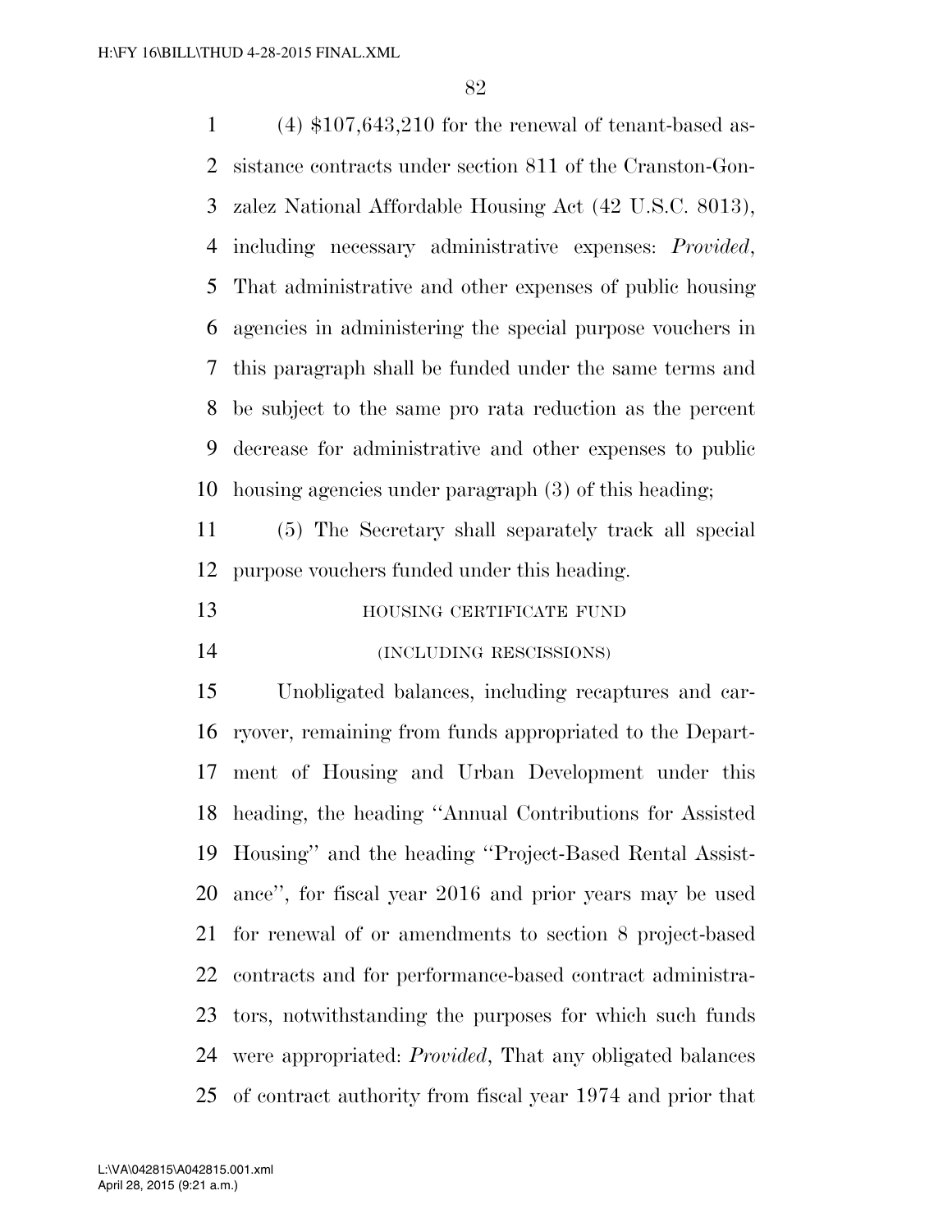(4) $107,643,210 for the renewal of tenant-based assistance contracts under section 811 of the Cranston-Gonzalez National Affordable Housing Act (42 U.S.C. 8013), including necessary administrative expenses: *Provided*, That administrative and other expenses of public housing agencies in administering the special purpose vouchers in this paragraph shall be funded under the same terms and be subject to the same pro rata reduction as the percent decrease for administrative and other expenses to public housing agencies under paragraph (3) of this heading;

(5) The Secretary shall separately track all special purpose vouchers funded under this heading.

### HOUSING CERTIFICATE FUND

### (INCLUDING RESCISSIONS)

Unobligated balances, including recaptures and carryover, remaining from funds appropriated to the Department of Housing and Urban Development under this heading, the heading "Annual Contributions for Assisted Housing" and the heading "Project-Based Rental Assistance", for fiscal year 2016 and prior years may be used for renewal of or amendments to section 8 project-based contracts and for performance-based contract administrators, notwithstanding the purposes for which such funds were appropriated: *Provided*, That any obligated balances of contract authority from fiscal year 1974 and prior that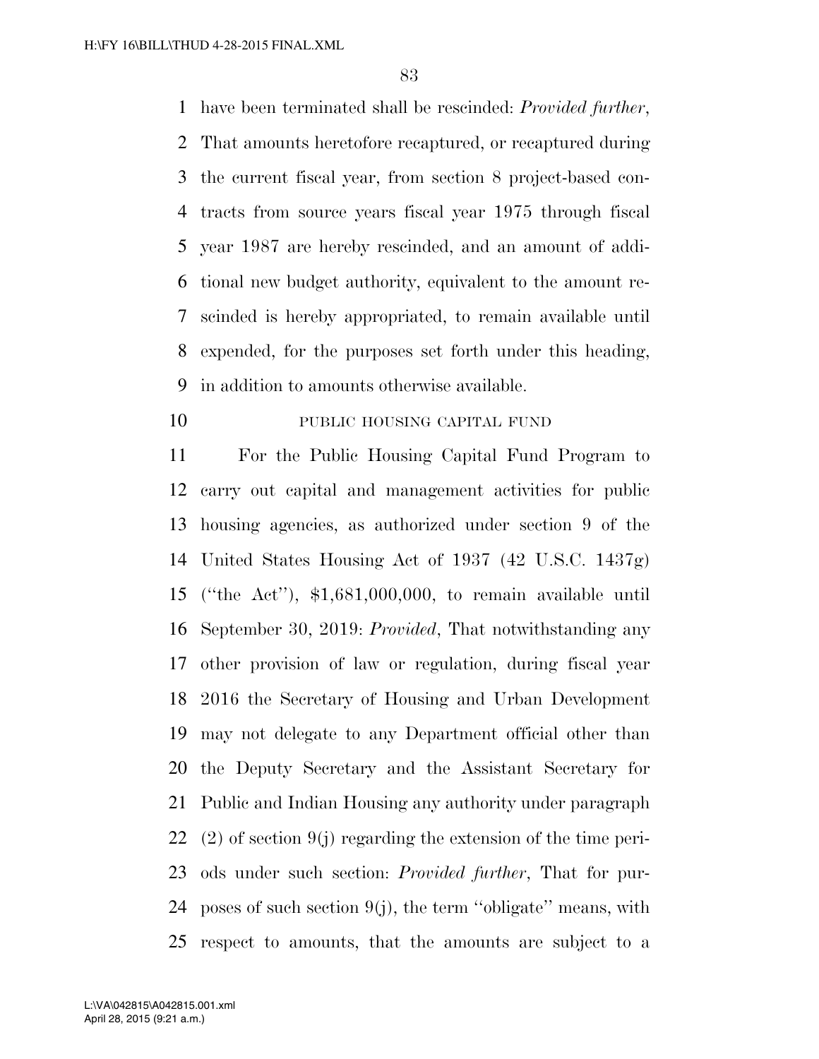have been terminated shall be rescinded: *Provided further*, That amounts heretofore recaptured, or recaptured during the current fiscal year, from section 8 project-based contracts from source years fiscal year 1975 through fiscal year 1987 are hereby rescinded, and an amount of additional new budget authority, equivalent to the amount rescinded is hereby appropriated, to remain available until expended, for the purposes set forth under this heading, in addition to amounts otherwise available.

PUBLIC HOUSING CAPITAL FUND

For the Public Housing Capital Fund Program to carry out capital and management activities for public housing agencies, as authorized under section 9 of the United States Housing Act of 1937 (42 U.S.C. 1437g) (''the Act''), $1,681,000,000, to remain available until September 30, 2019: *Provided*, That notwithstanding any other provision of law or regulation, during fiscal year 2016 the Secretary of Housing and Urban Development may not delegate to any Department official other than the Deputy Secretary and the Assistant Secretary for Public and Indian Housing any authority under paragraph (2) of section 9(j) regarding the extension of the time periods under such section: *Provided further*, That for purposes of such section 9(j), the term ''obligate'' means, with respect to amounts, that the amounts are subject to a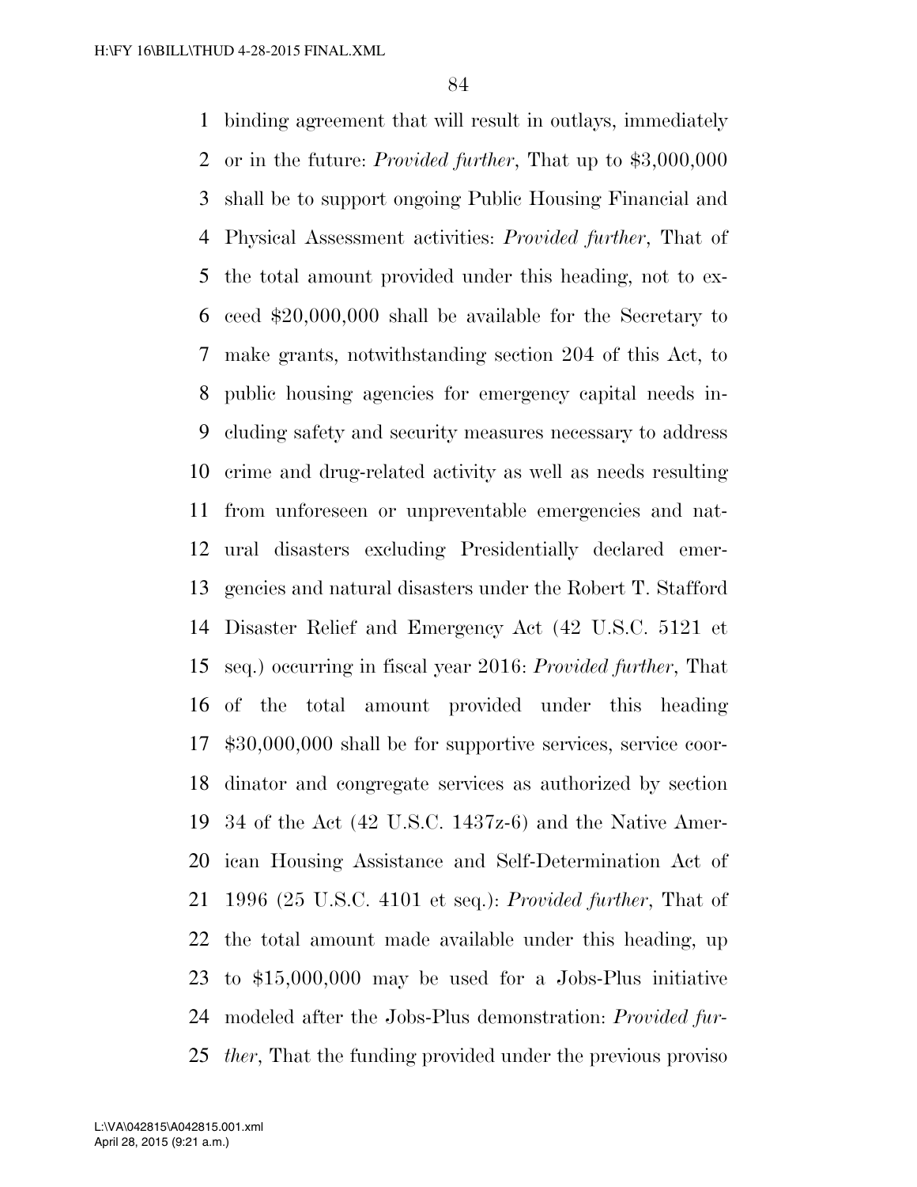binding agreement that will result in outlays, immediately or in the future: *Provided further*, That up to $3,000,000 shall be to support ongoing Public Housing Financial and Physical Assessment activities: *Provided further*, That of the total amount provided under this heading, not to exceed $20,000,000 shall be available for the Secretary to make grants, notwithstanding section 204 of this Act, to public housing agencies for emergency capital needs including safety and security measures necessary to address crime and drug-related activity as well as needs resulting from unforeseen or unpreventable emergencies and natural disasters excluding Presidentially declared emergencies and natural disasters under the Robert T. Stafford Disaster Relief and Emergency Act (42 U.S.C. 5121 et seq.) occurring in fiscal year 2016: *Provided further*, That of the total amount provided under this heading $30,000,000 shall be for supportive services, service coordinator and congregate services as authorized by section 34 of the Act (42 U.S.C. 1437z-6) and the Native American Housing Assistance and Self-Determination Act of 1996 (25 U.S.C. 4101 et seq.): *Provided further*, That of the total amount made available under this heading, up to $15,000,000 may be used for a Jobs-Plus initiative modeled after the Jobs-Plus demonstration: *Provided further*, That the funding provided under the previous proviso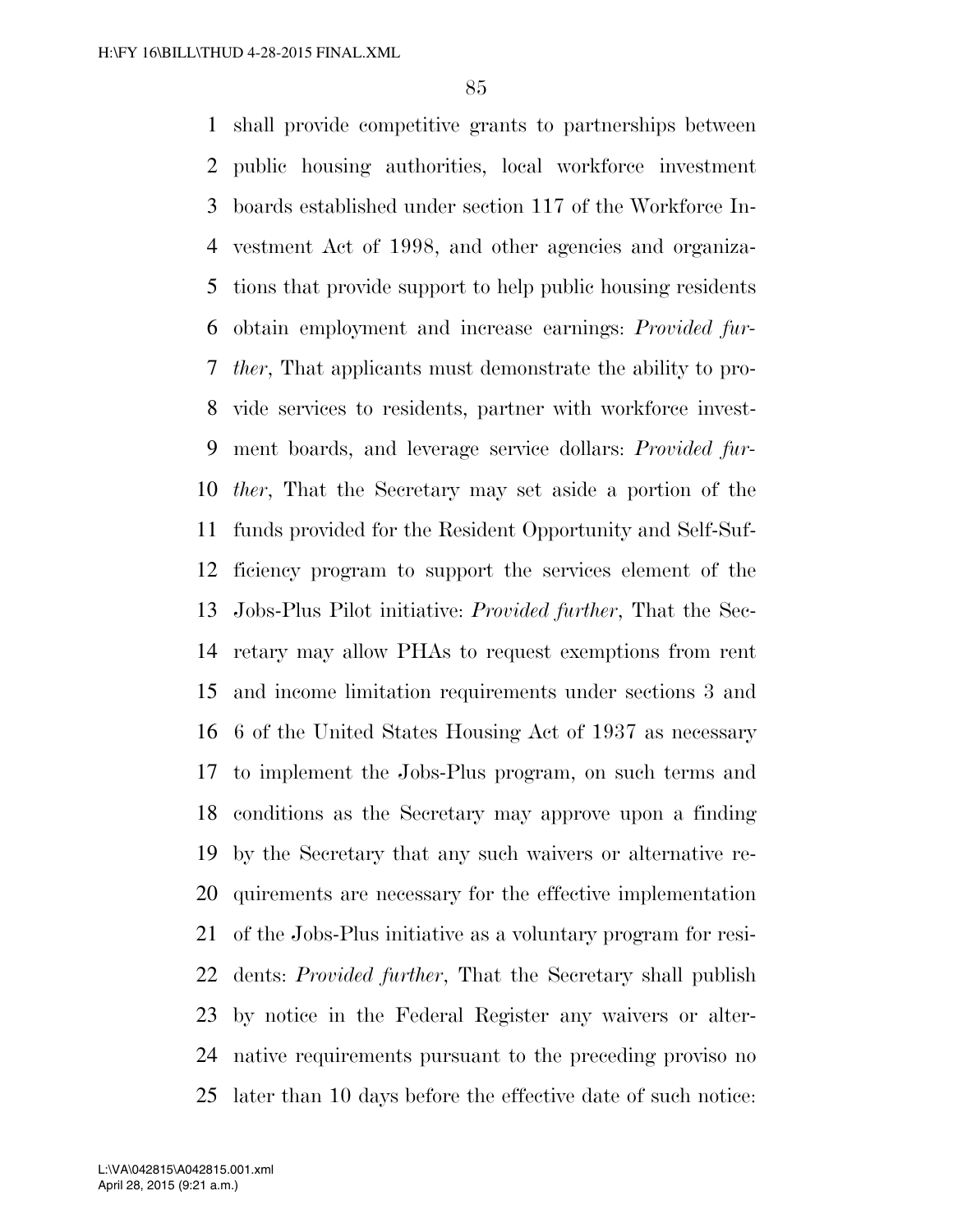shall provide competitive grants to partnerships between public housing authorities, local workforce investment boards established under section 117 of the Workforce Investment Act of 1998, and other agencies and organizations that provide support to help public housing residents obtain employment and increase earnings: *Provided further*, That applicants must demonstrate the ability to provide services to residents, partner with workforce investment boards, and leverage service dollars: *Provided further*, That the Secretary may set aside a portion of the funds provided for the Resident Opportunity and Self-Sufficiency program to support the services element of the Jobs-Plus Pilot initiative: *Provided further*, That the Secretary may allow PHAs to request exemptions from rent and income limitation requirements under sections 3 and 6 of the United States Housing Act of 1937 as necessary to implement the Jobs-Plus program, on such terms and conditions as the Secretary may approve upon a finding by the Secretary that any such waivers or alternative requirements are necessary for the effective implementation of the Jobs-Plus initiative as a voluntary program for residents: *Provided further*, That the Secretary shall publish by notice in the Federal Register any waivers or alternative requirements pursuant to the preceding proviso no later than 10 days before the effective date of such notice: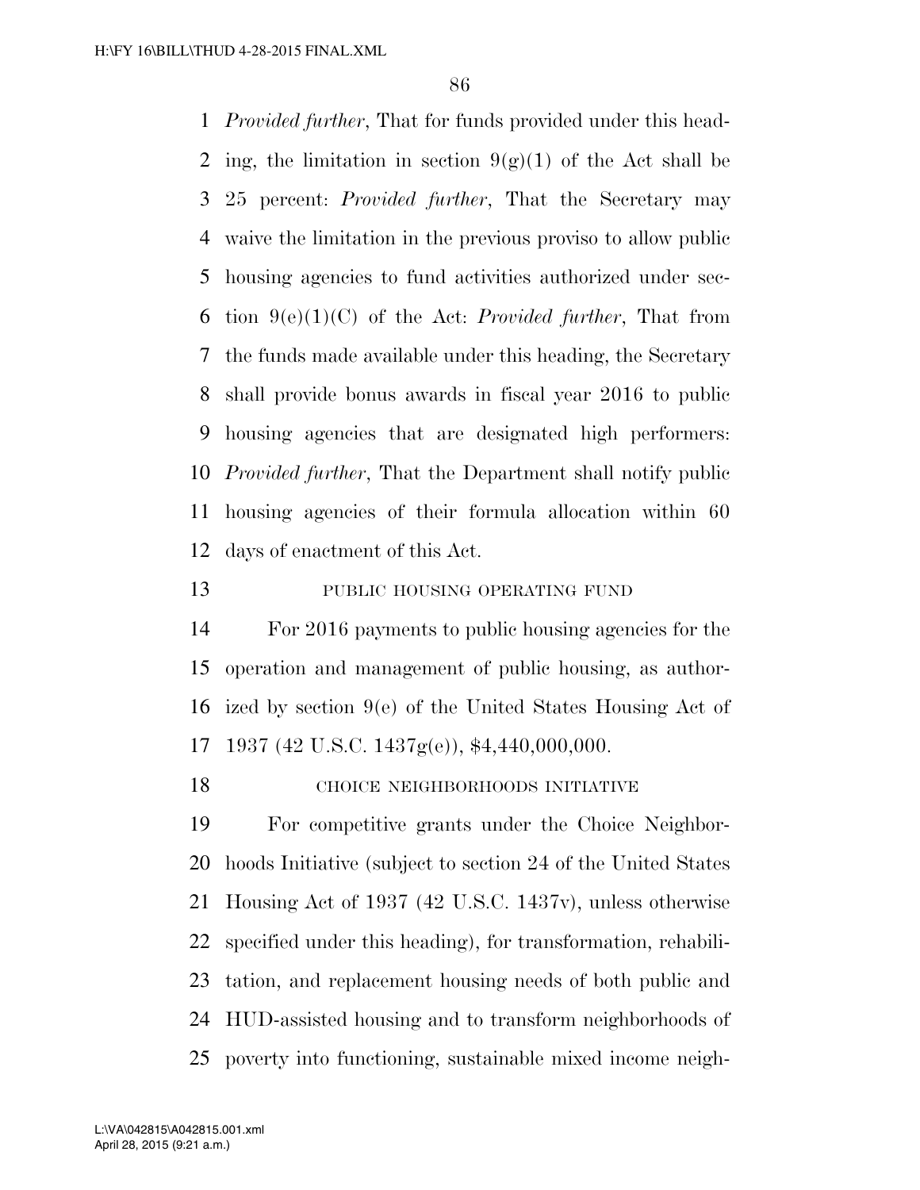*Provided further*, That for funds provided under this heading, the limitation in section 9(g)(1) of the Act shall be 25 percent: *Provided further*, That the Secretary may waive the limitation in the previous proviso to allow public housing agencies to fund activities authorized under section 9(e)(1)(C) of the Act: *Provided further*, That from the funds made available under this heading, the Secretary shall provide bonus awards in fiscal year 2016 to public housing agencies that are designated high performers: *Provided further*, That the Department shall notify public housing agencies of their formula allocation within 60 days of enactment of this Act.

PUBLIC HOUSING OPERATING FUND

For 2016 payments to public housing agencies for the operation and management of public housing, as authorized by section 9(e) of the United States Housing Act of 1937 (42 U.S.C. 1437g(e)), $4,440,000,000.

CHOICE NEIGHBORHOODS INITIATIVE

For competitive grants under the Choice Neighborhoods Initiative (subject to section 24 of the United States Housing Act of 1937 (42 U.S.C. 1437v), unless otherwise specified under this heading), for transformation, rehabilitation, and replacement housing needs of both public and HUD-assisted housing and to transform neighborhoods of poverty into functioning, sustainable mixed income neigh-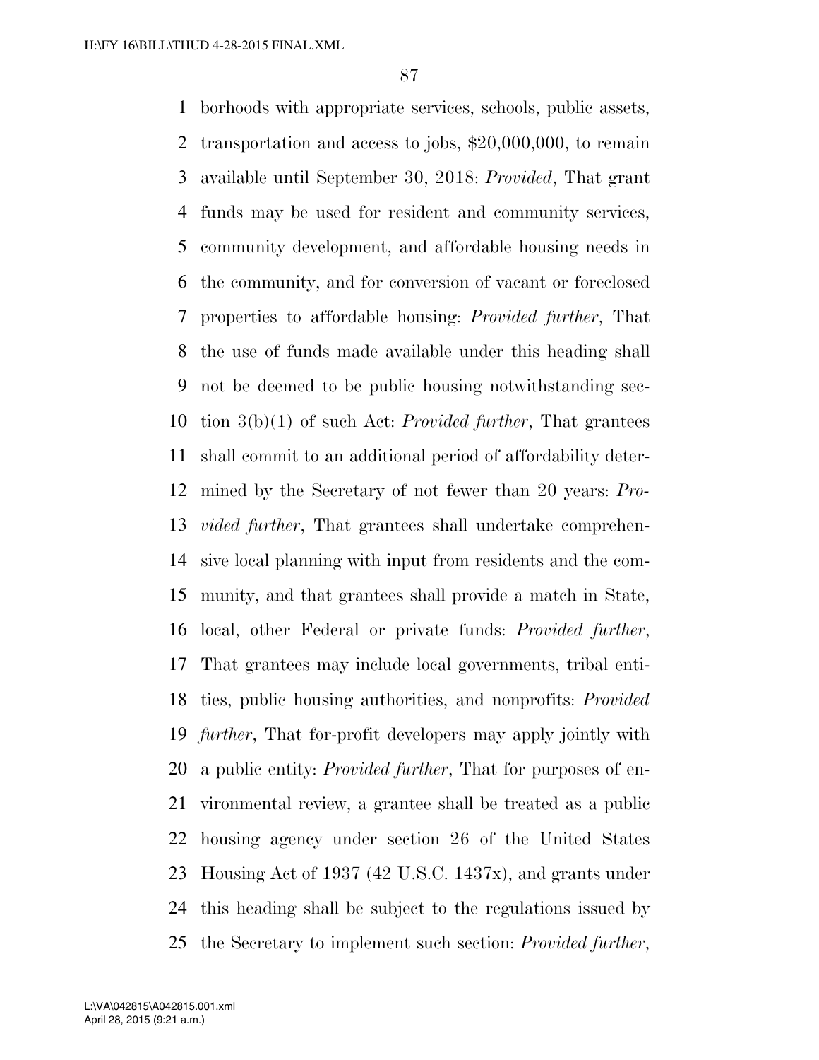borhoods with appropriate services, schools, public assets, transportation and access to jobs, $20,000,000, to remain available until September 30, 2018: *Provided*, That grant funds may be used for resident and community services, community development, and affordable housing needs in the community, and for conversion of vacant or foreclosed properties to affordable housing: *Provided further*, That the use of funds made available under this heading shall not be deemed to be public housing notwithstanding section 3(b)(1) of such Act: *Provided further*, That grantees shall commit to an additional period of affordability determined by the Secretary of not fewer than 20 years: *Provided further*, That grantees shall undertake comprehensive local planning with input from residents and the community, and that grantees shall provide a match in State, local, other Federal or private funds: *Provided further*, That grantees may include local governments, tribal entities, public housing authorities, and nonprofits: *Provided further*, That for-profit developers may apply jointly with a public entity: *Provided further*, That for purposes of environmental review, a grantee shall be treated as a public housing agency under section 26 of the United States Housing Act of 1937 (42 U.S.C. 1437x), and grants under this heading shall be subject to the regulations issued by the Secretary to implement such section: *Provided further*,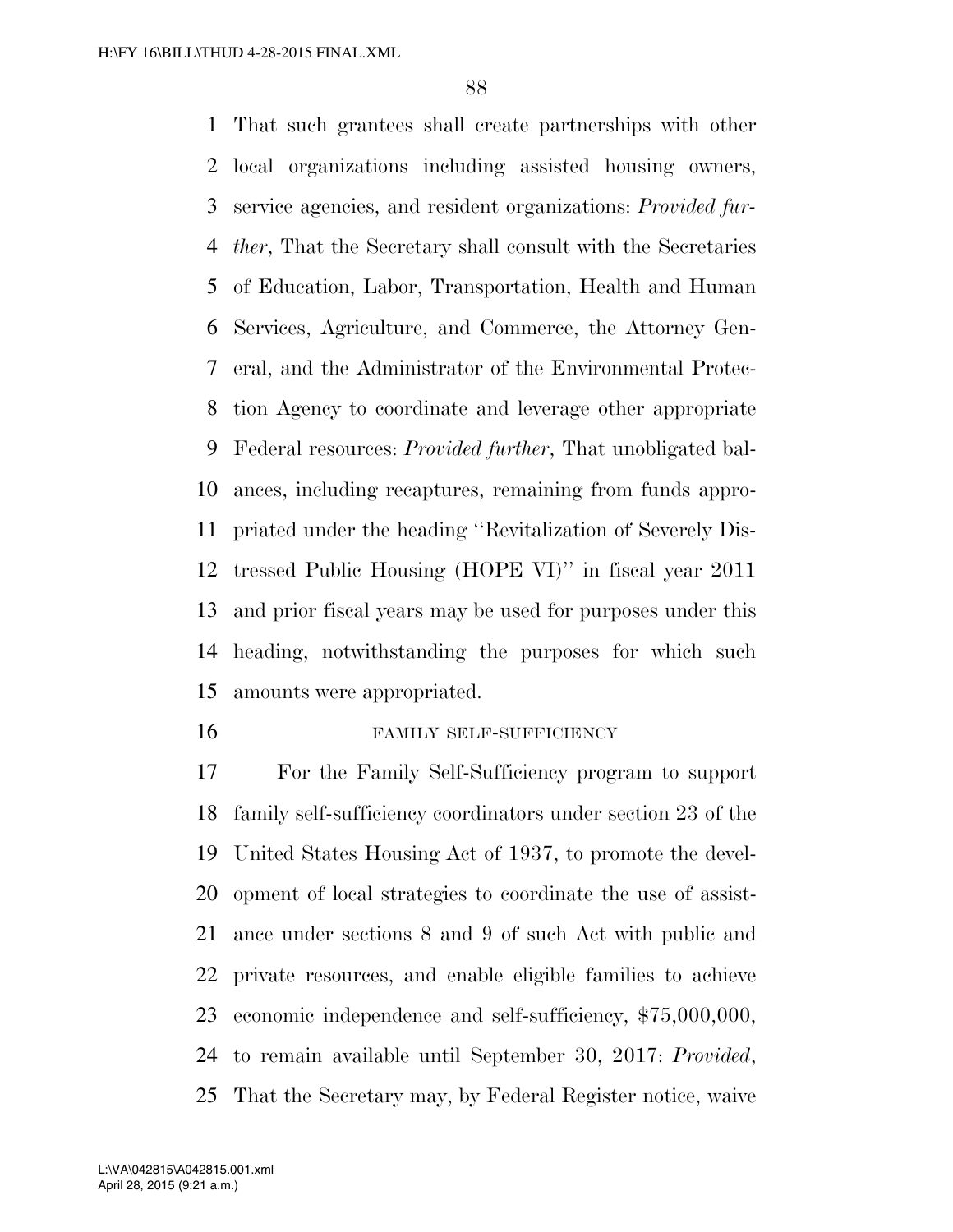That such grantees shall create partnerships with other local organizations including assisted housing owners, service agencies, and resident organizations: *Provided further*, That the Secretary shall consult with the Secretaries of Education, Labor, Transportation, Health and Human Services, Agriculture, and Commerce, the Attorney General, and the Administrator of the Environmental Protection Agency to coordinate and leverage other appropriate Federal resources: *Provided further*, That unobligated balances, including recaptures, remaining from funds appropriated under the heading ''Revitalization of Severely Distressed Public Housing (HOPE VI)'' in fiscal year 2011 and prior fiscal years may be used for purposes under this heading, notwithstanding the purposes for which such amounts were appropriated.

FAMILY SELF-SUFFICIENCY

For the Family Self-Sufficiency program to support family self-sufficiency coordinators under section 23 of the United States Housing Act of 1937, to promote the development of local strategies to coordinate the use of assistance under sections 8 and 9 of such Act with public and private resources, and enable eligible families to achieve economic independence and self-sufficiency, $75,000,000, to remain available until September 30, 2017: *Provided*, That the Secretary may, by Federal Register notice, waive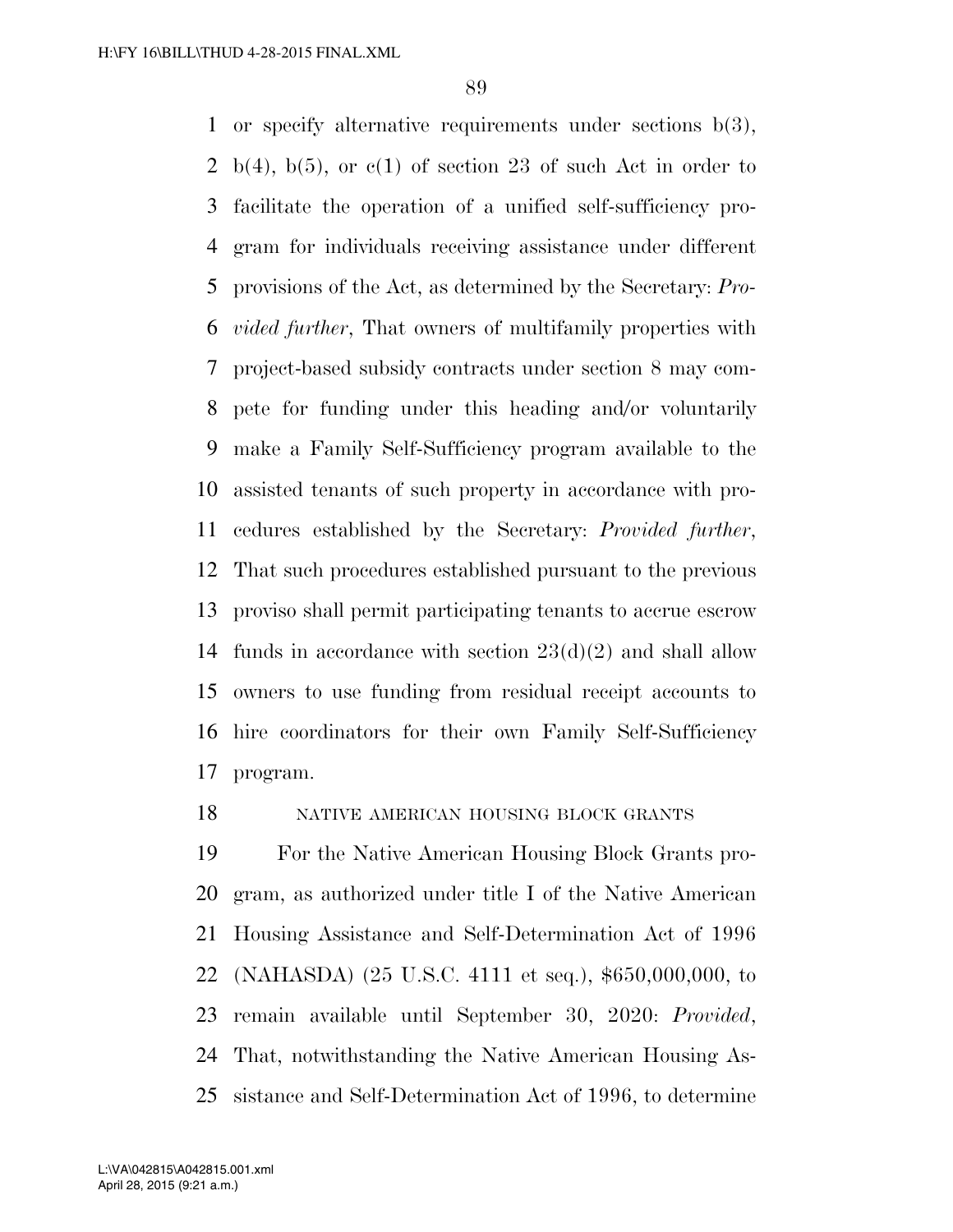or specify alternative requirements under sections b(3), b(4), b(5), or c(1) of section 23 of such Act in order to facilitate the operation of a unified self-sufficiency program for individuals receiving assistance under different provisions of the Act, as determined by the Secretary: *Provided further*, That owners of multifamily properties with project-based subsidy contracts under section 8 may compete for funding under this heading and/or voluntarily make a Family Self-Sufficiency program available to the assisted tenants of such property in accordance with procedures established by the Secretary: *Provided further*, That such procedures established pursuant to the previous proviso shall permit participating tenants to accrue escrow funds in accordance with section 23(d)(2) and shall allow owners to use funding from residual receipt accounts to hire coordinators for their own Family Self-Sufficiency program.

NATIVE AMERICAN HOUSING BLOCK GRANTS

For the Native American Housing Block Grants program, as authorized under title I of the Native American Housing Assistance and Self-Determination Act of 1996 (NAHASDA) (25 U.S.C. 4111 et seq.), $650,000,000, to remain available until September 30, 2020: *Provided*, That, notwithstanding the Native American Housing Assistance and Self-Determination Act of 1996, to determine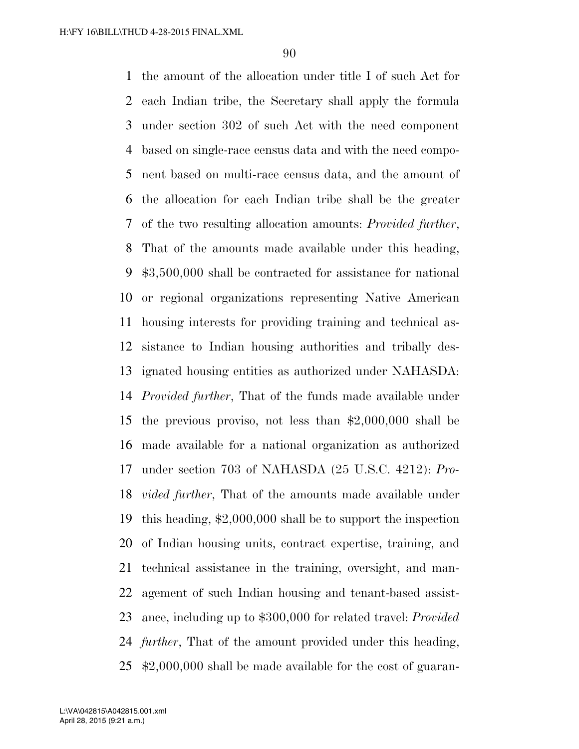the amount of the allocation under title I of such Act for each Indian tribe, the Secretary shall apply the formula under section 302 of such Act with the need component based on single-race census data and with the need component based on multi-race census data, and the amount of the allocation for each Indian tribe shall be the greater of the two resulting allocation amounts: *Provided further*, That of the amounts made available under this heading, $3,500,000 shall be contracted for assistance for national or regional organizations representing Native American housing interests for providing training and technical assistance to Indian housing authorities and tribally designated housing entities as authorized under NAHASDA: *Provided further*, That of the funds made available under the previous proviso, not less than $2,000,000 shall be made available for a national organization as authorized under section 703 of NAHASDA (25 U.S.C. 4212): *Provided further*, That of the amounts made available under this heading, $2,000,000 shall be to support the inspection of Indian housing units, contract expertise, training, and technical assistance in the training, oversight, and management of such Indian housing and tenant-based assistance, including up to $300,000 for related travel: *Provided further*, That of the amount provided under this heading, $2,000,000 shall be made available for the cost of guaran-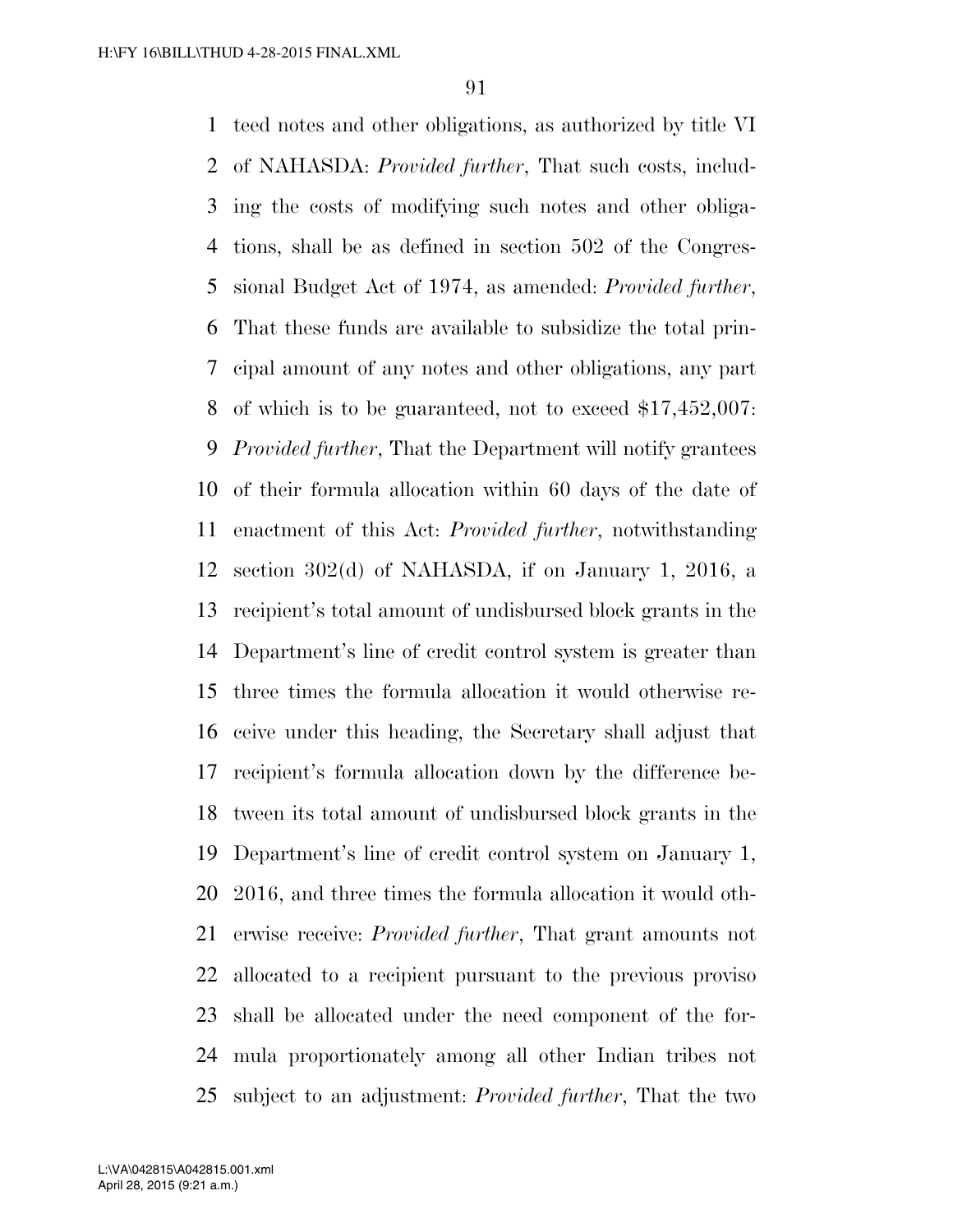teed notes and other obligations, as authorized by title VI of NAHASDA: *Provided further*, That such costs, including the costs of modifying such notes and other obligations, shall be as defined in section 502 of the Congressional Budget Act of 1974, as amended: *Provided further*, That these funds are available to subsidize the total principal amount of any notes and other obligations, any part of which is to be guaranteed, not to exceed $17,452,007: *Provided further*, That the Department will notify grantees of their formula allocation within 60 days of the date of enactment of this Act: *Provided further*, notwithstanding section 302(d) of NAHASDA, if on January 1, 2016, a recipient's total amount of undisbursed block grants in the Department's line of credit control system is greater than three times the formula allocation it would otherwise receive under this heading, the Secretary shall adjust that recipient's formula allocation down by the difference between its total amount of undisbursed block grants in the Department's line of credit control system on January 1, 2016, and three times the formula allocation it would otherwise receive: *Provided further*, That grant amounts not allocated to a recipient pursuant to the previous proviso shall be allocated under the need component of the formula proportionately among all other Indian tribes not subject to an adjustment: *Provided further*, That the two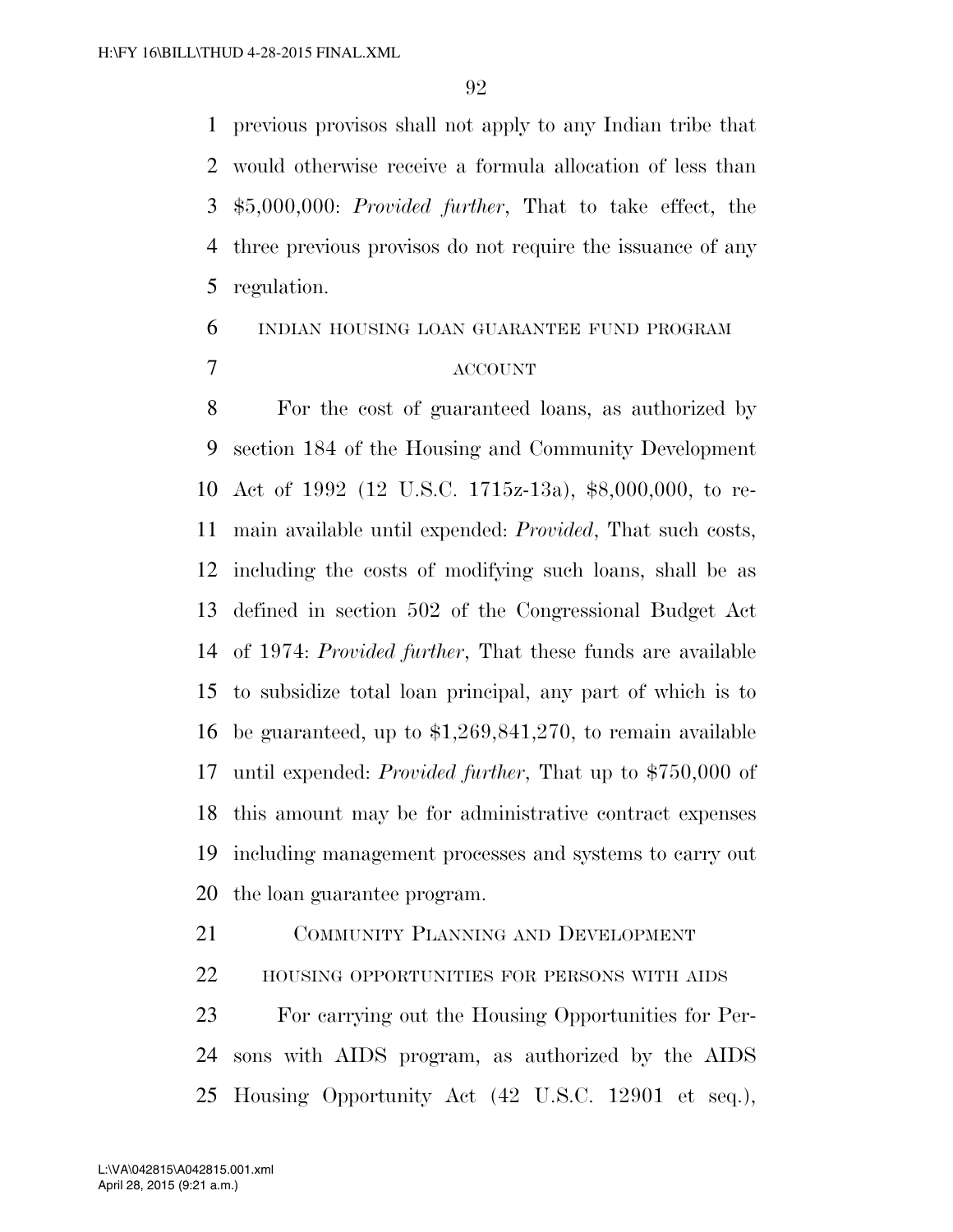previous provisos shall not apply to any Indian tribe that would otherwise receive a formula allocation of less than \$5,000,000: *Provided further*, That to take effect, the three previous provisos do not require the issuance of any regulation.

INDIAN HOUSING LOAN GUARANTEE FUND PROGRAM ACCOUNT

For the cost of guaranteed loans, as authorized by section 184 of the Housing and Community Development Act of 1992 (12 U.S.C. 1715z-13a), \$8,000,000, to remain available until expended: *Provided*, That such costs, including the costs of modifying such loans, shall be as defined in section 502 of the Congressional Budget Act of 1974: *Provided further*, That these funds are available to subsidize total loan principal, any part of which is to be guaranteed, up to \$1,269,841,270, to remain available until expended: *Provided further*, That up to \$750,000 of this amount may be for administrative contract expenses including management processes and systems to carry out the loan guarantee program.

COMMUNITY PLANNING AND DEVELOPMENT

HOUSING OPPORTUNITIES FOR PERSONS WITH AIDS

For carrying out the Housing Opportunities for Persons with AIDS program, as authorized by the AIDS Housing Opportunity Act (42 U.S.C. 12901 et seq.),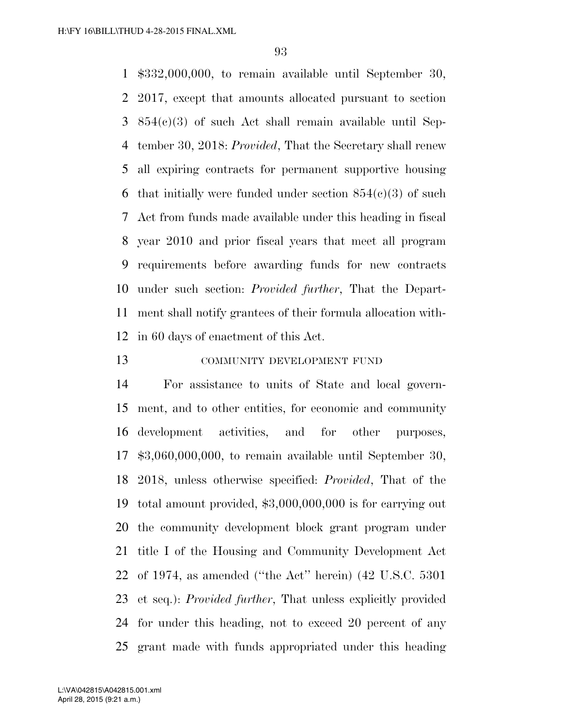$332,000,000, to remain available until September 30, 2017, except that amounts allocated pursuant to section 854(c)(3) of such Act shall remain available until September 30, 2018: *Provided*, That the Secretary shall renew all expiring contracts for permanent supportive housing that initially were funded under section 854(c)(3) of such Act from funds made available under this heading in fiscal year 2010 and prior fiscal years that meet all program requirements before awarding funds for new contracts under such section: *Provided further*, That the Department shall notify grantees of their formula allocation within 60 days of enactment of this Act.

COMMUNITY DEVELOPMENT FUND

For assistance to units of State and local government, and to other entities, for economic and community development activities, and for other purposes, $3,060,000,000, to remain available until September 30, 2018, unless otherwise specified: *Provided*, That of the total amount provided, $3,000,000,000 is for carrying out the community development block grant program under title I of the Housing and Community Development Act of 1974, as amended (''the Act'' herein) (42 U.S.C. 5301 et seq.): *Provided further*, That unless explicitly provided for under this heading, not to exceed 20 percent of any grant made with funds appropriated under this heading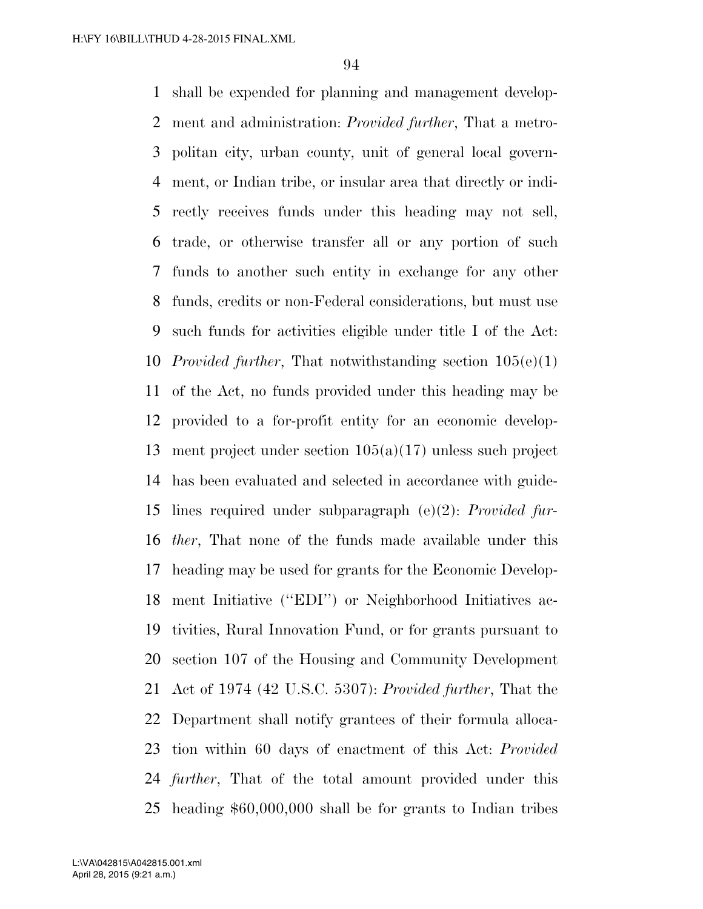shall be expended for planning and management development and administration: *Provided further*, That a metropolitan city, urban county, unit of general local government, or Indian tribe, or insular area that directly or indirectly receives funds under this heading may not sell, trade, or otherwise transfer all or any portion of such funds to another such entity in exchange for any other funds, credits or non-Federal considerations, but must use such funds for activities eligible under title I of the Act: *Provided further*, That notwithstanding section 105(e)(1) of the Act, no funds provided under this heading may be provided to a for-profit entity for an economic development project under section 105(a)(17) unless such project has been evaluated and selected in accordance with guidelines required under subparagraph (e)(2): *Provided further*, That none of the funds made available under this heading may be used for grants for the Economic Development Initiative (''EDI'') or Neighborhood Initiatives activities, Rural Innovation Fund, or for grants pursuant to section 107 of the Housing and Community Development Act of 1974 (42 U.S.C. 5307): *Provided further*, That the Department shall notify grantees of their formula allocation within 60 days of enactment of this Act: *Provided further*, That of the total amount provided under this heading $60,000,000 shall be for grants to Indian tribes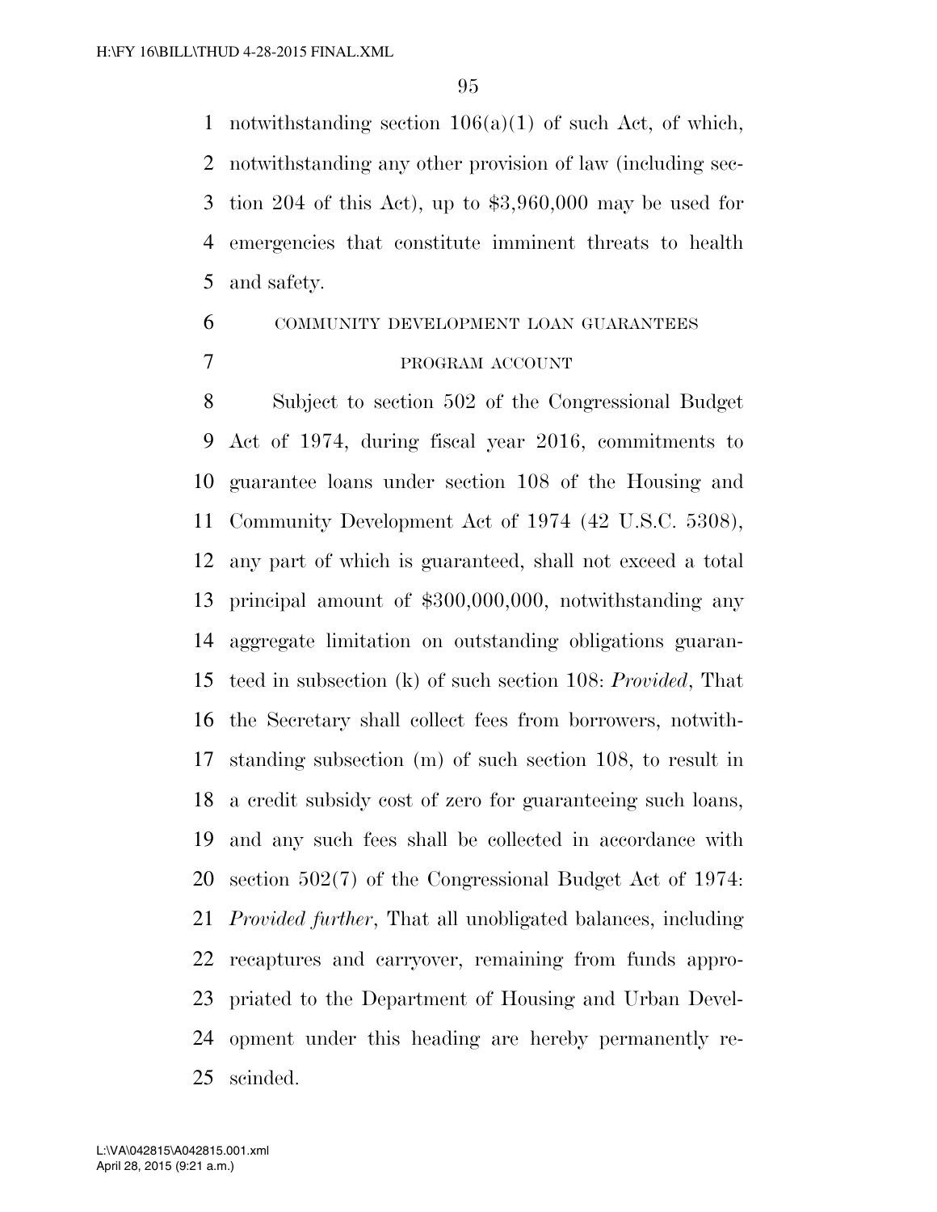notwithstanding section 106(a)(1) of such Act, of which, notwithstanding any other provision of law (including section 204 of this Act), up to $3,960,000 may be used for emergencies that constitute imminent threats to health and safety.

COMMUNITY DEVELOPMENT LOAN GUARANTEES PROGRAM ACCOUNT

Subject to section 502 of the Congressional Budget Act of 1974, during fiscal year 2016, commitments to guarantee loans under section 108 of the Housing and Community Development Act of 1974 (42 U.S.C. 5308), any part of which is guaranteed, shall not exceed a total principal amount of $300,000,000, notwithstanding any aggregate limitation on outstanding obligations guaranteed in subsection (k) of such section 108: *Provided*, That the Secretary shall collect fees from borrowers, notwithstanding subsection (m) of such section 108, to result in a credit subsidy cost of zero for guaranteeing such loans, and any such fees shall be collected in accordance with section 502(7) of the Congressional Budget Act of 1974: *Provided further*, That all unobligated balances, including recaptures and carryover, remaining from funds appropriated to the Department of Housing and Urban Development under this heading are hereby permanently rescinded.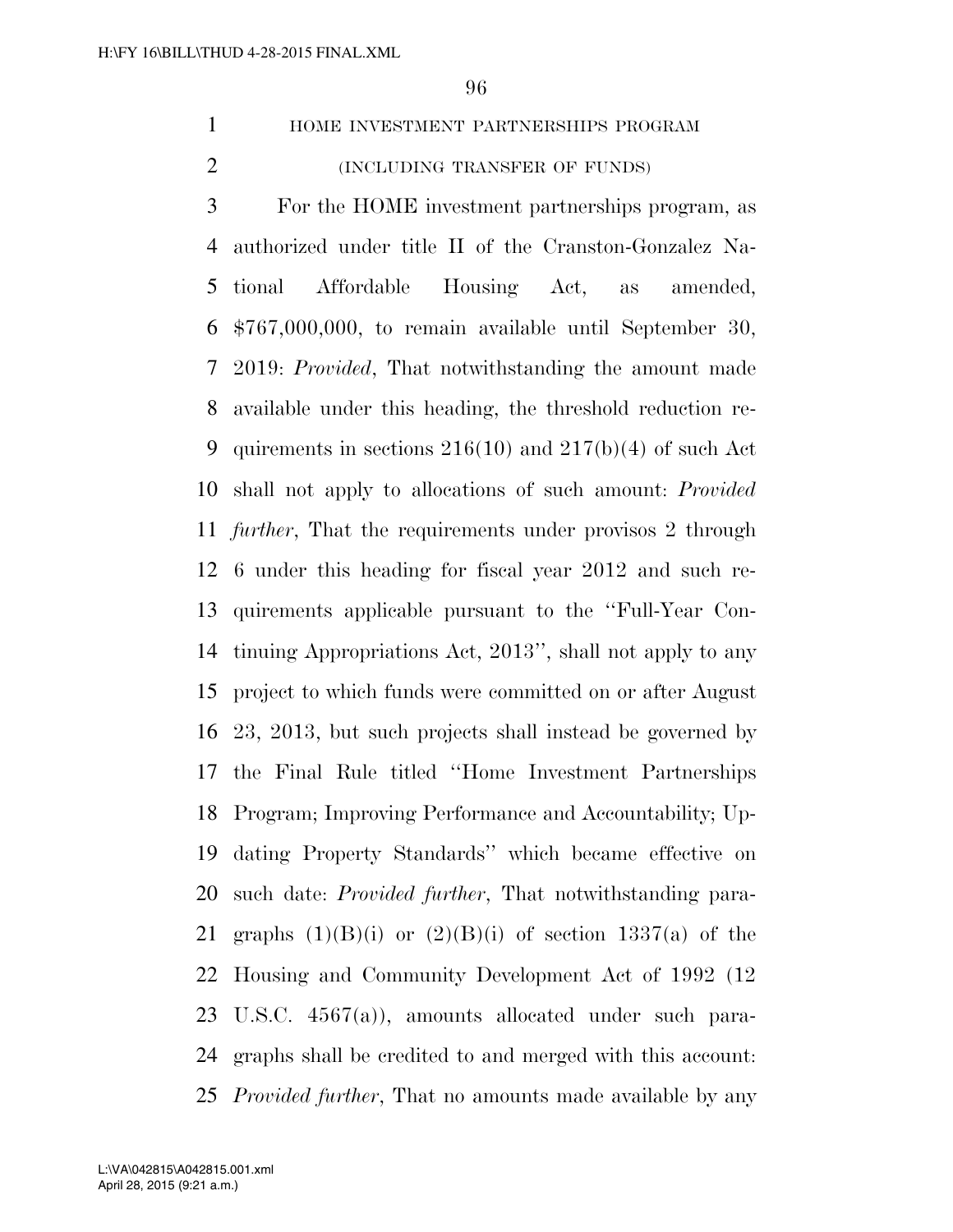HOME INVESTMENT PARTNERSHIPS PROGRAM

(INCLUDING TRANSFER OF FUNDS)

For the HOME investment partnerships program, as authorized under title II of the Cranston-Gonzalez National Affordable Housing Act, as amended, $767,000,000, to remain available until September 30, 2019: *Provided*, That notwithstanding the amount made available under this heading, the threshold reduction requirements in sections 216(10) and 217(b)(4) of such Act shall not apply to allocations of such amount: *Provided further*, That the requirements under provisos 2 through 6 under this heading for fiscal year 2012 and such requirements applicable pursuant to the ''Full-Year Continuing Appropriations Act, 2013'', shall not apply to any project to which funds were committed on or after August 23, 2013, but such projects shall instead be governed by the Final Rule titled ''Home Investment Partnerships Program; Improving Performance and Accountability; Updating Property Standards'' which became effective on such date: *Provided further*, That notwithstanding paragraphs (1)(B)(i) or (2)(B)(i) of section 1337(a) of the Housing and Community Development Act of 1992 (12 U.S.C. 4567(a)), amounts allocated under such paragraphs shall be credited to and merged with this account: *Provided further*, That no amounts made available by any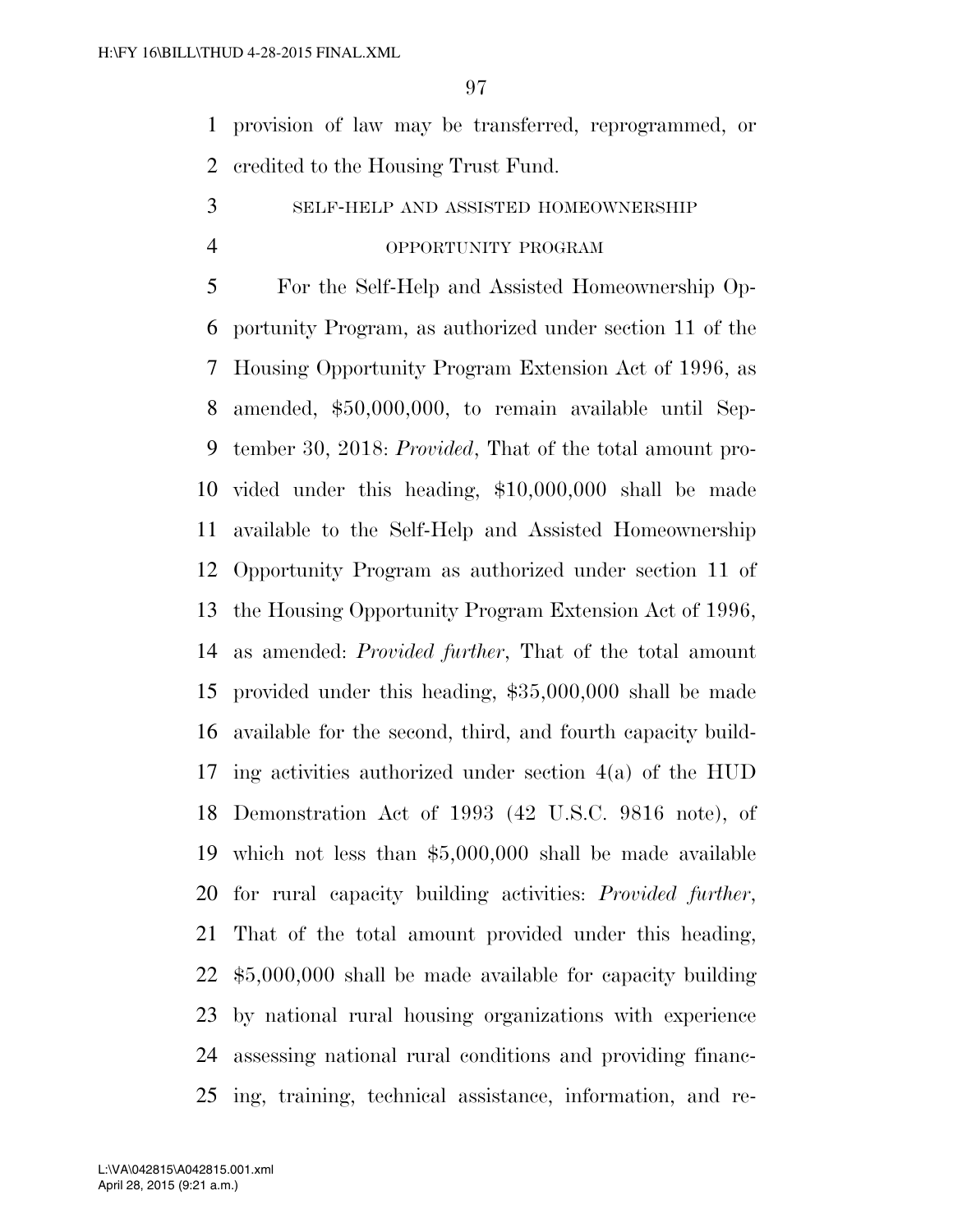provision of law may be transferred, reprogrammed, or credited to the Housing Trust Fund.

SELF-HELP AND ASSISTED HOMEOWNERSHIP OPPORTUNITY PROGRAM

For the Self-Help and Assisted Homeownership Opportunity Program, as authorized under section 11 of the Housing Opportunity Program Extension Act of 1996, as amended, $50,000,000, to remain available until September 30, 2018: *Provided*, That of the total amount provided under this heading, $10,000,000 shall be made available to the Self-Help and Assisted Homeownership Opportunity Program as authorized under section 11 of the Housing Opportunity Program Extension Act of 1996, as amended: *Provided further*, That of the total amount provided under this heading, $35,000,000 shall be made available for the second, third, and fourth capacity building activities authorized under section 4(a) of the HUD Demonstration Act of 1993 (42 U.S.C. 9816 note), of which not less than $5,000,000 shall be made available for rural capacity building activities: *Provided further*, That of the total amount provided under this heading, $5,000,000 shall be made available for capacity building by national rural housing organizations with experience assessing national rural conditions and providing financing, training, technical assistance, information, and re-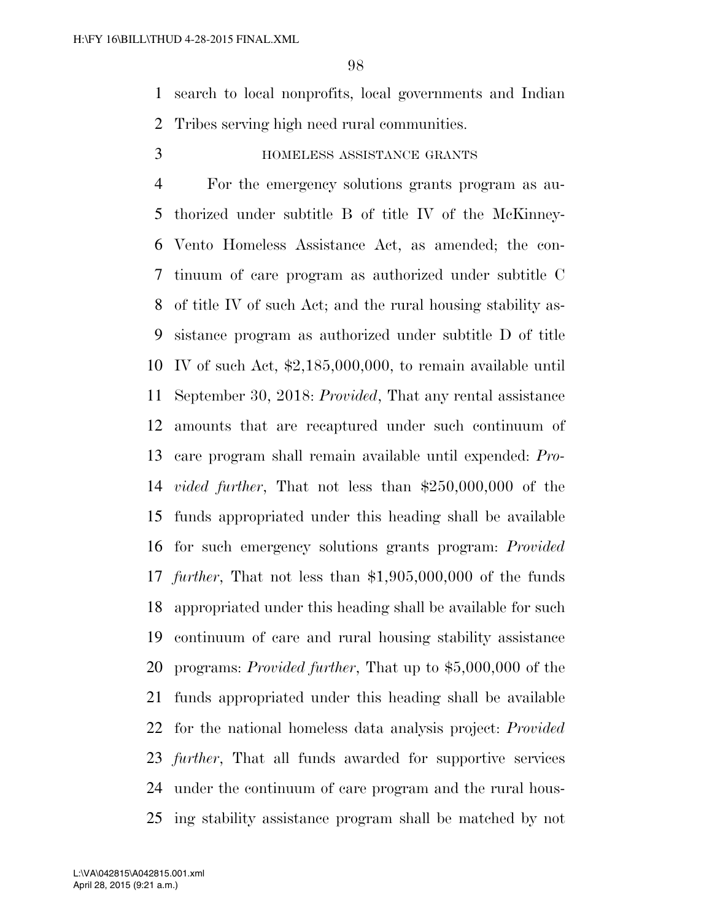search to local nonprofits, local governments and Indian Tribes serving high need rural communities.

HOMELESS ASSISTANCE GRANTS

For the emergency solutions grants program as authorized under subtitle B of title IV of the McKinney-Vento Homeless Assistance Act, as amended; the continuum of care program as authorized under subtitle C of title IV of such Act; and the rural housing stability assistance program as authorized under subtitle D of title IV of such Act, $2,185,000,000, to remain available until September 30, 2018: *Provided*, That any rental assistance amounts that are recaptured under such continuum of care program shall remain available until expended: *Provided further*, That not less than $250,000,000 of the funds appropriated under this heading shall be available for such emergency solutions grants program: *Provided further*, That not less than $1,905,000,000 of the funds appropriated under this heading shall be available for such continuum of care and rural housing stability assistance programs: *Provided further*, That up to $5,000,000 of the funds appropriated under this heading shall be available for the national homeless data analysis project: *Provided further*, That all funds awarded for supportive services under the continuum of care program and the rural housing stability assistance program shall be matched by not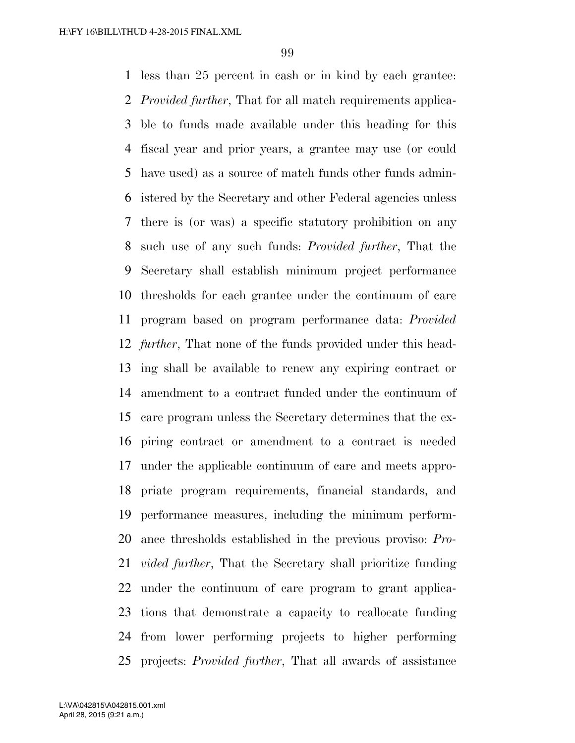less than 25 percent in cash or in kind by each grantee: *Provided further*, That for all match requirements applicable to funds made available under this heading for this fiscal year and prior years, a grantee may use (or could have used) as a source of match funds other funds administered by the Secretary and other Federal agencies unless there is (or was) a specific statutory prohibition on any such use of any such funds: *Provided further*, That the Secretary shall establish minimum project performance thresholds for each grantee under the continuum of care program based on program performance data: *Provided further*, That none of the funds provided under this heading shall be available to renew any expiring contract or amendment to a contract funded under the continuum of care program unless the Secretary determines that the expiring contract or amendment to a contract is needed under the applicable continuum of care and meets appropriate program requirements, financial standards, and performance measures, including the minimum performance thresholds established in the previous proviso: *Provided further*, That the Secretary shall prioritize funding under the continuum of care program to grant applications that demonstrate a capacity to reallocate funding from lower performing projects to higher performing projects: *Provided further*, That all awards of assistance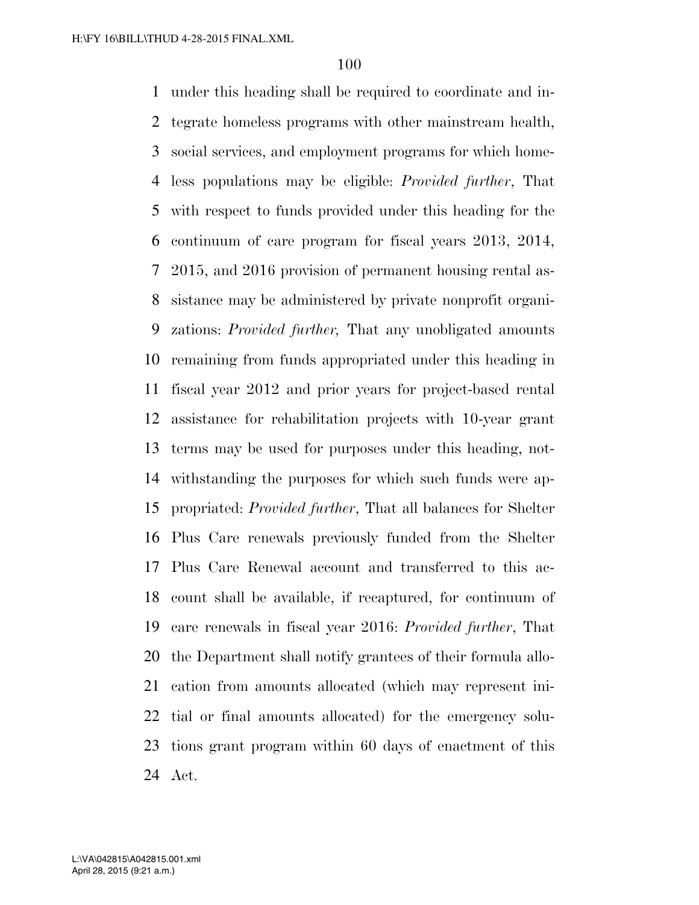under this heading shall be required to coordinate and integrate homeless programs with other mainstream health, social services, and employment programs for which homeless populations may be eligible: *Provided further*, That with respect to funds provided under this heading for the continuum of care program for fiscal years 2013, 2014, 2015, and 2016 provision of permanent housing rental assistance may be administered by private nonprofit organizations: *Provided further,* That any unobligated amounts remaining from funds appropriated under this heading in fiscal year 2012 and prior years for project-based rental assistance for rehabilitation projects with 10-year grant terms may be used for purposes under this heading, notwithstanding the purposes for which such funds were appropriated: *Provided further*, That all balances for Shelter Plus Care renewals previously funded from the Shelter Plus Care Renewal account and transferred to this account shall be available, if recaptured, for continuum of care renewals in fiscal year 2016: *Provided further*, That the Department shall notify grantees of their formula allocation from amounts allocated (which may represent initial or final amounts allocated) for the emergency solutions grant program within 60 days of enactment of this Act.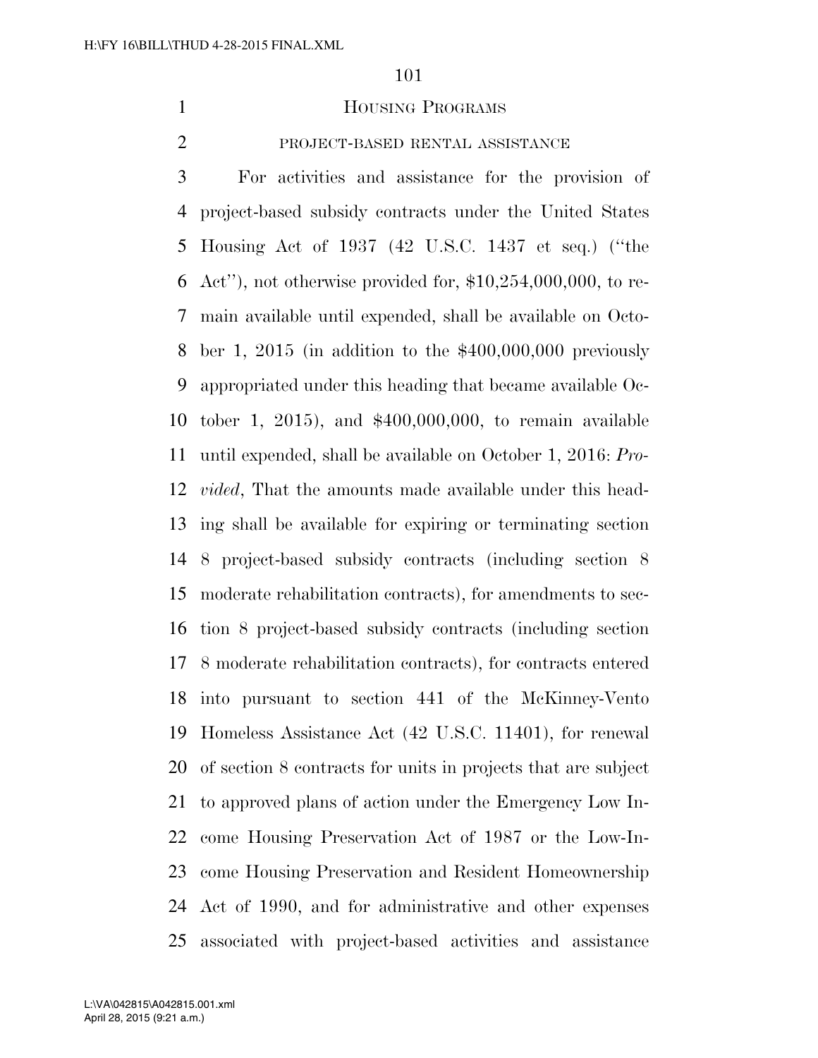# HOUSING PROGRAMS

## PROJECT-BASED RENTAL ASSISTANCE

For activities and assistance for the provision of project-based subsidy contracts under the United States Housing Act of 1937 (42 U.S.C. 1437 et seq.) (''the Act''), not otherwise provided for, $10,254,000,000, to remain available until expended, shall be available on October 1, 2015 (in addition to the $400,000,000 previously appropriated under this heading that became available October 1, 2015), and $400,000,000, to remain available until expended, shall be available on October 1, 2016: *Provided*, That the amounts made available under this heading shall be available for expiring or terminating section 8 project-based subsidy contracts (including section 8 moderate rehabilitation contracts), for amendments to section 8 project-based subsidy contracts (including section 8 moderate rehabilitation contracts), for contracts entered into pursuant to section 441 of the McKinney-Vento Homeless Assistance Act (42 U.S.C. 11401), for renewal of section 8 contracts for units in projects that are subject to approved plans of action under the Emergency Low Income Housing Preservation Act of 1987 or the Low-Income Housing Preservation and Resident Homeownership Act of 1990, and for administrative and other expenses associated with project-based activities and assistance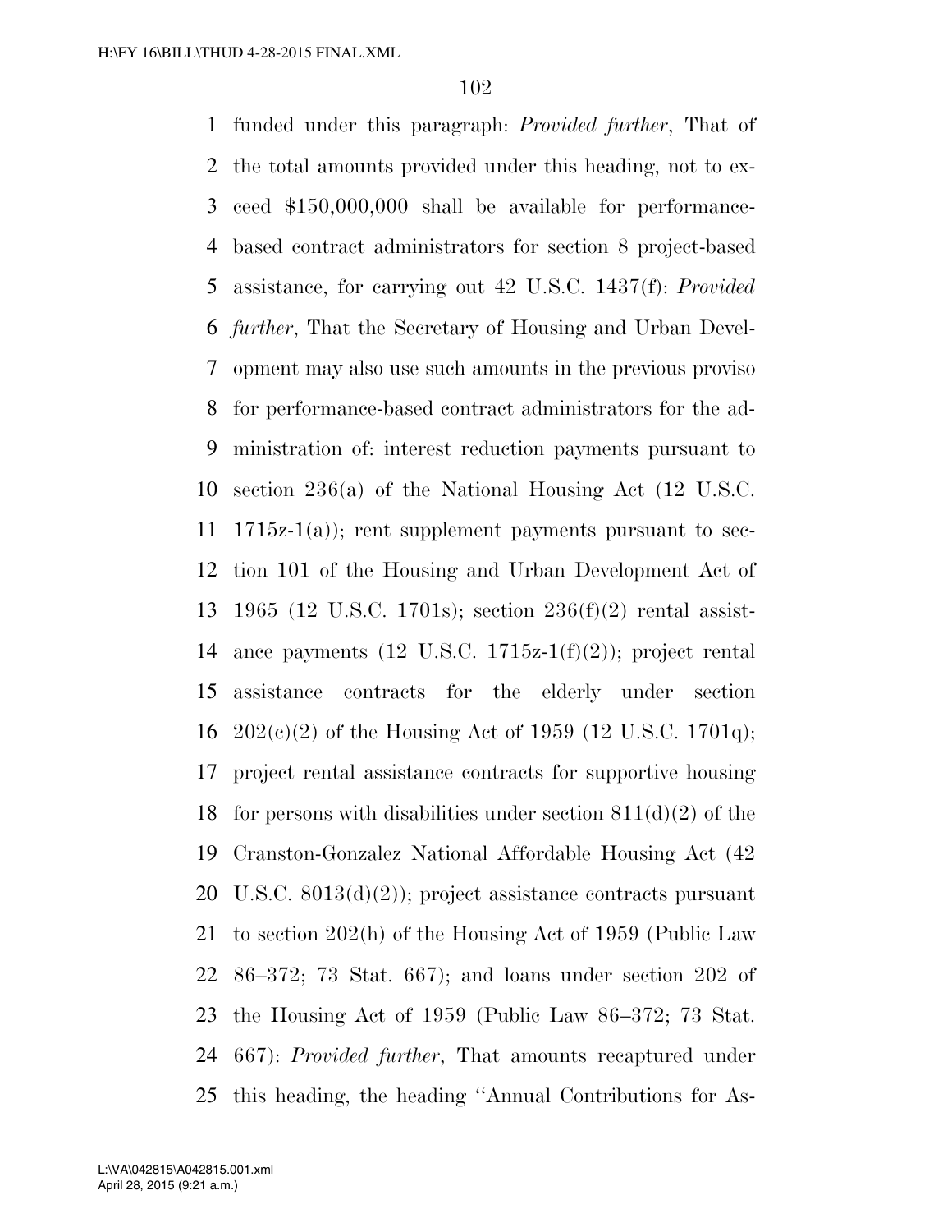funded under this paragraph: *Provided further*, That of the total amounts provided under this heading, not to exceed $150,000,000 shall be available for performance-based contract administrators for section 8 project-based assistance, for carrying out 42 U.S.C. 1437(f): *Provided further*, That the Secretary of Housing and Urban Development may also use such amounts in the previous proviso for performance-based contract administrators for the administration of: interest reduction payments pursuant to section 236(a) of the National Housing Act (12 U.S.C. 1715z-1(a)); rent supplement payments pursuant to section 101 of the Housing and Urban Development Act of 1965 (12 U.S.C. 1701s); section 236(f)(2) rental assistance payments (12 U.S.C. 1715z-1(f)(2)); project rental assistance contracts for the elderly under section 202(c)(2) of the Housing Act of 1959 (12 U.S.C. 1701q); project rental assistance contracts for supportive housing for persons with disabilities under section 811(d)(2) of the Cranston-Gonzalez National Affordable Housing Act (42 U.S.C. 8013(d)(2)); project assistance contracts pursuant to section 202(h) of the Housing Act of 1959 (Public Law 86–372; 73 Stat. 667); and loans under section 202 of the Housing Act of 1959 (Public Law 86–372; 73 Stat. 667): *Provided further*, That amounts recaptured under this heading, the heading ''Annual Contributions for As-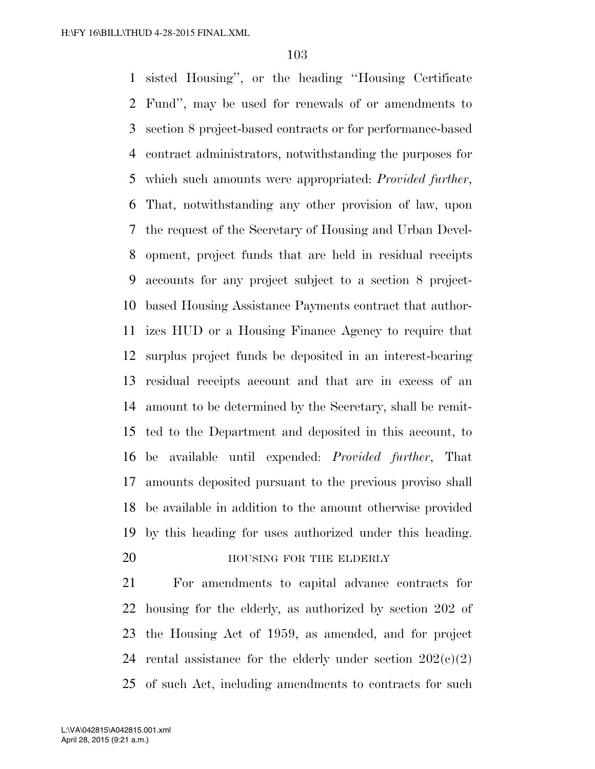sisted Housing'', or the heading ''Housing Certificate Fund'', may be used for renewals of or amendments to section 8 project-based contracts or for performance-based contract administrators, notwithstanding the purposes for which such amounts were appropriated: *Provided further*, That, notwithstanding any other provision of law, upon the request of the Secretary of Housing and Urban Development, project funds that are held in residual receipts accounts for any project subject to a section 8 project-based Housing Assistance Payments contract that authorizes HUD or a Housing Finance Agency to require that surplus project funds be deposited in an interest-bearing residual receipts account and that are in excess of an amount to be determined by the Secretary, shall be remitted to the Department and deposited in this account, to be available until expended: *Provided further*, That amounts deposited pursuant to the previous proviso shall be available in addition to the amount otherwise provided by this heading for uses authorized under this heading.

HOUSING FOR THE ELDERLY

For amendments to capital advance contracts for housing for the elderly, as authorized by section 202 of the Housing Act of 1959, as amended, and for project rental assistance for the elderly under section 202(c)(2) of such Act, including amendments to contracts for such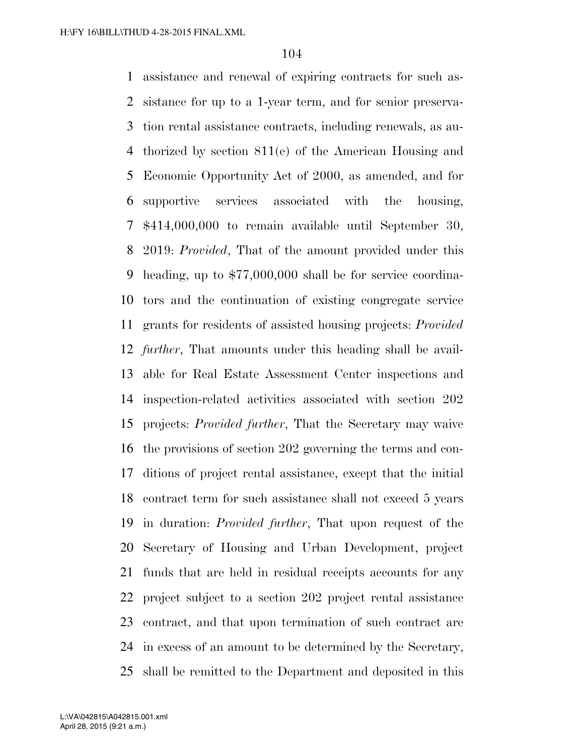assistance and renewal of expiring contracts for such assistance for up to a 1-year term, and for senior preservation rental assistance contracts, including renewals, as authorized by section 811(e) of the American Housing and Economic Opportunity Act of 2000, as amended, and for supportive services associated with the housing, $414,000,000 to remain available until September 30, 2019: *Provided*, That of the amount provided under this heading, up to $77,000,000 shall be for service coordinators and the continuation of existing congregate service grants for residents of assisted housing projects: *Provided further*, That amounts under this heading shall be available for Real Estate Assessment Center inspections and inspection-related activities associated with section 202 projects: *Provided further*, That the Secretary may waive the provisions of section 202 governing the terms and conditions of project rental assistance, except that the initial contract term for such assistance shall not exceed 5 years in duration: *Provided further*, That upon request of the Secretary of Housing and Urban Development, project funds that are held in residual receipts accounts for any project subject to a section 202 project rental assistance contract, and that upon termination of such contract are in excess of an amount to be determined by the Secretary, shall be remitted to the Department and deposited in this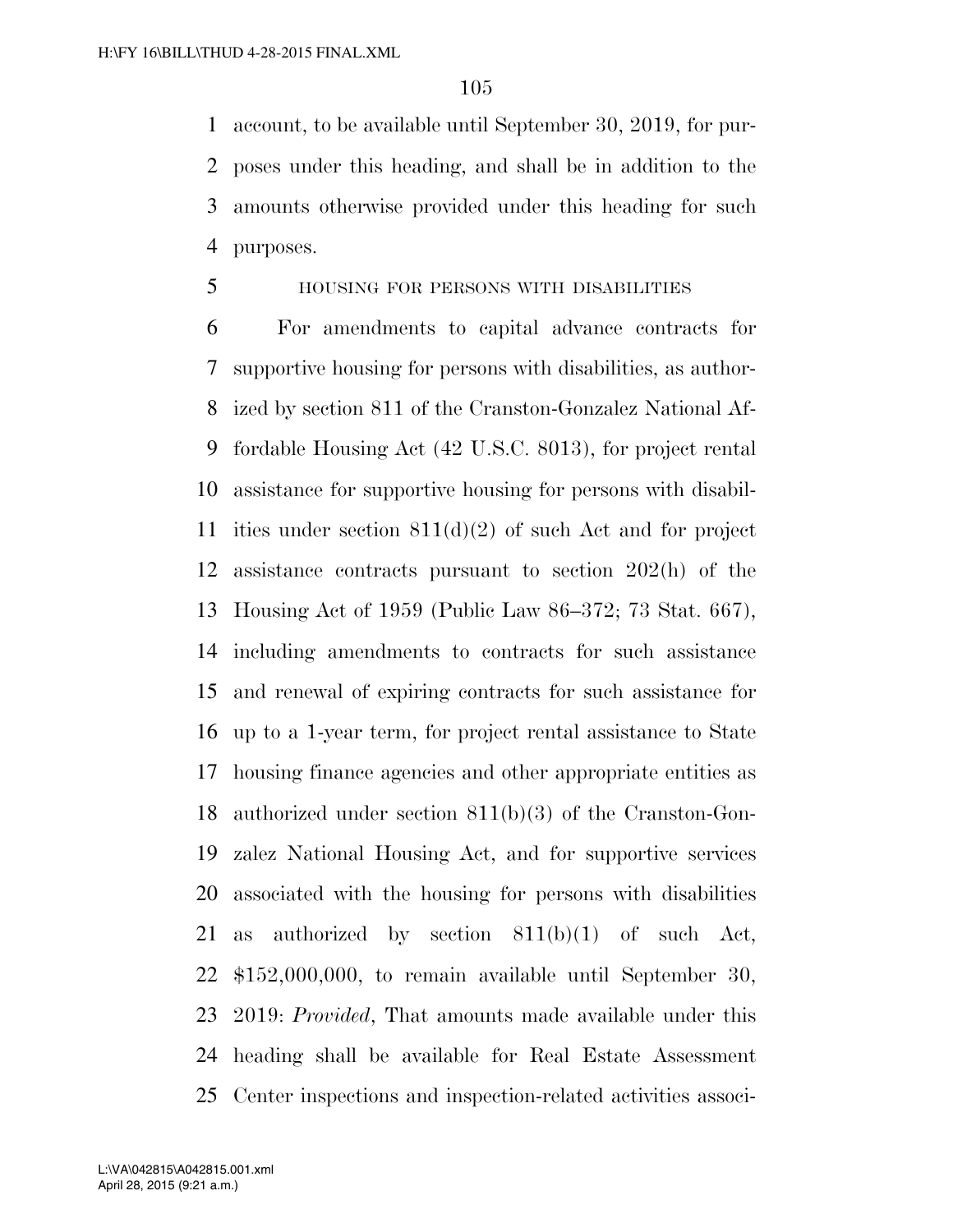account, to be available until September 30, 2019, for purposes under this heading, and shall be in addition to the amounts otherwise provided under this heading for such purposes.

HOUSING FOR PERSONS WITH DISABILITIES

For amendments to capital advance contracts for supportive housing for persons with disabilities, as authorized by section 811 of the Cranston-Gonzalez National Affordable Housing Act (42 U.S.C. 8013), for project rental assistance for supportive housing for persons with disabilities under section 811(d)(2) of such Act and for project assistance contracts pursuant to section 202(h) of the Housing Act of 1959 (Public Law 86–372; 73 Stat. 667), including amendments to contracts for such assistance and renewal of expiring contracts for such assistance for up to a 1-year term, for project rental assistance to State housing finance agencies and other appropriate entities as authorized under section 811(b)(3) of the Cranston-Gonzalez National Housing Act, and for supportive services associated with the housing for persons with disabilities as authorized by section 811(b)(1) of such Act, $152,000,000, to remain available until September 30, 2019: *Provided*, That amounts made available under this heading shall be available for Real Estate Assessment Center inspections and inspection-related activities associ-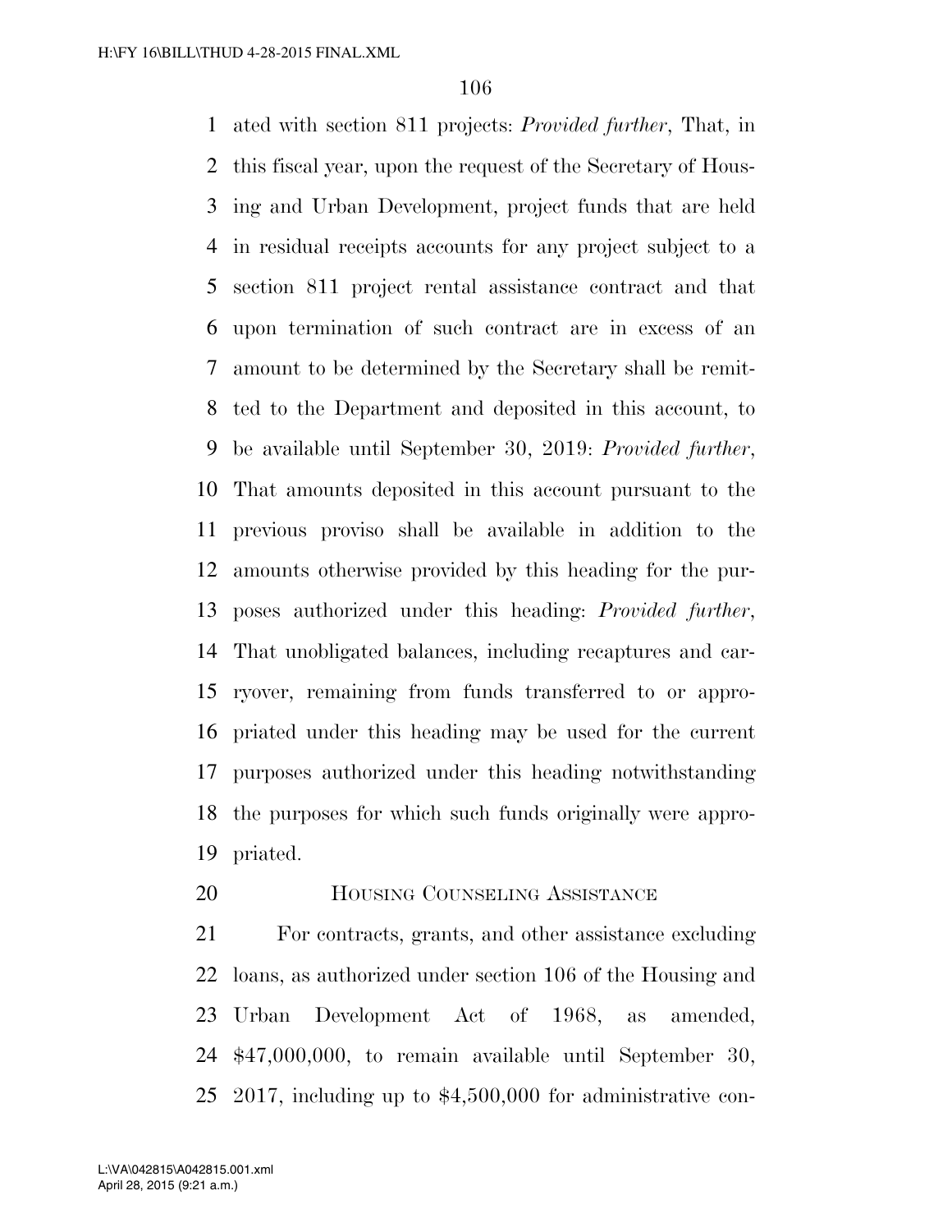ated with section 811 projects: *Provided further*, That, in this fiscal year, upon the request of the Secretary of Housing and Urban Development, project funds that are held in residual receipts accounts for any project subject to a section 811 project rental assistance contract and that upon termination of such contract are in excess of an amount to be determined by the Secretary shall be remitted to the Department and deposited in this account, to be available until September 30, 2019: *Provided further*, That amounts deposited in this account pursuant to the previous proviso shall be available in addition to the amounts otherwise provided by this heading for the purposes authorized under this heading: *Provided further*, That unobligated balances, including recaptures and carryover, remaining from funds transferred to or appropriated under this heading may be used for the current purposes authorized under this heading notwithstanding the purposes for which such funds originally were appropriated.

HOUSING COUNSELING ASSISTANCE

For contracts, grants, and other assistance excluding loans, as authorized under section 106 of the Housing and Urban Development Act of 1968, as amended, $47,000,000, to remain available until September 30, 2017, including up to $4,500,000 for administrative con-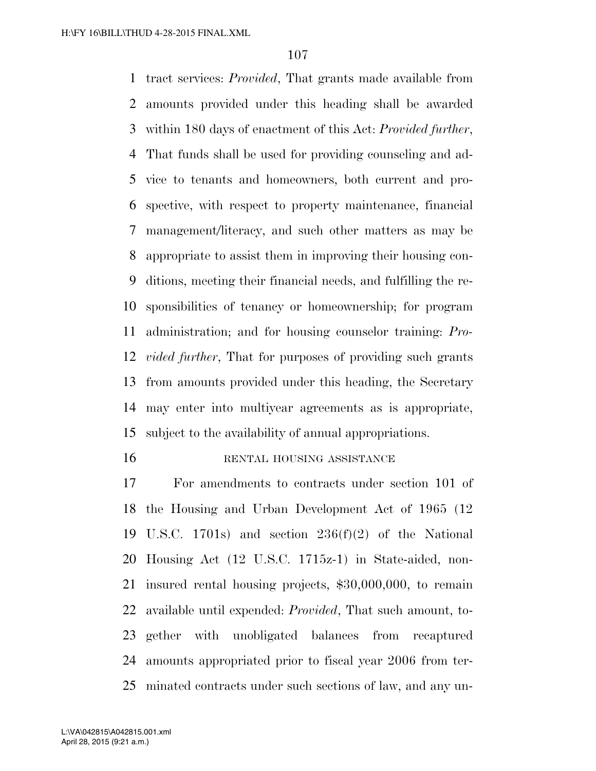tract services: *Provided*, That grants made available from amounts provided under this heading shall be awarded within 180 days of enactment of this Act: *Provided further*, That funds shall be used for providing counseling and advice to tenants and homeowners, both current and prospective, with respect to property maintenance, financial management/literacy, and such other matters as may be appropriate to assist them in improving their housing conditions, meeting their financial needs, and fulfilling the responsibilities of tenancy or homeownership; for program administration; and for housing counselor training: *Provided further*, That for purposes of providing such grants from amounts provided under this heading, the Secretary may enter into multiyear agreements as is appropriate, subject to the availability of annual appropriations.

RENTAL HOUSING ASSISTANCE

For amendments to contracts under section 101 of the Housing and Urban Development Act of 1965 (12 U.S.C. 1701s) and section 236(f)(2) of the National Housing Act (12 U.S.C. 1715z-1) in State-aided, non-insured rental housing projects, $30,000,000, to remain available until expended: *Provided*, That such amount, together with unobligated balances from recaptured amounts appropriated prior to fiscal year 2006 from terminated contracts under such sections of law, and any un-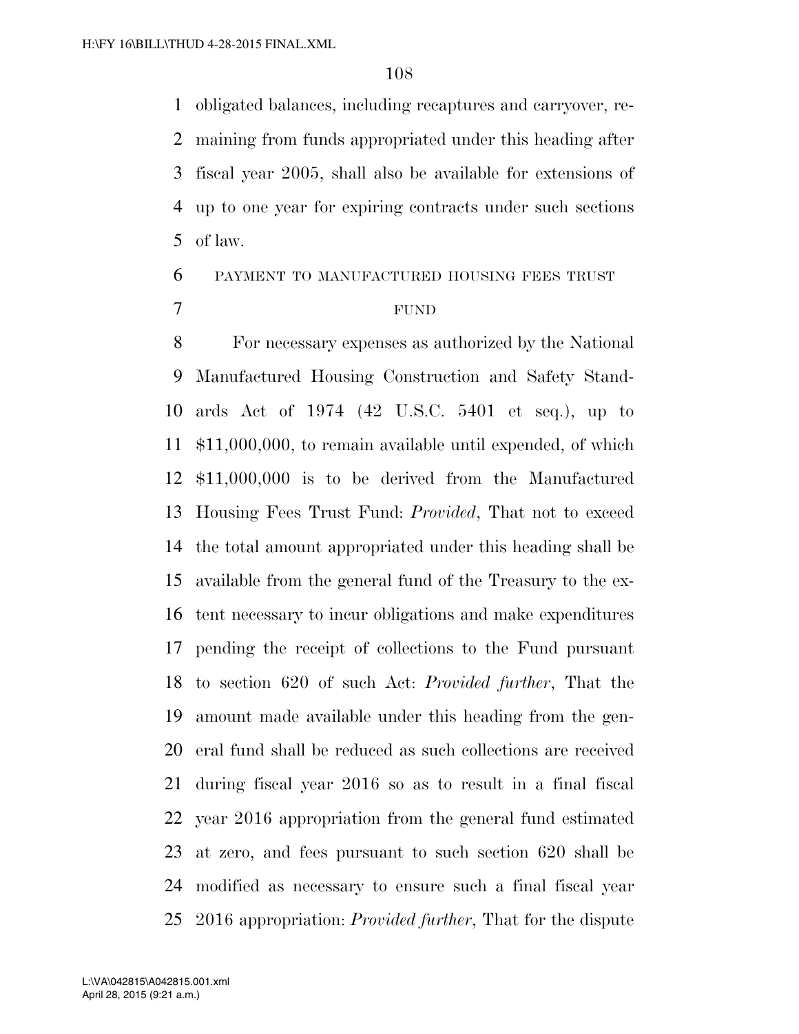obligated balances, including recaptures and carryover, remaining from funds appropriated under this heading after fiscal year 2005, shall also be available for extensions of up to one year for expiring contracts under such sections of law.

PAYMENT TO MANUFACTURED HOUSING FEES TRUST FUND

For necessary expenses as authorized by the National Manufactured Housing Construction and Safety Standards Act of 1974 (42 U.S.C. 5401 et seq.), up to $11,000,000, to remain available until expended, of which $11,000,000 is to be derived from the Manufactured Housing Fees Trust Fund: *Provided*, That not to exceed the total amount appropriated under this heading shall be available from the general fund of the Treasury to the extent necessary to incur obligations and make expenditures pending the receipt of collections to the Fund pursuant to section 620 of such Act: *Provided further*, That the amount made available under this heading from the general fund shall be reduced as such collections are received during fiscal year 2016 so as to result in a final fiscal year 2016 appropriation from the general fund estimated at zero, and fees pursuant to such section 620 shall be modified as necessary to ensure such a final fiscal year 2016 appropriation: *Provided further*, That for the dispute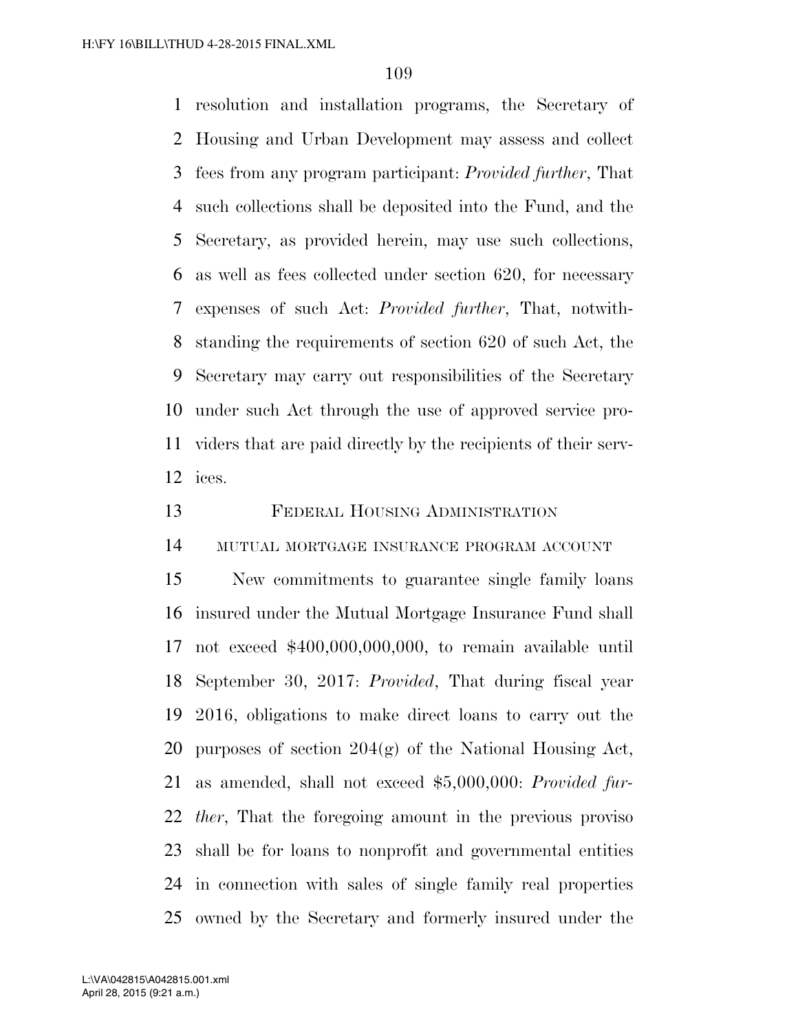resolution and installation programs, the Secretary of Housing and Urban Development may assess and collect fees from any program participant: *Provided further*, That such collections shall be deposited into the Fund, and the Secretary, as provided herein, may use such collections, as well as fees collected under section 620, for necessary expenses of such Act: *Provided further*, That, notwithstanding the requirements of section 620 of such Act, the Secretary may carry out responsibilities of the Secretary under such Act through the use of approved service providers that are paid directly by the recipients of their services.

## FEDERAL HOUSING ADMINISTRATION

### MUTUAL MORTGAGE INSURANCE PROGRAM ACCOUNT

New commitments to guarantee single family loans insured under the Mutual Mortgage Insurance Fund shall not exceed $400,000,000,000, to remain available until September 30, 2017: *Provided*, That during fiscal year 2016, obligations to make direct loans to carry out the purposes of section 204(g) of the National Housing Act, as amended, shall not exceed $5,000,000: *Provided further*, That the foregoing amount in the previous proviso shall be for loans to nonprofit and governmental entities in connection with sales of single family real properties owned by the Secretary and formerly insured under the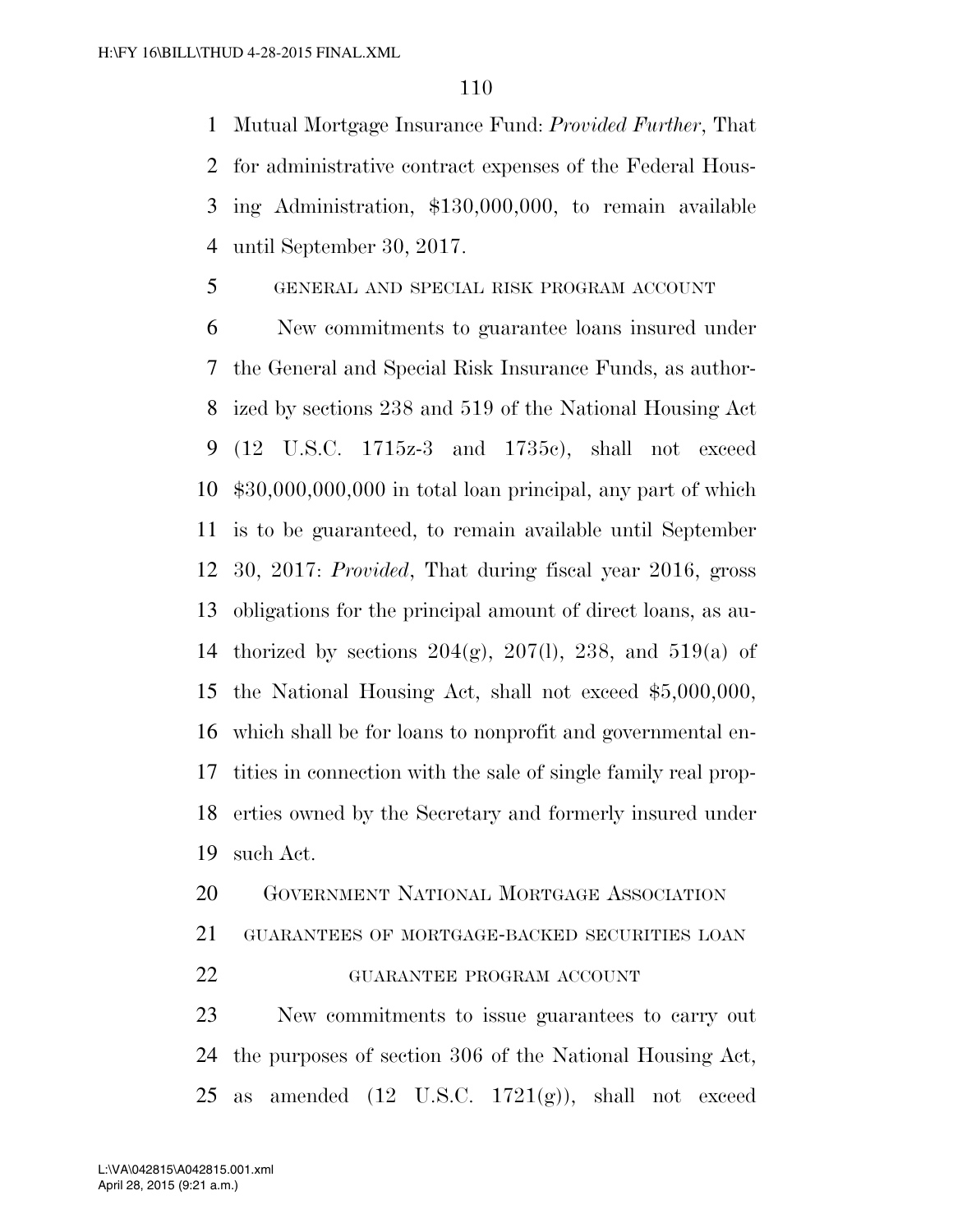Mutual Mortgage Insurance Fund: *Provided Further*, That for administrative contract expenses of the Federal Housing Administration, $130,000,000, to remain available until September 30, 2017.

GENERAL AND SPECIAL RISK PROGRAM ACCOUNT

New commitments to guarantee loans insured under the General and Special Risk Insurance Funds, as authorized by sections 238 and 519 of the National Housing Act (12 U.S.C. 1715z-3 and 1735c), shall not exceed $30,000,000,000 in total loan principal, any part of which is to be guaranteed, to remain available until September 30, 2017: *Provided*, That during fiscal year 2016, gross obligations for the principal amount of direct loans, as authorized by sections 204(g), 207(l), 238, and 519(a) of the National Housing Act, shall not exceed $5,000,000, which shall be for loans to nonprofit and governmental entities in connection with the sale of single family real properties owned by the Secretary and formerly insured under such Act.

GOVERNMENT NATIONAL MORTGAGE ASSOCIATION

GUARANTEES OF MORTGAGE-BACKED SECURITIES LOAN GUARANTEE PROGRAM ACCOUNT

New commitments to issue guarantees to carry out the purposes of section 306 of the National Housing Act, as amended (12 U.S.C. 1721(g)), shall not exceed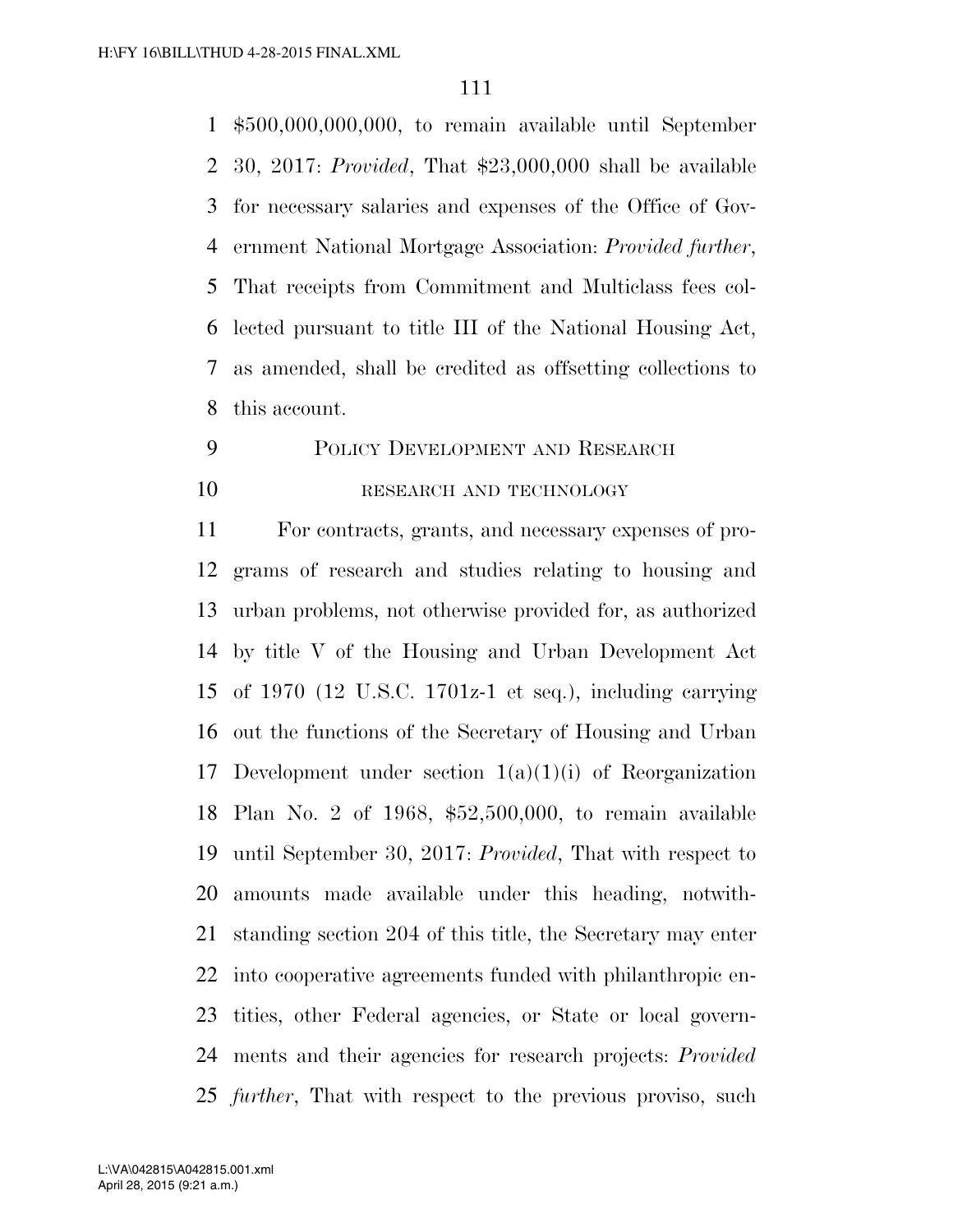$500,000,000,000, to remain available until September 30, 2017: *Provided*, That $23,000,000 shall be available for necessary salaries and expenses of the Office of Government National Mortgage Association: *Provided further*, That receipts from Commitment and Multiclass fees collected pursuant to title III of the National Housing Act, as amended, shall be credited as offsetting collections to this account.

## POLICY DEVELOPMENT AND RESEARCH

### RESEARCH AND TECHNOLOGY

For contracts, grants, and necessary expenses of programs of research and studies relating to housing and urban problems, not otherwise provided for, as authorized by title V of the Housing and Urban Development Act of 1970 (12 U.S.C. 1701z-1 et seq.), including carrying out the functions of the Secretary of Housing and Urban Development under section 1(a)(1)(i) of Reorganization Plan No. 2 of 1968, $52,500,000, to remain available until September 30, 2017: *Provided*, That with respect to amounts made available under this heading, notwithstanding section 204 of this title, the Secretary may enter into cooperative agreements funded with philanthropic entities, other Federal agencies, or State or local governments and their agencies for research projects: *Provided further*, That with respect to the previous proviso, such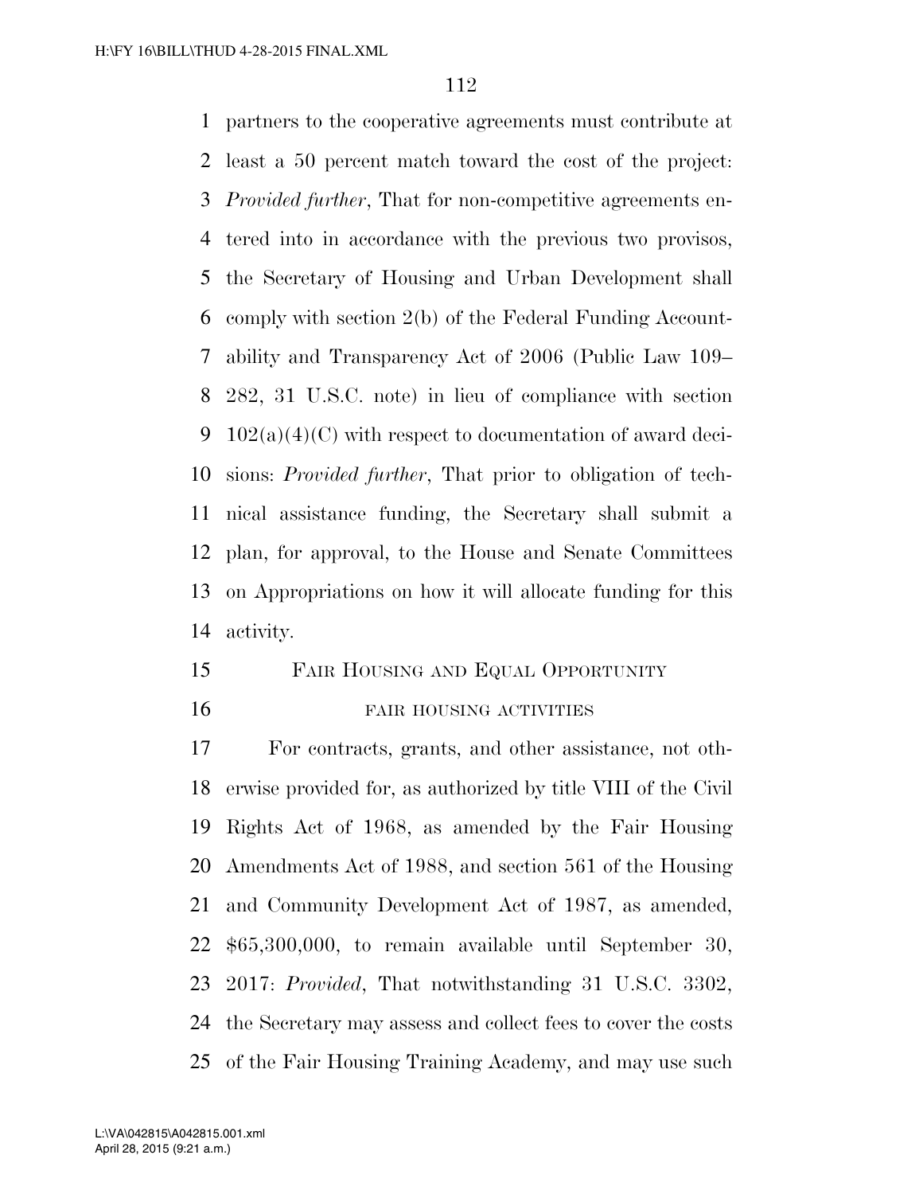partners to the cooperative agreements must contribute at least a 50 percent match toward the cost of the project: *Provided further*, That for non-competitive agreements entered into in accordance with the previous two provisos, the Secretary of Housing and Urban Development shall comply with section 2(b) of the Federal Funding Accountability and Transparency Act of 2006 (Public Law 109–282, 31 U.S.C. note) in lieu of compliance with section 102(a)(4)(C) with respect to documentation of award decisions: *Provided further*, That prior to obligation of technical assistance funding, the Secretary shall submit a plan, for approval, to the House and Senate Committees on Appropriations on how it will allocate funding for this activity.

## Fair Housing and Equal Opportunity

### fair housing activities

For contracts, grants, and other assistance, not otherwise provided for, as authorized by title VIII of the Civil Rights Act of 1968, as amended by the Fair Housing Amendments Act of 1988, and section 561 of the Housing and Community Development Act of 1987, as amended, $65,300,000, to remain available until September 30, 2017: *Provided*, That notwithstanding 31 U.S.C. 3302, the Secretary may assess and collect fees to cover the costs of the Fair Housing Training Academy, and may use such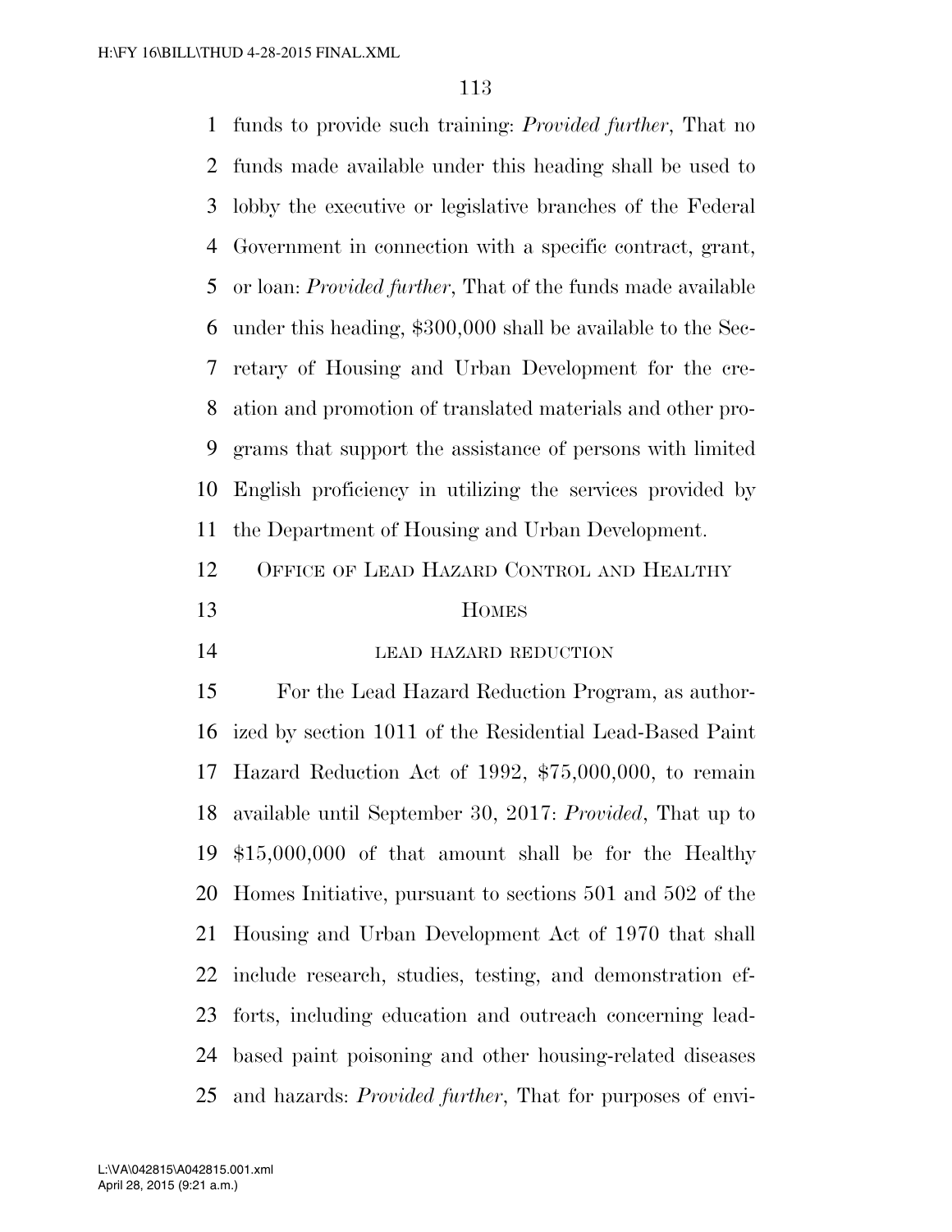funds to provide such training: *Provided further*, That no funds made available under this heading shall be used to lobby the executive or legislative branches of the Federal Government in connection with a specific contract, grant, or loan: *Provided further*, That of the funds made available under this heading, $300,000 shall be available to the Secretary of Housing and Urban Development for the creation and promotion of translated materials and other programs that support the assistance of persons with limited English proficiency in utilizing the services provided by the Department of Housing and Urban Development.

## OFFICE OF LEAD HAZARD CONTROL AND HEALTHY HOMES

### LEAD HAZARD REDUCTION

For the Lead Hazard Reduction Program, as authorized by section 1011 of the Residential Lead-Based Paint Hazard Reduction Act of 1992, $75,000,000, to remain available until September 30, 2017: *Provided*, That up to $15,000,000 of that amount shall be for the Healthy Homes Initiative, pursuant to sections 501 and 502 of the Housing and Urban Development Act of 1970 that shall include research, studies, testing, and demonstration efforts, including education and outreach concerning lead-based paint poisoning and other housing-related diseases and hazards: *Provided further*, That for purposes of envi-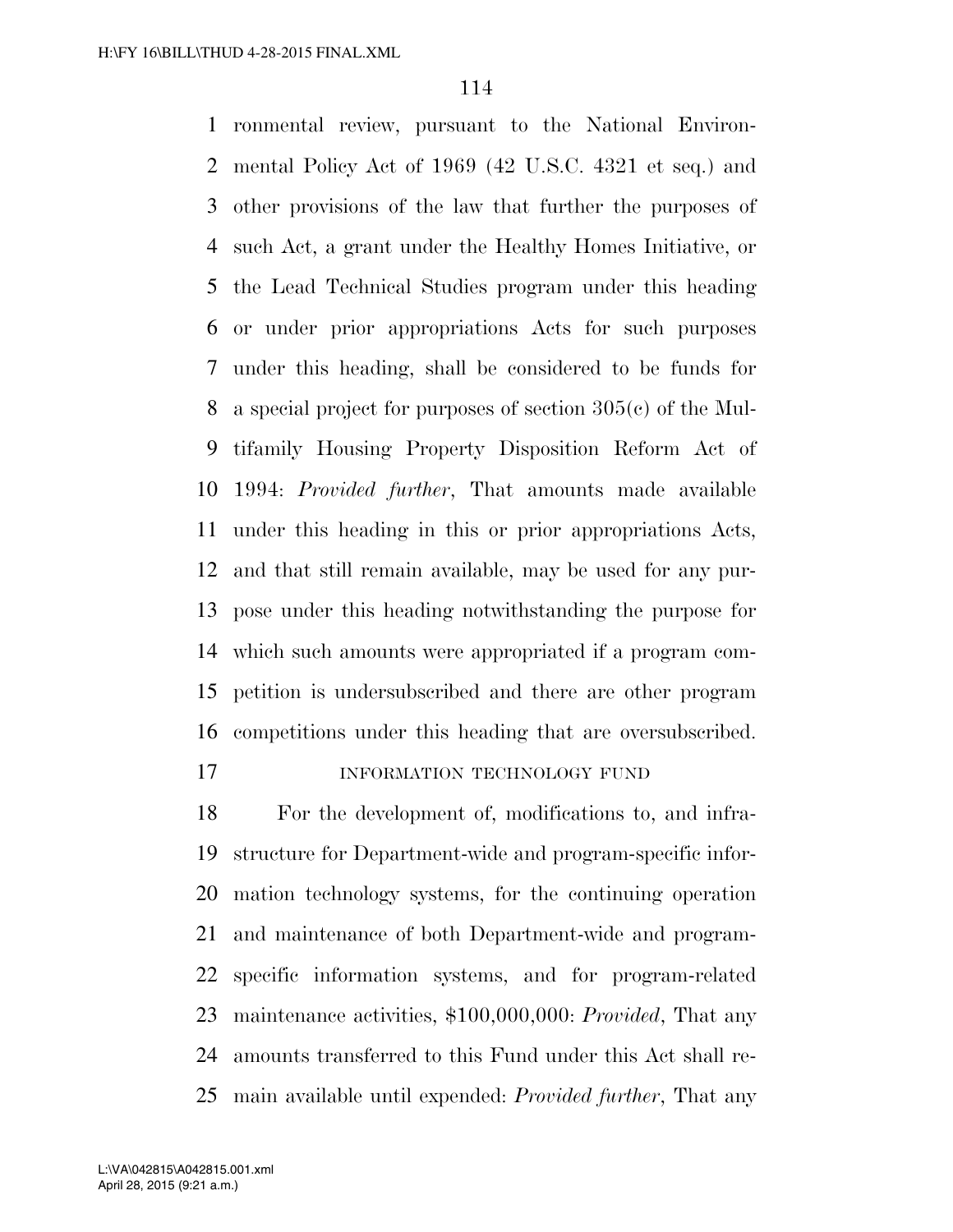ronmental review, pursuant to the National Environmental Policy Act of 1969 (42 U.S.C. 4321 et seq.) and other provisions of the law that further the purposes of such Act, a grant under the Healthy Homes Initiative, or the Lead Technical Studies program under this heading or under prior appropriations Acts for such purposes under this heading, shall be considered to be funds for a special project for purposes of section 305(c) of the Multifamily Housing Property Disposition Reform Act of 1994: *Provided further*, That amounts made available under this heading in this or prior appropriations Acts, and that still remain available, may be used for any purpose under this heading notwithstanding the purpose for which such amounts were appropriated if a program competition is undersubscribed and there are other program competitions under this heading that are oversubscribed.

INFORMATION TECHNOLOGY FUND

For the development of, modifications to, and infrastructure for Department-wide and program-specific information technology systems, for the continuing operation and maintenance of both Department-wide and program-specific information systems, and for program-related maintenance activities, $100,000,000: *Provided*, That any amounts transferred to this Fund under this Act shall remain available until expended: *Provided further*, That any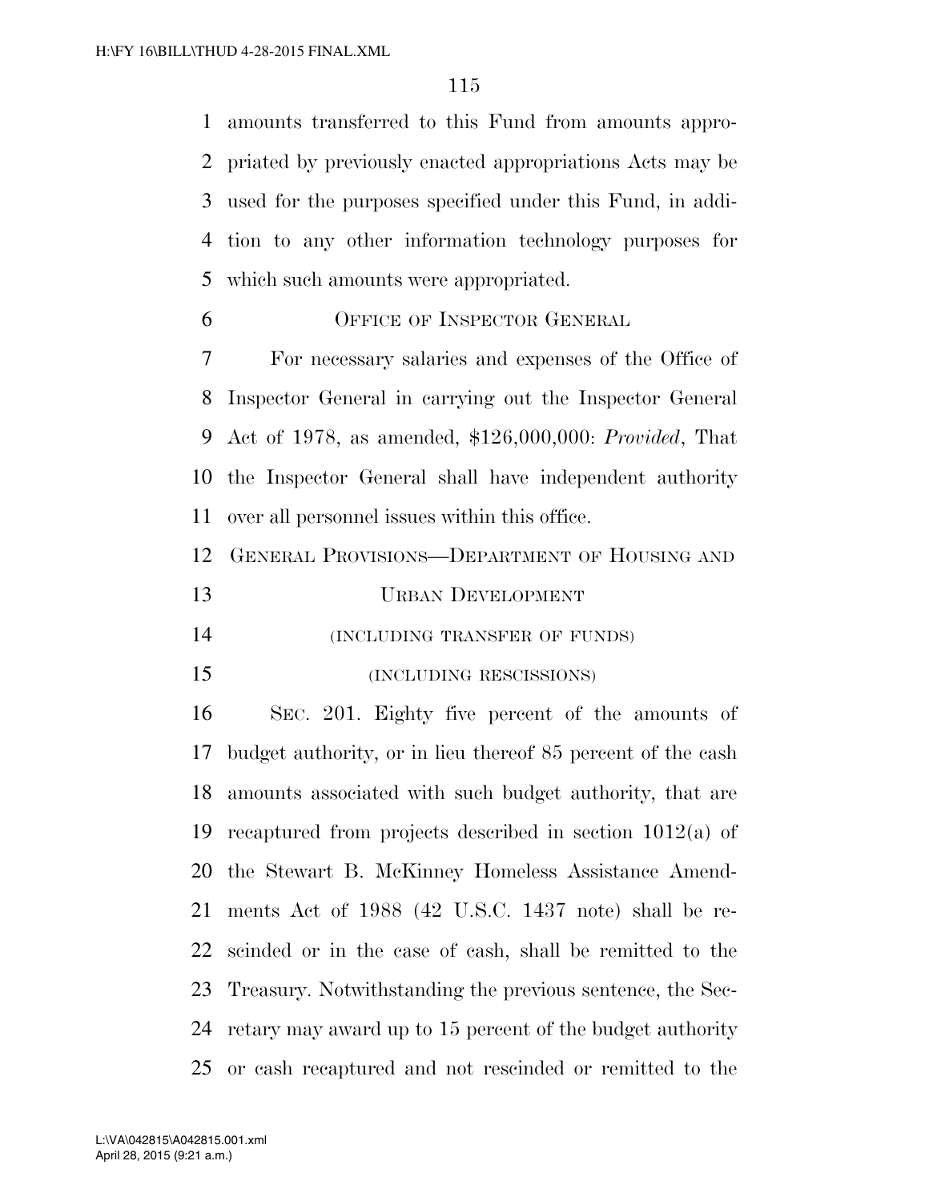amounts transferred to this Fund from amounts appropriated by previously enacted appropriations Acts may be used for the purposes specified under this Fund, in addition to any other information technology purposes for which such amounts were appropriated.

## OFFICE OF INSPECTOR GENERAL

For necessary salaries and expenses of the Office of Inspector General in carrying out the Inspector General Act of 1978, as amended, $126,000,000: *Provided*, That the Inspector General shall have independent authority over all personnel issues within this office.

## GENERAL PROVISIONS—DEPARTMENT OF HOUSING AND URBAN DEVELOPMENT

(INCLUDING TRANSFER OF FUNDS)

(INCLUDING RESCISSIONS)

SEC. 201. Eighty five percent of the amounts of budget authority, or in lieu thereof 85 percent of the cash amounts associated with such budget authority, that are recaptured from projects described in section 1012(a) of the Stewart B. McKinney Homeless Assistance Amendments Act of 1988 (42 U.S.C. 1437 note) shall be rescinded or in the case of cash, shall be remitted to the Treasury. Notwithstanding the previous sentence, the Secretary may award up to 15 percent of the budget authority or cash recaptured and not rescinded or remitted to the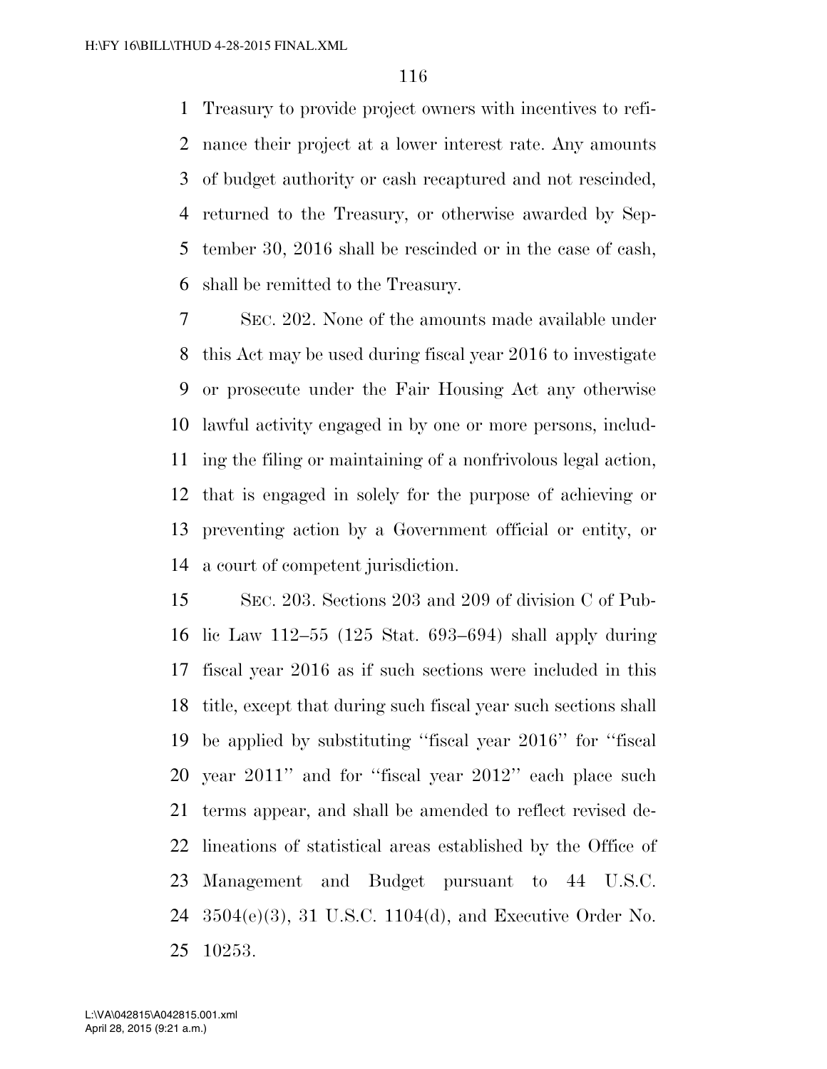Treasury to provide project owners with incentives to refinance their project at a lower interest rate. Any amounts of budget authority or cash recaptured and not rescinded, returned to the Treasury, or otherwise awarded by September 30, 2016 shall be rescinded or in the case of cash, shall be remitted to the Treasury.

SEC. 202. None of the amounts made available under this Act may be used during fiscal year 2016 to investigate or prosecute under the Fair Housing Act any otherwise lawful activity engaged in by one or more persons, including the filing or maintaining of a nonfrivolous legal action, that is engaged in solely for the purpose of achieving or preventing action by a Government official or entity, or a court of competent jurisdiction.

SEC. 203. Sections 203 and 209 of division C of Public Law 112–55 (125 Stat. 693–694) shall apply during fiscal year 2016 as if such sections were included in this title, except that during such fiscal year such sections shall be applied by substituting ''fiscal year 2016'' for ''fiscal year 2011'' and for ''fiscal year 2012'' each place such terms appear, and shall be amended to reflect revised delineations of statistical areas established by the Office of Management and Budget pursuant to 44 U.S.C. 3504(e)(3), 31 U.S.C. 1104(d), and Executive Order No. 10253.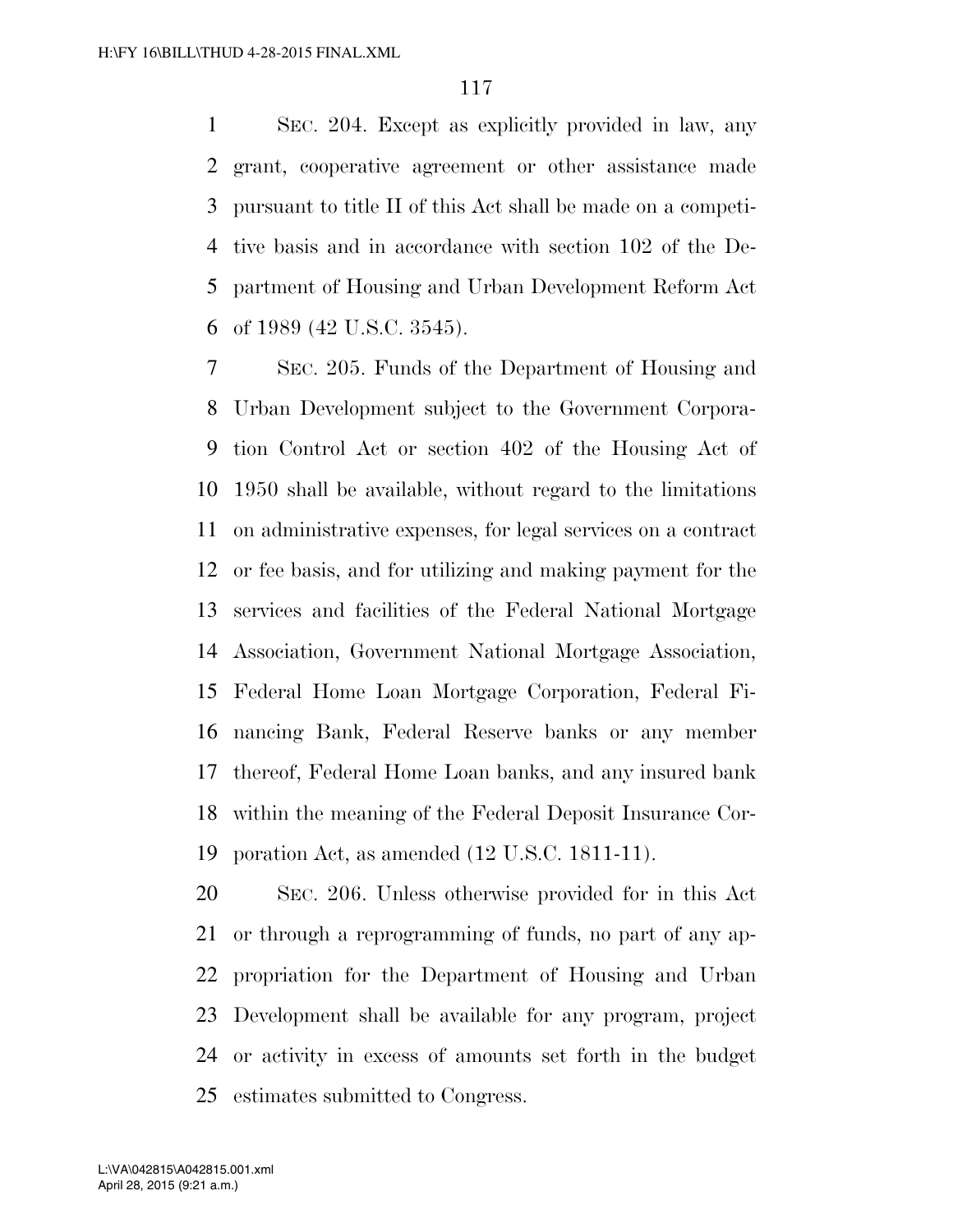SEC. 204. Except as explicitly provided in law, any grant, cooperative agreement or other assistance made pursuant to title II of this Act shall be made on a competitive basis and in accordance with section 102 of the Department of Housing and Urban Development Reform Act of 1989 (42 U.S.C. 3545).

SEC. 205. Funds of the Department of Housing and Urban Development subject to the Government Corporation Control Act or section 402 of the Housing Act of 1950 shall be available, without regard to the limitations on administrative expenses, for legal services on a contract or fee basis, and for utilizing and making payment for the services and facilities of the Federal National Mortgage Association, Government National Mortgage Association, Federal Home Loan Mortgage Corporation, Federal Financing Bank, Federal Reserve banks or any member thereof, Federal Home Loan banks, and any insured bank within the meaning of the Federal Deposit Insurance Corporation Act, as amended (12 U.S.C. 1811-11).

SEC. 206. Unless otherwise provided for in this Act or through a reprogramming of funds, no part of any appropriation for the Department of Housing and Urban Development shall be available for any program, project or activity in excess of amounts set forth in the budget estimates submitted to Congress.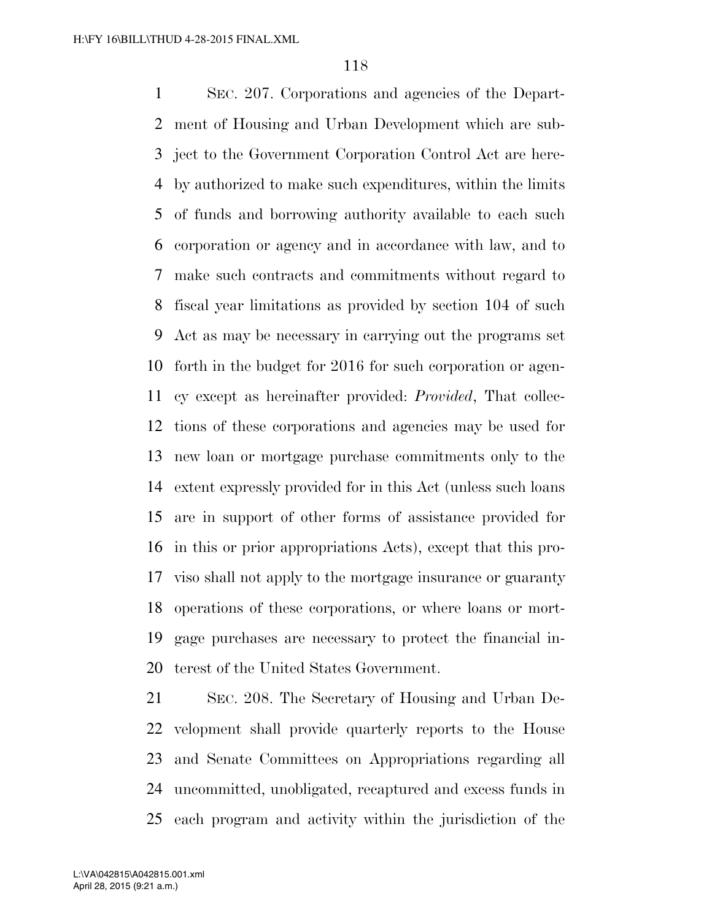SEC. 207. Corporations and agencies of the Department of Housing and Urban Development which are subject to the Government Corporation Control Act are hereby authorized to make such expenditures, within the limits of funds and borrowing authority available to each such corporation or agency and in accordance with law, and to make such contracts and commitments without regard to fiscal year limitations as provided by section 104 of such Act as may be necessary in carrying out the programs set forth in the budget for 2016 for such corporation or agency except as hereinafter provided: *Provided*, That collections of these corporations and agencies may be used for new loan or mortgage purchase commitments only to the extent expressly provided for in this Act (unless such loans are in support of other forms of assistance provided for in this or prior appropriations Acts), except that this proviso shall not apply to the mortgage insurance or guaranty operations of these corporations, or where loans or mortgage purchases are necessary to protect the financial interest of the United States Government.

SEC. 208. The Secretary of Housing and Urban Development shall provide quarterly reports to the House and Senate Committees on Appropriations regarding all uncommitted, unobligated, recaptured and excess funds in each program and activity within the jurisdiction of the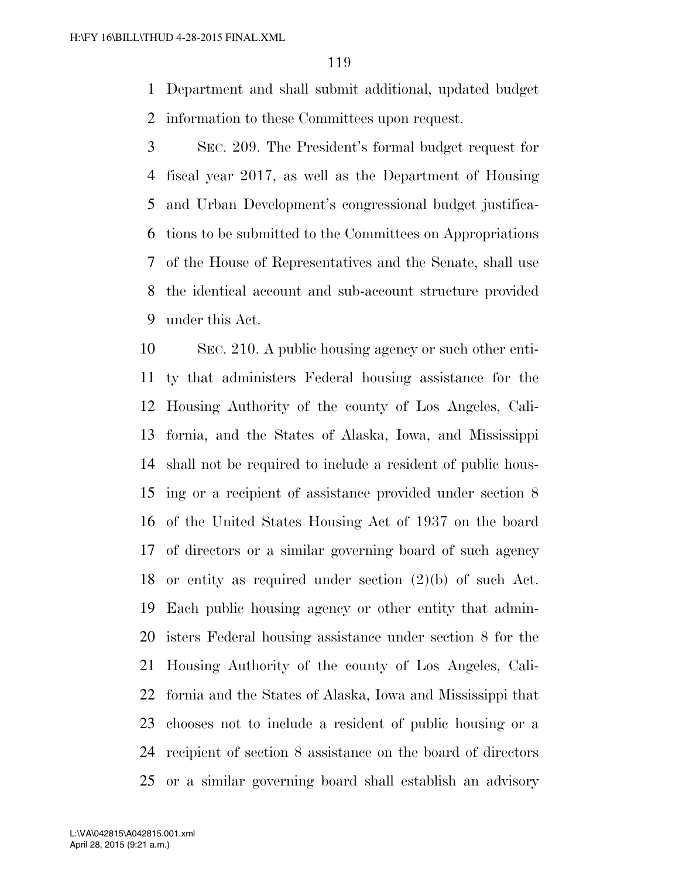Department and shall submit additional, updated budget information to these Committees upon request.

SEC. 209. The President's formal budget request for fiscal year 2017, as well as the Department of Housing and Urban Development's congressional budget justifications to be submitted to the Committees on Appropriations of the House of Representatives and the Senate, shall use the identical account and sub-account structure provided under this Act.

SEC. 210. A public housing agency or such other entity that administers Federal housing assistance for the Housing Authority of the county of Los Angeles, California, and the States of Alaska, Iowa, and Mississippi shall not be required to include a resident of public housing or a recipient of assistance provided under section 8 of the United States Housing Act of 1937 on the board of directors or a similar governing board of such agency or entity as required under section (2)(b) of such Act. Each public housing agency or other entity that administers Federal housing assistance under section 8 for the Housing Authority of the county of Los Angeles, California and the States of Alaska, Iowa and Mississippi that chooses not to include a resident of public housing or a recipient of section 8 assistance on the board of directors or a similar governing board shall establish an advisory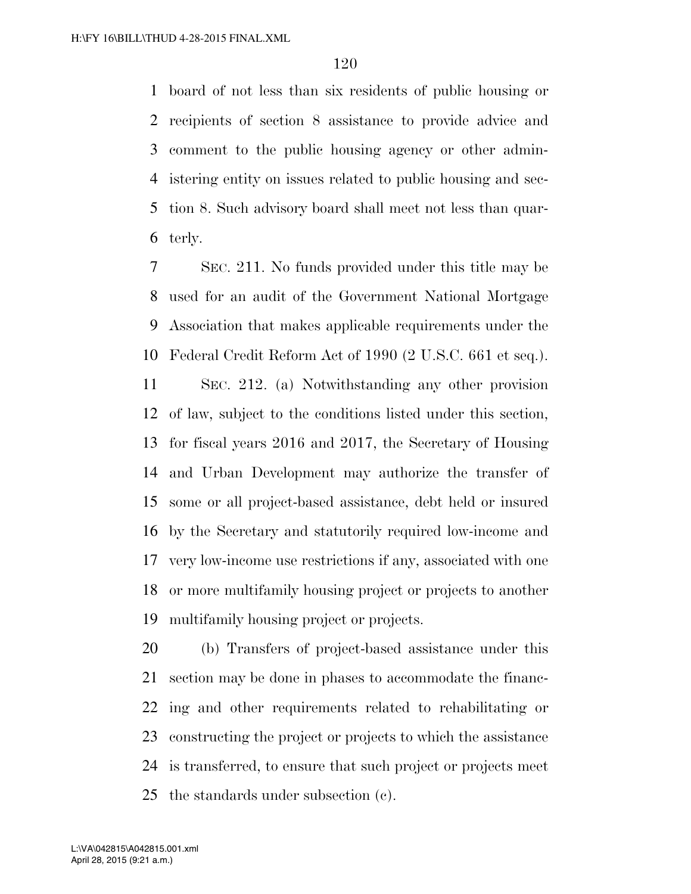board of not less than six residents of public housing or recipients of section 8 assistance to provide advice and comment to the public housing agency or other administering entity on issues related to public housing and section 8. Such advisory board shall meet not less than quarterly.

SEC. 211. No funds provided under this title may be used for an audit of the Government National Mortgage Association that makes applicable requirements under the Federal Credit Reform Act of 1990 (2 U.S.C. 661 et seq.).

SEC. 212. (a) Notwithstanding any other provision of law, subject to the conditions listed under this section, for fiscal years 2016 and 2017, the Secretary of Housing and Urban Development may authorize the transfer of some or all project-based assistance, debt held or insured by the Secretary and statutorily required low-income and very low-income use restrictions if any, associated with one or more multifamily housing project or projects to another multifamily housing project or projects.

(b) Transfers of project-based assistance under this section may be done in phases to accommodate the financing and other requirements related to rehabilitating or constructing the project or projects to which the assistance is transferred, to ensure that such project or projects meet the standards under subsection (c).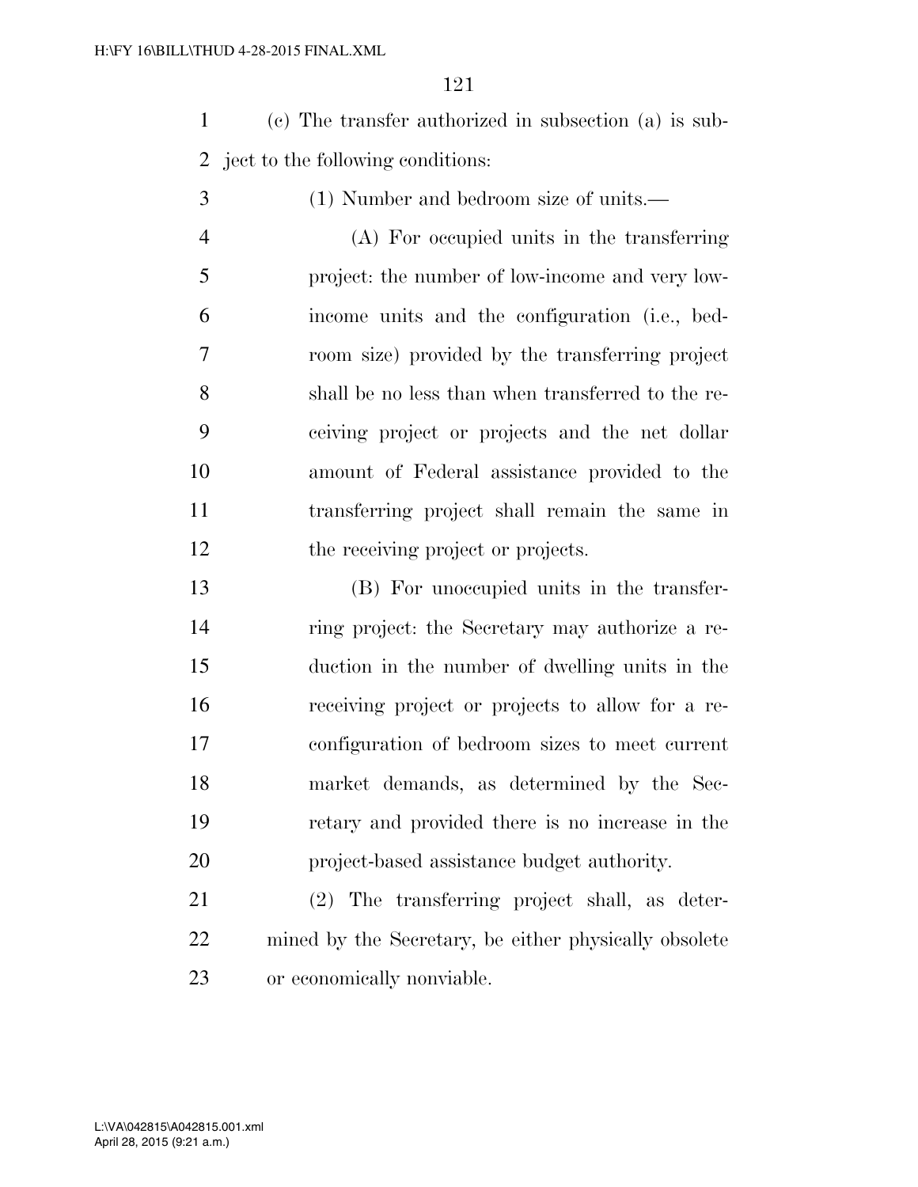(c) The transfer authorized in subsection (a) is subject to the following conditions:

(1) Number and bedroom size of units.—

(A) For occupied units in the transferring project: the number of low-income and very low-income units and the configuration (i.e., bedroom size) provided by the transferring project shall be no less than when transferred to the receiving project or projects and the net dollar amount of Federal assistance provided to the transferring project shall remain the same in the receiving project or projects.

(B) For unoccupied units in the transferring project: the Secretary may authorize a reduction in the number of dwelling units in the receiving project or projects to allow for a reconfiguration of bedroom sizes to meet current market demands, as determined by the Secretary and provided there is no increase in the project-based assistance budget authority.

(2) The transferring project shall, as determined by the Secretary, be either physically obsolete or economically nonviable.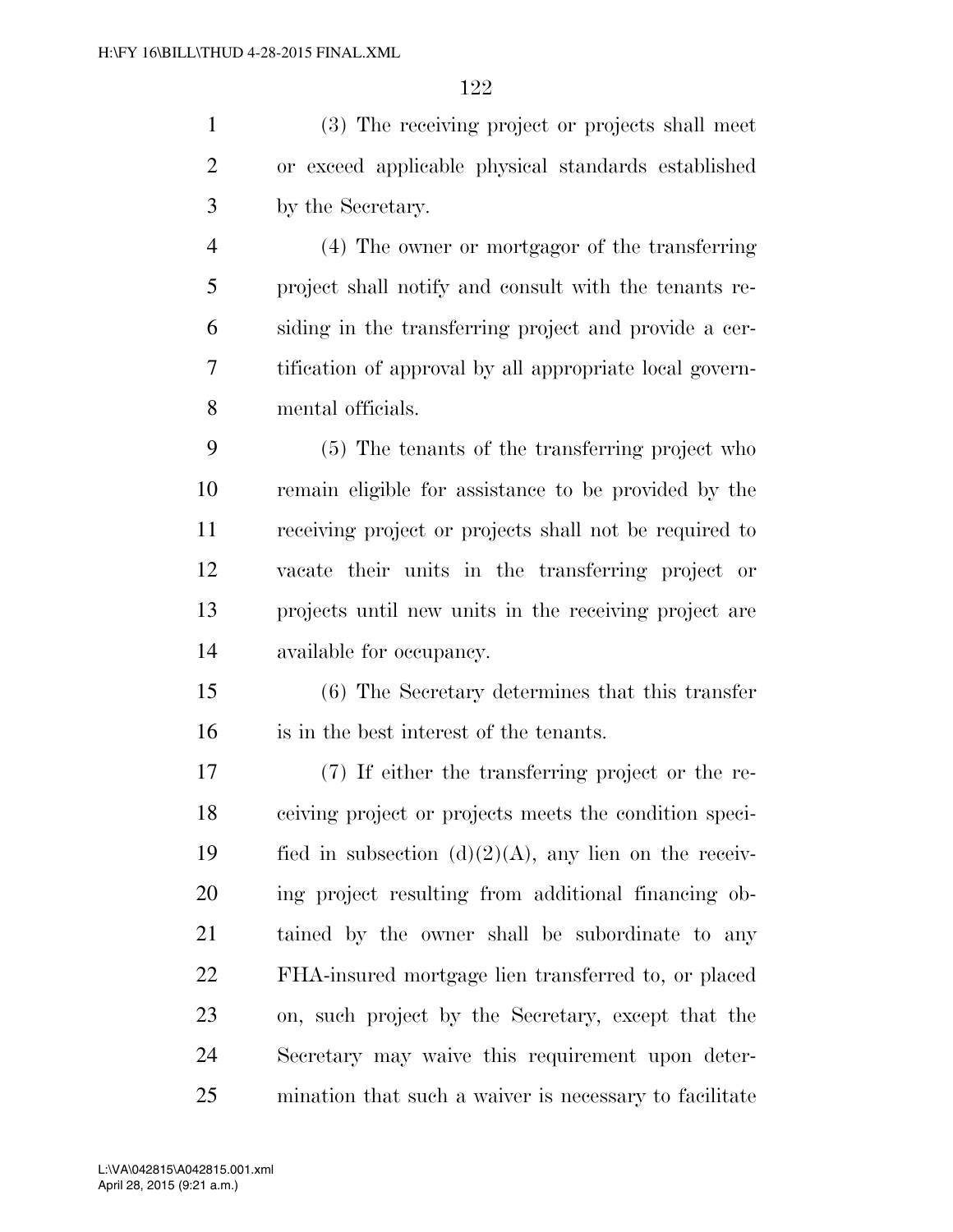(3) The receiving project or projects shall meet or exceed applicable physical standards established by the Secretary.

(4) The owner or mortgagor of the transferring project shall notify and consult with the tenants residing in the transferring project and provide a certification of approval by all appropriate local governmental officials.

(5) The tenants of the transferring project who remain eligible for assistance to be provided by the receiving project or projects shall not be required to vacate their units in the transferring project or projects until new units in the receiving project are available for occupancy.

(6) The Secretary determines that this transfer is in the best interest of the tenants.

(7) If either the transferring project or the receiving project or projects meets the condition specified in subsection (d)(2)(A), any lien on the receiving project resulting from additional financing obtained by the owner shall be subordinate to any FHA-insured mortgage lien transferred to, or placed on, such project by the Secretary, except that the Secretary may waive this requirement upon determination that such a waiver is necessary to facilitate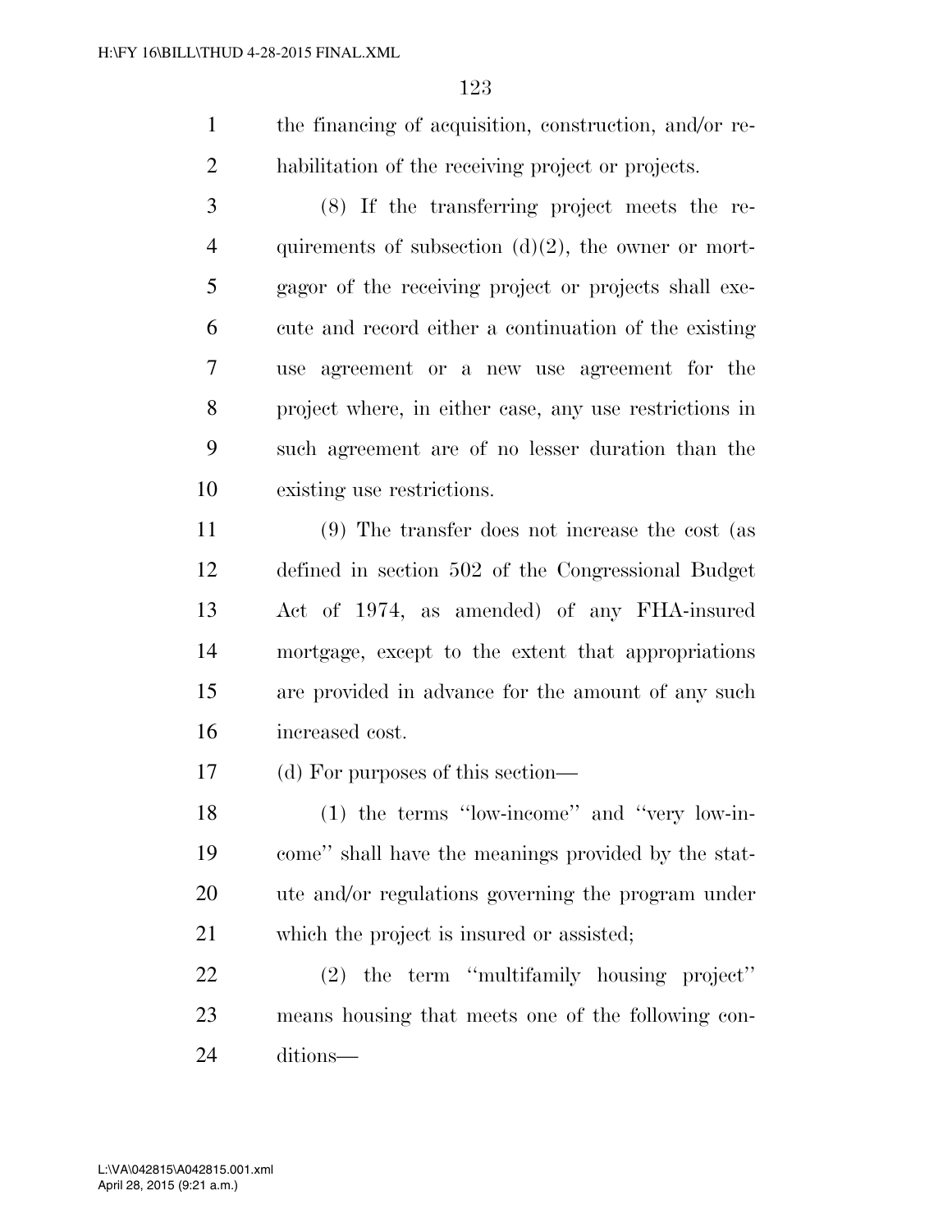the financing of acquisition, construction, and/or rehabilitation of the receiving project or projects.

(8) If the transferring project meets the requirements of subsection (d)(2), the owner or mortgagor of the receiving project or projects shall execute and record either a continuation of the existing use agreement or a new use agreement for the project where, in either case, any use restrictions in such agreement are of no lesser duration than the existing use restrictions.

(9) The transfer does not increase the cost (as defined in section 502 of the Congressional Budget Act of 1974, as amended) of any FHA-insured mortgage, except to the extent that appropriations are provided in advance for the amount of any such increased cost.

(d) For purposes of this section—

(1) the terms "low-income" and "very low-income" shall have the meanings provided by the statute and/or regulations governing the program under which the project is insured or assisted;

(2) the term "multifamily housing project" means housing that meets one of the following conditions—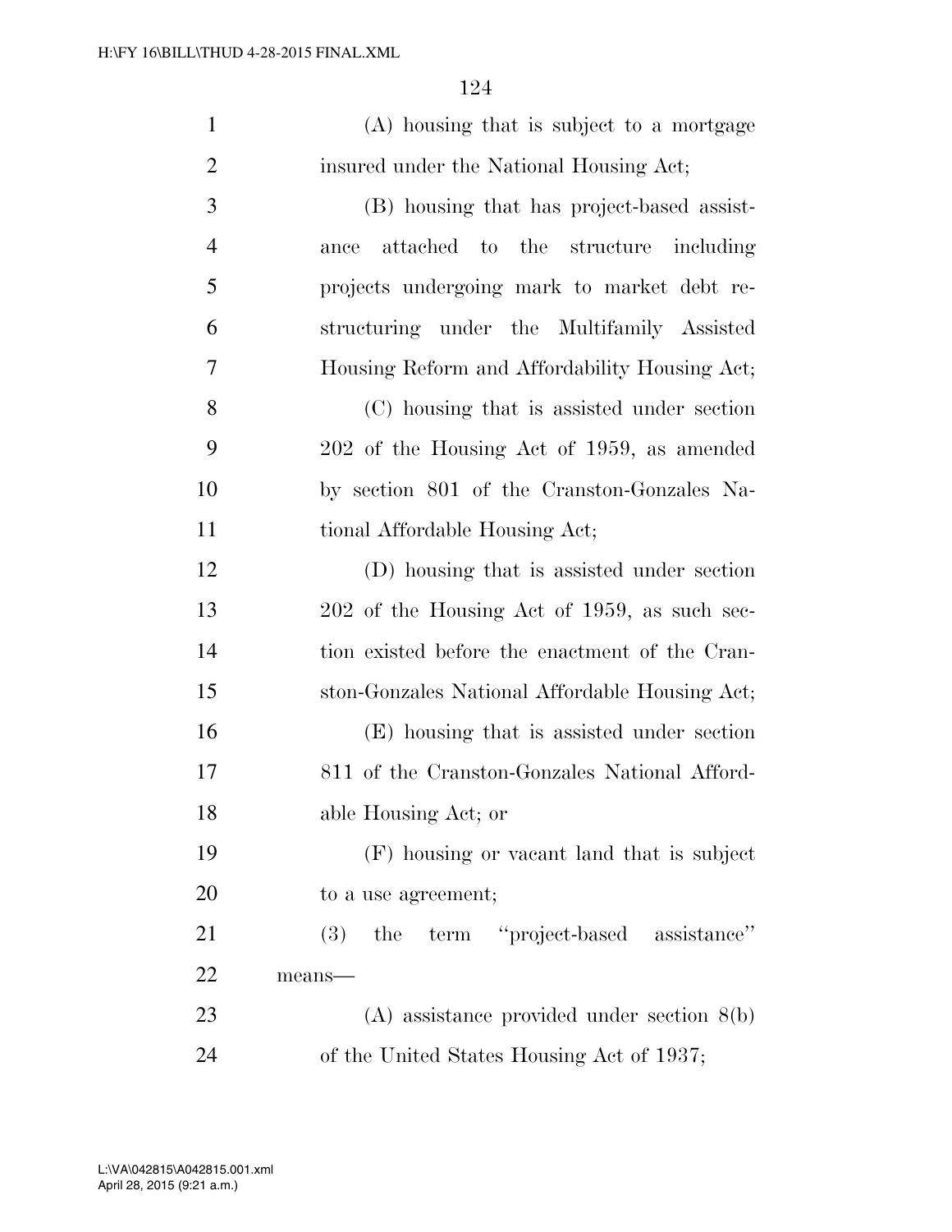(A) housing that is subject to a mortgage insured under the National Housing Act;

(B) housing that has project-based assistance attached to the structure including projects undergoing mark to market debt restructuring under the Multifamily Assisted Housing Reform and Affordability Housing Act;

(C) housing that is assisted under section 202 of the Housing Act of 1959, as amended by section 801 of the Cranston-Gonzales National Affordable Housing Act;

(D) housing that is assisted under section 202 of the Housing Act of 1959, as such section existed before the enactment of the Cranston-Gonzales National Affordable Housing Act;

(E) housing that is assisted under section 811 of the Cranston-Gonzales National Affordable Housing Act; or

(F) housing or vacant land that is subject to a use agreement;

(3) the term ''project-based assistance'' means—

(A) assistance provided under section 8(b) of the United States Housing Act of 1937;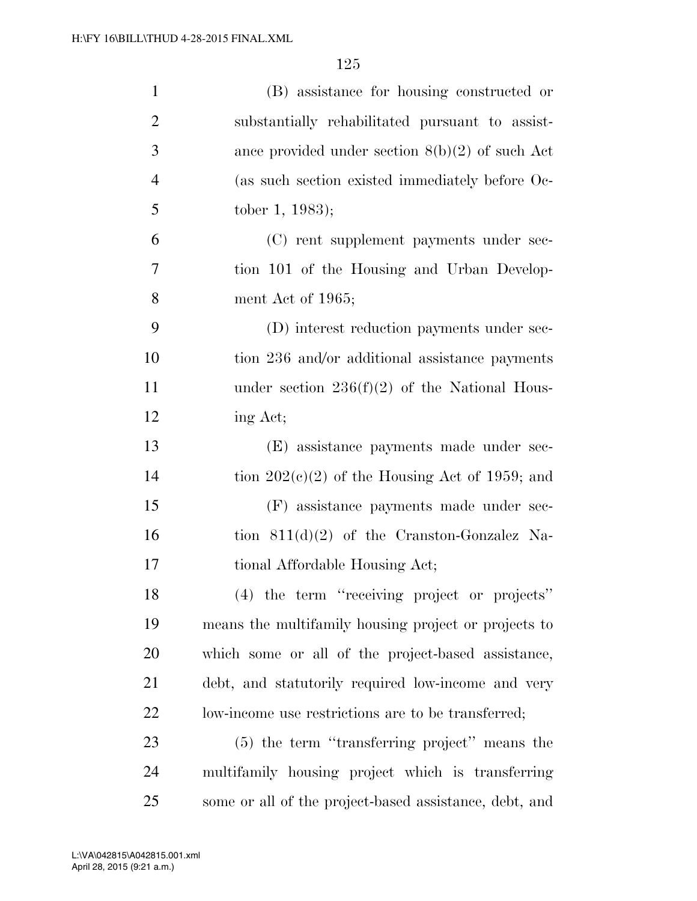(B) assistance for housing constructed or substantially rehabilitated pursuant to assistance provided under section 8(b)(2) of such Act (as such section existed immediately before October 1, 1983);

(C) rent supplement payments under section 101 of the Housing and Urban Development Act of 1965;

(D) interest reduction payments under section 236 and/or additional assistance payments under section 236(f)(2) of the National Housing Act;

(E) assistance payments made under section 202(c)(2) of the Housing Act of 1959; and

(F) assistance payments made under section 811(d)(2) of the Cranston-Gonzalez National Affordable Housing Act;

(4) the term "receiving project or projects" means the multifamily housing project or projects to which some or all of the project-based assistance, debt, and statutorily required low-income and very low-income use restrictions are to be transferred;

(5) the term "transferring project" means the multifamily housing project which is transferring some or all of the project-based assistance, debt, and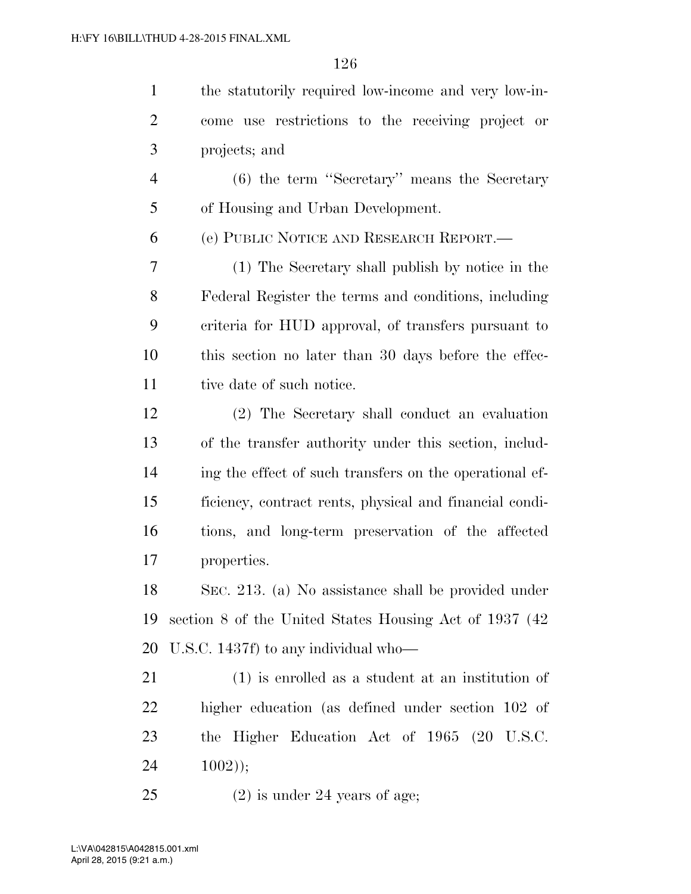the statutorily required low-income and very low-income use restrictions to the receiving project or projects; and

(6) the term "Secretary" means the Secretary of Housing and Urban Development.

(e) PUBLIC NOTICE AND RESEARCH REPORT.—

(1) The Secretary shall publish by notice in the Federal Register the terms and conditions, including criteria for HUD approval, of transfers pursuant to this section no later than 30 days before the effective date of such notice.

(2) The Secretary shall conduct an evaluation of the transfer authority under this section, including the effect of such transfers on the operational efficiency, contract rents, physical and financial conditions, and long-term preservation of the affected properties.

SEC. 213. (a) No assistance shall be provided under section 8 of the United States Housing Act of 1937 (42 U.S.C. 1437f) to any individual who—

(1) is enrolled as a student at an institution of higher education (as defined under section 102 of the Higher Education Act of 1965 (20 U.S.C. 1002));

(2) is under 24 years of age;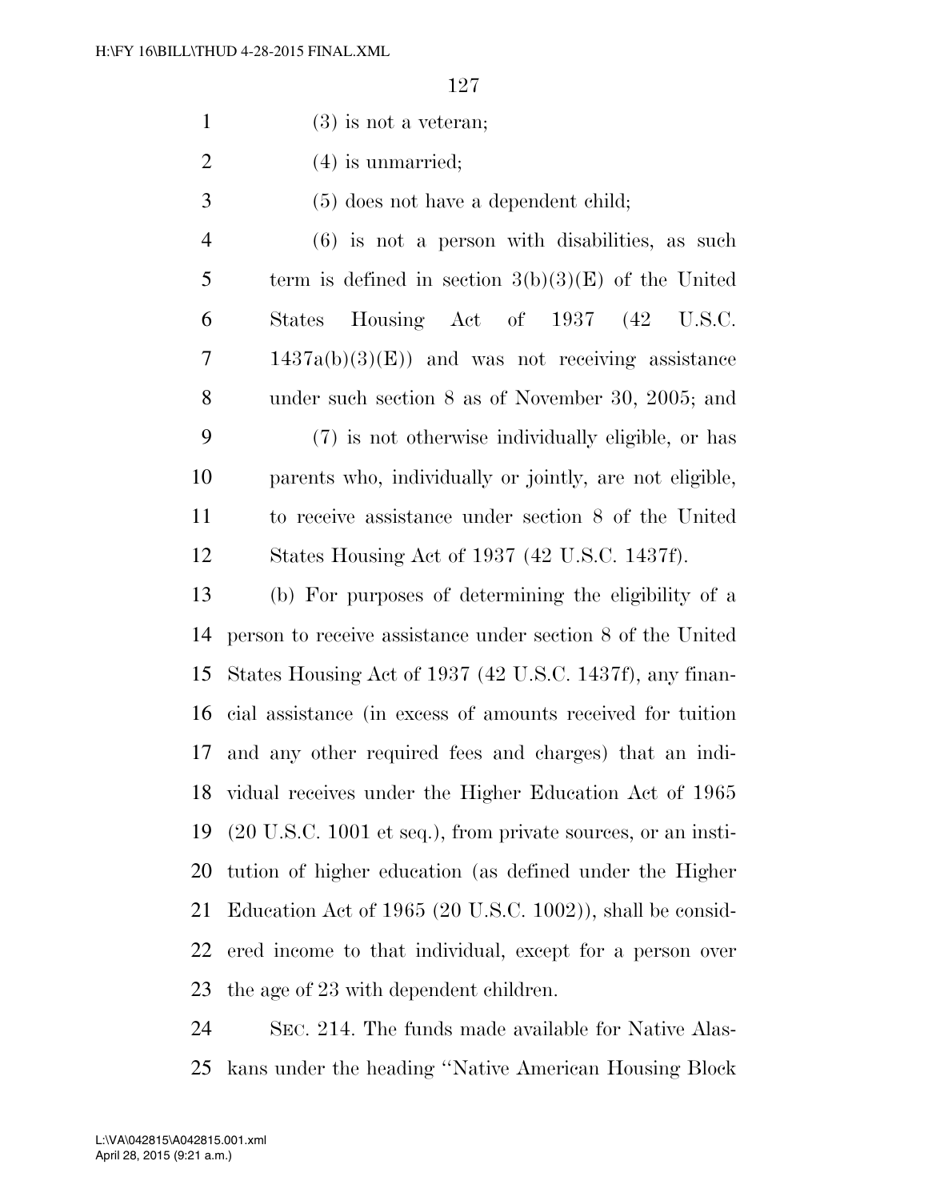(3) is not a veteran;

(4) is unmarried;

(5) does not have a dependent child;

(6) is not a person with disabilities, as such term is defined in section 3(b)(3)(E) of the United States Housing Act of 1937 (42 U.S.C. 1437a(b)(3)(E)) and was not receiving assistance under such section 8 as of November 30, 2005; and

(7) is not otherwise individually eligible, or has parents who, individually or jointly, are not eligible, to receive assistance under section 8 of the United States Housing Act of 1937 (42 U.S.C. 1437f).

(b) For purposes of determining the eligibility of a person to receive assistance under section 8 of the United States Housing Act of 1937 (42 U.S.C. 1437f), any financial assistance (in excess of amounts received for tuition and any other required fees and charges) that an individual receives under the Higher Education Act of 1965 (20 U.S.C. 1001 et seq.), from private sources, or an institution of higher education (as defined under the Higher Education Act of 1965 (20 U.S.C. 1002)), shall be considered income to that individual, except for a person over the age of 23 with dependent children.

SEC. 214. The funds made available for Native Alaskans under the heading ''Native American Housing Block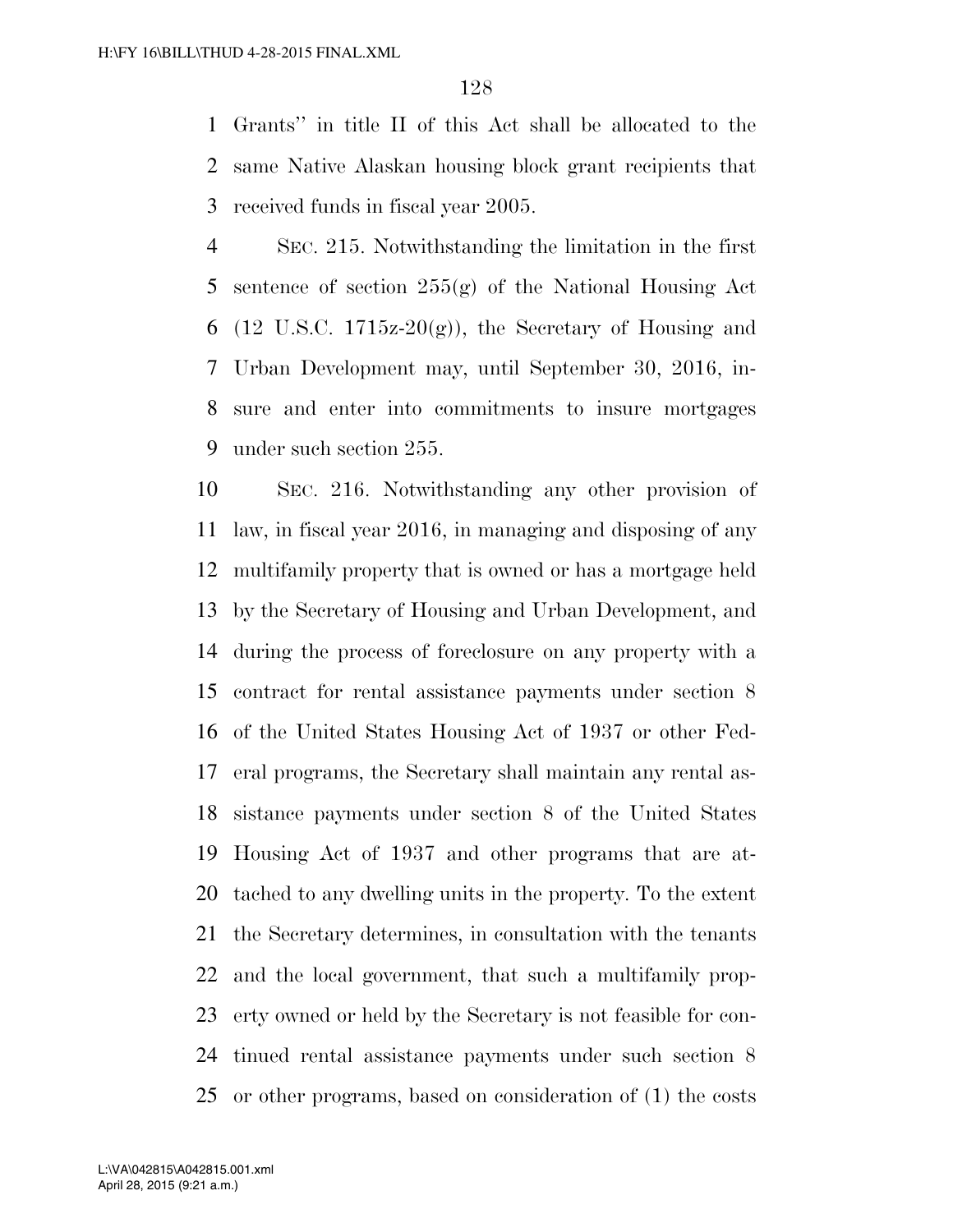Grants'' in title II of this Act shall be allocated to the same Native Alaskan housing block grant recipients that received funds in fiscal year 2005.

SEC. 215. Notwithstanding the limitation in the first sentence of section 255(g) of the National Housing Act (12 U.S.C. 1715z-20(g)), the Secretary of Housing and Urban Development may, until September 30, 2016, insure and enter into commitments to insure mortgages under such section 255.

SEC. 216. Notwithstanding any other provision of law, in fiscal year 2016, in managing and disposing of any multifamily property that is owned or has a mortgage held by the Secretary of Housing and Urban Development, and during the process of foreclosure on any property with a contract for rental assistance payments under section 8 of the United States Housing Act of 1937 or other Federal programs, the Secretary shall maintain any rental assistance payments under section 8 of the United States Housing Act of 1937 and other programs that are attached to any dwelling units in the property. To the extent the Secretary determines, in consultation with the tenants and the local government, that such a multifamily property owned or held by the Secretary is not feasible for continued rental assistance payments under such section 8 or other programs, based on consideration of (1) the costs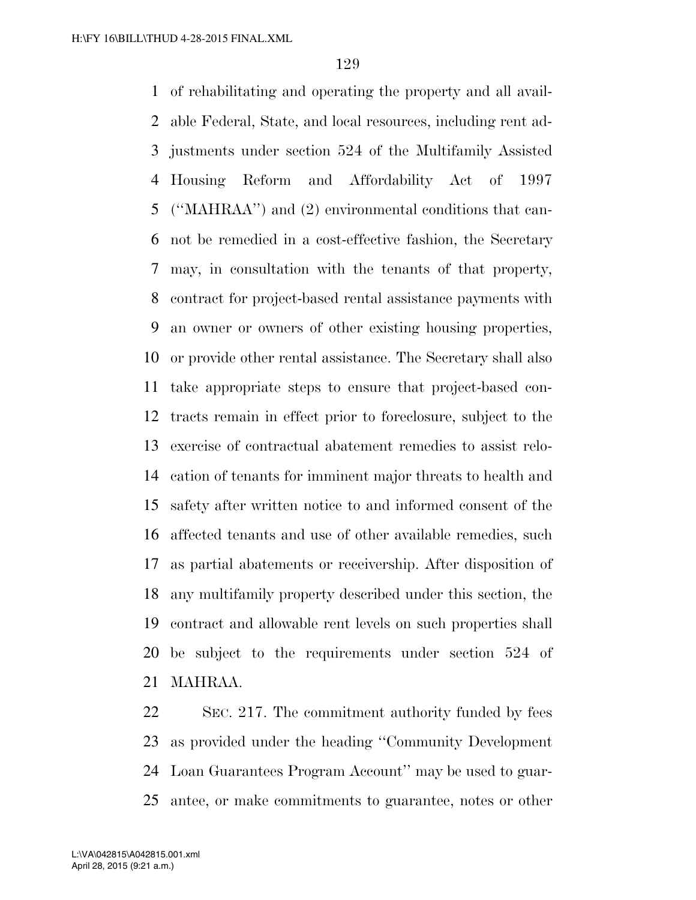of rehabilitating and operating the property and all available Federal, State, and local resources, including rent adjustments under section 524 of the Multifamily Assisted Housing Reform and Affordability Act of 1997 (''MAHRAA'') and (2) environmental conditions that cannot be remedied in a cost-effective fashion, the Secretary may, in consultation with the tenants of that property, contract for project-based rental assistance payments with an owner or owners of other existing housing properties, or provide other rental assistance. The Secretary shall also take appropriate steps to ensure that project-based contracts remain in effect prior to foreclosure, subject to the exercise of contractual abatement remedies to assist relocation of tenants for imminent major threats to health and safety after written notice to and informed consent of the affected tenants and use of other available remedies, such as partial abatements or receivership. After disposition of any multifamily property described under this section, the contract and allowable rent levels on such properties shall be subject to the requirements under section 524 of MAHRAA.

SEC. 217. The commitment authority funded by fees as provided under the heading ''Community Development Loan Guarantees Program Account'' may be used to guarantee, or make commitments to guarantee, notes or other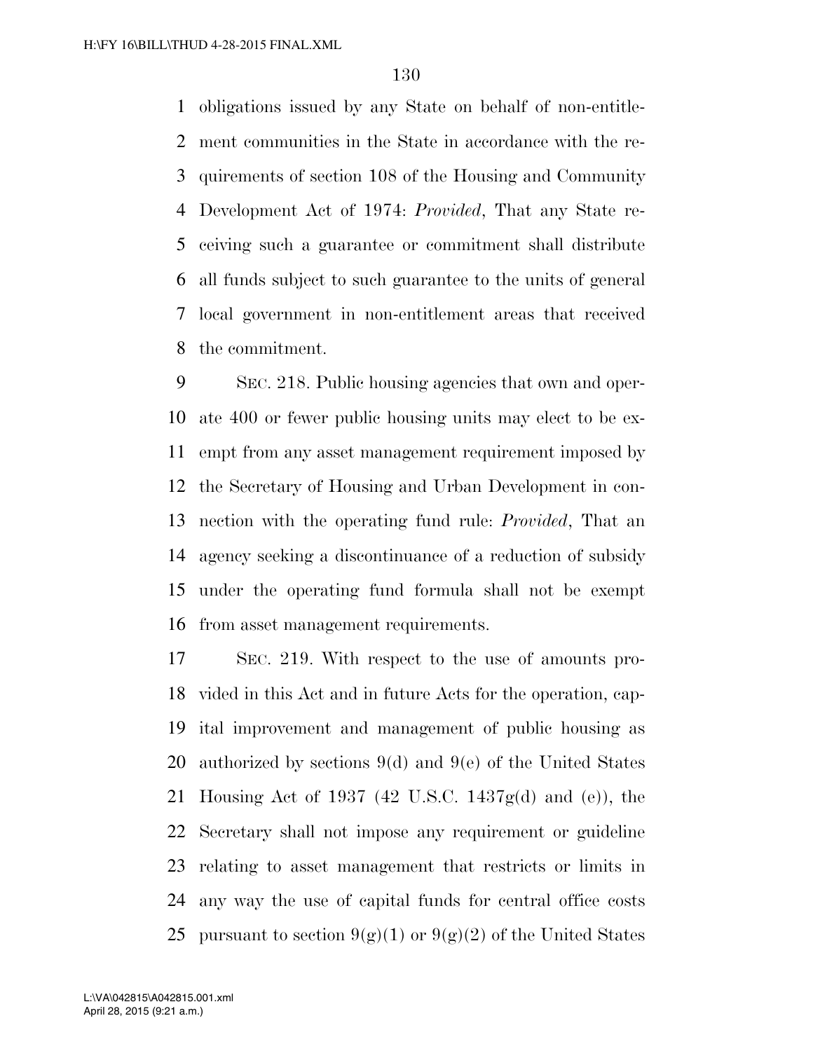obligations issued by any State on behalf of non-entitlement communities in the State in accordance with the requirements of section 108 of the Housing and Community Development Act of 1974: *Provided*, That any State receiving such a guarantee or commitment shall distribute all funds subject to such guarantee to the units of general local government in non-entitlement areas that received the commitment.

SEC. 218. Public housing agencies that own and operate 400 or fewer public housing units may elect to be exempt from any asset management requirement imposed by the Secretary of Housing and Urban Development in connection with the operating fund rule: *Provided*, That an agency seeking a discontinuance of a reduction of subsidy under the operating fund formula shall not be exempt from asset management requirements.

SEC. 219. With respect to the use of amounts provided in this Act and in future Acts for the operation, capital improvement and management of public housing as authorized by sections 9(d) and 9(e) of the United States Housing Act of 1937 (42 U.S.C. 1437g(d) and (e)), the Secretary shall not impose any requirement or guideline relating to asset management that restricts or limits in any way the use of capital funds for central office costs pursuant to section 9(g)(1) or 9(g)(2) of the United States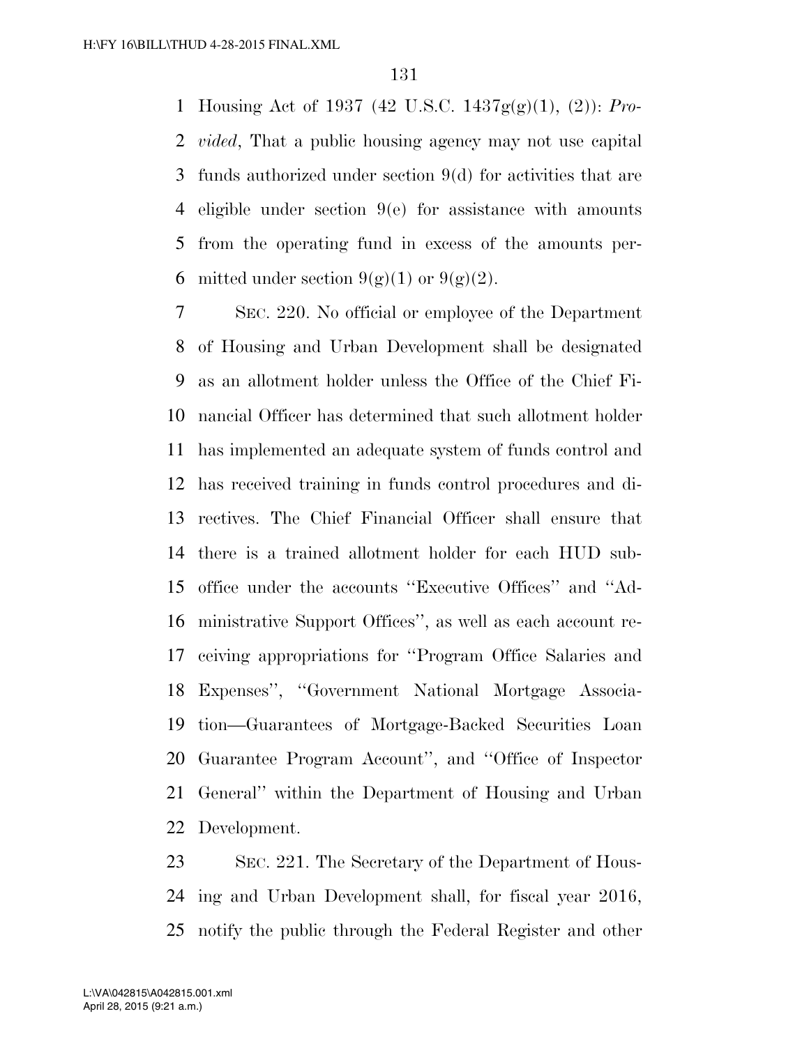Housing Act of 1937 (42 U.S.C. 1437g(g)(1), (2)): *Provided*, That a public housing agency may not use capital funds authorized under section 9(d) for activities that are eligible under section 9(e) for assistance with amounts from the operating fund in excess of the amounts permitted under section 9(g)(1) or 9(g)(2).

SEC. 220. No official or employee of the Department of Housing and Urban Development shall be designated as an allotment holder unless the Office of the Chief Financial Officer has determined that such allotment holder has implemented an adequate system of funds control and has received training in funds control procedures and directives. The Chief Financial Officer shall ensure that there is a trained allotment holder for each HUD sub-office under the accounts ''Executive Offices'' and ''Administrative Support Offices'', as well as each account receiving appropriations for ''Program Office Salaries and Expenses'', ''Government National Mortgage Association—Guarantees of Mortgage-Backed Securities Loan Guarantee Program Account'', and ''Office of Inspector General'' within the Department of Housing and Urban Development.

SEC. 221. The Secretary of the Department of Housing and Urban Development shall, for fiscal year 2016, notify the public through the Federal Register and other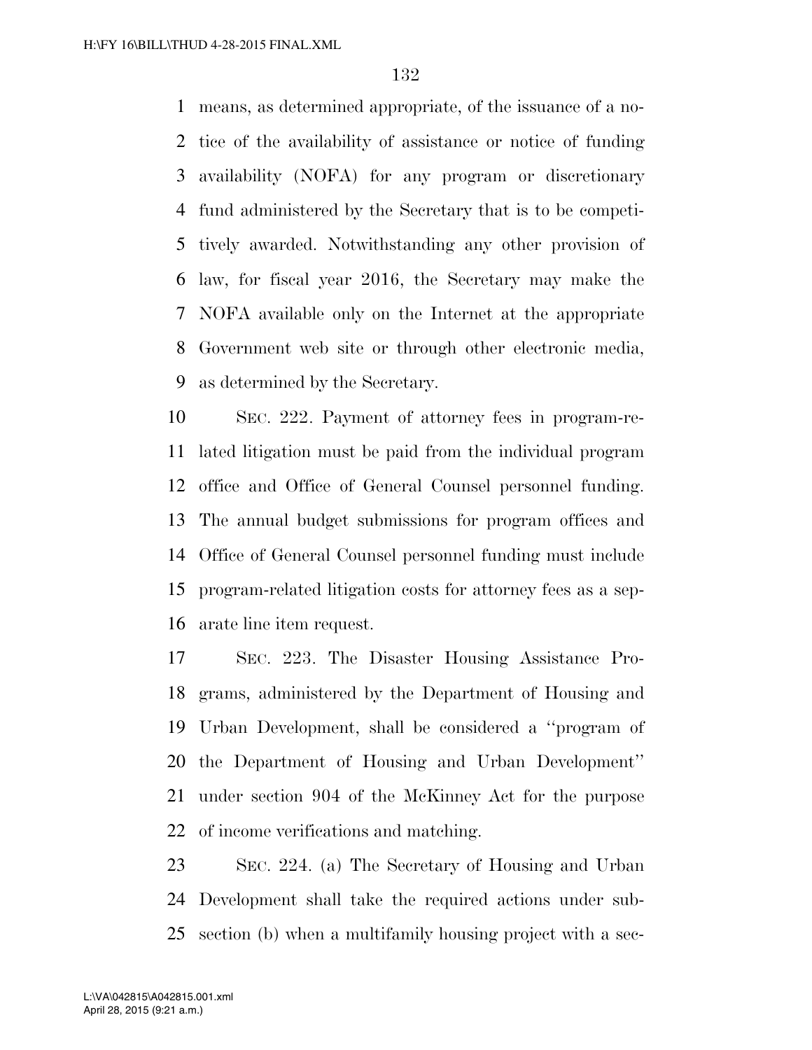means, as determined appropriate, of the issuance of a notice of the availability of assistance or notice of funding availability (NOFA) for any program or discretionary fund administered by the Secretary that is to be competitively awarded. Notwithstanding any other provision of law, for fiscal year 2016, the Secretary may make the NOFA available only on the Internet at the appropriate Government web site or through other electronic media, as determined by the Secretary.

SEC. 222. Payment of attorney fees in program-related litigation must be paid from the individual program office and Office of General Counsel personnel funding. The annual budget submissions for program offices and Office of General Counsel personnel funding must include program-related litigation costs for attorney fees as a separate line item request.

SEC. 223. The Disaster Housing Assistance Programs, administered by the Department of Housing and Urban Development, shall be considered a ''program of the Department of Housing and Urban Development'' under section 904 of the McKinney Act for the purpose of income verifications and matching.

SEC. 224. (a) The Secretary of Housing and Urban Development shall take the required actions under subsection (b) when a multifamily housing project with a sec-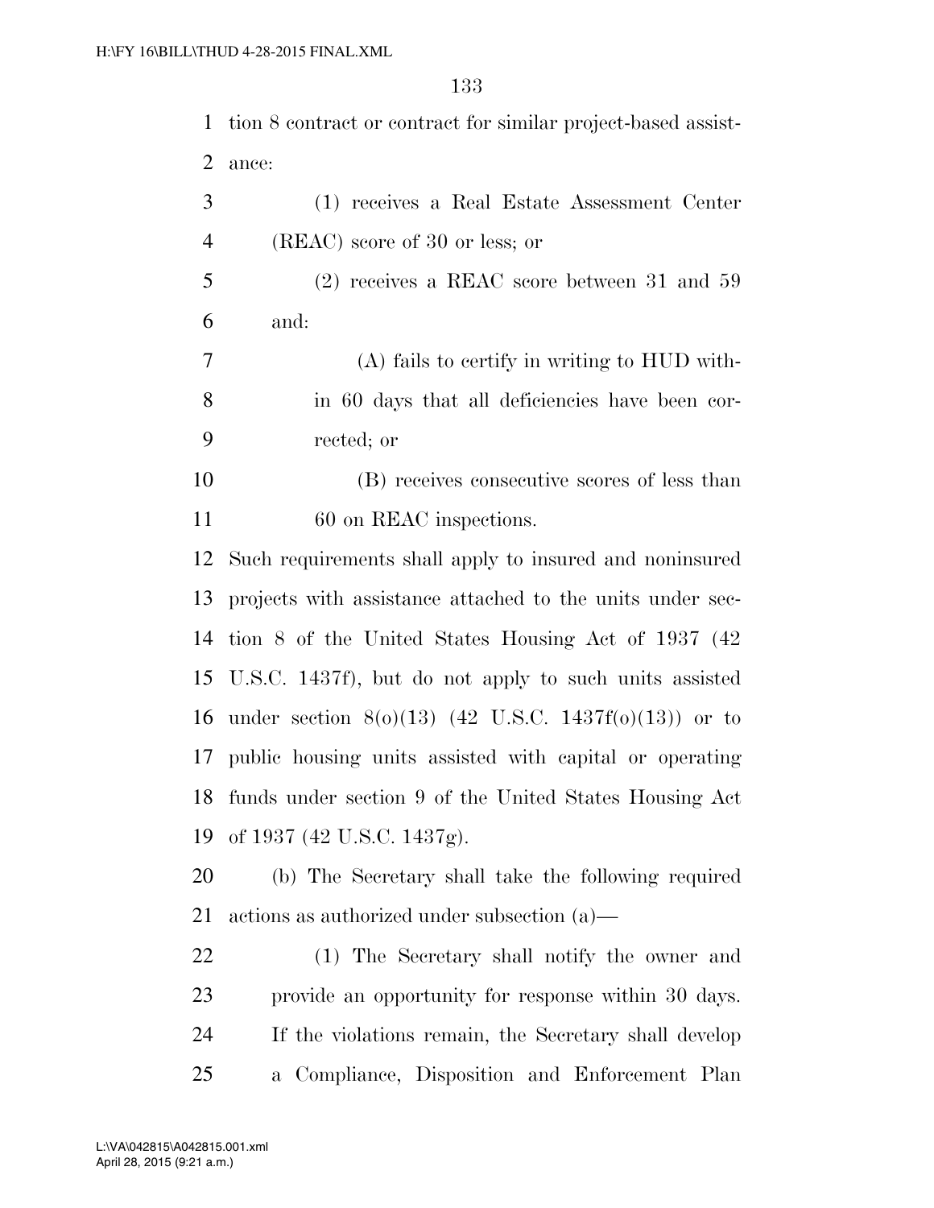tion 8 contract or contract for similar project-based assistance:

(1) receives a Real Estate Assessment Center (REAC) score of 30 or less; or

(2) receives a REAC score between 31 and 59 and:

(A) fails to certify in writing to HUD within 60 days that all deficiencies have been corrected; or

(B) receives consecutive scores of less than 60 on REAC inspections.

Such requirements shall apply to insured and noninsured projects with assistance attached to the units under section 8 of the United States Housing Act of 1937 (42 U.S.C. 1437f), but do not apply to such units assisted under section 8(o)(13) (42 U.S.C. 1437f(o)(13)) or to public housing units assisted with capital or operating funds under section 9 of the United States Housing Act of 1937 (42 U.S.C. 1437g).

(b) The Secretary shall take the following required actions as authorized under subsection (a)—

(1) The Secretary shall notify the owner and provide an opportunity for response within 30 days. If the violations remain, the Secretary shall develop a Compliance, Disposition and Enforcement Plan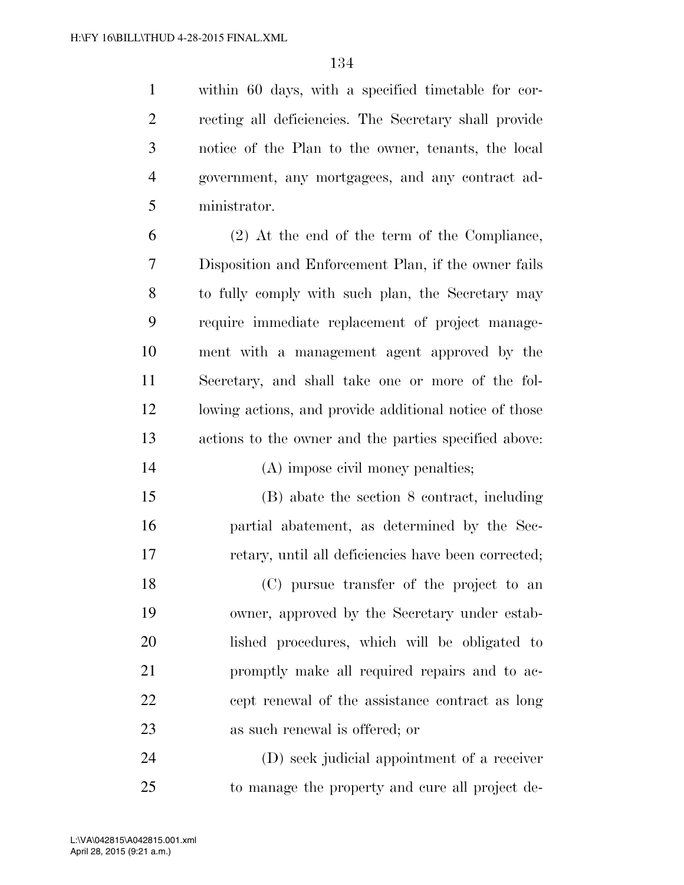within 60 days, with a specified timetable for correcting all deficiencies. The Secretary shall provide notice of the Plan to the owner, tenants, the local government, any mortgagees, and any contract administrator.

(2) At the end of the term of the Compliance, Disposition and Enforcement Plan, if the owner fails to fully comply with such plan, the Secretary may require immediate replacement of project management with a management agent approved by the Secretary, and shall take one or more of the following actions, and provide additional notice of those actions to the owner and the parties specified above:

(A) impose civil money penalties;

(B) abate the section 8 contract, including partial abatement, as determined by the Secretary, until all deficiencies have been corrected;

(C) pursue transfer of the project to an owner, approved by the Secretary under established procedures, which will be obligated to promptly make all required repairs and to accept renewal of the assistance contract as long as such renewal is offered; or

(D) seek judicial appointment of a receiver to manage the property and cure all project de-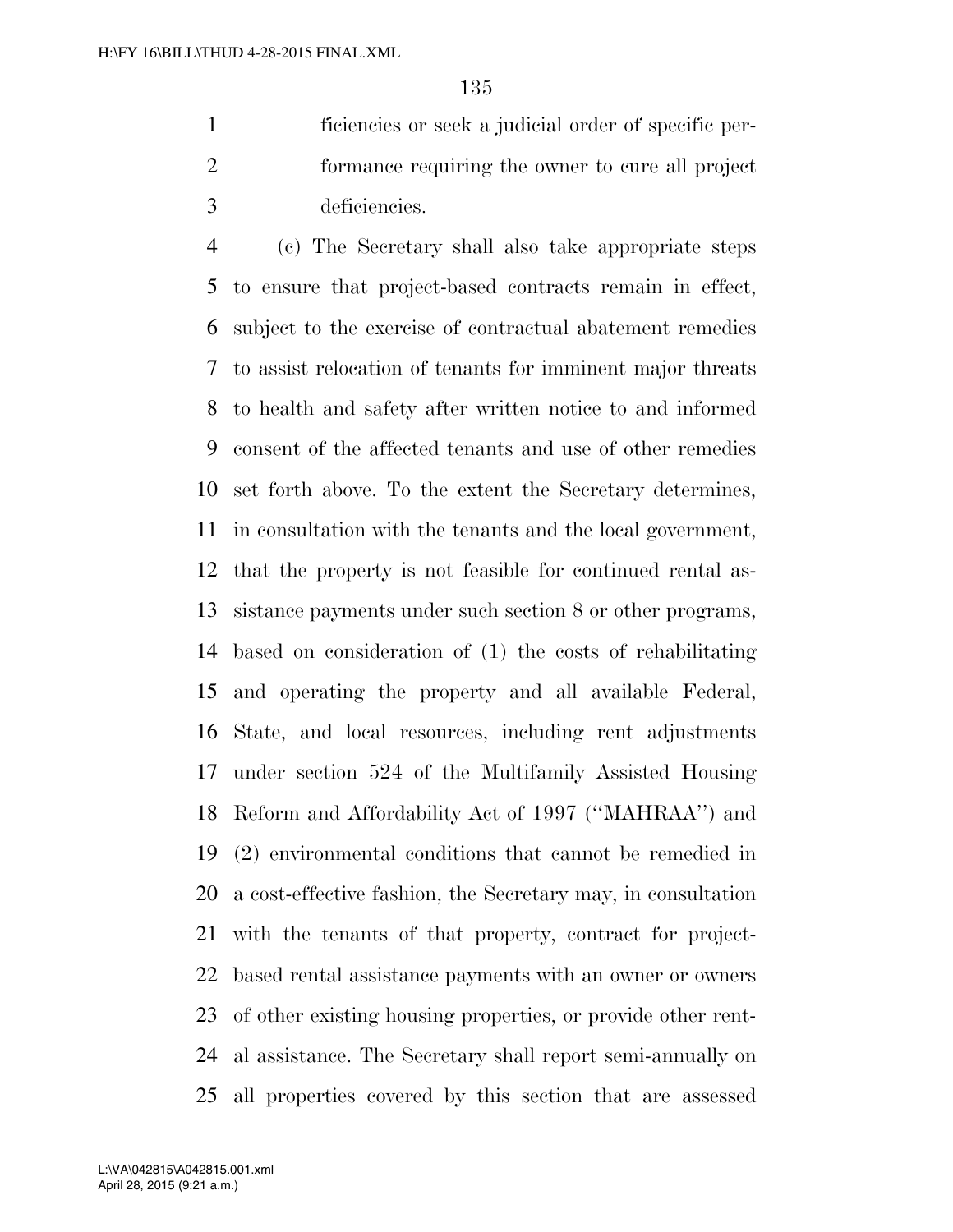ficiencies or seek a judicial order of specific performance requiring the owner to cure all project deficiencies.

(c) The Secretary shall also take appropriate steps to ensure that project-based contracts remain in effect, subject to the exercise of contractual abatement remedies to assist relocation of tenants for imminent major threats to health and safety after written notice to and informed consent of the affected tenants and use of other remedies set forth above. To the extent the Secretary determines, in consultation with the tenants and the local government, that the property is not feasible for continued rental assistance payments under such section 8 or other programs, based on consideration of (1) the costs of rehabilitating and operating the property and all available Federal, State, and local resources, including rent adjustments under section 524 of the Multifamily Assisted Housing Reform and Affordability Act of 1997 (''MAHRAA'') and (2) environmental conditions that cannot be remedied in a cost-effective fashion, the Secretary may, in consultation with the tenants of that property, contract for project-based rental assistance payments with an owner or owners of other existing housing properties, or provide other rental assistance. The Secretary shall report semi-annually on all properties covered by this section that are assessed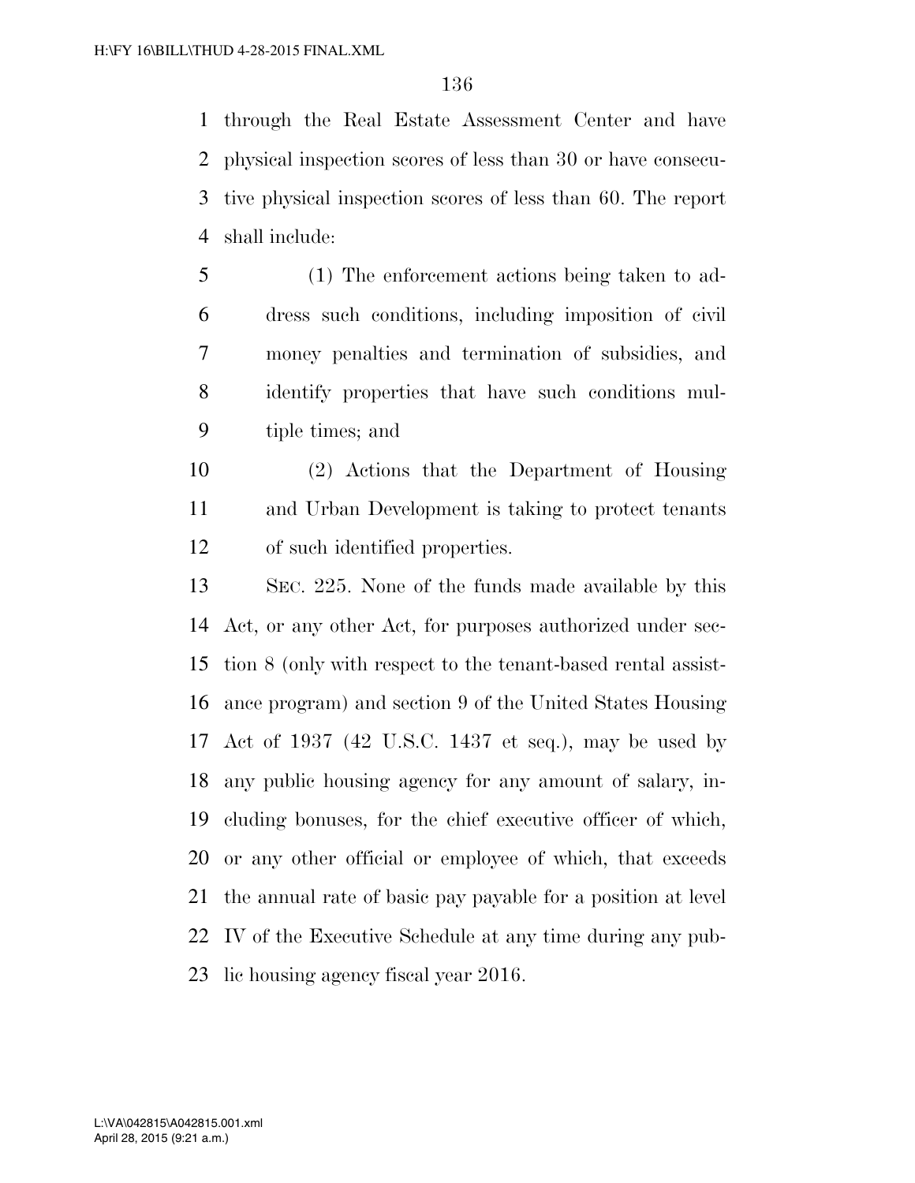through the Real Estate Assessment Center and have physical inspection scores of less than 30 or have consecutive physical inspection scores of less than 60. The report shall include:

(1) The enforcement actions being taken to address such conditions, including imposition of civil money penalties and termination of subsidies, and identify properties that have such conditions multiple times; and

(2) Actions that the Department of Housing and Urban Development is taking to protect tenants of such identified properties.

SEC. 225. None of the funds made available by this Act, or any other Act, for purposes authorized under section 8 (only with respect to the tenant-based rental assistance program) and section 9 of the United States Housing Act of 1937 (42 U.S.C. 1437 et seq.), may be used by any public housing agency for any amount of salary, including bonuses, for the chief executive officer of which, or any other official or employee of which, that exceeds the annual rate of basic pay payable for a position at level IV of the Executive Schedule at any time during any public housing agency fiscal year 2016.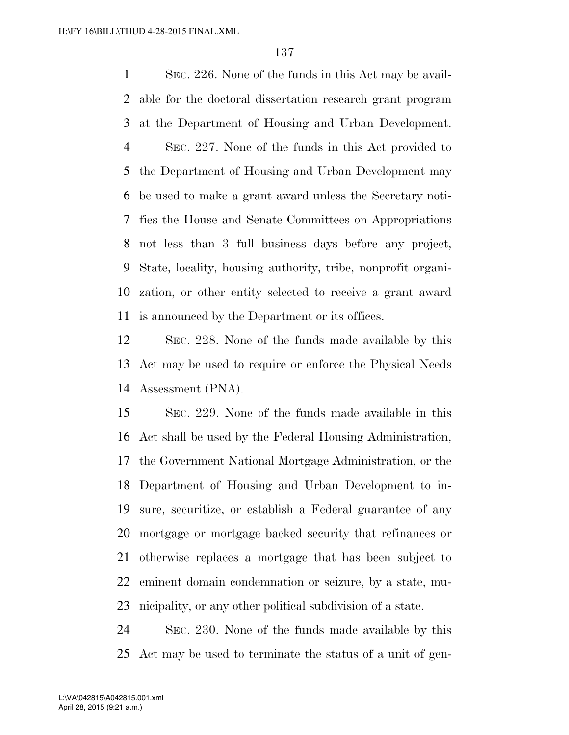SEC. 226. None of the funds in this Act may be available for the doctoral dissertation research grant program at the Department of Housing and Urban Development.

SEC. 227. None of the funds in this Act provided to the Department of Housing and Urban Development may be used to make a grant award unless the Secretary notifies the House and Senate Committees on Appropriations not less than 3 full business days before any project, State, locality, housing authority, tribe, nonprofit organization, or other entity selected to receive a grant award is announced by the Department or its offices.

SEC. 228. None of the funds made available by this Act may be used to require or enforce the Physical Needs Assessment (PNA).

SEC. 229. None of the funds made available in this Act shall be used by the Federal Housing Administration, the Government National Mortgage Administration, or the Department of Housing and Urban Development to insure, securitize, or establish a Federal guarantee of any mortgage or mortgage backed security that refinances or otherwise replaces a mortgage that has been subject to eminent domain condemnation or seizure, by a state, municipality, or any other political subdivision of a state.

SEC. 230. None of the funds made available by this Act may be used to terminate the status of a unit of gen-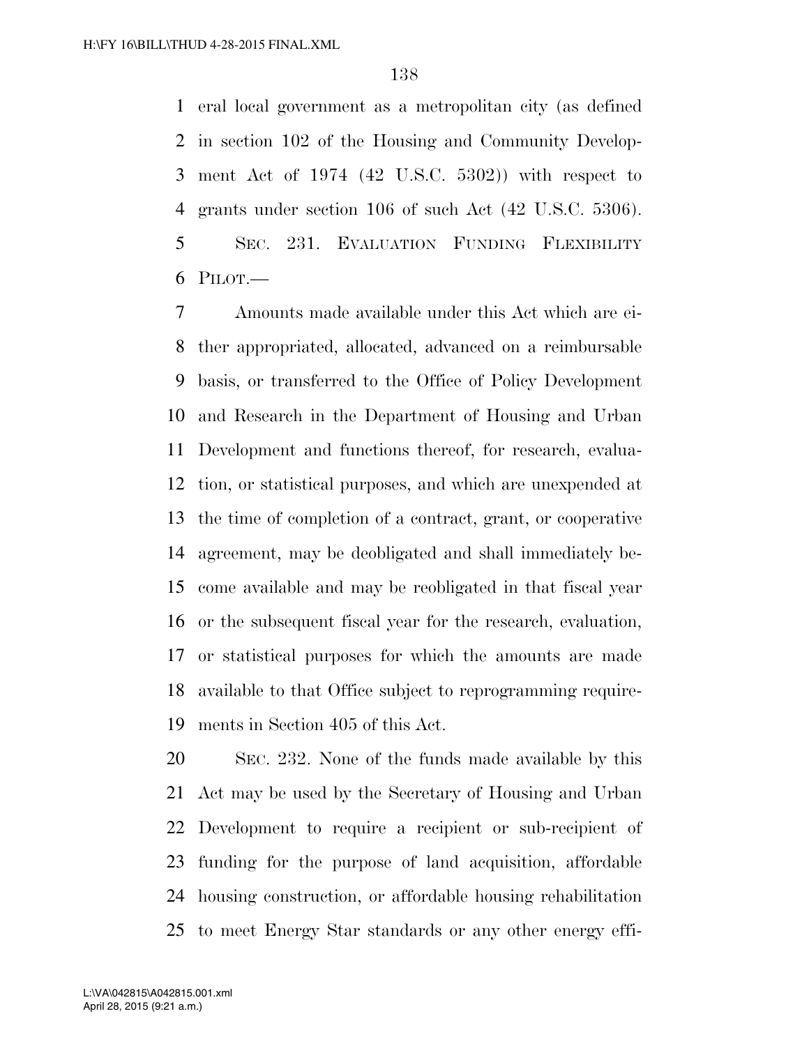eral local government as a metropolitan city (as defined in section 102 of the Housing and Community Development Act of 1974 (42 U.S.C. 5302)) with respect to grants under section 106 of such Act (42 U.S.C. 5306).

SEC. 231. EVALUATION FUNDING FLEXIBILITY PILOT.—

Amounts made available under this Act which are either appropriated, allocated, advanced on a reimbursable basis, or transferred to the Office of Policy Development and Research in the Department of Housing and Urban Development and functions thereof, for research, evaluation, or statistical purposes, and which are unexpended at the time of completion of a contract, grant, or cooperative agreement, may be deobligated and shall immediately become available and may be reobligated in that fiscal year or the subsequent fiscal year for the research, evaluation, or statistical purposes for which the amounts are made available to that Office subject to reprogramming requirements in Section 405 of this Act.

SEC. 232. None of the funds made available by this Act may be used by the Secretary of Housing and Urban Development to require a recipient or sub-recipient of funding for the purpose of land acquisition, affordable housing construction, or affordable housing rehabilitation to meet Energy Star standards or any other energy effi-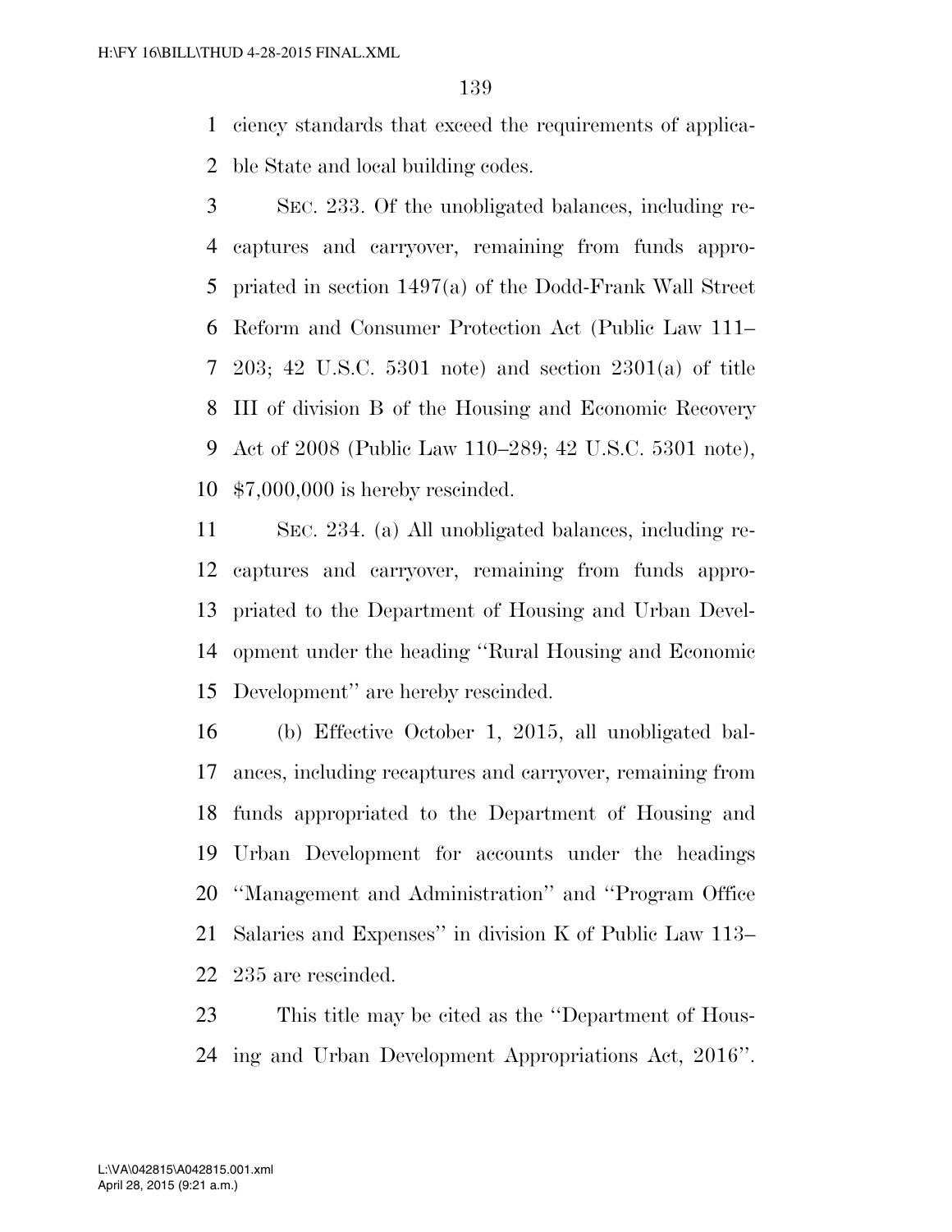ciency standards that exceed the requirements of applicable State and local building codes.

SEC. 233. Of the unobligated balances, including recaptures and carryover, remaining from funds appropriated in section 1497(a) of the Dodd-Frank Wall Street Reform and Consumer Protection Act (Public Law 111–203; 42 U.S.C. 5301 note) and section 2301(a) of title III of division B of the Housing and Economic Recovery Act of 2008 (Public Law 110–289; 42 U.S.C. 5301 note), $7,000,000 is hereby rescinded.

SEC. 234. (a) All unobligated balances, including recaptures and carryover, remaining from funds appropriated to the Department of Housing and Urban Development under the heading ''Rural Housing and Economic Development'' are hereby rescinded.

(b) Effective October 1, 2015, all unobligated balances, including recaptures and carryover, remaining from funds appropriated to the Department of Housing and Urban Development for accounts under the headings ''Management and Administration'' and ''Program Office Salaries and Expenses'' in division K of Public Law 113–235 are rescinded.

This title may be cited as the ''Department of Housing and Urban Development Appropriations Act, 2016''.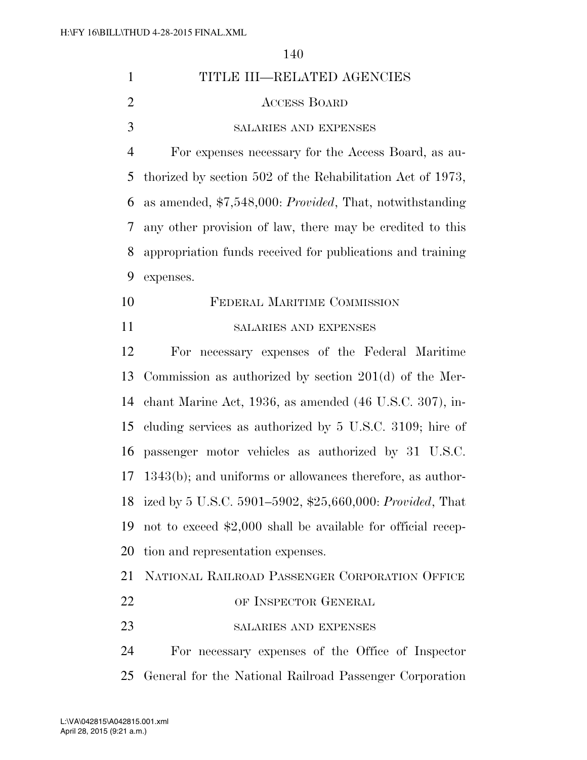# TITLE III—RELATED AGENCIES

## ACCESS BOARD

### SALARIES AND EXPENSES

For expenses necessary for the Access Board, as authorized by section 502 of the Rehabilitation Act of 1973, as amended, $7,548,000: *Provided*, That, notwithstanding any other provision of law, there may be credited to this appropriation funds received for publications and training expenses.

## FEDERAL MARITIME COMMISSION

### SALARIES AND EXPENSES

For necessary expenses of the Federal Maritime Commission as authorized by section 201(d) of the Merchant Marine Act, 1936, as amended (46 U.S.C. 307), including services as authorized by 5 U.S.C. 3109; hire of passenger motor vehicles as authorized by 31 U.S.C. 1343(b); and uniforms or allowances therefore, as authorized by 5 U.S.C. 5901–5902, $25,660,000: *Provided*, That not to exceed $2,000 shall be available for official reception and representation expenses.

## NATIONAL RAILROAD PASSENGER CORPORATION OFFICE OF INSPECTOR GENERAL

### SALARIES AND EXPENSES

For necessary expenses of the Office of Inspector General for the National Railroad Passenger Corporation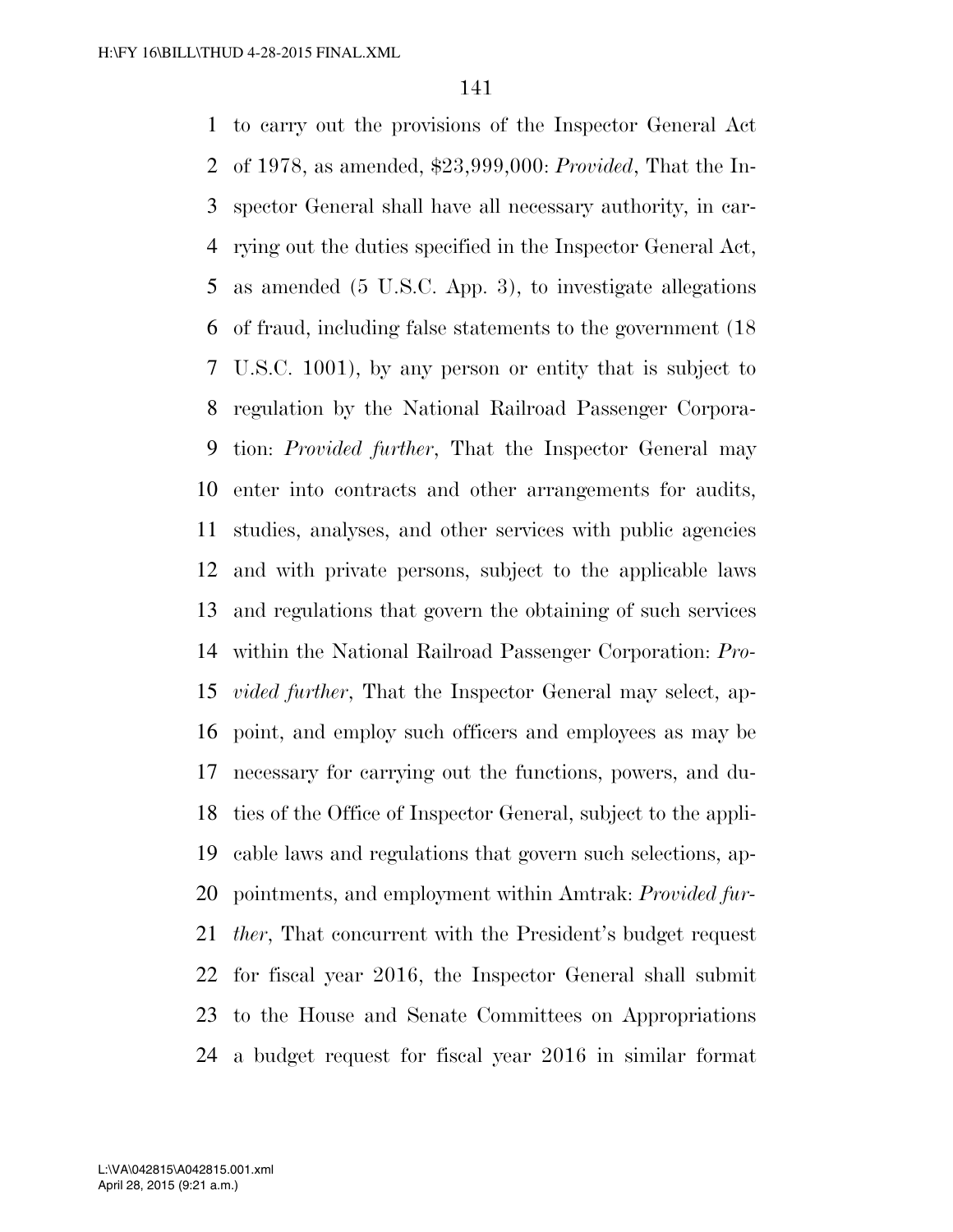to carry out the provisions of the Inspector General Act of 1978, as amended, $23,999,000: *Provided*, That the Inspector General shall have all necessary authority, in carrying out the duties specified in the Inspector General Act, as amended (5 U.S.C. App. 3), to investigate allegations of fraud, including false statements to the government (18 U.S.C. 1001), by any person or entity that is subject to regulation by the National Railroad Passenger Corporation: *Provided further*, That the Inspector General may enter into contracts and other arrangements for audits, studies, analyses, and other services with public agencies and with private persons, subject to the applicable laws and regulations that govern the obtaining of such services within the National Railroad Passenger Corporation: *Provided further*, That the Inspector General may select, appoint, and employ such officers and employees as may be necessary for carrying out the functions, powers, and duties of the Office of Inspector General, subject to the applicable laws and regulations that govern such selections, appointments, and employment within Amtrak: *Provided further*, That concurrent with the President's budget request for fiscal year 2016, the Inspector General shall submit to the House and Senate Committees on Appropriations a budget request for fiscal year 2016 in similar format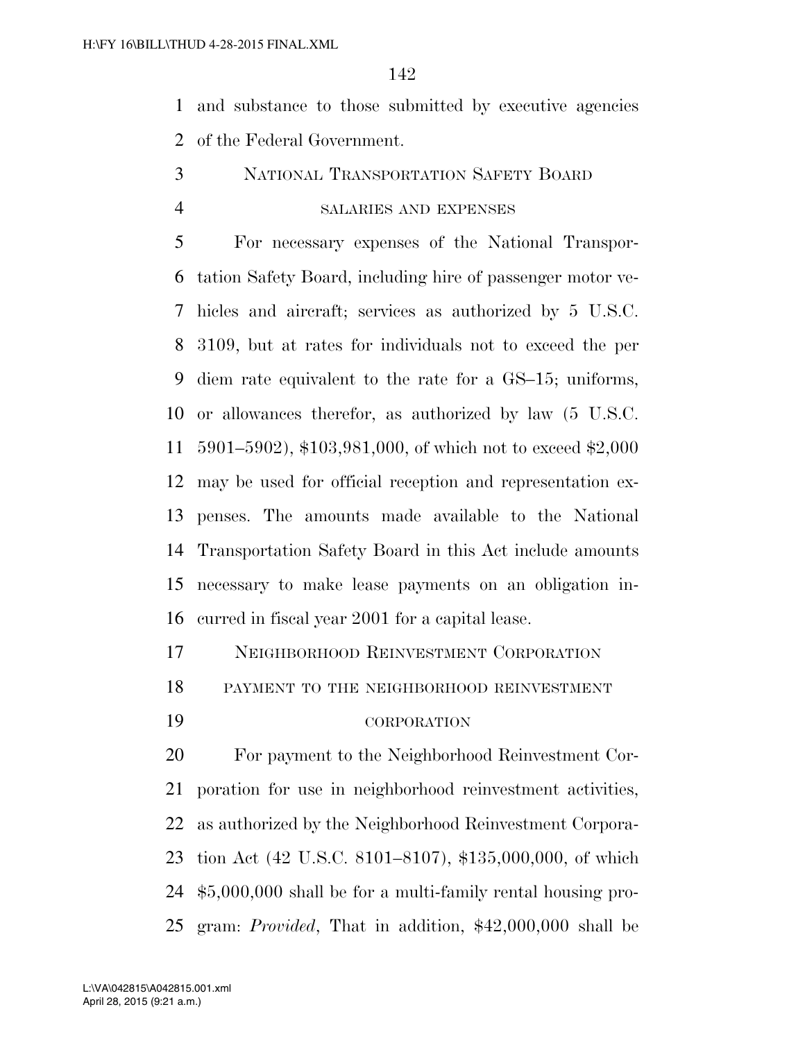and substance to those submitted by executive agencies of the Federal Government.

## National Transportation Safety Board

### salaries and expenses

For necessary expenses of the National Transportation Safety Board, including hire of passenger motor vehicles and aircraft; services as authorized by 5 U.S.C. 3109, but at rates for individuals not to exceed the per diem rate equivalent to the rate for a GS–15; uniforms, or allowances therefor, as authorized by law (5 U.S.C. 5901–5902), $103,981,000, of which not to exceed $2,000 may be used for official reception and representation expenses. The amounts made available to the National Transportation Safety Board in this Act include amounts necessary to make lease payments on an obligation incurred in fiscal year 2001 for a capital lease.

## Neighborhood Reinvestment Corporation

### payment to the neighborhood reinvestment corporation

For payment to the Neighborhood Reinvestment Corporation for use in neighborhood reinvestment activities, as authorized by the Neighborhood Reinvestment Corporation Act (42 U.S.C. 8101–8107), $135,000,000, of which $5,000,000 shall be for a multi-family rental housing program: *Provided*, That in addition, $42,000,000 shall be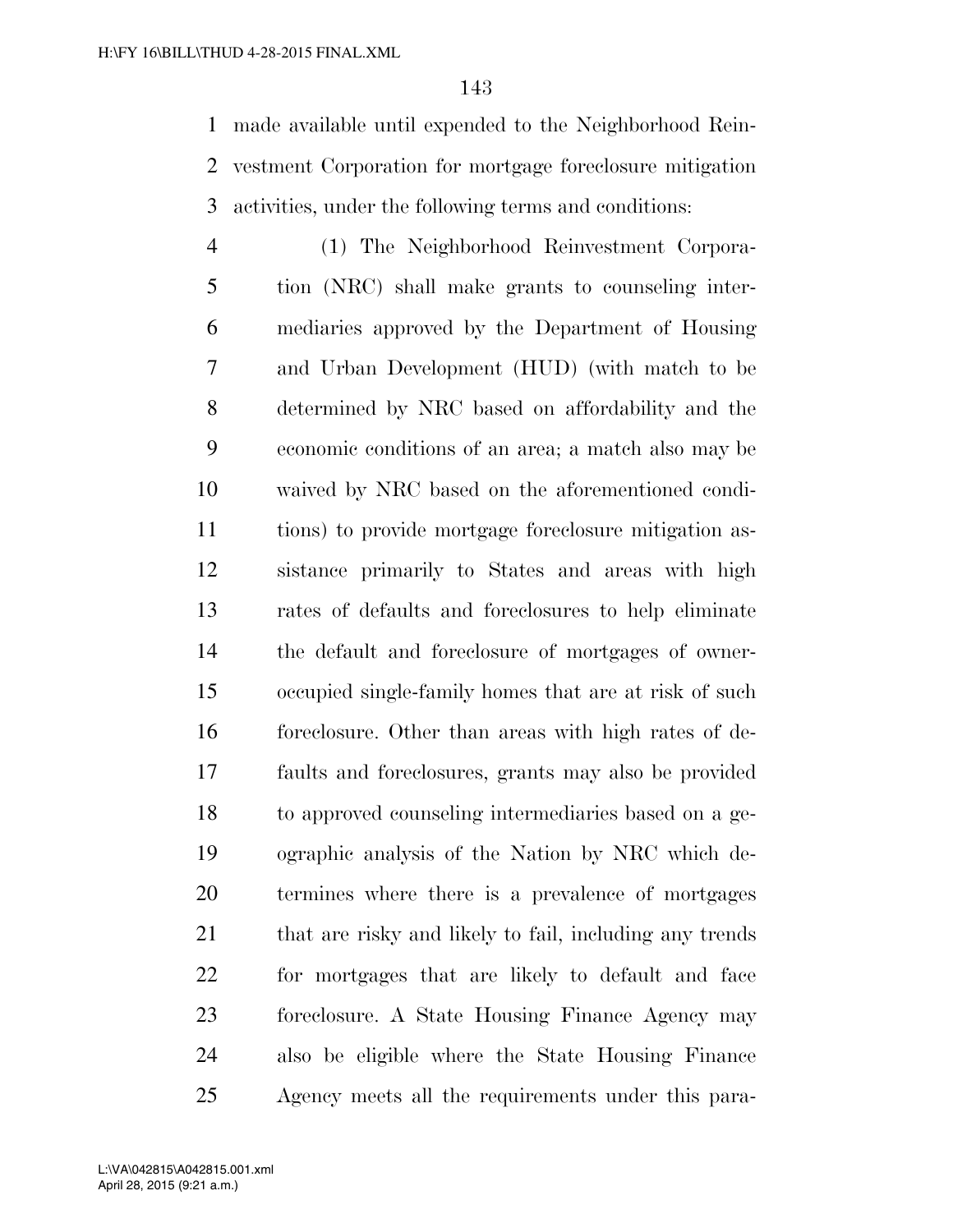made available until expended to the Neighborhood Reinvestment Corporation for mortgage foreclosure mitigation activities, under the following terms and conditions:

(1) The Neighborhood Reinvestment Corporation (NRC) shall make grants to counseling intermediaries approved by the Department of Housing and Urban Development (HUD) (with match to be determined by NRC based on affordability and the economic conditions of an area; a match also may be waived by NRC based on the aforementioned conditions) to provide mortgage foreclosure mitigation assistance primarily to States and areas with high rates of defaults and foreclosures to help eliminate the default and foreclosure of mortgages of owner-occupied single-family homes that are at risk of such foreclosure. Other than areas with high rates of defaults and foreclosures, grants may also be provided to approved counseling intermediaries based on a geographic analysis of the Nation by NRC which determines where there is a prevalence of mortgages that are risky and likely to fail, including any trends for mortgages that are likely to default and face foreclosure. A State Housing Finance Agency may also be eligible where the State Housing Finance Agency meets all the requirements under this para-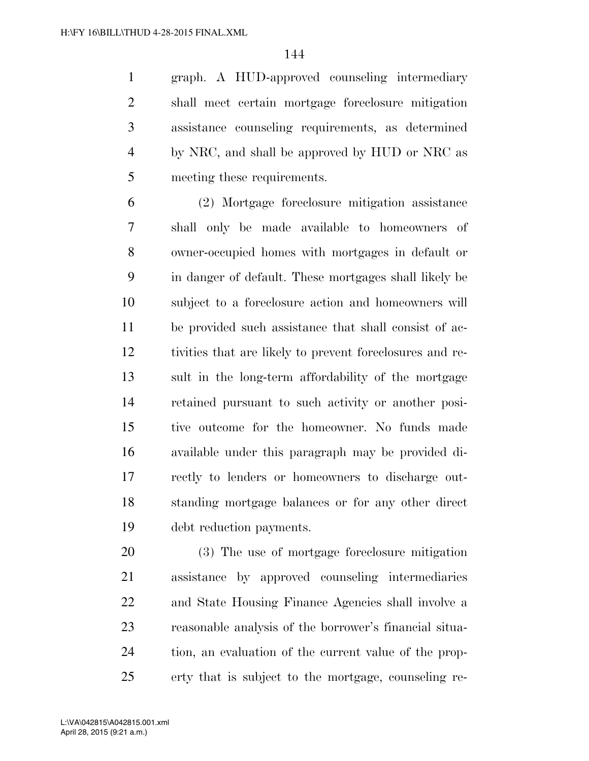graph. A HUD-approved counseling intermediary shall meet certain mortgage foreclosure mitigation assistance counseling requirements, as determined by NRC, and shall be approved by HUD or NRC as meeting these requirements.

(2) Mortgage foreclosure mitigation assistance shall only be made available to homeowners of owner-occupied homes with mortgages in default or in danger of default. These mortgages shall likely be subject to a foreclosure action and homeowners will be provided such assistance that shall consist of activities that are likely to prevent foreclosures and result in the long-term affordability of the mortgage retained pursuant to such activity or another positive outcome for the homeowner. No funds made available under this paragraph may be provided directly to lenders or homeowners to discharge outstanding mortgage balances or for any other direct debt reduction payments.

(3) The use of mortgage foreclosure mitigation assistance by approved counseling intermediaries and State Housing Finance Agencies shall involve a reasonable analysis of the borrower's financial situation, an evaluation of the current value of the property that is subject to the mortgage, counseling re-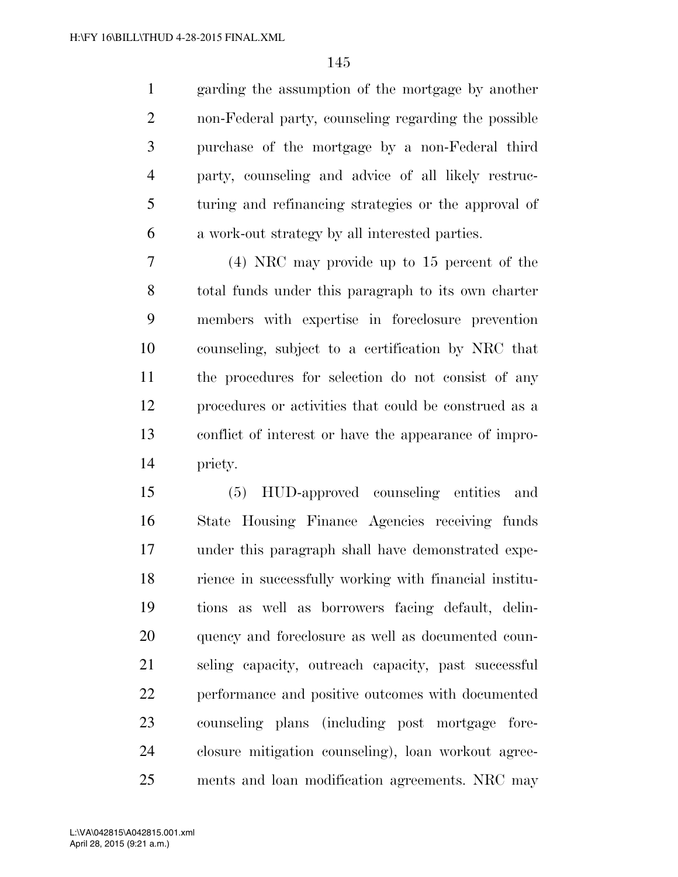garding the assumption of the mortgage by another non-Federal party, counseling regarding the possible purchase of the mortgage by a non-Federal third party, counseling and advice of all likely restructuring and refinancing strategies or the approval of a work-out strategy by all interested parties.

(4) NRC may provide up to 15 percent of the total funds under this paragraph to its own charter members with expertise in foreclosure prevention counseling, subject to a certification by NRC that the procedures for selection do not consist of any procedures or activities that could be construed as a conflict of interest or have the appearance of impropriety.

(5) HUD-approved counseling entities and State Housing Finance Agencies receiving funds under this paragraph shall have demonstrated experience in successfully working with financial institutions as well as borrowers facing default, delinquency and foreclosure as well as documented counseling capacity, outreach capacity, past successful performance and positive outcomes with documented counseling plans (including post mortgage foreclosure mitigation counseling), loan workout agreements and loan modification agreements. NRC may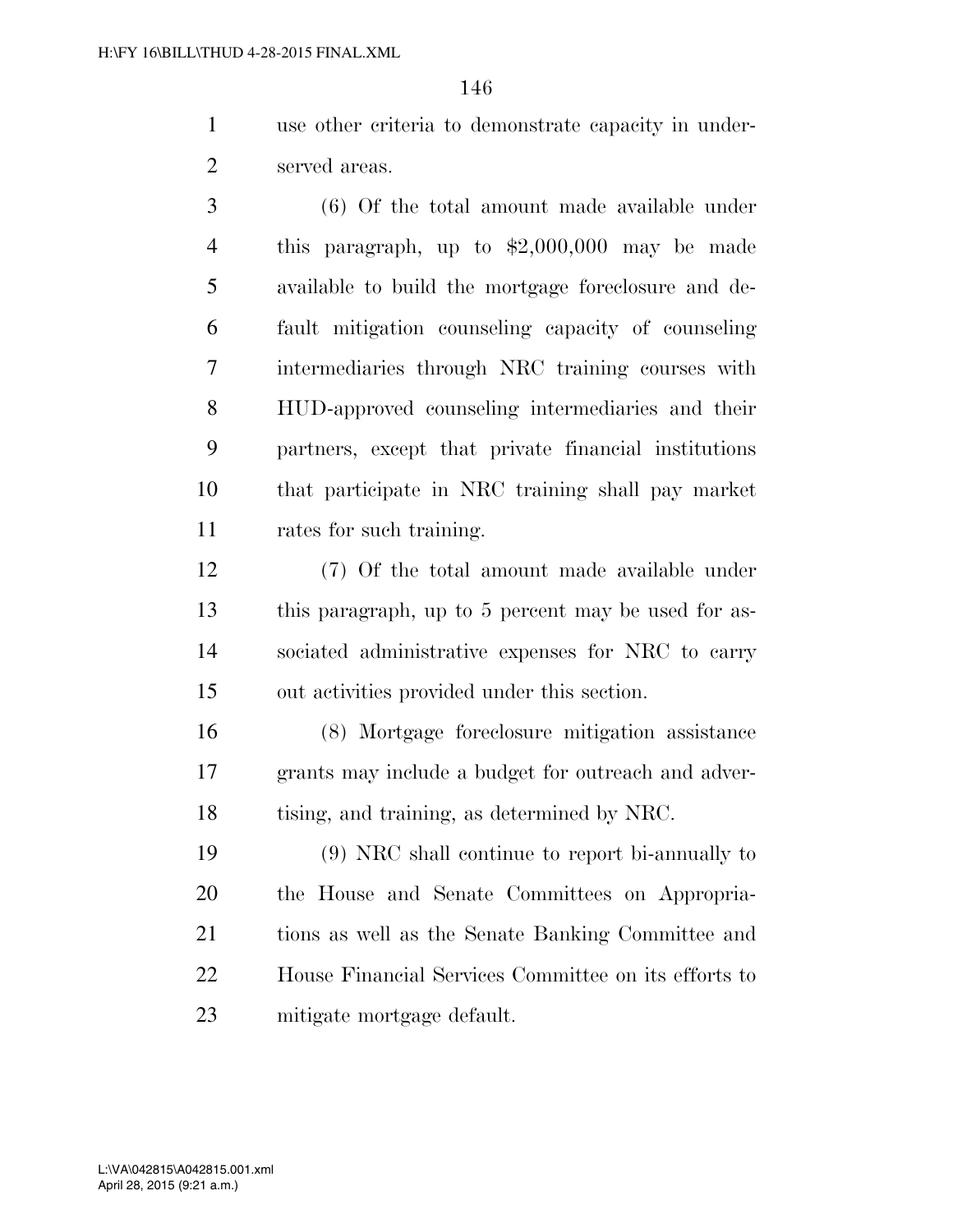use other criteria to demonstrate capacity in underserved areas.

(6) Of the total amount made available under this paragraph, up to $2,000,000 may be made available to build the mortgage foreclosure and default mitigation counseling capacity of counseling intermediaries through NRC training courses with HUD-approved counseling intermediaries and their partners, except that private financial institutions that participate in NRC training shall pay market rates for such training.

(7) Of the total amount made available under this paragraph, up to 5 percent may be used for associated administrative expenses for NRC to carry out activities provided under this section.

(8) Mortgage foreclosure mitigation assistance grants may include a budget for outreach and advertising, and training, as determined by NRC.

(9) NRC shall continue to report bi-annually to the House and Senate Committees on Appropriations as well as the Senate Banking Committee and House Financial Services Committee on its efforts to mitigate mortgage default.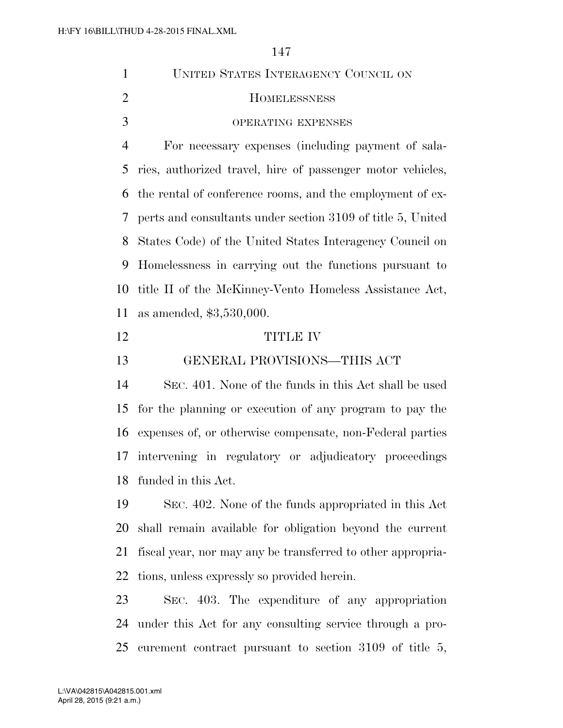## UNITED STATES INTERAGENCY COUNCIL ON HOMELESSNESS

### OPERATING EXPENSES

For necessary expenses (including payment of salaries, authorized travel, hire of passenger motor vehicles, the rental of conference rooms, and the employment of experts and consultants under section 3109 of title 5, United States Code) of the United States Interagency Council on Homelessness in carrying out the functions pursuant to title II of the McKinney-Vento Homeless Assistance Act, as amended, $3,530,000.

# TITLE IV

## GENERAL PROVISIONS—THIS ACT

SEC. 401. None of the funds in this Act shall be used for the planning or execution of any program to pay the expenses of, or otherwise compensate, non-Federal parties intervening in regulatory or adjudicatory proceedings funded in this Act.

SEC. 402. None of the funds appropriated in this Act shall remain available for obligation beyond the current fiscal year, nor may any be transferred to other appropriations, unless expressly so provided herein.

SEC. 403. The expenditure of any appropriation under this Act for any consulting service through a procurement contract pursuant to section 3109 of title 5,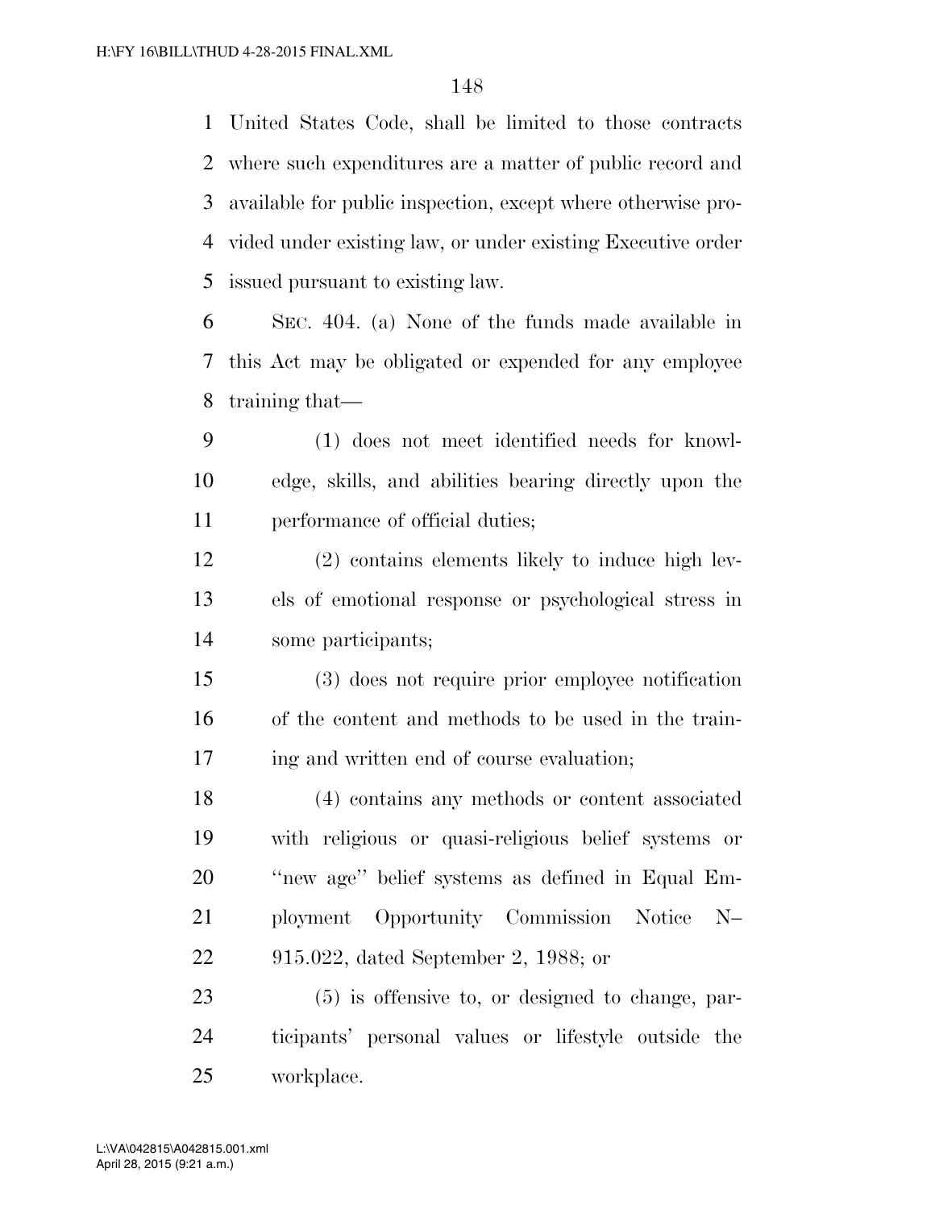United States Code, shall be limited to those contracts where such expenditures are a matter of public record and available for public inspection, except where otherwise provided under existing law, or under existing Executive order issued pursuant to existing law.

SEC. 404. (a) None of the funds made available in this Act may be obligated or expended for any employee training that—

(1) does not meet identified needs for knowledge, skills, and abilities bearing directly upon the performance of official duties;

(2) contains elements likely to induce high levels of emotional response or psychological stress in some participants;

(3) does not require prior employee notification of the content and methods to be used in the training and written end of course evaluation;

(4) contains any methods or content associated with religious or quasi-religious belief systems or "new age" belief systems as defined in Equal Employment Opportunity Commission Notice N–915.022, dated September 2, 1988; or

(5) is offensive to, or designed to change, participants' personal values or lifestyle outside the workplace.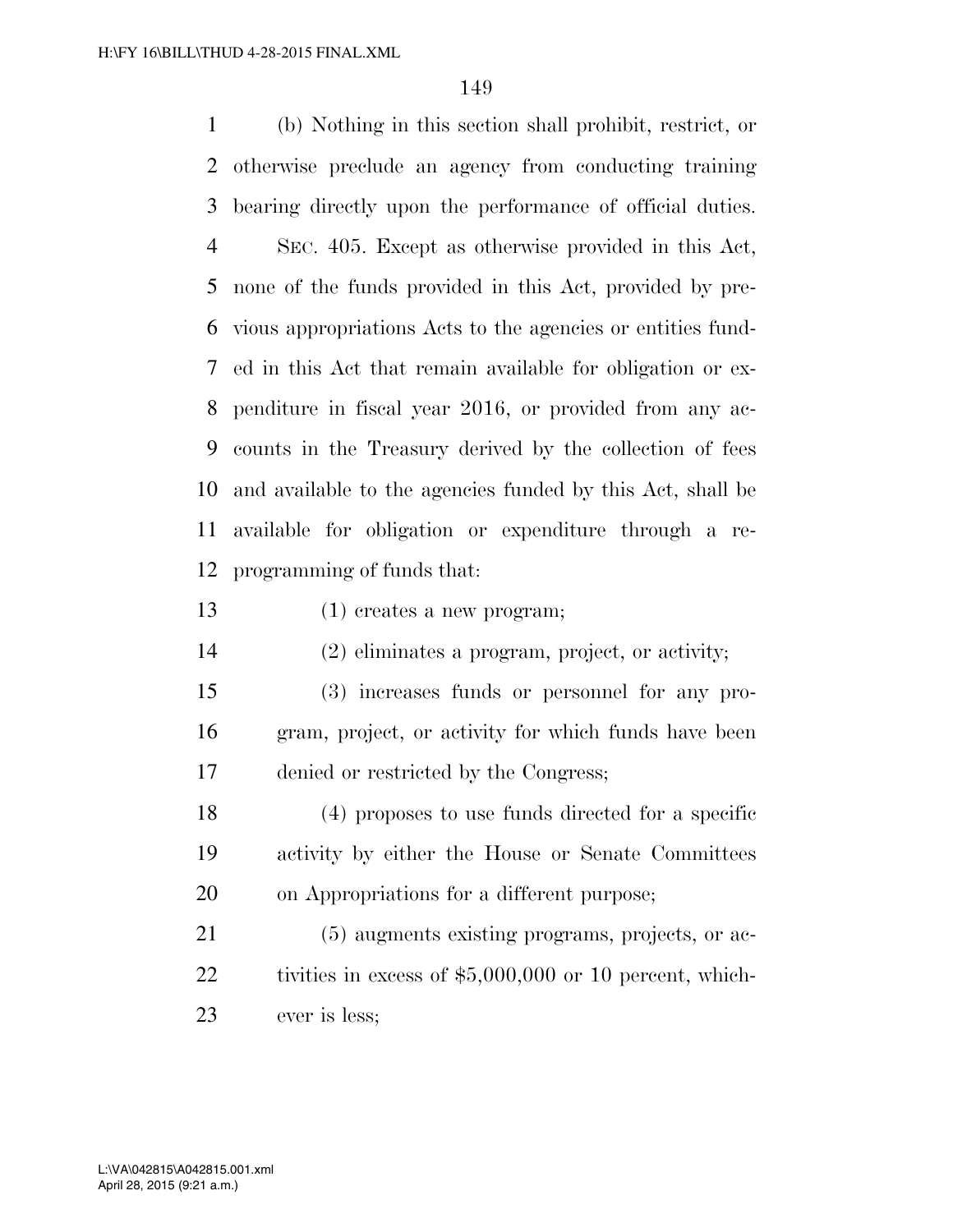(b) Nothing in this section shall prohibit, restrict, or otherwise preclude an agency from conducting training bearing directly upon the performance of official duties.

SEC. 405. Except as otherwise provided in this Act, none of the funds provided in this Act, provided by previous appropriations Acts to the agencies or entities funded in this Act that remain available for obligation or expenditure in fiscal year 2016, or provided from any accounts in the Treasury derived by the collection of fees and available to the agencies funded by this Act, shall be available for obligation or expenditure through a reprogramming of funds that:

(1) creates a new program;

(2) eliminates a program, project, or activity;

(3) increases funds or personnel for any program, project, or activity for which funds have been denied or restricted by the Congress;

(4) proposes to use funds directed for a specific activity by either the House or Senate Committees on Appropriations for a different purpose;

(5) augments existing programs, projects, or activities in excess of $5,000,000 or 10 percent, whichever is less;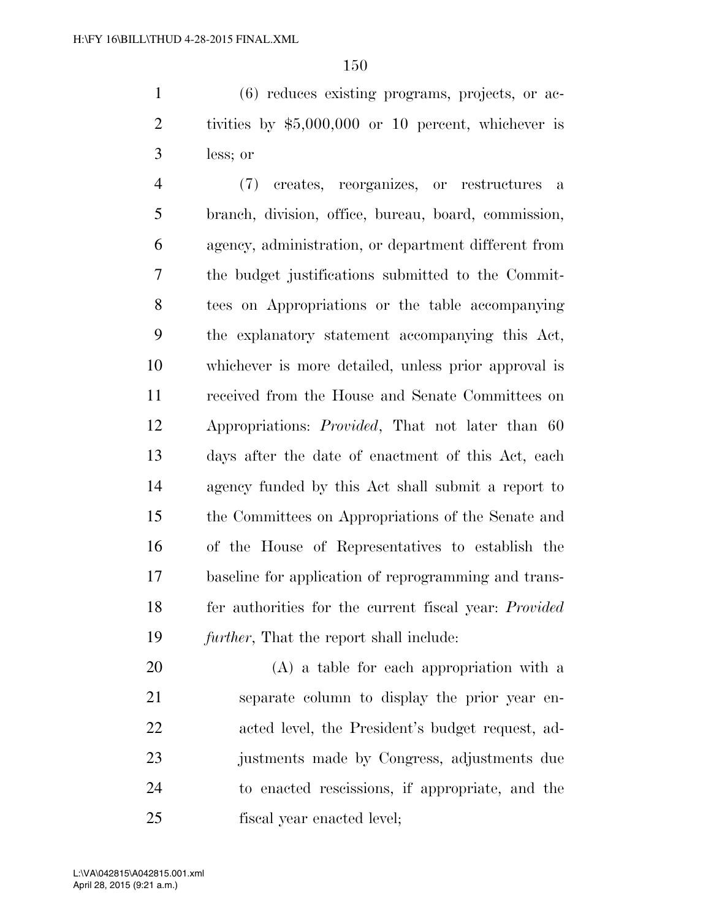(6) reduces existing programs, projects, or activities by $5,000,000 or 10 percent, whichever is less; or

(7) creates, reorganizes, or restructures a branch, division, office, bureau, board, commission, agency, administration, or department different from the budget justifications submitted to the Committees on Appropriations or the table accompanying the explanatory statement accompanying this Act, whichever is more detailed, unless prior approval is received from the House and Senate Committees on Appropriations: *Provided*, That not later than 60 days after the date of enactment of this Act, each agency funded by this Act shall submit a report to the Committees on Appropriations of the Senate and of the House of Representatives to establish the baseline for application of reprogramming and transfer authorities for the current fiscal year: *Provided further*, That the report shall include:

(A) a table for each appropriation with a separate column to display the prior year enacted level, the President's budget request, adjustments made by Congress, adjustments due to enacted rescissions, if appropriate, and the fiscal year enacted level;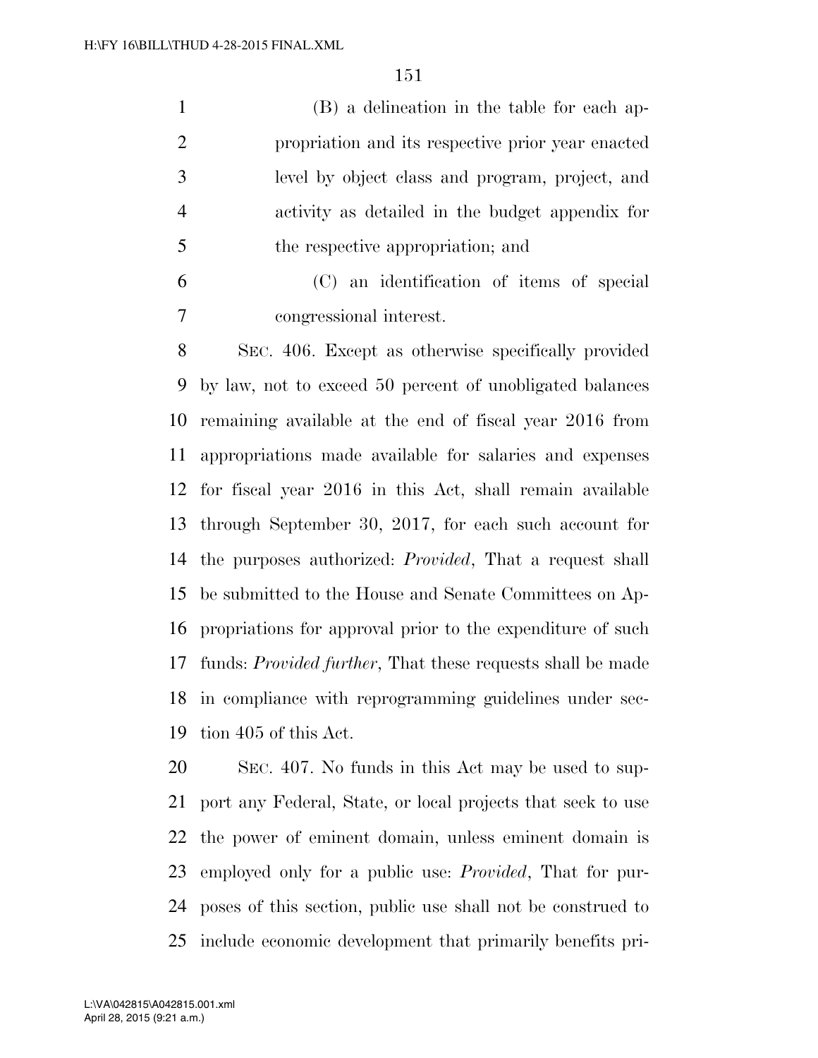(B) a delineation in the table for each appropriation and its respective prior year enacted level by object class and program, project, and activity as detailed in the budget appendix for the respective appropriation; and

(C) an identification of items of special congressional interest.

SEC. 406. Except as otherwise specifically provided by law, not to exceed 50 percent of unobligated balances remaining available at the end of fiscal year 2016 from appropriations made available for salaries and expenses for fiscal year 2016 in this Act, shall remain available through September 30, 2017, for each such account for the purposes authorized: *Provided*, That a request shall be submitted to the House and Senate Committees on Appropriations for approval prior to the expenditure of such funds: *Provided further*, That these requests shall be made in compliance with reprogramming guidelines under section 405 of this Act.

SEC. 407. No funds in this Act may be used to support any Federal, State, or local projects that seek to use the power of eminent domain, unless eminent domain is employed only for a public use: *Provided*, That for purposes of this section, public use shall not be construed to include economic development that primarily benefits pri-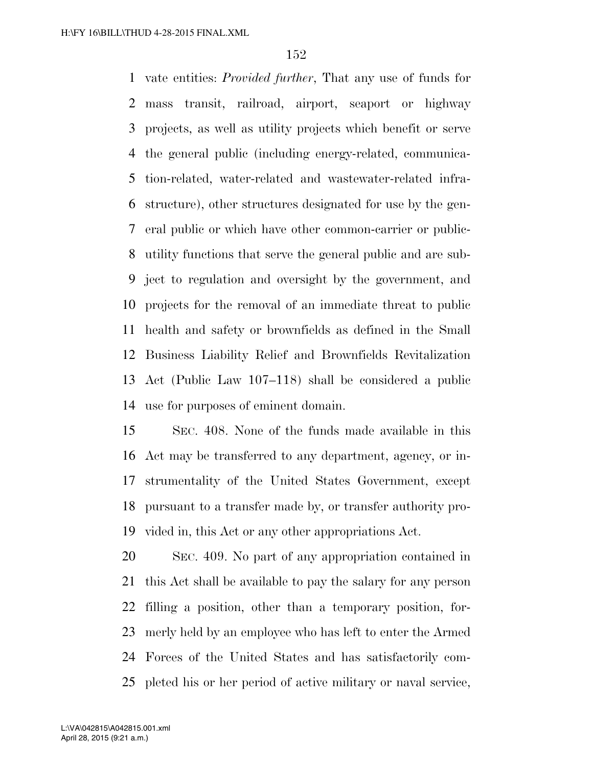vate entities: *Provided further*, That any use of funds for mass transit, railroad, airport, seaport or highway projects, as well as utility projects which benefit or serve the general public (including energy-related, communication-related, water-related and wastewater-related infrastructure), other structures designated for use by the general public or which have other common-carrier or public-utility functions that serve the general public and are subject to regulation and oversight by the government, and projects for the removal of an immediate threat to public health and safety or brownfields as defined in the Small Business Liability Relief and Brownfields Revitalization Act (Public Law 107–118) shall be considered a public use for purposes of eminent domain.

SEC. 408. None of the funds made available in this Act may be transferred to any department, agency, or instrumentality of the United States Government, except pursuant to a transfer made by, or transfer authority provided in, this Act or any other appropriations Act.

SEC. 409. No part of any appropriation contained in this Act shall be available to pay the salary for any person filling a position, other than a temporary position, formerly held by an employee who has left to enter the Armed Forces of the United States and has satisfactorily completed his or her period of active military or naval service,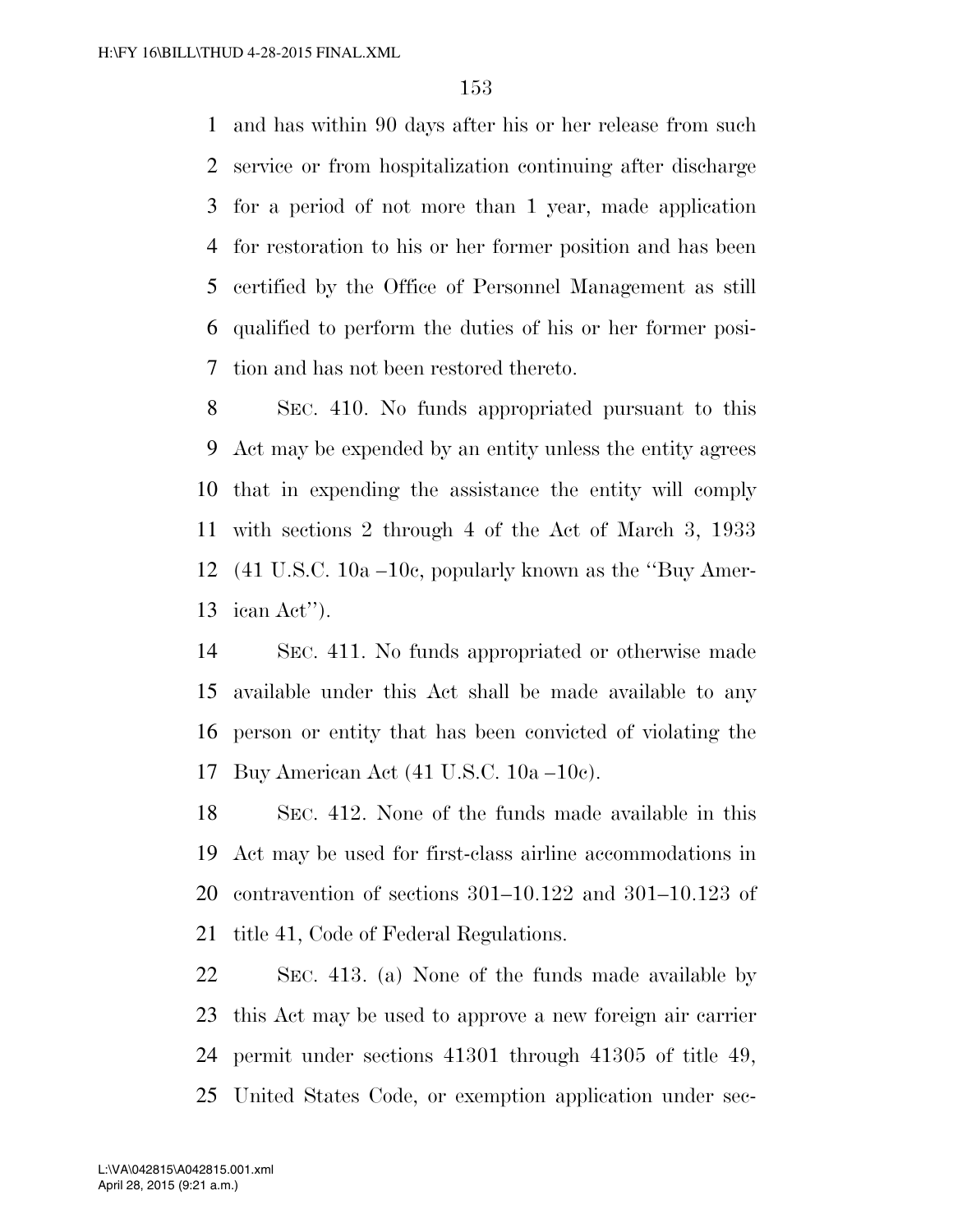and has within 90 days after his or her release from such service or from hospitalization continuing after discharge for a period of not more than 1 year, made application for restoration to his or her former position and has been certified by the Office of Personnel Management as still qualified to perform the duties of his or her former position and has not been restored thereto.

SEC. 410. No funds appropriated pursuant to this Act may be expended by an entity unless the entity agrees that in expending the assistance the entity will comply with sections 2 through 4 of the Act of March 3, 1933 (41 U.S.C. 10a –10c, popularly known as the ''Buy American Act'').

SEC. 411. No funds appropriated or otherwise made available under this Act shall be made available to any person or entity that has been convicted of violating the Buy American Act (41 U.S.C. 10a –10c).

SEC. 412. None of the funds made available in this Act may be used for first-class airline accommodations in contravention of sections 301–10.122 and 301–10.123 of title 41, Code of Federal Regulations.

SEC. 413. (a) None of the funds made available by this Act may be used to approve a new foreign air carrier permit under sections 41301 through 41305 of title 49, United States Code, or exemption application under sec-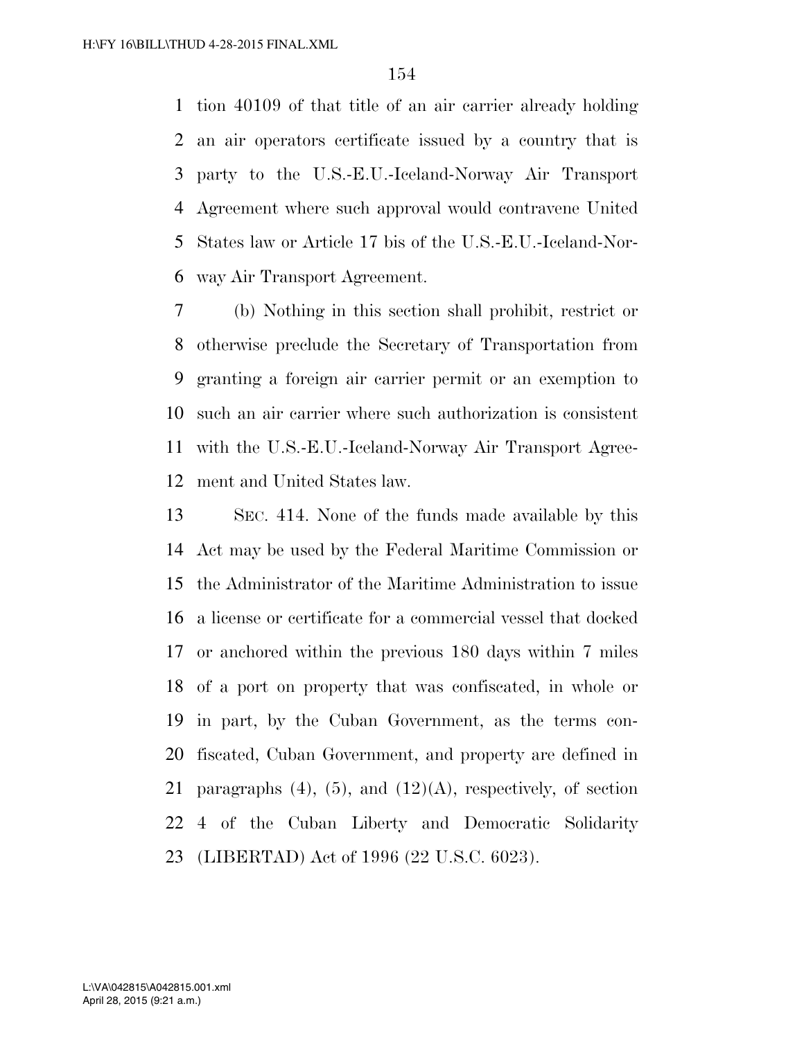tion 40109 of that title of an air carrier already holding an air operators certificate issued by a country that is party to the U.S.-E.U.-Iceland-Norway Air Transport Agreement where such approval would contravene United States law or Article 17 bis of the U.S.-E.U.-Iceland-Norway Air Transport Agreement.

(b) Nothing in this section shall prohibit, restrict or otherwise preclude the Secretary of Transportation from granting a foreign air carrier permit or an exemption to such an air carrier where such authorization is consistent with the U.S.-E.U.-Iceland-Norway Air Transport Agreement and United States law.

SEC. 414. None of the funds made available by this Act may be used by the Federal Maritime Commission or the Administrator of the Maritime Administration to issue a license or certificate for a commercial vessel that docked or anchored within the previous 180 days within 7 miles of a port on property that was confiscated, in whole or in part, by the Cuban Government, as the terms confiscated, Cuban Government, and property are defined in paragraphs (4), (5), and (12)(A), respectively, of section 4 of the Cuban Liberty and Democratic Solidarity (LIBERTAD) Act of 1996 (22 U.S.C. 6023).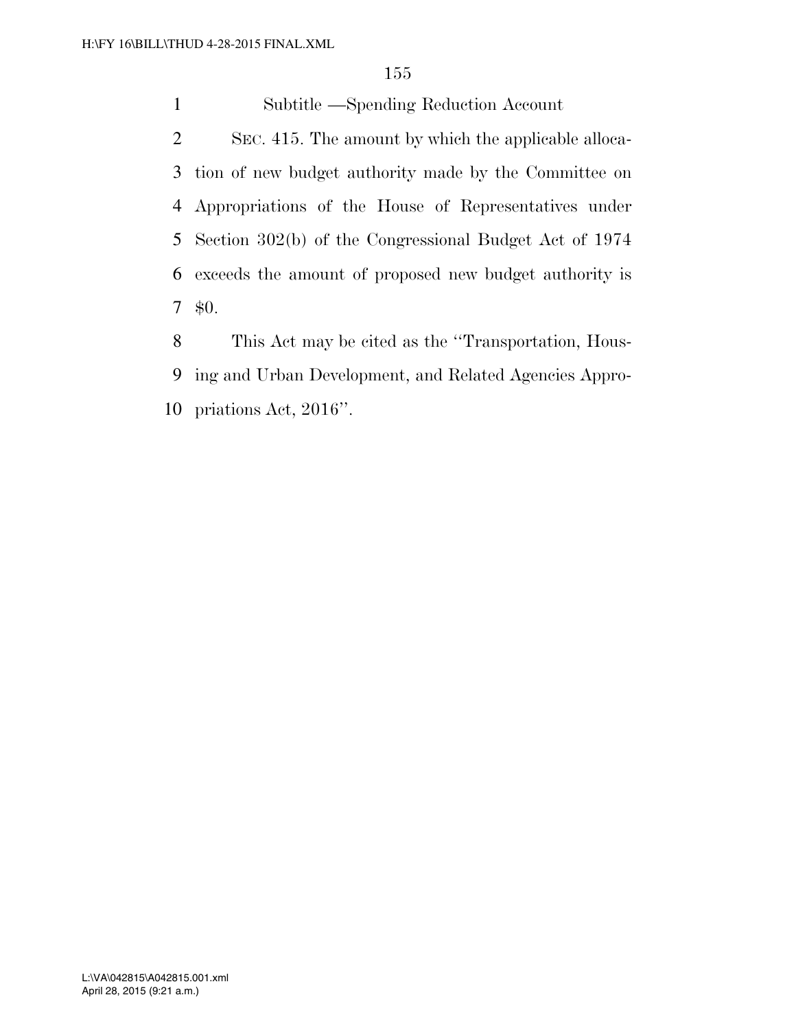Subtitle —Spending Reduction Account

SEC. 415. The amount by which the applicable allocation of new budget authority made by the Committee on Appropriations of the House of Representatives under Section 302(b) of the Congressional Budget Act of 1974 exceeds the amount of proposed new budget authority is $0.

This Act may be cited as the ''Transportation, Housing and Urban Development, and Related Agencies Appropriations Act, 2016''.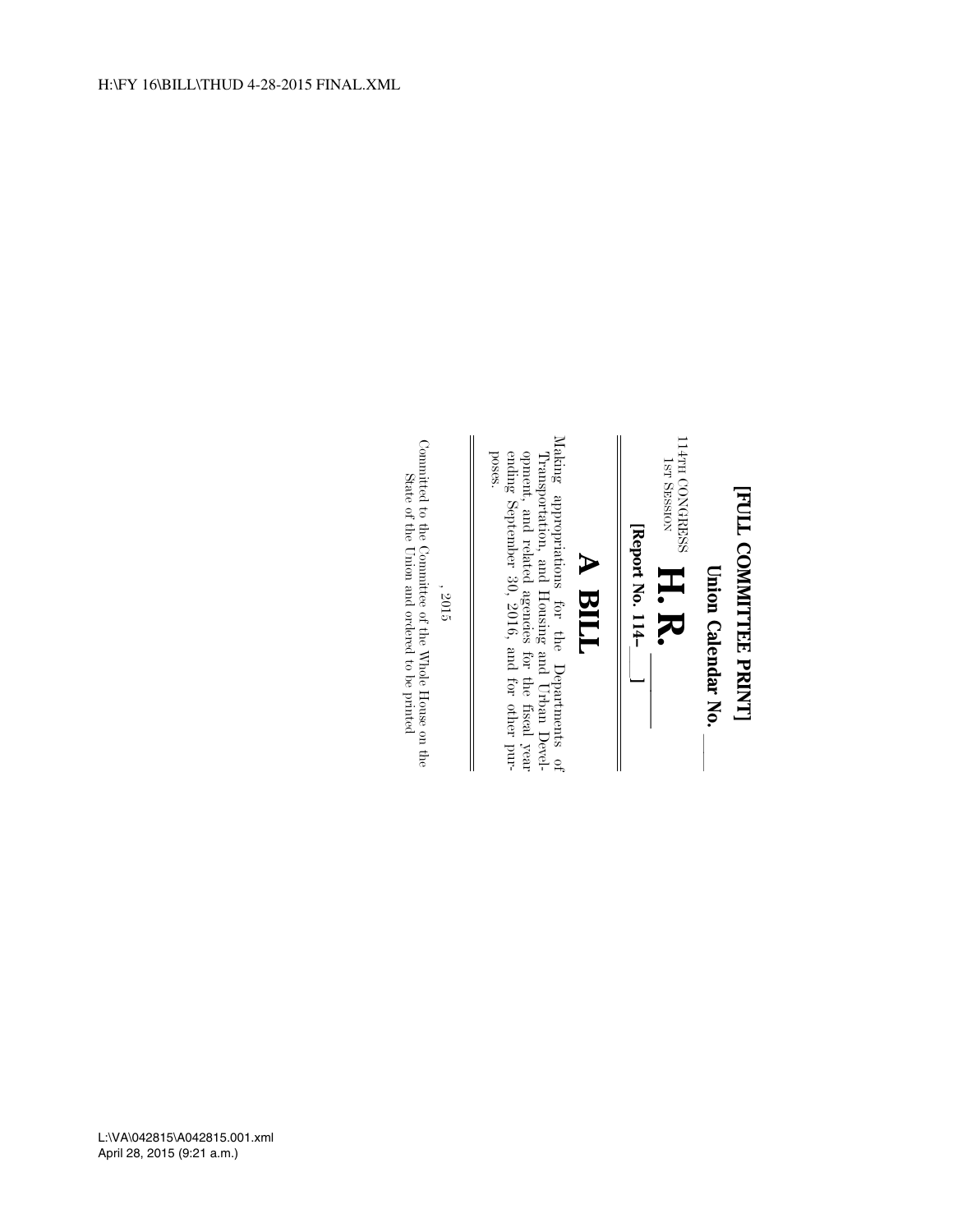**[FULL COMMITTEE PRINT]**

**Union Calendar No. \_\_\_**

114TH CONGRESS
1ST SESSION

# H. R. \_\_\_\_\_\_

**[Report No. 114–\_\_\_]**

# A BILL

Making appropriations for the Departments of Transportation, and Housing and Urban Development, and related agencies for the fiscal year ending September 30, 2016, and for other purposes.

\_\_\_\_\_\_\_\_\_\_, 2015

Committed to the Committee of the Whole House on the State of the Union and ordered to be printed